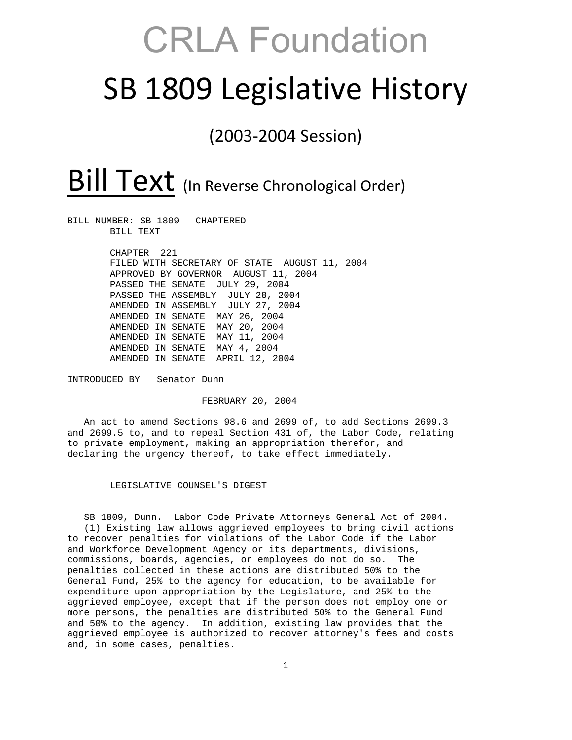# CRLA Foundation

# SB 1809 Legislative History

## (2003-2004 Session)

## Bill Text (In Reverse Chronological Order)

BILL NUMBER: SB 1809 CHAPTERED
BILL TEXT

CHAPTER 221
FILED WITH SECRETARY OF STATE AUGUST 11, 2004
APPROVED BY GOVERNOR AUGUST 11, 2004
PASSED THE SENATE JULY 29, 2004
PASSED THE ASSEMBLY JULY 28, 2004
AMENDED IN ASSEMBLY JULY 27, 2004
AMENDED IN SENATE MAY 26, 2004
AMENDED IN SENATE MAY 20, 2004
AMENDED IN SENATE MAY 11, 2004
AMENDED IN SENATE MAY 4, 2004
AMENDED IN SENATE APRIL 12, 2004

INTRODUCED BY Senator Dunn

FEBRUARY 20, 2004

An act to amend Sections 98.6 and 2699 of, to add Sections 2699.3 and 2699.5 to, and to repeal Section 431 of, the Labor Code, relating to private employment, making an appropriation therefor, and declaring the urgency thereof, to take effect immediately.

LEGISLATIVE COUNSEL'S DIGEST

SB 1809, Dunn. Labor Code Private Attorneys General Act of 2004.

(1) Existing law allows aggrieved employees to bring civil actions to recover penalties for violations of the Labor Code if the Labor and Workforce Development Agency or its departments, divisions, commissions, boards, agencies, or employees do not do so. The penalties collected in these actions are distributed 50% to the General Fund, 25% to the agency for education, to be available for expenditure upon appropriation by the Legislature, and 25% to the aggrieved employee, except that if the person does not employ one or more persons, the penalties are distributed 50% to the General Fund and 50% to the agency. In addition, existing law provides that the aggrieved employee is authorized to recover attorney's fees and costs and, in some cases, penalties.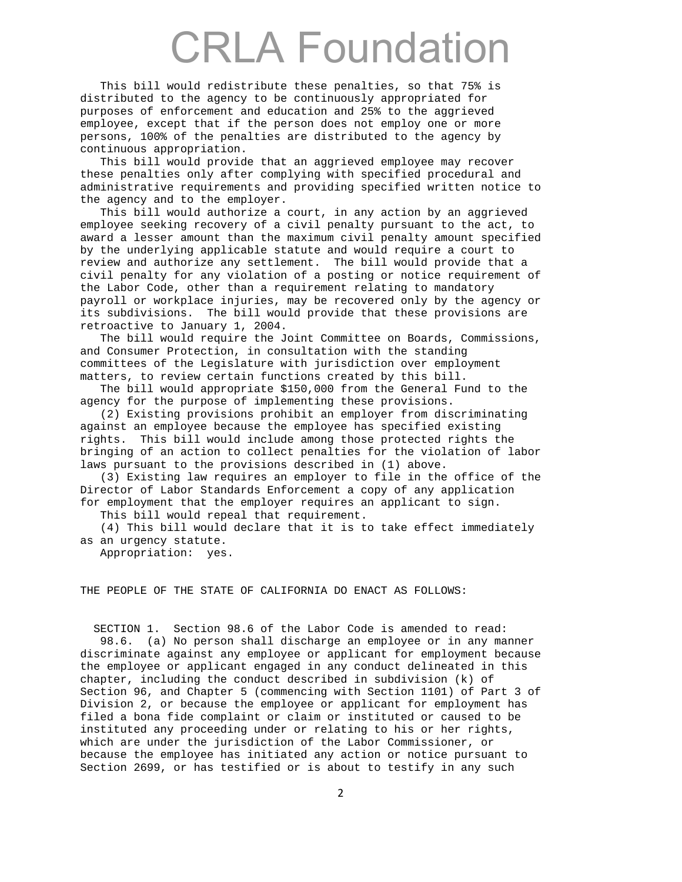This bill would redistribute these penalties, so that 75% is distributed to the agency to be continuously appropriated for purposes of enforcement and education and 25% to the aggrieved employee, except that if the person does not employ one or more persons, 100% of the penalties are distributed to the agency by continuous appropriation.

This bill would provide that an aggrieved employee may recover these penalties only after complying with specified procedural and administrative requirements and providing specified written notice to the agency and to the employer.

This bill would authorize a court, in any action by an aggrieved employee seeking recovery of a civil penalty pursuant to the act, to award a lesser amount than the maximum civil penalty amount specified by the underlying applicable statute and would require a court to review and authorize any settlement. The bill would provide that a civil penalty for any violation of a posting or notice requirement of the Labor Code, other than a requirement relating to mandatory payroll or workplace injuries, may be recovered only by the agency or its subdivisions. The bill would provide that these provisions are retroactive to January 1, 2004.

The bill would require the Joint Committee on Boards, Commissions, and Consumer Protection, in consultation with the standing committees of the Legislature with jurisdiction over employment matters, to review certain functions created by this bill.

The bill would appropriate $150,000 from the General Fund to the agency for the purpose of implementing these provisions.

(2) Existing provisions prohibit an employer from discriminating against an employee because the employee has specified existing rights. This bill would include among those protected rights the bringing of an action to collect penalties for the violation of labor laws pursuant to the provisions described in (1) above.

(3) Existing law requires an employer to file in the office of the Director of Labor Standards Enforcement a copy of any application for employment that the employer requires an applicant to sign.

This bill would repeal that requirement.

(4) This bill would declare that it is to take effect immediately as an urgency statute.

Appropriation: yes.

THE PEOPLE OF THE STATE OF CALIFORNIA DO ENACT AS FOLLOWS:

SECTION 1. Section 98.6 of the Labor Code is amended to read:

98.6. (a) No person shall discharge an employee or in any manner discriminate against any employee or applicant for employment because the employee or applicant engaged in any conduct delineated in this chapter, including the conduct described in subdivision (k) of Section 96, and Chapter 5 (commencing with Section 1101) of Part 3 of Division 2, or because the employee or applicant for employment has filed a bona fide complaint or claim or instituted or caused to be instituted any proceeding under or relating to his or her rights, which are under the jurisdiction of the Labor Commissioner, or because the employee has initiated any action or notice pursuant to Section 2699, or has testified or is about to testify in any such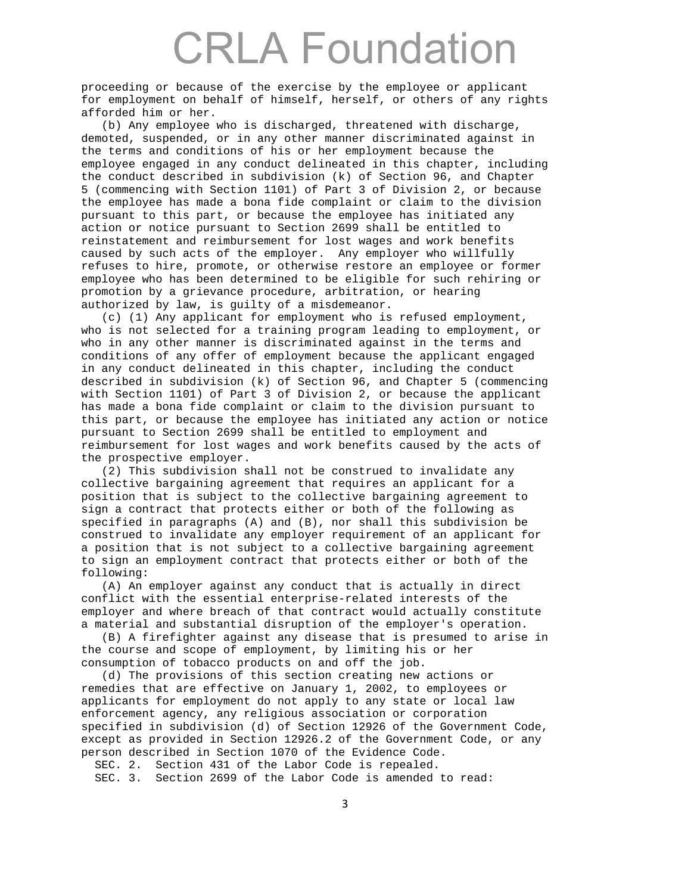proceeding or because of the exercise by the employee or applicant for employment on behalf of himself, herself, or others of any rights afforded him or her.

(b) Any employee who is discharged, threatened with discharge, demoted, suspended, or in any other manner discriminated against in the terms and conditions of his or her employment because the employee engaged in any conduct delineated in this chapter, including the conduct described in subdivision (k) of Section 96, and Chapter 5 (commencing with Section 1101) of Part 3 of Division 2, or because the employee has made a bona fide complaint or claim to the division pursuant to this part, or because the employee has initiated any action or notice pursuant to Section 2699 shall be entitled to reinstatement and reimbursement for lost wages and work benefits caused by such acts of the employer. Any employer who willfully refuses to hire, promote, or otherwise restore an employee or former employee who has been determined to be eligible for such rehiring or promotion by a grievance procedure, arbitration, or hearing authorized by law, is guilty of a misdemeanor.

(c) (1) Any applicant for employment who is refused employment, who is not selected for a training program leading to employment, or who in any other manner is discriminated against in the terms and conditions of any offer of employment because the applicant engaged in any conduct delineated in this chapter, including the conduct described in subdivision (k) of Section 96, and Chapter 5 (commencing with Section 1101) of Part 3 of Division 2, or because the applicant has made a bona fide complaint or claim to the division pursuant to this part, or because the employee has initiated any action or notice pursuant to Section 2699 shall be entitled to employment and reimbursement for lost wages and work benefits caused by the acts of the prospective employer.

(2) This subdivision shall not be construed to invalidate any collective bargaining agreement that requires an applicant for a position that is subject to the collective bargaining agreement to sign a contract that protects either or both of the following as specified in paragraphs (A) and (B), nor shall this subdivision be construed to invalidate any employer requirement of an applicant for a position that is not subject to a collective bargaining agreement to sign an employment contract that protects either or both of the following:

(A) An employer against any conduct that is actually in direct conflict with the essential enterprise-related interests of the employer and where breach of that contract would actually constitute a material and substantial disruption of the employer's operation.

(B) A firefighter against any disease that is presumed to arise in the course and scope of employment, by limiting his or her consumption of tobacco products on and off the job.

(d) The provisions of this section creating new actions or remedies that are effective on January 1, 2002, to employees or applicants for employment do not apply to any state or local law enforcement agency, any religious association or corporation specified in subdivision (d) of Section 12926 of the Government Code, except as provided in Section 12926.2 of the Government Code, or any person described in Section 1070 of the Evidence Code.

SEC. 2. Section 431 of the Labor Code is repealed.

SEC. 3. Section 2699 of the Labor Code is amended to read: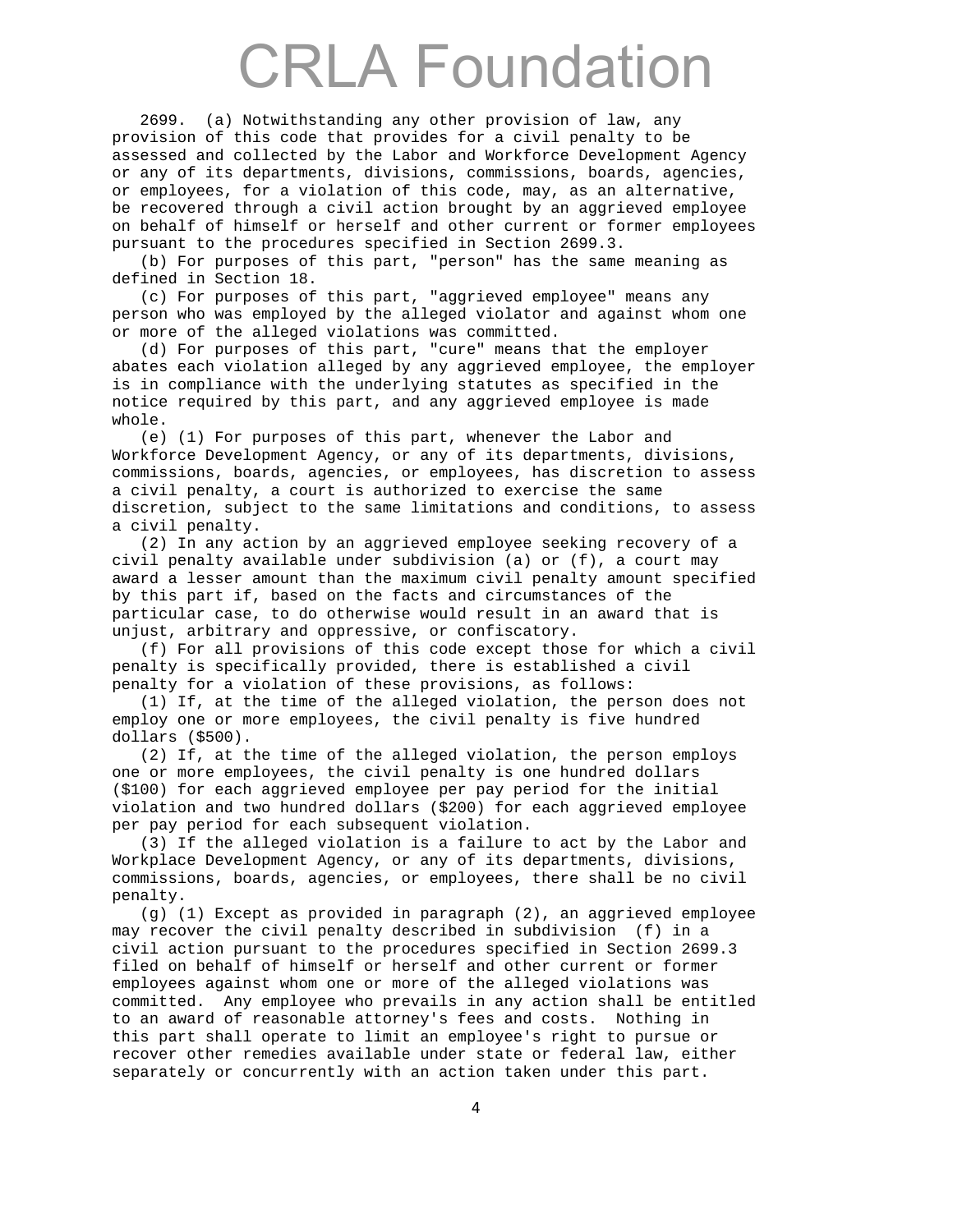2699. (a) Notwithstanding any other provision of law, any provision of this code that provides for a civil penalty to be assessed and collected by the Labor and Workforce Development Agency or any of its departments, divisions, commissions, boards, agencies, or employees, for a violation of this code, may, as an alternative, be recovered through a civil action brought by an aggrieved employee on behalf of himself or herself and other current or former employees pursuant to the procedures specified in Section 2699.3.

(b) For purposes of this part, "person" has the same meaning as defined in Section 18.

(c) For purposes of this part, "aggrieved employee" means any person who was employed by the alleged violator and against whom one or more of the alleged violations was committed.

(d) For purposes of this part, "cure" means that the employer abates each violation alleged by any aggrieved employee, the employer is in compliance with the underlying statutes as specified in the notice required by this part, and any aggrieved employee is made whole.

(e) (1) For purposes of this part, whenever the Labor and Workforce Development Agency, or any of its departments, divisions, commissions, boards, agencies, or employees, has discretion to assess a civil penalty, a court is authorized to exercise the same discretion, subject to the same limitations and conditions, to assess a civil penalty.

(2) In any action by an aggrieved employee seeking recovery of a civil penalty available under subdivision (a) or (f), a court may award a lesser amount than the maximum civil penalty amount specified by this part if, based on the facts and circumstances of the particular case, to do otherwise would result in an award that is unjust, arbitrary and oppressive, or confiscatory.

(f) For all provisions of this code except those for which a civil penalty is specifically provided, there is established a civil penalty for a violation of these provisions, as follows:

(1) If, at the time of the alleged violation, the person does not employ one or more employees, the civil penalty is five hundred dollars ($500).

(2) If, at the time of the alleged violation, the person employs one or more employees, the civil penalty is one hundred dollars ($100) for each aggrieved employee per pay period for the initial violation and two hundred dollars ($200) for each aggrieved employee per pay period for each subsequent violation.

(3) If the alleged violation is a failure to act by the Labor and Workplace Development Agency, or any of its departments, divisions, commissions, boards, agencies, or employees, there shall be no civil penalty.

(g) (1) Except as provided in paragraph (2), an aggrieved employee may recover the civil penalty described in subdivision (f) in a civil action pursuant to the procedures specified in Section 2699.3 filed on behalf of himself or herself and other current or former employees against whom one or more of the alleged violations was committed. Any employee who prevails in any action shall be entitled to an award of reasonable attorney's fees and costs. Nothing in this part shall operate to limit an employee's right to pursue or recover other remedies available under state or federal law, either separately or concurrently with an action taken under this part.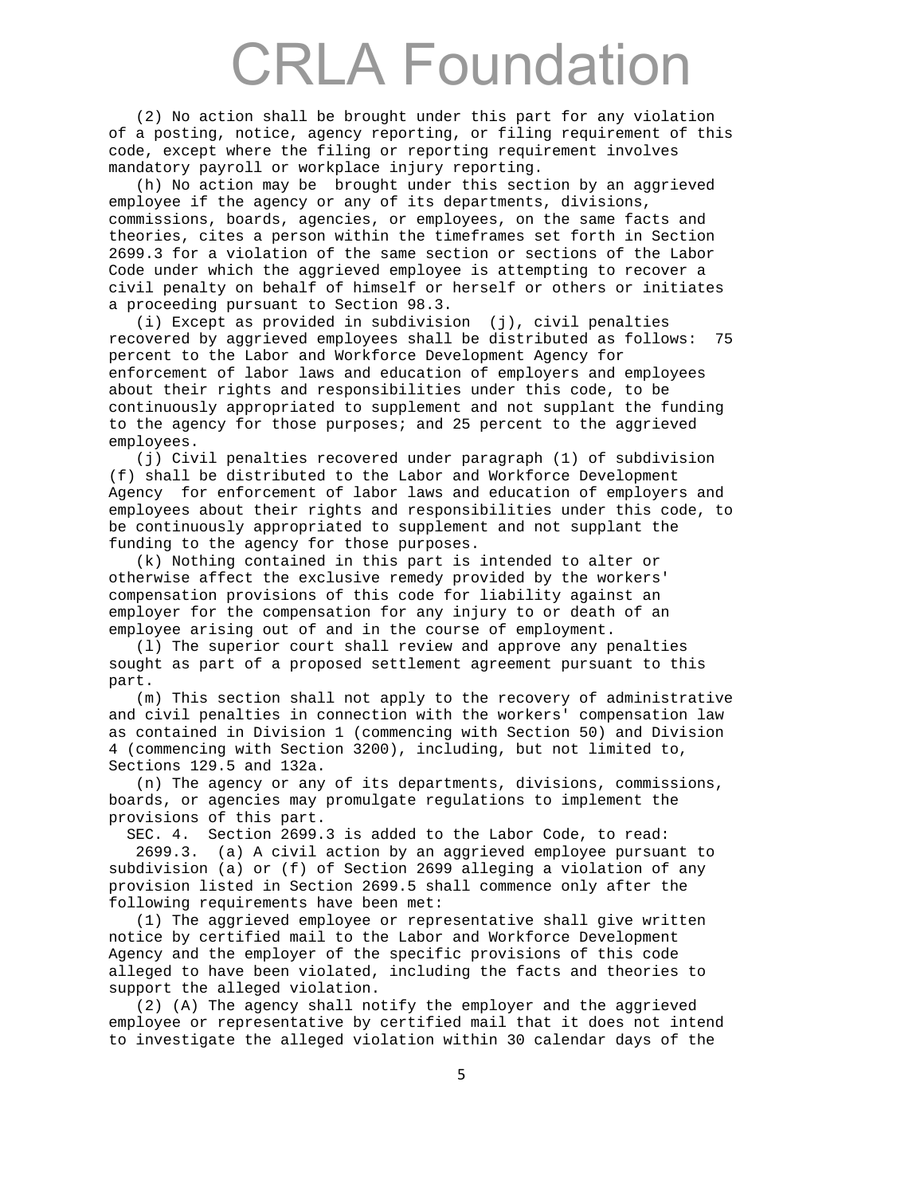(2) No action shall be brought under this part for any violation of a posting, notice, agency reporting, or filing requirement of this code, except where the filing or reporting requirement involves mandatory payroll or workplace injury reporting.

(h) No action may be brought under this section by an aggrieved employee if the agency or any of its departments, divisions, commissions, boards, agencies, or employees, on the same facts and theories, cites a person within the timeframes set forth in Section 2699.3 for a violation of the same section or sections of the Labor Code under which the aggrieved employee is attempting to recover a civil penalty on behalf of himself or herself or others or initiates a proceeding pursuant to Section 98.3.

(i) Except as provided in subdivision (j), civil penalties recovered by aggrieved employees shall be distributed as follows: 75 percent to the Labor and Workforce Development Agency for enforcement of labor laws and education of employers and employees about their rights and responsibilities under this code, to be continuously appropriated to supplement and not supplant the funding to the agency for those purposes; and 25 percent to the aggrieved employees.

(j) Civil penalties recovered under paragraph (1) of subdivision (f) shall be distributed to the Labor and Workforce Development Agency for enforcement of labor laws and education of employers and employees about their rights and responsibilities under this code, to be continuously appropriated to supplement and not supplant the funding to the agency for those purposes.

(k) Nothing contained in this part is intended to alter or otherwise affect the exclusive remedy provided by the workers' compensation provisions of this code for liability against an employer for the compensation for any injury to or death of an employee arising out of and in the course of employment.

(l) The superior court shall review and approve any penalties sought as part of a proposed settlement agreement pursuant to this part.

(m) This section shall not apply to the recovery of administrative and civil penalties in connection with the workers' compensation law as contained in Division 1 (commencing with Section 50) and Division 4 (commencing with Section 3200), including, but not limited to, Sections 129.5 and 132a.

(n) The agency or any of its departments, divisions, commissions, boards, or agencies may promulgate regulations to implement the provisions of this part.

SEC. 4. Section 2699.3 is added to the Labor Code, to read:

2699.3. (a) A civil action by an aggrieved employee pursuant to subdivision (a) or (f) of Section 2699 alleging a violation of any provision listed in Section 2699.5 shall commence only after the following requirements have been met:

(1) The aggrieved employee or representative shall give written notice by certified mail to the Labor and Workforce Development Agency and the employer of the specific provisions of this code alleged to have been violated, including the facts and theories to support the alleged violation.

(2) (A) The agency shall notify the employer and the aggrieved employee or representative by certified mail that it does not intend to investigate the alleged violation within 30 calendar days of the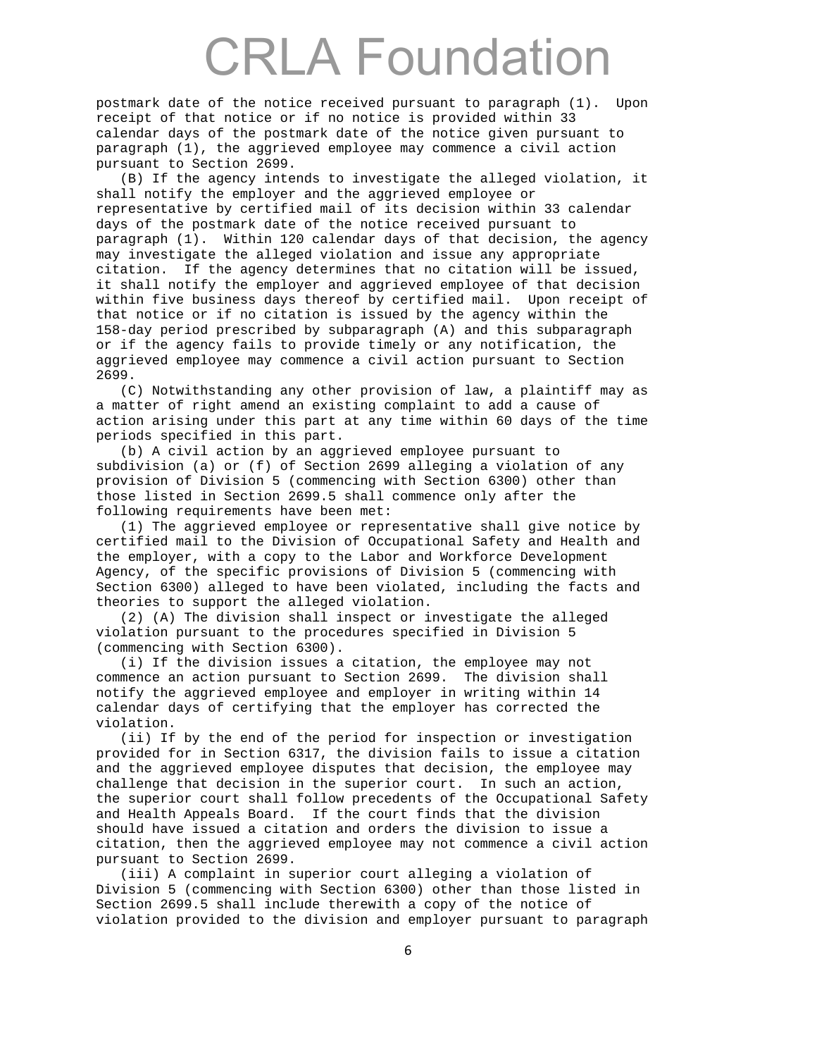postmark date of the notice received pursuant to paragraph (1). Upon receipt of that notice or if no notice is provided within 33 calendar days of the postmark date of the notice given pursuant to paragraph (1), the aggrieved employee may commence a civil action pursuant to Section 2699.

(B) If the agency intends to investigate the alleged violation, it shall notify the employer and the aggrieved employee or representative by certified mail of its decision within 33 calendar days of the postmark date of the notice received pursuant to paragraph (1). Within 120 calendar days of that decision, the agency may investigate the alleged violation and issue any appropriate citation. If the agency determines that no citation will be issued, it shall notify the employer and aggrieved employee of that decision within five business days thereof by certified mail. Upon receipt of that notice or if no citation is issued by the agency within the 158-day period prescribed by subparagraph (A) and this subparagraph or if the agency fails to provide timely or any notification, the aggrieved employee may commence a civil action pursuant to Section 2699.

(C) Notwithstanding any other provision of law, a plaintiff may as a matter of right amend an existing complaint to add a cause of action arising under this part at any time within 60 days of the time periods specified in this part.

(b) A civil action by an aggrieved employee pursuant to subdivision (a) or (f) of Section 2699 alleging a violation of any provision of Division 5 (commencing with Section 6300) other than those listed in Section 2699.5 shall commence only after the following requirements have been met:

(1) The aggrieved employee or representative shall give notice by certified mail to the Division of Occupational Safety and Health and the employer, with a copy to the Labor and Workforce Development Agency, of the specific provisions of Division 5 (commencing with Section 6300) alleged to have been violated, including the facts and theories to support the alleged violation.

(2) (A) The division shall inspect or investigate the alleged violation pursuant to the procedures specified in Division 5 (commencing with Section 6300).

(i) If the division issues a citation, the employee may not commence an action pursuant to Section 2699. The division shall notify the aggrieved employee and employer in writing within 14 calendar days of certifying that the employer has corrected the violation.

(ii) If by the end of the period for inspection or investigation provided for in Section 6317, the division fails to issue a citation and the aggrieved employee disputes that decision, the employee may challenge that decision in the superior court. In such an action, the superior court shall follow precedents of the Occupational Safety and Health Appeals Board. If the court finds that the division should have issued a citation and orders the division to issue a citation, then the aggrieved employee may not commence a civil action pursuant to Section 2699.

(iii) A complaint in superior court alleging a violation of Division 5 (commencing with Section 6300) other than those listed in Section 2699.5 shall include therewith a copy of the notice of violation provided to the division and employer pursuant to paragraph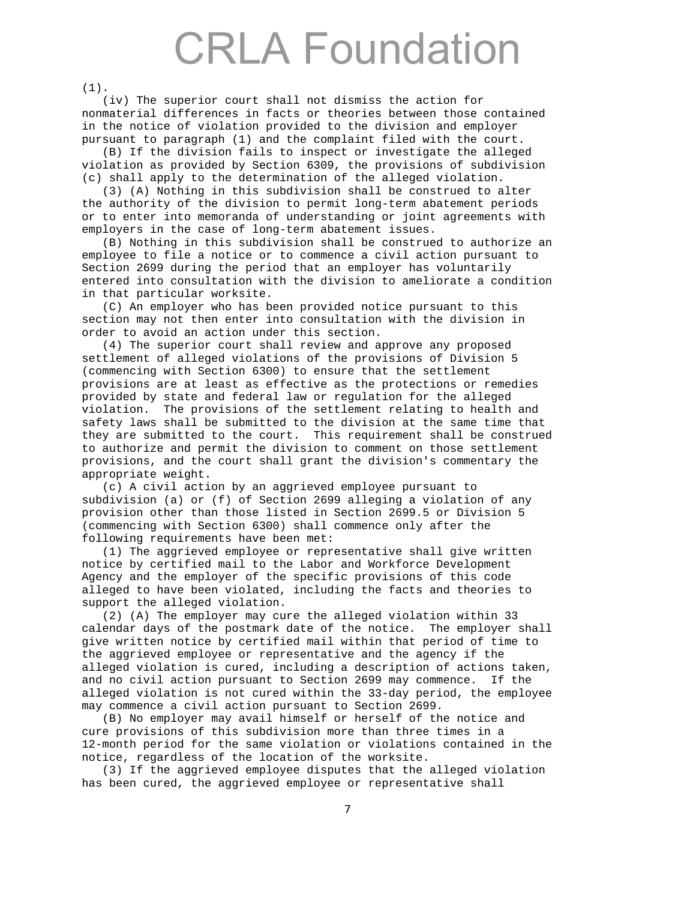(1).

(iv) The superior court shall not dismiss the action for nonmaterial differences in facts or theories between those contained in the notice of violation provided to the division and employer pursuant to paragraph (1) and the complaint filed with the court.

(B) If the division fails to inspect or investigate the alleged violation as provided by Section 6309, the provisions of subdivision (c) shall apply to the determination of the alleged violation.

(3) (A) Nothing in this subdivision shall be construed to alter the authority of the division to permit long-term abatement periods or to enter into memoranda of understanding or joint agreements with employers in the case of long-term abatement issues.

(B) Nothing in this subdivision shall be construed to authorize an employee to file a notice or to commence a civil action pursuant to Section 2699 during the period that an employer has voluntarily entered into consultation with the division to ameliorate a condition in that particular worksite.

(C) An employer who has been provided notice pursuant to this section may not then enter into consultation with the division in order to avoid an action under this section.

(4) The superior court shall review and approve any proposed settlement of alleged violations of the provisions of Division 5 (commencing with Section 6300) to ensure that the settlement provisions are at least as effective as the protections or remedies provided by state and federal law or regulation for the alleged violation. The provisions of the settlement relating to health and safety laws shall be submitted to the division at the same time that they are submitted to the court. This requirement shall be construed to authorize and permit the division to comment on those settlement provisions, and the court shall grant the division's commentary the appropriate weight.

(c) A civil action by an aggrieved employee pursuant to subdivision (a) or (f) of Section 2699 alleging a violation of any provision other than those listed in Section 2699.5 or Division 5 (commencing with Section 6300) shall commence only after the following requirements have been met:

(1) The aggrieved employee or representative shall give written notice by certified mail to the Labor and Workforce Development Agency and the employer of the specific provisions of this code alleged to have been violated, including the facts and theories to support the alleged violation.

(2) (A) The employer may cure the alleged violation within 33 calendar days of the postmark date of the notice. The employer shall give written notice by certified mail within that period of time to the aggrieved employee or representative and the agency if the alleged violation is cured, including a description of actions taken, and no civil action pursuant to Section 2699 may commence. If the alleged violation is not cured within the 33-day period, the employee may commence a civil action pursuant to Section 2699.

(B) No employer may avail himself or herself of the notice and cure provisions of this subdivision more than three times in a 12-month period for the same violation or violations contained in the notice, regardless of the location of the worksite.

(3) If the aggrieved employee disputes that the alleged violation has been cured, the aggrieved employee or representative shall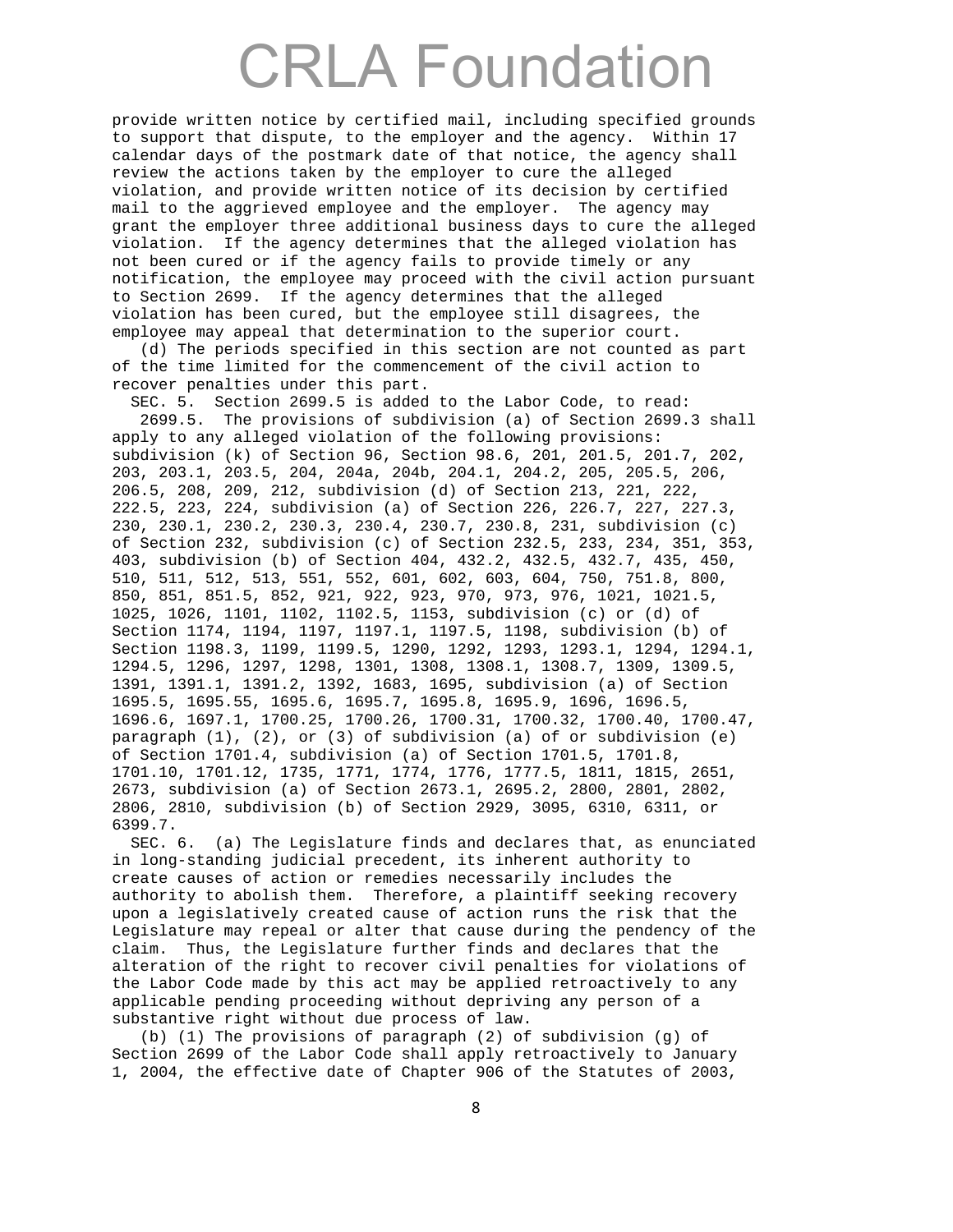provide written notice by certified mail, including specified grounds to support that dispute, to the employer and the agency. Within 17 calendar days of the postmark date of that notice, the agency shall review the actions taken by the employer to cure the alleged violation, and provide written notice of its decision by certified mail to the aggrieved employee and the employer. The agency may grant the employer three additional business days to cure the alleged violation. If the agency determines that the alleged violation has not been cured or if the agency fails to provide timely or any notification, the employee may proceed with the civil action pursuant to Section 2699. If the agency determines that the alleged violation has been cured, but the employee still disagrees, the employee may appeal that determination to the superior court.

(d) The periods specified in this section are not counted as part of the time limited for the commencement of the civil action to recover penalties under this part.

SEC. 5. Section 2699.5 is added to the Labor Code, to read:

2699.5. The provisions of subdivision (a) of Section 2699.3 shall apply to any alleged violation of the following provisions: subdivision (k) of Section 96, Section 98.6, 201, 201.5, 201.7, 202, 203, 203.1, 203.5, 204, 204a, 204b, 204.1, 204.2, 205, 205.5, 206, 206.5, 208, 209, 212, subdivision (d) of Section 213, 221, 222, 222.5, 223, 224, subdivision (a) of Section 226, 226.7, 227, 227.3, 230, 230.1, 230.2, 230.3, 230.4, 230.7, 230.8, 231, subdivision (c) of Section 232, subdivision (c) of Section 232.5, 233, 234, 351, 353, 403, subdivision (b) of Section 404, 432.2, 432.5, 432.7, 435, 450, 510, 511, 512, 513, 551, 552, 601, 602, 603, 604, 750, 751.8, 800, 850, 851, 851.5, 852, 921, 922, 923, 970, 973, 976, 1021, 1021.5, 1025, 1026, 1101, 1102, 1102.5, 1153, subdivision (c) or (d) of Section 1174, 1194, 1197, 1197.1, 1197.5, 1198, subdivision (b) of Section 1198.3, 1199, 1199.5, 1290, 1292, 1293, 1293.1, 1294, 1294.1, 1294.5, 1296, 1297, 1298, 1301, 1308, 1308.1, 1308.7, 1309, 1309.5, 1391, 1391.1, 1391.2, 1392, 1683, 1695, subdivision (a) of Section 1695.5, 1695.55, 1695.6, 1695.7, 1695.8, 1695.9, 1696, 1696.5, 1696.6, 1697.1, 1700.25, 1700.26, 1700.31, 1700.32, 1700.40, 1700.47, paragraph (1), (2), or (3) of subdivision (a) of or subdivision (e) of Section 1701.4, subdivision (a) of Section 1701.5, 1701.8, 1701.10, 1701.12, 1735, 1771, 1774, 1776, 1777.5, 1811, 1815, 2651, 2673, subdivision (a) of Section 2673.1, 2695.2, 2800, 2801, 2802, 2806, 2810, subdivision (b) of Section 2929, 3095, 6310, 6311, or 6399.7.

SEC. 6. (a) The Legislature finds and declares that, as enunciated in long-standing judicial precedent, its inherent authority to create causes of action or remedies necessarily includes the authority to abolish them. Therefore, a plaintiff seeking recovery upon a legislatively created cause of action runs the risk that the Legislature may repeal or alter that cause during the pendency of the claim. Thus, the Legislature further finds and declares that the alteration of the right to recover civil penalties for violations of the Labor Code made by this act may be applied retroactively to any applicable pending proceeding without depriving any person of a substantive right without due process of law.

(b) (1) The provisions of paragraph (2) of subdivision (g) of Section 2699 of the Labor Code shall apply retroactively to January 1, 2004, the effective date of Chapter 906 of the Statutes of 2003,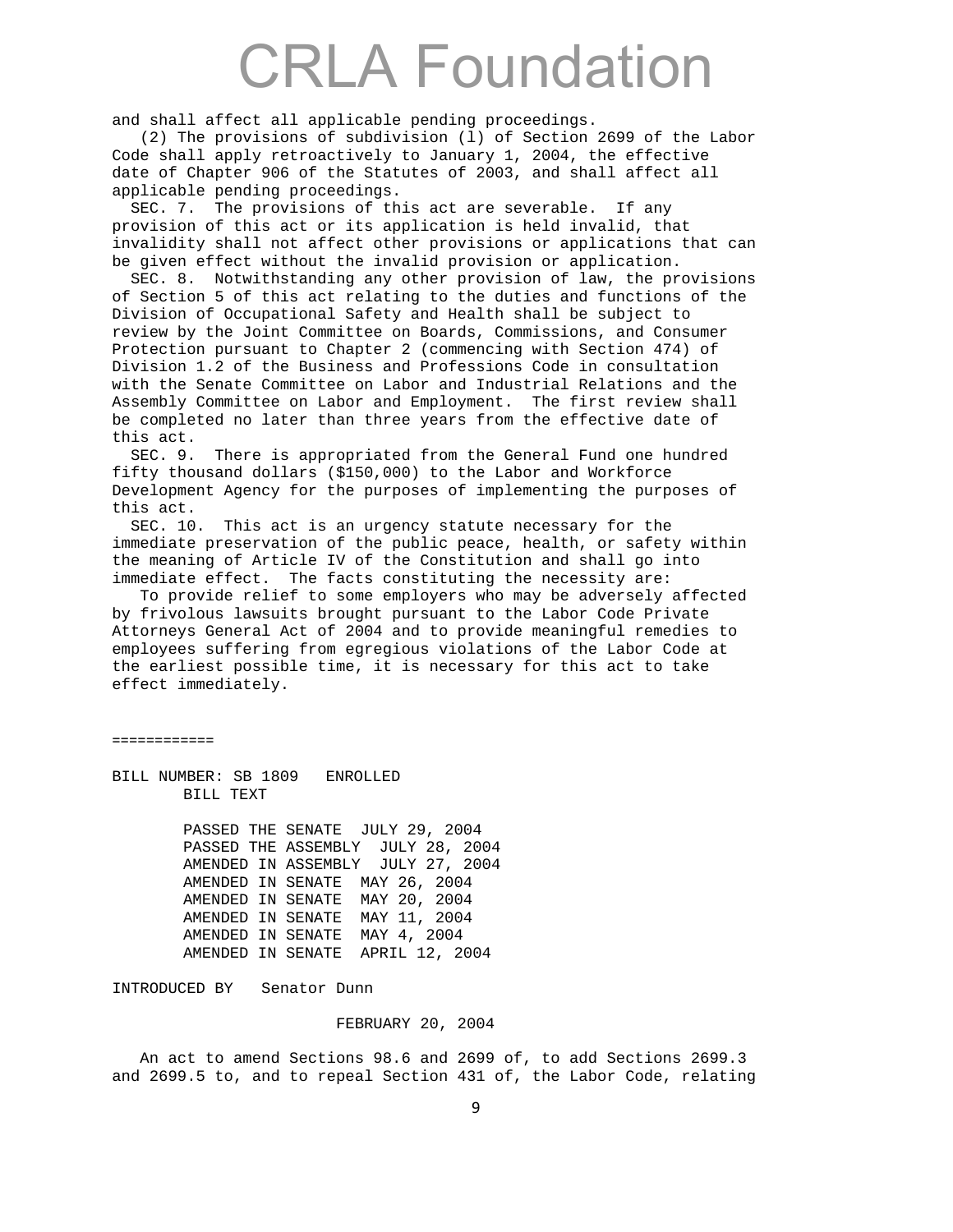and shall affect all applicable pending proceedings.

(2) The provisions of subdivision (l) of Section 2699 of the Labor Code shall apply retroactively to January 1, 2004, the effective date of Chapter 906 of the Statutes of 2003, and shall affect all applicable pending proceedings.

SEC. 7. The provisions of this act are severable. If any provision of this act or its application is held invalid, that invalidity shall not affect other provisions or applications that can be given effect without the invalid provision or application.

SEC. 8. Notwithstanding any other provision of law, the provisions of Section 5 of this act relating to the duties and functions of the Division of Occupational Safety and Health shall be subject to review by the Joint Committee on Boards, Commissions, and Consumer Protection pursuant to Chapter 2 (commencing with Section 474) of Division 1.2 of the Business and Professions Code in consultation with the Senate Committee on Labor and Industrial Relations and the Assembly Committee on Labor and Employment. The first review shall be completed no later than three years from the effective date of this act.

SEC. 9. There is appropriated from the General Fund one hundred fifty thousand dollars ($150,000) to the Labor and Workforce Development Agency for the purposes of implementing the purposes of this act.

SEC. 10. This act is an urgency statute necessary for the immediate preservation of the public peace, health, or safety within the meaning of Article IV of the Constitution and shall go into immediate effect. The facts constituting the necessity are:

To provide relief to some employers who may be adversely affected by frivolous lawsuits brought pursuant to the Labor Code Private Attorneys General Act of 2004 and to provide meaningful remedies to employees suffering from egregious violations of the Labor Code at the earliest possible time, it is necessary for this act to take effect immediately.

============

BILL NUMBER: SB 1809 ENROLLED
BILL TEXT

PASSED THE SENATE JULY 29, 2004
PASSED THE ASSEMBLY JULY 28, 2004
AMENDED IN ASSEMBLY JULY 27, 2004
AMENDED IN SENATE MAY 26, 2004
AMENDED IN SENATE MAY 20, 2004
AMENDED IN SENATE MAY 11, 2004
AMENDED IN SENATE MAY 4, 2004
AMENDED IN SENATE APRIL 12, 2004

INTRODUCED BY Senator Dunn

FEBRUARY 20, 2004

An act to amend Sections 98.6 and 2699 of, to add Sections 2699.3 and 2699.5 to, and to repeal Section 431 of, the Labor Code, relating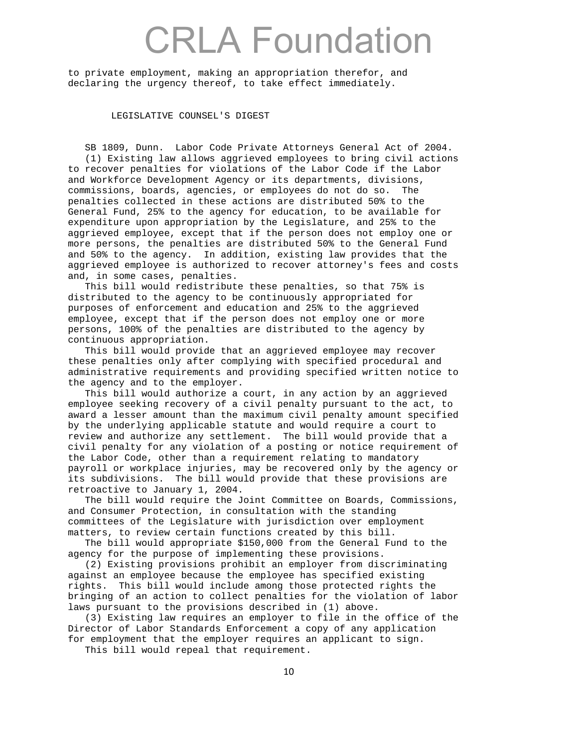to private employment, making an appropriation therefor, and declaring the urgency thereof, to take effect immediately.

LEGISLATIVE COUNSEL'S DIGEST

SB 1809, Dunn. Labor Code Private Attorneys General Act of 2004.

(1) Existing law allows aggrieved employees to bring civil actions to recover penalties for violations of the Labor Code if the Labor and Workforce Development Agency or its departments, divisions, commissions, boards, agencies, or employees do not do so. The penalties collected in these actions are distributed 50% to the General Fund, 25% to the agency for education, to be available for expenditure upon appropriation by the Legislature, and 25% to the aggrieved employee, except that if the person does not employ one or more persons, the penalties are distributed 50% to the General Fund and 50% to the agency. In addition, existing law provides that the aggrieved employee is authorized to recover attorney's fees and costs and, in some cases, penalties.

This bill would redistribute these penalties, so that 75% is distributed to the agency to be continuously appropriated for purposes of enforcement and education and 25% to the aggrieved employee, except that if the person does not employ one or more persons, 100% of the penalties are distributed to the agency by continuous appropriation.

This bill would provide that an aggrieved employee may recover these penalties only after complying with specified procedural and administrative requirements and providing specified written notice to the agency and to the employer.

This bill would authorize a court, in any action by an aggrieved employee seeking recovery of a civil penalty pursuant to the act, to award a lesser amount than the maximum civil penalty amount specified by the underlying applicable statute and would require a court to review and authorize any settlement. The bill would provide that a civil penalty for any violation of a posting or notice requirement of the Labor Code, other than a requirement relating to mandatory payroll or workplace injuries, may be recovered only by the agency or its subdivisions. The bill would provide that these provisions are retroactive to January 1, 2004.

The bill would require the Joint Committee on Boards, Commissions, and Consumer Protection, in consultation with the standing committees of the Legislature with jurisdiction over employment matters, to review certain functions created by this bill.

The bill would appropriate $150,000 from the General Fund to the agency for the purpose of implementing these provisions.

(2) Existing provisions prohibit an employer from discriminating against an employee because the employee has specified existing rights. This bill would include among those protected rights the bringing of an action to collect penalties for the violation of labor laws pursuant to the provisions described in (1) above.

(3) Existing law requires an employer to file in the office of the Director of Labor Standards Enforcement a copy of any application for employment that the employer requires an applicant to sign.

This bill would repeal that requirement.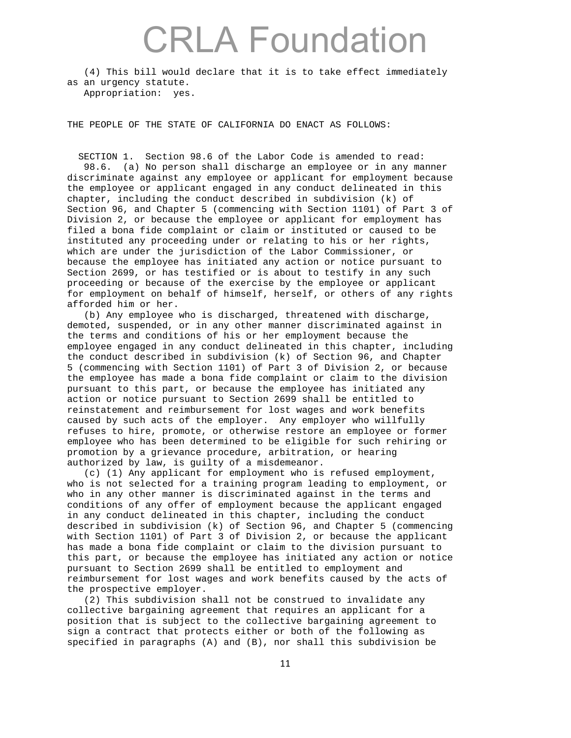(4) This bill would declare that it is to take effect immediately as an urgency statute.

Appropriation: yes.

THE PEOPLE OF THE STATE OF CALIFORNIA DO ENACT AS FOLLOWS:

SECTION 1. Section 98.6 of the Labor Code is amended to read:

98.6. (a) No person shall discharge an employee or in any manner discriminate against any employee or applicant for employment because the employee or applicant engaged in any conduct delineated in this chapter, including the conduct described in subdivision (k) of Section 96, and Chapter 5 (commencing with Section 1101) of Part 3 of Division 2, or because the employee or applicant for employment has filed a bona fide complaint or claim or instituted or caused to be instituted any proceeding under or relating to his or her rights, which are under the jurisdiction of the Labor Commissioner, or because the employee has initiated any action or notice pursuant to Section 2699, or has testified or is about to testify in any such proceeding or because of the exercise by the employee or applicant for employment on behalf of himself, herself, or others of any rights afforded him or her.

(b) Any employee who is discharged, threatened with discharge, demoted, suspended, or in any other manner discriminated against in the terms and conditions of his or her employment because the employee engaged in any conduct delineated in this chapter, including the conduct described in subdivision (k) of Section 96, and Chapter 5 (commencing with Section 1101) of Part 3 of Division 2, or because the employee has made a bona fide complaint or claim to the division pursuant to this part, or because the employee has initiated any action or notice pursuant to Section 2699 shall be entitled to reinstatement and reimbursement for lost wages and work benefits caused by such acts of the employer. Any employer who willfully refuses to hire, promote, or otherwise restore an employee or former employee who has been determined to be eligible for such rehiring or promotion by a grievance procedure, arbitration, or hearing authorized by law, is guilty of a misdemeanor.

(c) (1) Any applicant for employment who is refused employment, who is not selected for a training program leading to employment, or who in any other manner is discriminated against in the terms and conditions of any offer of employment because the applicant engaged in any conduct delineated in this chapter, including the conduct described in subdivision (k) of Section 96, and Chapter 5 (commencing with Section 1101) of Part 3 of Division 2, or because the applicant has made a bona fide complaint or claim to the division pursuant to this part, or because the employee has initiated any action or notice pursuant to Section 2699 shall be entitled to employment and reimbursement for lost wages and work benefits caused by the acts of the prospective employer.

(2) This subdivision shall not be construed to invalidate any collective bargaining agreement that requires an applicant for a position that is subject to the collective bargaining agreement to sign a contract that protects either or both of the following as specified in paragraphs (A) and (B), nor shall this subdivision be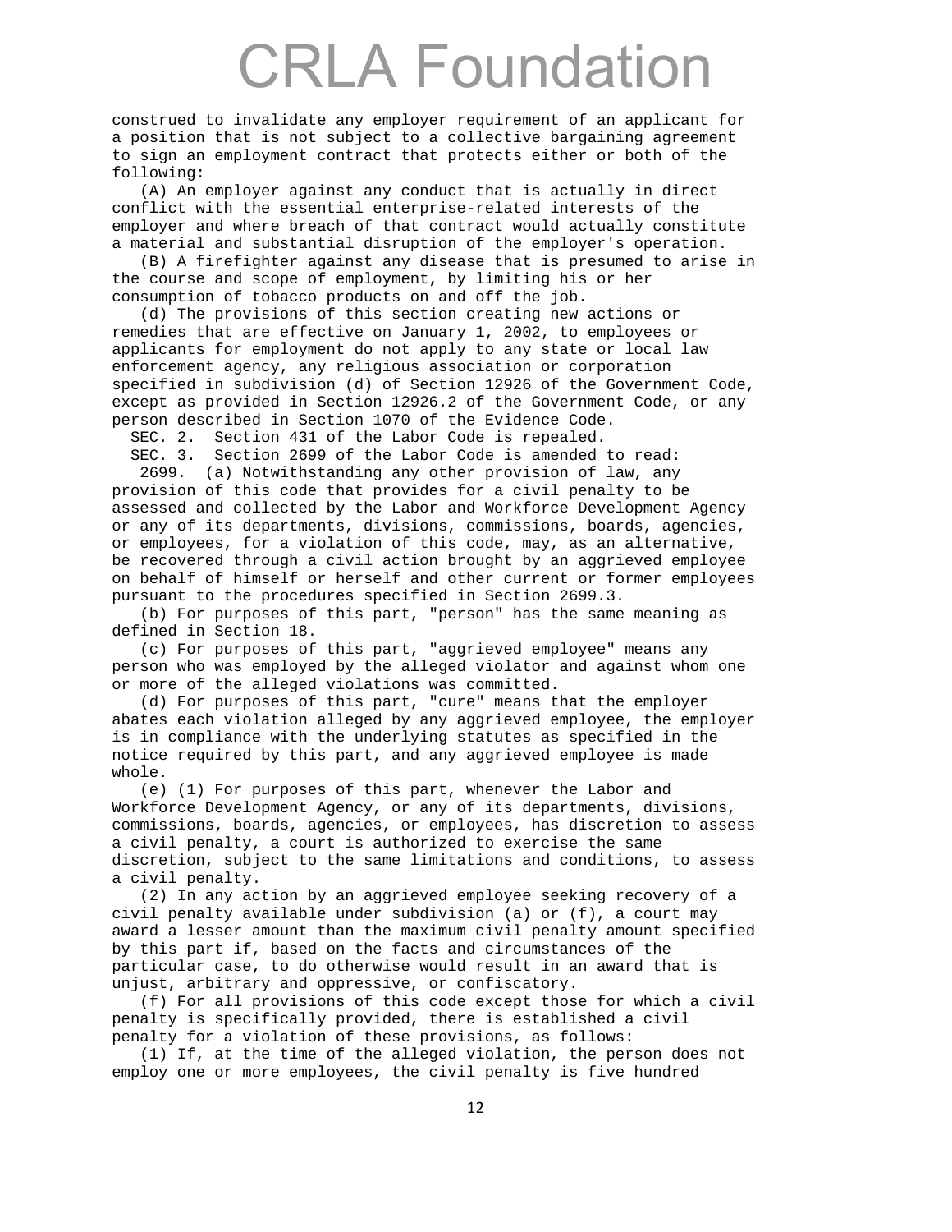construed to invalidate any employer requirement of an applicant for a position that is not subject to a collective bargaining agreement to sign an employment contract that protects either or both of the following:

(A) An employer against any conduct that is actually in direct conflict with the essential enterprise-related interests of the employer and where breach of that contract would actually constitute a material and substantial disruption of the employer's operation.

(B) A firefighter against any disease that is presumed to arise in the course and scope of employment, by limiting his or her consumption of tobacco products on and off the job.

(d) The provisions of this section creating new actions or remedies that are effective on January 1, 2002, to employees or applicants for employment do not apply to any state or local law enforcement agency, any religious association or corporation specified in subdivision (d) of Section 12926 of the Government Code, except as provided in Section 12926.2 of the Government Code, or any person described in Section 1070 of the Evidence Code.

SEC. 2. Section 431 of the Labor Code is repealed.

SEC. 3. Section 2699 of the Labor Code is amended to read:

2699. (a) Notwithstanding any other provision of law, any provision of this code that provides for a civil penalty to be assessed and collected by the Labor and Workforce Development Agency or any of its departments, divisions, commissions, boards, agencies, or employees, for a violation of this code, may, as an alternative, be recovered through a civil action brought by an aggrieved employee on behalf of himself or herself and other current or former employees pursuant to the procedures specified in Section 2699.3.

(b) For purposes of this part, "person" has the same meaning as defined in Section 18.

(c) For purposes of this part, "aggrieved employee" means any person who was employed by the alleged violator and against whom one or more of the alleged violations was committed.

(d) For purposes of this part, "cure" means that the employer abates each violation alleged by any aggrieved employee, the employer is in compliance with the underlying statutes as specified in the notice required by this part, and any aggrieved employee is made whole.

(e) (1) For purposes of this part, whenever the Labor and Workforce Development Agency, or any of its departments, divisions, commissions, boards, agencies, or employees, has discretion to assess a civil penalty, a court is authorized to exercise the same discretion, subject to the same limitations and conditions, to assess a civil penalty.

(2) In any action by an aggrieved employee seeking recovery of a civil penalty available under subdivision (a) or (f), a court may award a lesser amount than the maximum civil penalty amount specified by this part if, based on the facts and circumstances of the particular case, to do otherwise would result in an award that is unjust, arbitrary and oppressive, or confiscatory.

(f) For all provisions of this code except those for which a civil penalty is specifically provided, there is established a civil penalty for a violation of these provisions, as follows:

(1) If, at the time of the alleged violation, the person does not employ one or more employees, the civil penalty is five hundred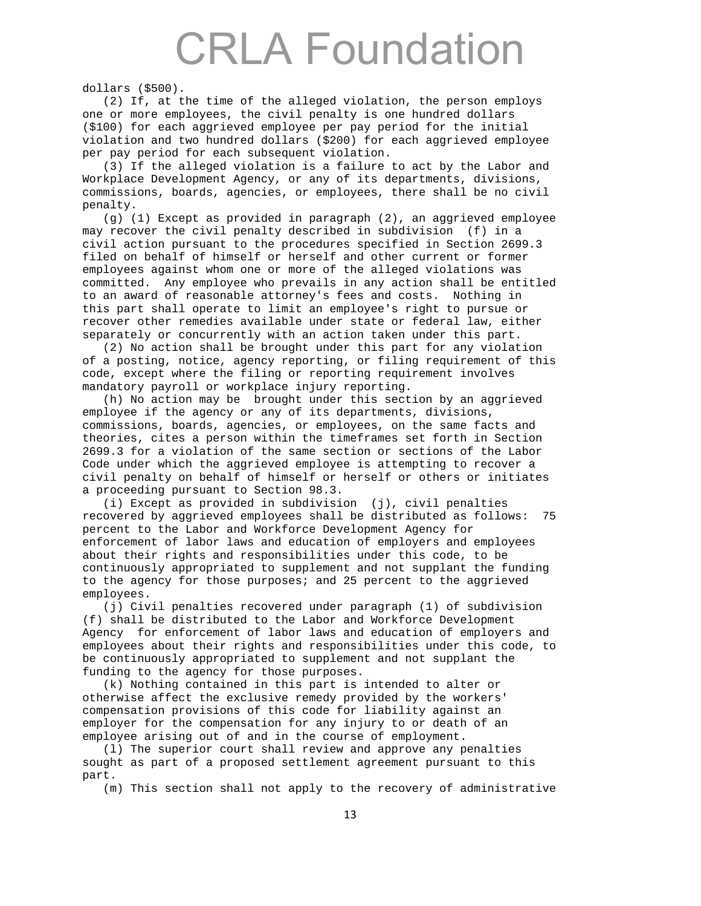dollars ($500).

(2) If, at the time of the alleged violation, the person employs one or more employees, the civil penalty is one hundred dollars ($100) for each aggrieved employee per pay period for the initial violation and two hundred dollars ($200) for each aggrieved employee per pay period for each subsequent violation.

(3) If the alleged violation is a failure to act by the Labor and Workplace Development Agency, or any of its departments, divisions, commissions, boards, agencies, or employees, there shall be no civil penalty.

(g) (1) Except as provided in paragraph (2), an aggrieved employee may recover the civil penalty described in subdivision (f) in a civil action pursuant to the procedures specified in Section 2699.3 filed on behalf of himself or herself and other current or former employees against whom one or more of the alleged violations was committed. Any employee who prevails in any action shall be entitled to an award of reasonable attorney's fees and costs. Nothing in this part shall operate to limit an employee's right to pursue or recover other remedies available under state or federal law, either separately or concurrently with an action taken under this part.

(2) No action shall be brought under this part for any violation of a posting, notice, agency reporting, or filing requirement of this code, except where the filing or reporting requirement involves mandatory payroll or workplace injury reporting.

(h) No action may be brought under this section by an aggrieved employee if the agency or any of its departments, divisions, commissions, boards, agencies, or employees, on the same facts and theories, cites a person within the timeframes set forth in Section 2699.3 for a violation of the same section or sections of the Labor Code under which the aggrieved employee is attempting to recover a civil penalty on behalf of himself or herself or others or initiates a proceeding pursuant to Section 98.3.

(i) Except as provided in subdivision (j), civil penalties recovered by aggrieved employees shall be distributed as follows: 75 percent to the Labor and Workforce Development Agency for enforcement of labor laws and education of employers and employees about their rights and responsibilities under this code, to be continuously appropriated to supplement and not supplant the funding to the agency for those purposes; and 25 percent to the aggrieved employees.

(j) Civil penalties recovered under paragraph (1) of subdivision (f) shall be distributed to the Labor and Workforce Development Agency for enforcement of labor laws and education of employers and employees about their rights and responsibilities under this code, to be continuously appropriated to supplement and not supplant the funding to the agency for those purposes.

(k) Nothing contained in this part is intended to alter or otherwise affect the exclusive remedy provided by the workers' compensation provisions of this code for liability against an employer for the compensation for any injury to or death of an employee arising out of and in the course of employment.

(l) The superior court shall review and approve any penalties sought as part of a proposed settlement agreement pursuant to this part.

(m) This section shall not apply to the recovery of administrative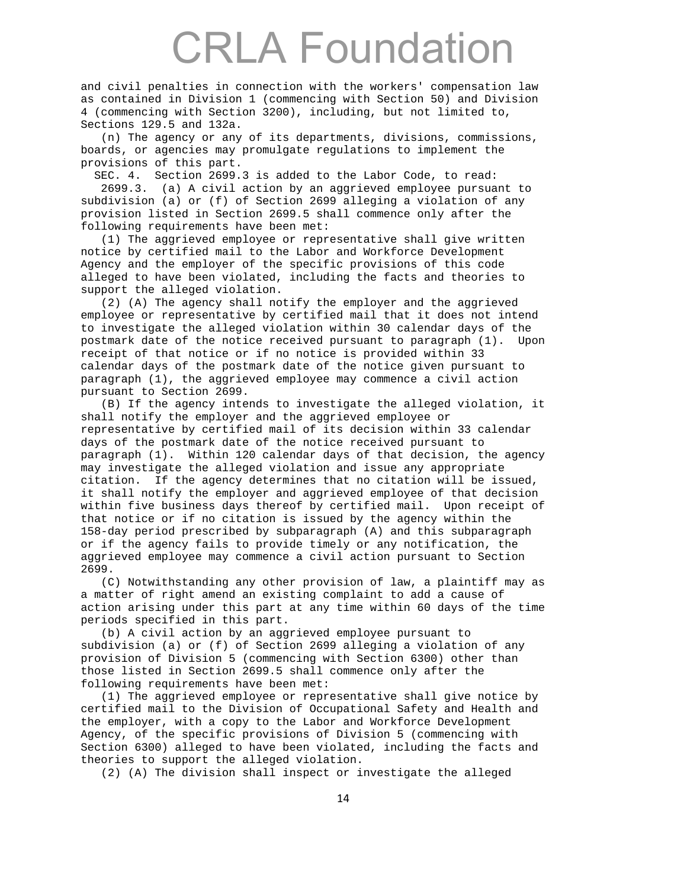and civil penalties in connection with the workers' compensation law as contained in Division 1 (commencing with Section 50) and Division 4 (commencing with Section 3200), including, but not limited to, Sections 129.5 and 132a.

(n) The agency or any of its departments, divisions, commissions, boards, or agencies may promulgate regulations to implement the provisions of this part.

SEC. 4. Section 2699.3 is added to the Labor Code, to read:

2699.3. (a) A civil action by an aggrieved employee pursuant to subdivision (a) or (f) of Section 2699 alleging a violation of any provision listed in Section 2699.5 shall commence only after the following requirements have been met:

(1) The aggrieved employee or representative shall give written notice by certified mail to the Labor and Workforce Development Agency and the employer of the specific provisions of this code alleged to have been violated, including the facts and theories to support the alleged violation.

(2) (A) The agency shall notify the employer and the aggrieved employee or representative by certified mail that it does not intend to investigate the alleged violation within 30 calendar days of the postmark date of the notice received pursuant to paragraph (1). Upon receipt of that notice or if no notice is provided within 33 calendar days of the postmark date of the notice given pursuant to paragraph (1), the aggrieved employee may commence a civil action pursuant to Section 2699.

(B) If the agency intends to investigate the alleged violation, it shall notify the employer and the aggrieved employee or representative by certified mail of its decision within 33 calendar days of the postmark date of the notice received pursuant to paragraph (1). Within 120 calendar days of that decision, the agency may investigate the alleged violation and issue any appropriate citation. If the agency determines that no citation will be issued, it shall notify the employer and aggrieved employee of that decision within five business days thereof by certified mail. Upon receipt of that notice or if no citation is issued by the agency within the 158-day period prescribed by subparagraph (A) and this subparagraph or if the agency fails to provide timely or any notification, the aggrieved employee may commence a civil action pursuant to Section 2699.

(C) Notwithstanding any other provision of law, a plaintiff may as a matter of right amend an existing complaint to add a cause of action arising under this part at any time within 60 days of the time periods specified in this part.

(b) A civil action by an aggrieved employee pursuant to subdivision (a) or (f) of Section 2699 alleging a violation of any provision of Division 5 (commencing with Section 6300) other than those listed in Section 2699.5 shall commence only after the following requirements have been met:

(1) The aggrieved employee or representative shall give notice by certified mail to the Division of Occupational Safety and Health and the employer, with a copy to the Labor and Workforce Development Agency, of the specific provisions of Division 5 (commencing with Section 6300) alleged to have been violated, including the facts and theories to support the alleged violation.

(2) (A) The division shall inspect or investigate the alleged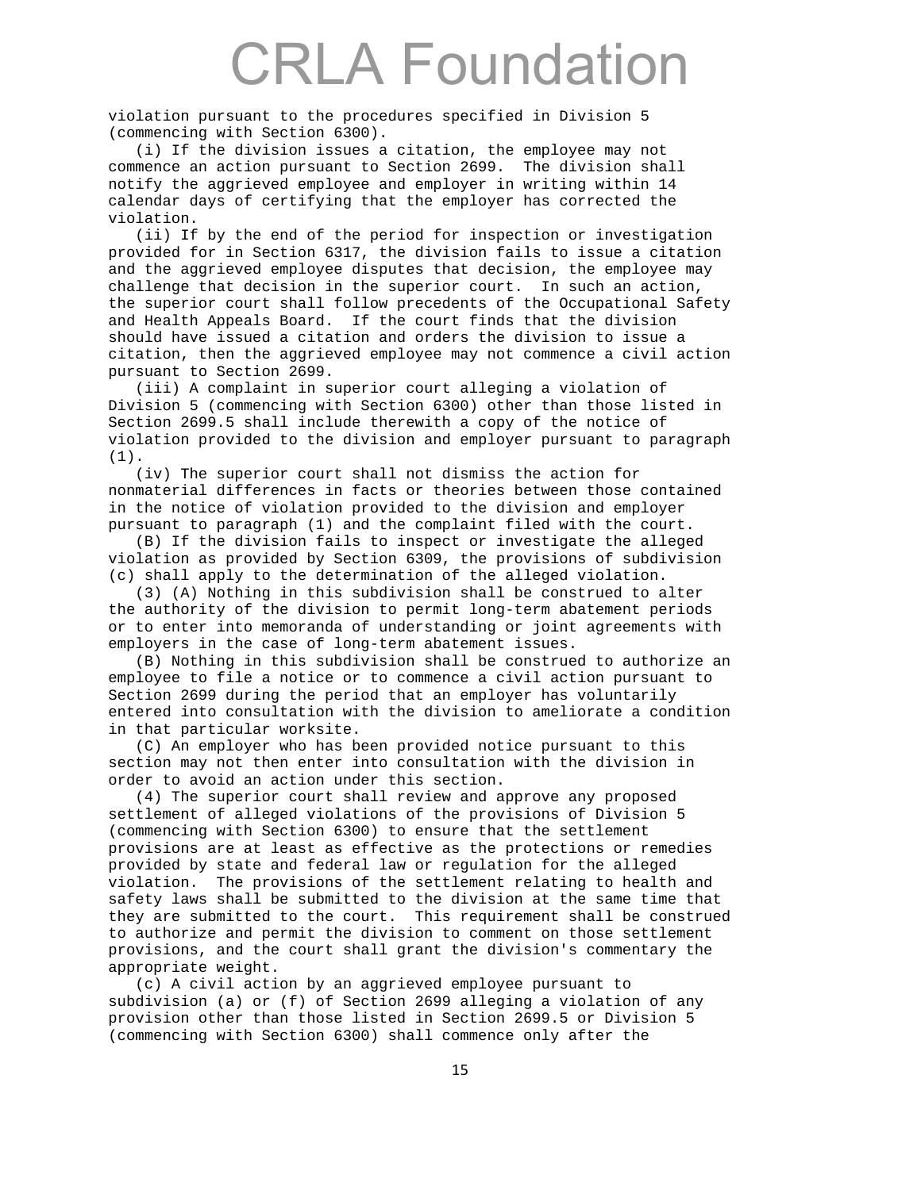violation pursuant to the procedures specified in Division 5 (commencing with Section 6300).

(i) If the division issues a citation, the employee may not commence an action pursuant to Section 2699. The division shall notify the aggrieved employee and employer in writing within 14 calendar days of certifying that the employer has corrected the violation.

(ii) If by the end of the period for inspection or investigation provided for in Section 6317, the division fails to issue a citation and the aggrieved employee disputes that decision, the employee may challenge that decision in the superior court. In such an action, the superior court shall follow precedents of the Occupational Safety and Health Appeals Board. If the court finds that the division should have issued a citation and orders the division to issue a citation, then the aggrieved employee may not commence a civil action pursuant to Section 2699.

(iii) A complaint in superior court alleging a violation of Division 5 (commencing with Section 6300) other than those listed in Section 2699.5 shall include therewith a copy of the notice of violation provided to the division and employer pursuant to paragraph (1).

(iv) The superior court shall not dismiss the action for nonmaterial differences in facts or theories between those contained in the notice of violation provided to the division and employer pursuant to paragraph (1) and the complaint filed with the court.

(B) If the division fails to inspect or investigate the alleged violation as provided by Section 6309, the provisions of subdivision (c) shall apply to the determination of the alleged violation.

(3) (A) Nothing in this subdivision shall be construed to alter the authority of the division to permit long-term abatement periods or to enter into memoranda of understanding or joint agreements with employers in the case of long-term abatement issues.

(B) Nothing in this subdivision shall be construed to authorize an employee to file a notice or to commence a civil action pursuant to Section 2699 during the period that an employer has voluntarily entered into consultation with the division to ameliorate a condition in that particular worksite.

(C) An employer who has been provided notice pursuant to this section may not then enter into consultation with the division in order to avoid an action under this section.

(4) The superior court shall review and approve any proposed settlement of alleged violations of the provisions of Division 5 (commencing with Section 6300) to ensure that the settlement provisions are at least as effective as the protections or remedies provided by state and federal law or regulation for the alleged violation. The provisions of the settlement relating to health and safety laws shall be submitted to the division at the same time that they are submitted to the court. This requirement shall be construed to authorize and permit the division to comment on those settlement provisions, and the court shall grant the division's commentary the appropriate weight.

(c) A civil action by an aggrieved employee pursuant to subdivision (a) or (f) of Section 2699 alleging a violation of any provision other than those listed in Section 2699.5 or Division 5 (commencing with Section 6300) shall commence only after the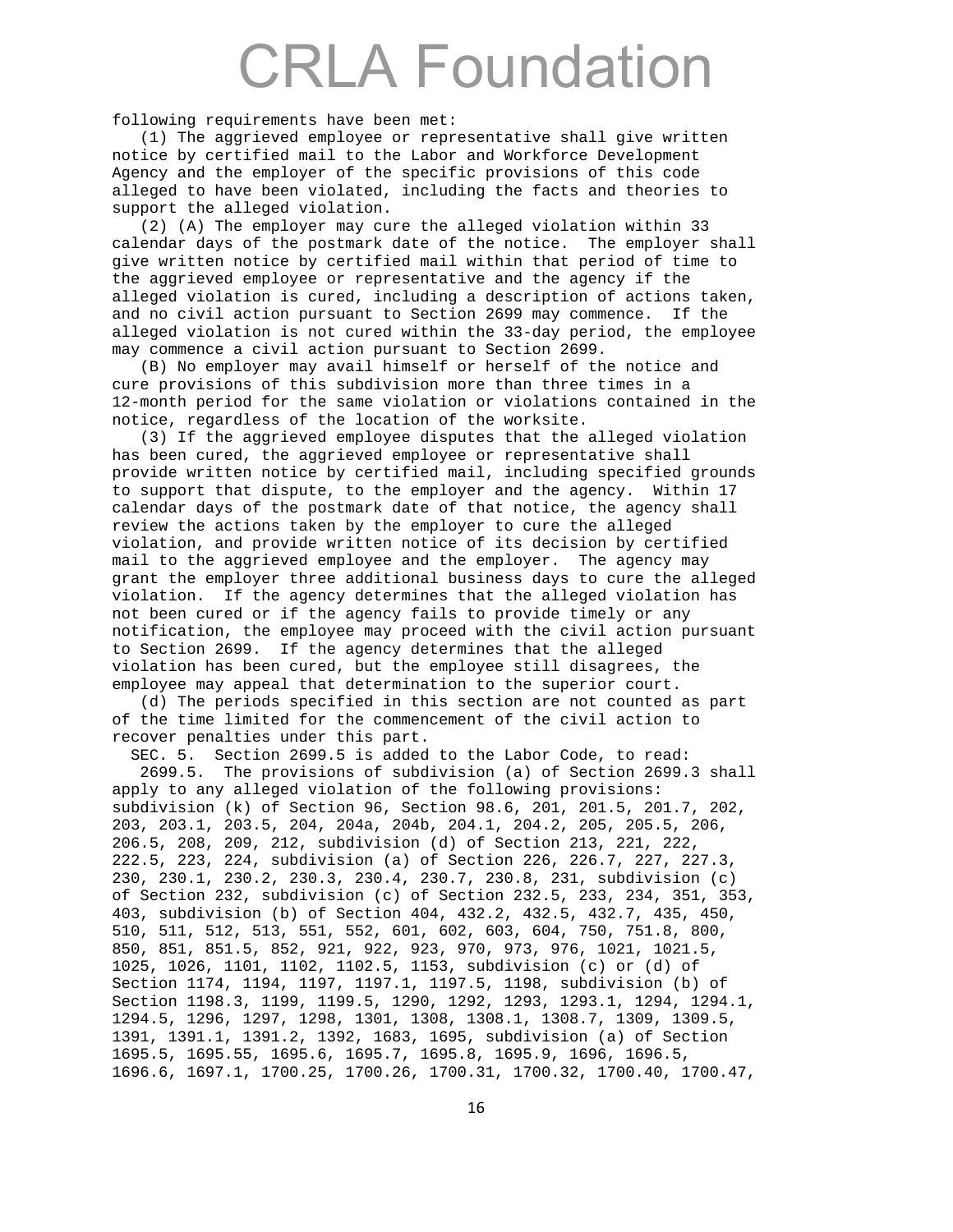following requirements have been met:

(1) The aggrieved employee or representative shall give written notice by certified mail to the Labor and Workforce Development Agency and the employer of the specific provisions of this code alleged to have been violated, including the facts and theories to support the alleged violation.

(2) (A) The employer may cure the alleged violation within 33 calendar days of the postmark date of the notice. The employer shall give written notice by certified mail within that period of time to the aggrieved employee or representative and the agency if the alleged violation is cured, including a description of actions taken, and no civil action pursuant to Section 2699 may commence. If the alleged violation is not cured within the 33-day period, the employee may commence a civil action pursuant to Section 2699.

(B) No employer may avail himself or herself of the notice and cure provisions of this subdivision more than three times in a 12-month period for the same violation or violations contained in the notice, regardless of the location of the worksite.

(3) If the aggrieved employee disputes that the alleged violation has been cured, the aggrieved employee or representative shall provide written notice by certified mail, including specified grounds to support that dispute, to the employer and the agency. Within 17 calendar days of the postmark date of that notice, the agency shall review the actions taken by the employer to cure the alleged violation, and provide written notice of its decision by certified mail to the aggrieved employee and the employer. The agency may grant the employer three additional business days to cure the alleged violation. If the agency determines that the alleged violation has not been cured or if the agency fails to provide timely or any notification, the employee may proceed with the civil action pursuant to Section 2699. If the agency determines that the alleged violation has been cured, but the employee still disagrees, the employee may appeal that determination to the superior court.

(d) The periods specified in this section are not counted as part of the time limited for the commencement of the civil action to recover penalties under this part.

SEC. 5. Section 2699.5 is added to the Labor Code, to read:

2699.5. The provisions of subdivision (a) of Section 2699.3 shall apply to any alleged violation of the following provisions: subdivision (k) of Section 96, Section 98.6, 201, 201.5, 201.7, 202, 203, 203.1, 203.5, 204, 204a, 204b, 204.1, 204.2, 205, 205.5, 206, 206.5, 208, 209, 212, subdivision (d) of Section 213, 221, 222, 222.5, 223, 224, subdivision (a) of Section 226, 226.7, 227, 227.3, 230, 230.1, 230.2, 230.3, 230.4, 230.7, 230.8, 231, subdivision (c) of Section 232, subdivision (c) of Section 232.5, 233, 234, 351, 353, 403, subdivision (b) of Section 404, 432.2, 432.5, 432.7, 435, 450, 510, 511, 512, 513, 551, 552, 601, 602, 603, 604, 750, 751.8, 800, 850, 851, 851.5, 852, 921, 922, 923, 970, 973, 976, 1021, 1021.5, 1025, 1026, 1101, 1102, 1102.5, 1153, subdivision (c) or (d) of Section 1174, 1194, 1197, 1197.1, 1197.5, 1198, subdivision (b) of Section 1198.3, 1199, 1199.5, 1290, 1292, 1293, 1293.1, 1294, 1294.1, 1294.5, 1296, 1297, 1298, 1301, 1308, 1308.1, 1308.7, 1309, 1309.5, 1391, 1391.1, 1391.2, 1392, 1683, 1695, subdivision (a) of Section 1695.5, 1695.55, 1695.6, 1695.7, 1695.8, 1695.9, 1696, 1696.5, 1696.6, 1697.1, 1700.25, 1700.26, 1700.31, 1700.32, 1700.40, 1700.47,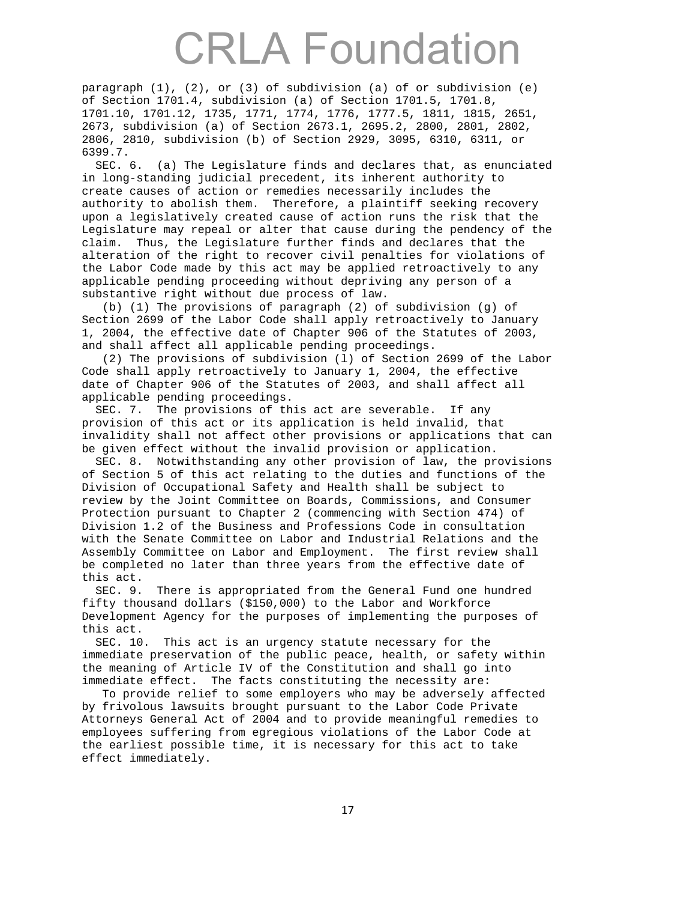paragraph (1), (2), or (3) of subdivision (a) of or subdivision (e) of Section 1701.4, subdivision (a) of Section 1701.5, 1701.8, 1701.10, 1701.12, 1735, 1771, 1774, 1776, 1777.5, 1811, 1815, 2651, 2673, subdivision (a) of Section 2673.1, 2695.2, 2800, 2801, 2802, 2806, 2810, subdivision (b) of Section 2929, 3095, 6310, 6311, or 6399.7.

SEC. 6. (a) The Legislature finds and declares that, as enunciated in long-standing judicial precedent, its inherent authority to create causes of action or remedies necessarily includes the authority to abolish them. Therefore, a plaintiff seeking recovery upon a legislatively created cause of action runs the risk that the Legislature may repeal or alter that cause during the pendency of the claim. Thus, the Legislature further finds and declares that the alteration of the right to recover civil penalties for violations of the Labor Code made by this act may be applied retroactively to any applicable pending proceeding without depriving any person of a substantive right without due process of law.

(b) (1) The provisions of paragraph (2) of subdivision (g) of Section 2699 of the Labor Code shall apply retroactively to January 1, 2004, the effective date of Chapter 906 of the Statutes of 2003, and shall affect all applicable pending proceedings.

(2) The provisions of subdivision (l) of Section 2699 of the Labor Code shall apply retroactively to January 1, 2004, the effective date of Chapter 906 of the Statutes of 2003, and shall affect all applicable pending proceedings.

SEC. 7. The provisions of this act are severable. If any provision of this act or its application is held invalid, that invalidity shall not affect other provisions or applications that can be given effect without the invalid provision or application.

SEC. 8. Notwithstanding any other provision of law, the provisions of Section 5 of this act relating to the duties and functions of the Division of Occupational Safety and Health shall be subject to review by the Joint Committee on Boards, Commissions, and Consumer Protection pursuant to Chapter 2 (commencing with Section 474) of Division 1.2 of the Business and Professions Code in consultation with the Senate Committee on Labor and Industrial Relations and the Assembly Committee on Labor and Employment. The first review shall be completed no later than three years from the effective date of this act.

SEC. 9. There is appropriated from the General Fund one hundred fifty thousand dollars ($150,000) to the Labor and Workforce Development Agency for the purposes of implementing the purposes of this act.

SEC. 10. This act is an urgency statute necessary for the immediate preservation of the public peace, health, or safety within the meaning of Article IV of the Constitution and shall go into immediate effect. The facts constituting the necessity are:

To provide relief to some employers who may be adversely affected by frivolous lawsuits brought pursuant to the Labor Code Private Attorneys General Act of 2004 and to provide meaningful remedies to employees suffering from egregious violations of the Labor Code at the earliest possible time, it is necessary for this act to take effect immediately.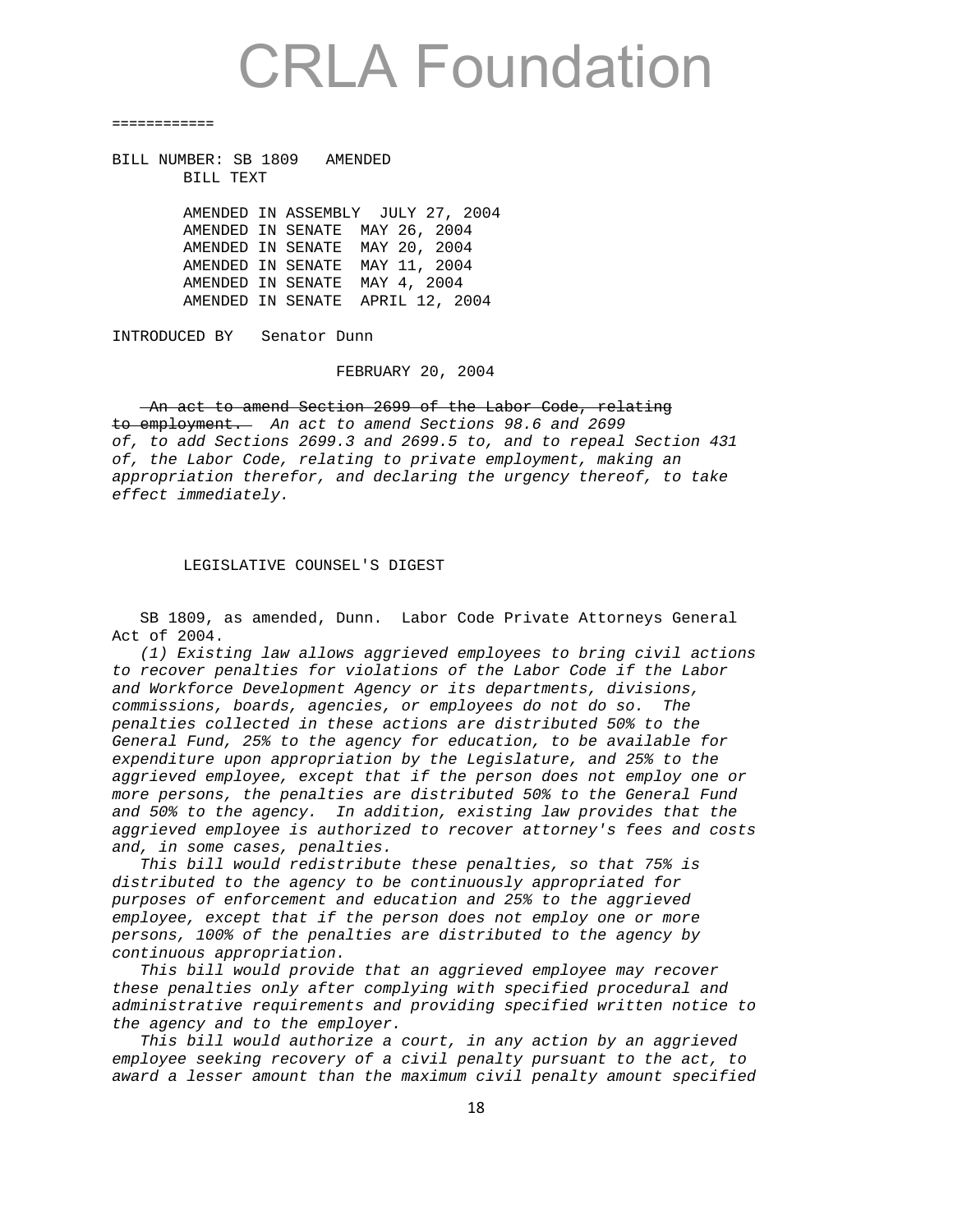# CRLA Foundation

============

BILL NUMBER: SB 1809 AMENDED
BILL TEXT

AMENDED IN ASSEMBLY JULY 27, 2004
AMENDED IN SENATE MAY 26, 2004
AMENDED IN SENATE MAY 20, 2004
AMENDED IN SENATE MAY 11, 2004
AMENDED IN SENATE MAY 4, 2004
AMENDED IN SENATE APRIL 12, 2004

INTRODUCED BY Senator Dunn

FEBRUARY 20, 2004

~~An act to amend Section 2699 of the Labor Code, relating to employment.~~ *An act to amend Sections 98.6 and 2699 of, to add Sections 2699.3 and 2699.5 to, and to repeal Section 431 of, the Labor Code, relating to private employment, making an appropriation therefor, and declaring the urgency thereof, to take effect immediately.*

LEGISLATIVE COUNSEL'S DIGEST

SB 1809, as amended, Dunn. Labor Code Private Attorneys General Act of 2004.

*(1) Existing law allows aggrieved employees to bring civil actions to recover penalties for violations of the Labor Code if the Labor and Workforce Development Agency or its departments, divisions, commissions, boards, agencies, or employees do not do so. The penalties collected in these actions are distributed 50% to the General Fund, 25% to the agency for education, to be available for expenditure upon appropriation by the Legislature, and 25% to the aggrieved employee, except that if the person does not employ one or more persons, the penalties are distributed 50% to the General Fund and 50% to the agency. In addition, existing law provides that the aggrieved employee is authorized to recover attorney's fees and costs and, in some cases, penalties.*

*This bill would redistribute these penalties, so that 75% is distributed to the agency to be continuously appropriated for purposes of enforcement and education and 25% to the aggrieved employee, except that if the person does not employ one or more persons, 100% of the penalties are distributed to the agency by continuous appropriation.*

*This bill would provide that an aggrieved employee may recover these penalties only after complying with specified procedural and administrative requirements and providing specified written notice to the agency and to the employer.*

*This bill would authorize a court, in any action by an aggrieved employee seeking recovery of a civil penalty pursuant to the act, to award a lesser amount than the maximum civil penalty amount specified*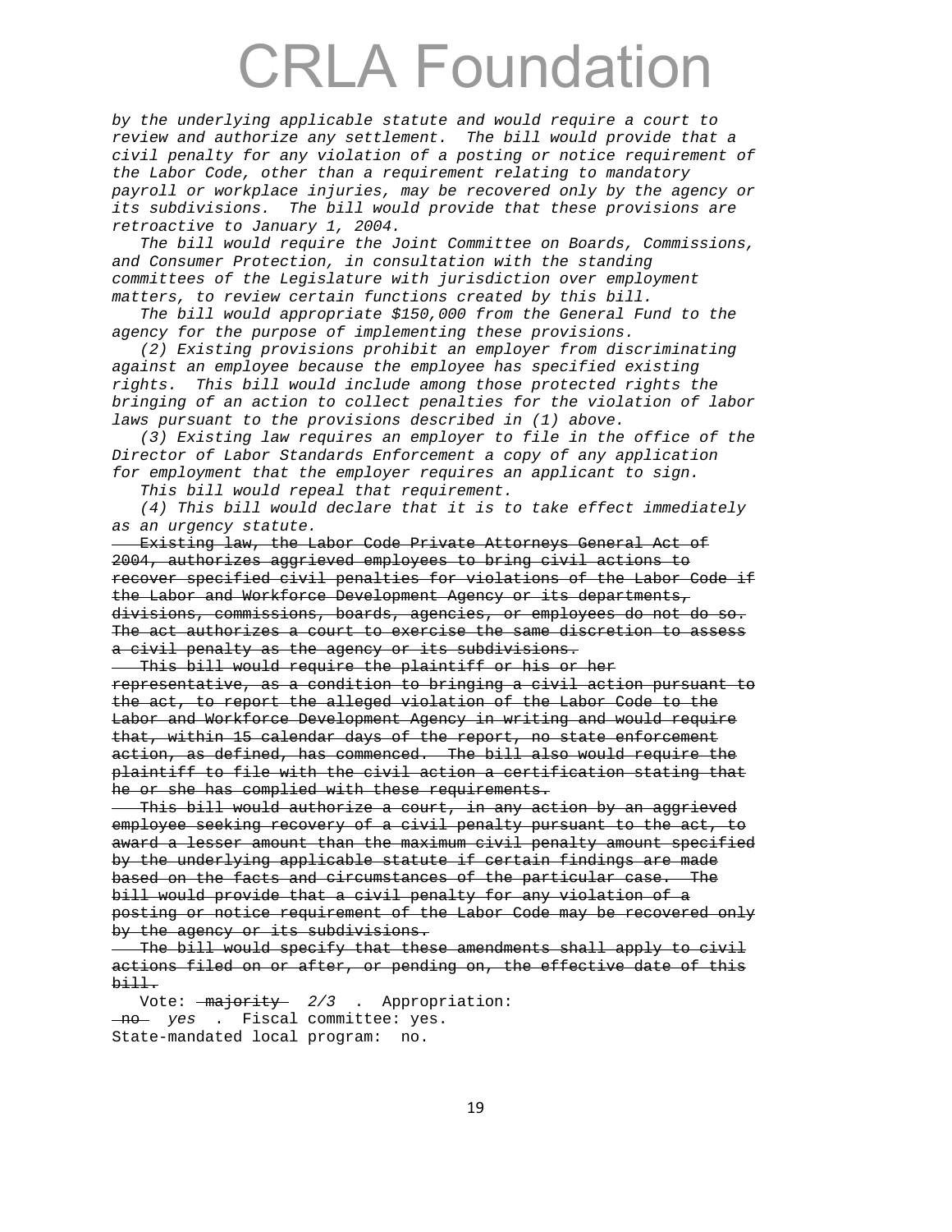*by the underlying applicable statute and would require a court to review and authorize any settlement. The bill would provide that a civil penalty for any violation of a posting or notice requirement of the Labor Code, other than a requirement relating to mandatory payroll or workplace injuries, may be recovered only by the agency or its subdivisions. The bill would provide that these provisions are retroactive to January 1, 2004.*

*The bill would require the Joint Committee on Boards, Commissions, and Consumer Protection, in consultation with the standing committees of the Legislature with jurisdiction over employment matters, to review certain functions created by this bill.*

*The bill would appropriate $150,000 from the General Fund to the agency for the purpose of implementing these provisions.*

*(2) Existing provisions prohibit an employer from discriminating against an employee because the employee has specified existing rights. This bill would include among those protected rights the bringing of an action to collect penalties for the violation of labor laws pursuant to the provisions described in (1) above.*

*(3) Existing law requires an employer to file in the office of the Director of Labor Standards Enforcement a copy of any application for employment that the employer requires an applicant to sign.*

*This bill would repeal that requirement.*

*(4) This bill would declare that it is to take effect immediately as an urgency statute.*

~~Existing law, the Labor Code Private Attorneys General Act of 2004, authorizes aggrieved employees to bring civil actions to recover specified civil penalties for violations of the Labor Code if the Labor and Workforce Development Agency or its departments, divisions, commissions, boards, agencies, or employees do not do so. The act authorizes a court to exercise the same discretion to assess a civil penalty as the agency or its subdivisions.~~

~~This bill would require the plaintiff or his or her representative, as a condition to bringing a civil action pursuant to the act, to report the alleged violation of the Labor Code to the Labor and Workforce Development Agency in writing and would require that, within 15 calendar days of the report, no state enforcement action, as defined, has commenced. The bill also would require the plaintiff to file with the civil action a certification stating that he or she has complied with these requirements.~~

~~This bill would authorize a court, in any action by an aggrieved employee seeking recovery of a civil penalty pursuant to the act, to award a lesser amount than the maximum civil penalty amount specified by the underlying applicable statute if certain findings are made based on the facts and circumstances of the particular case. The bill would provide that a civil penalty for any violation of a posting or notice requirement of the Labor Code may be recovered only by the agency or its subdivisions.~~

~~The bill would specify that these amendments shall apply to civil actions filed on or after, or pending on, the effective date of this bill.~~

Vote: ~~majority~~ *2/3* . Appropriation: ~~no~~ *yes* . Fiscal committee: yes.
State-mandated local program: no.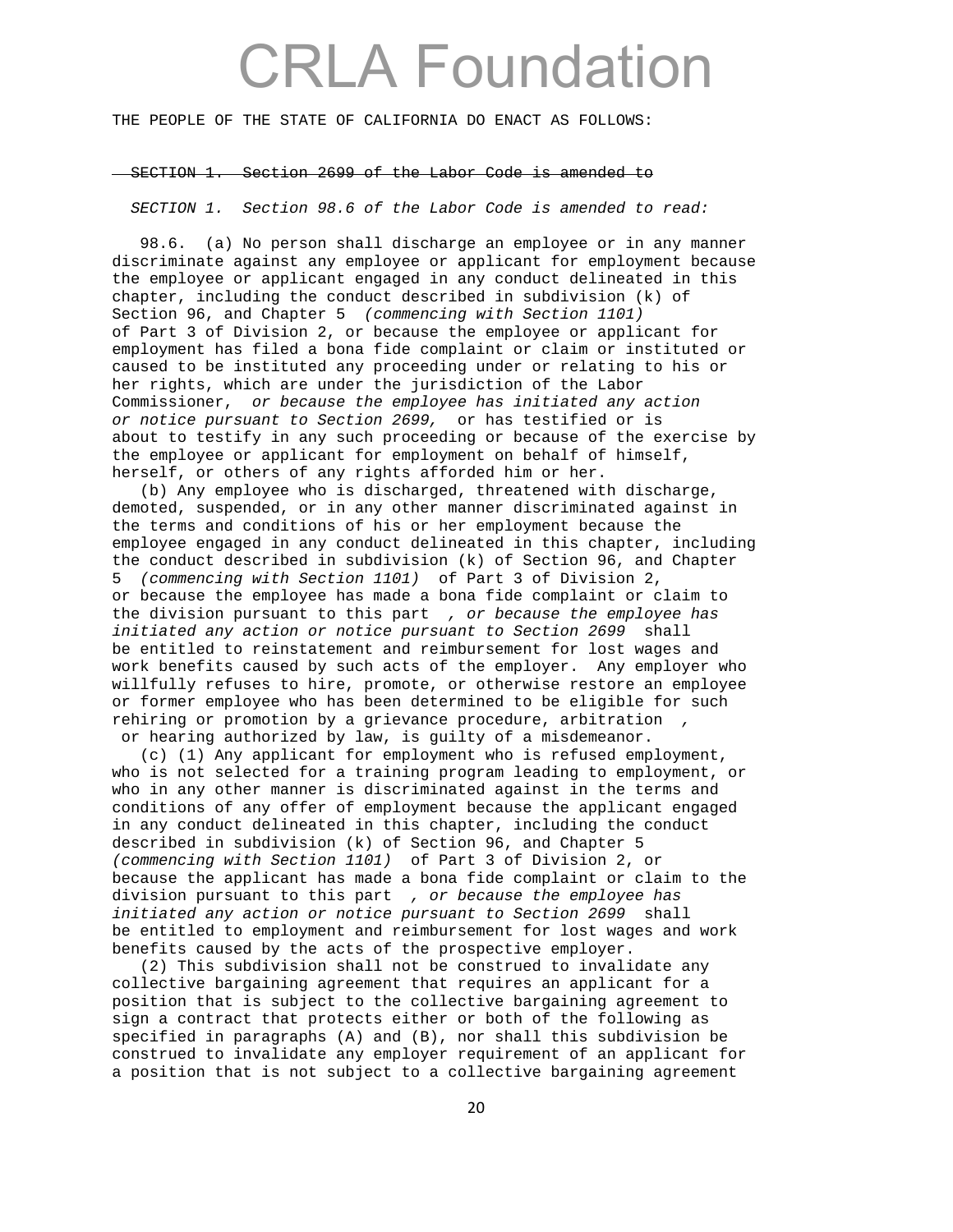# CRLA Foundation

THE PEOPLE OF THE STATE OF CALIFORNIA DO ENACT AS FOLLOWS:

~~SECTION 1. Section 2699 of the Labor Code is amended to~~

*SECTION 1. Section 98.6 of the Labor Code is amended to read:*

98.6. (a) No person shall discharge an employee or in any manner discriminate against any employee or applicant for employment because the employee or applicant engaged in any conduct delineated in this chapter, including the conduct described in subdivision (k) of Section 96, and Chapter 5 *(commencing with Section 1101)* of Part 3 of Division 2, or because the employee or applicant for employment has filed a bona fide complaint or claim or instituted or caused to be instituted any proceeding under or relating to his or her rights, which are under the jurisdiction of the Labor Commissioner, *or because the employee has initiated any action or notice pursuant to Section 2699,* or has testified or is about to testify in any such proceeding or because of the exercise by the employee or applicant for employment on behalf of himself, herself, or others of any rights afforded him or her.

(b) Any employee who is discharged, threatened with discharge, demoted, suspended, or in any other manner discriminated against in the terms and conditions of his or her employment because the employee engaged in any conduct delineated in this chapter, including the conduct described in subdivision (k) of Section 96, and Chapter 5 *(commencing with Section 1101)* of Part 3 of Division 2, or because the employee has made a bona fide complaint or claim to the division pursuant to this part *, or because the employee has initiated any action or notice pursuant to Section 2699* shall be entitled to reinstatement and reimbursement for lost wages and work benefits caused by such acts of the employer. Any employer who willfully refuses to hire, promote, or otherwise restore an employee or former employee who has been determined to be eligible for such rehiring or promotion by a grievance procedure, arbitration *,* or hearing authorized by law, is guilty of a misdemeanor.

(c) (1) Any applicant for employment who is refused employment, who is not selected for a training program leading to employment, or who in any other manner is discriminated against in the terms and conditions of any offer of employment because the applicant engaged in any conduct delineated in this chapter, including the conduct described in subdivision (k) of Section 96, and Chapter 5 *(commencing with Section 1101)* of Part 3 of Division 2, or because the applicant has made a bona fide complaint or claim to the division pursuant to this part *, or because the employee has initiated any action or notice pursuant to Section 2699* shall be entitled to employment and reimbursement for lost wages and work benefits caused by the acts of the prospective employer.

(2) This subdivision shall not be construed to invalidate any collective bargaining agreement that requires an applicant for a position that is subject to the collective bargaining agreement to sign a contract that protects either or both of the following as specified in paragraphs (A) and (B), nor shall this subdivision be construed to invalidate any employer requirement of an applicant for a position that is not subject to a collective bargaining agreement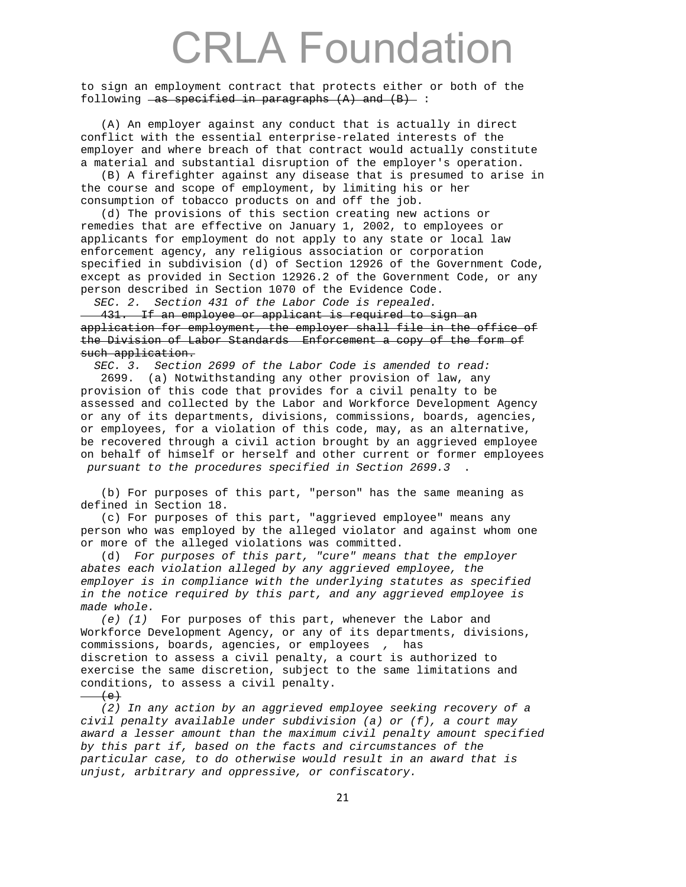# CRLA Foundation

to sign an employment contract that protects either or both of the following ~~as specified in paragraphs (A) and (B)~~ :

(A) An employer against any conduct that is actually in direct conflict with the essential enterprise-related interests of the employer and where breach of that contract would actually constitute a material and substantial disruption of the employer's operation.

(B) A firefighter against any disease that is presumed to arise in the course and scope of employment, by limiting his or her consumption of tobacco products on and off the job.

(d) The provisions of this section creating new actions or remedies that are effective on January 1, 2002, to employees or applicants for employment do not apply to any state or local law enforcement agency, any religious association or corporation specified in subdivision (d) of Section 12926 of the Government Code, except as provided in Section 12926.2 of the Government Code, or any person described in Section 1070 of the Evidence Code.

*SEC. 2. Section 431 of the Labor Code is repealed.*

~~431. If an employee or applicant is required to sign an application for employment, the employer shall file in the office of the Division of Labor Standards Enforcement a copy of the form of such application.~~

*SEC. 3. Section 2699 of the Labor Code is amended to read:*

2699. (a) Notwithstanding any other provision of law, any provision of this code that provides for a civil penalty to be assessed and collected by the Labor and Workforce Development Agency or any of its departments, divisions, commissions, boards, agencies, or employees, for a violation of this code, may, as an alternative, be recovered through a civil action brought by an aggrieved employee on behalf of himself or herself and other current or former employees *pursuant to the procedures specified in Section 2699.3* .

(b) For purposes of this part, "person" has the same meaning as defined in Section 18.

(c) For purposes of this part, "aggrieved employee" means any person who was employed by the alleged violator and against whom one or more of the alleged violations was committed.

(d) *For purposes of this part, "cure" means that the employer abates each violation alleged by any aggrieved employee, the employer is in compliance with the underlying statutes as specified in the notice required by this part, and any aggrieved employee is made whole.*

*(e) (1)* For purposes of this part, whenever the Labor and Workforce Development Agency, or any of its departments, divisions, commissions, boards, agencies, or employees *,* has discretion to assess a civil penalty, a court is authorized to exercise the same discretion, subject to the same limitations and conditions, to assess a civil penalty.

~~(e)~~

*(2) In any action by an aggrieved employee seeking recovery of a civil penalty available under subdivision (a) or (f), a court may award a lesser amount than the maximum civil penalty amount specified by this part if, based on the facts and circumstances of the particular case, to do otherwise would result in an award that is unjust, arbitrary and oppressive, or confiscatory.*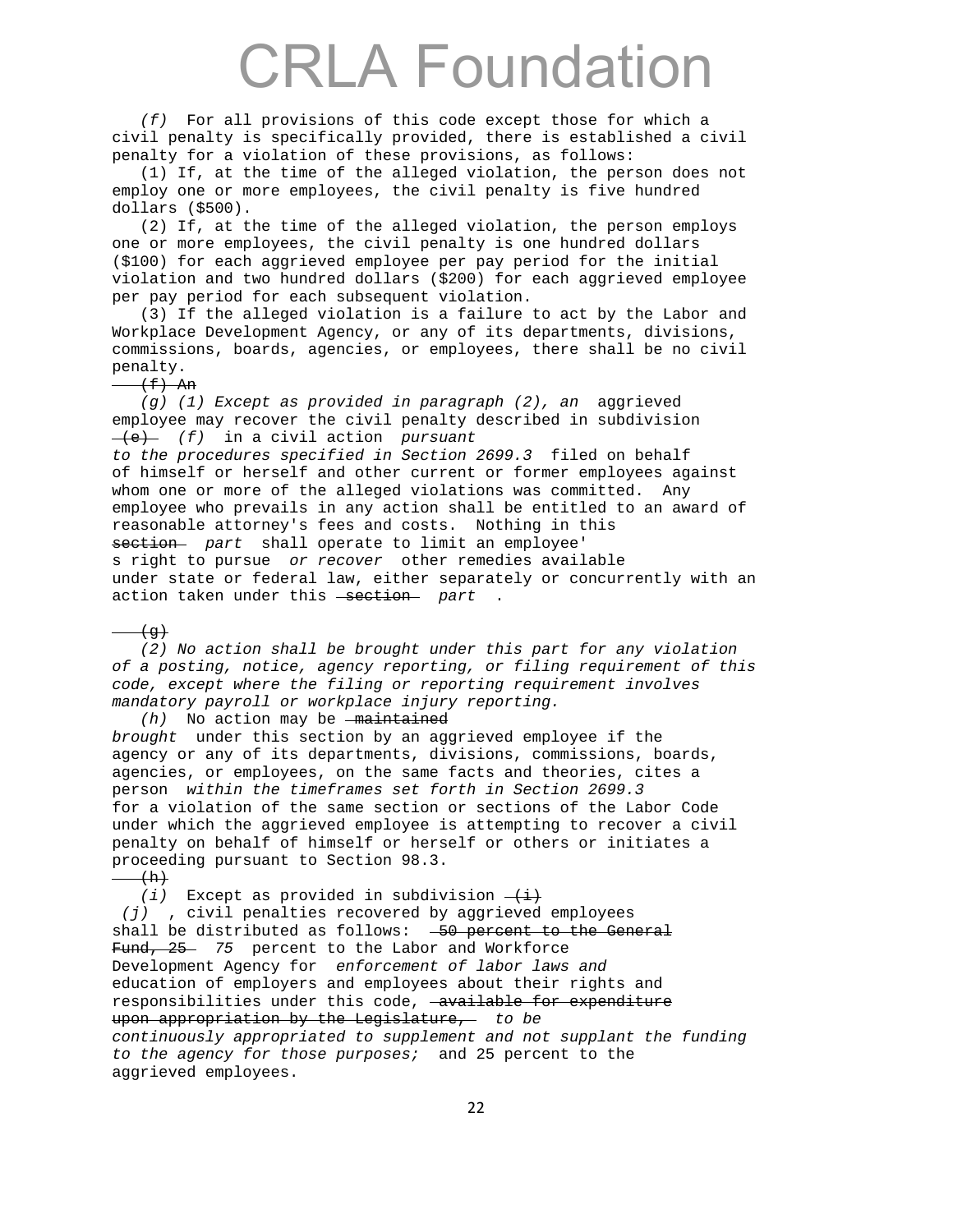*(f)* For all provisions of this code except those for which a civil penalty is specifically provided, there is established a civil penalty for a violation of these provisions, as follows:

(1) If, at the time of the alleged violation, the person does not employ one or more employees, the civil penalty is five hundred dollars ($500).

(2) If, at the time of the alleged violation, the person employs one or more employees, the civil penalty is one hundred dollars ($100) for each aggrieved employee per pay period for the initial violation and two hundred dollars ($200) for each aggrieved employee per pay period for each subsequent violation.

(3) If the alleged violation is a failure to act by the Labor and Workplace Development Agency, or any of its departments, divisions, commissions, boards, agencies, or employees, there shall be no civil penalty.

~~(f) An~~

*(g) (1) Except as provided in paragraph (2), an* aggrieved employee may recover the civil penalty described in subdivision ~~(e)~~ *(f)* in a civil action *pursuant to the procedures specified in Section 2699.3* filed on behalf of himself or herself and other current or former employees against whom one or more of the alleged violations was committed. Any employee who prevails in any action shall be entitled to an award of reasonable attorney's fees and costs. Nothing in this ~~section~~ *part* shall operate to limit an employee's right to pursue *or recover* other remedies available under state or federal law, either separately or concurrently with an action taken under this ~~section~~ *part* .

~~(g)~~

*(2) No action shall be brought under this part for any violation of a posting, notice, agency reporting, or filing requirement of this code, except where the filing or reporting requirement involves mandatory payroll or workplace injury reporting.*

*(h)* No action may be ~~maintained~~ *brought* under this section by an aggrieved employee if the agency or any of its departments, divisions, commissions, boards, agencies, or employees, on the same facts and theories, cites a person *within the timeframes set forth in Section 2699.3* for a violation of the same section or sections of the Labor Code under which the aggrieved employee is attempting to recover a civil penalty on behalf of himself or herself or others or initiates a proceeding pursuant to Section 98.3.

~~(h)~~

*(i)* Except as provided in subdivision ~~(i)~~ *(j)* , civil penalties recovered by aggrieved employees shall be distributed as follows: ~~50 percent to the General Fund, 25~~ *75* percent to the Labor and Workforce Development Agency for *enforcement of labor laws and* education of employers and employees about their rights and responsibilities under this code, ~~available for expenditure upon appropriation by the Legislature,~~ *to be continuously appropriated to supplement and not supplant the funding to the agency for those purposes;* and 25 percent to the aggrieved employees.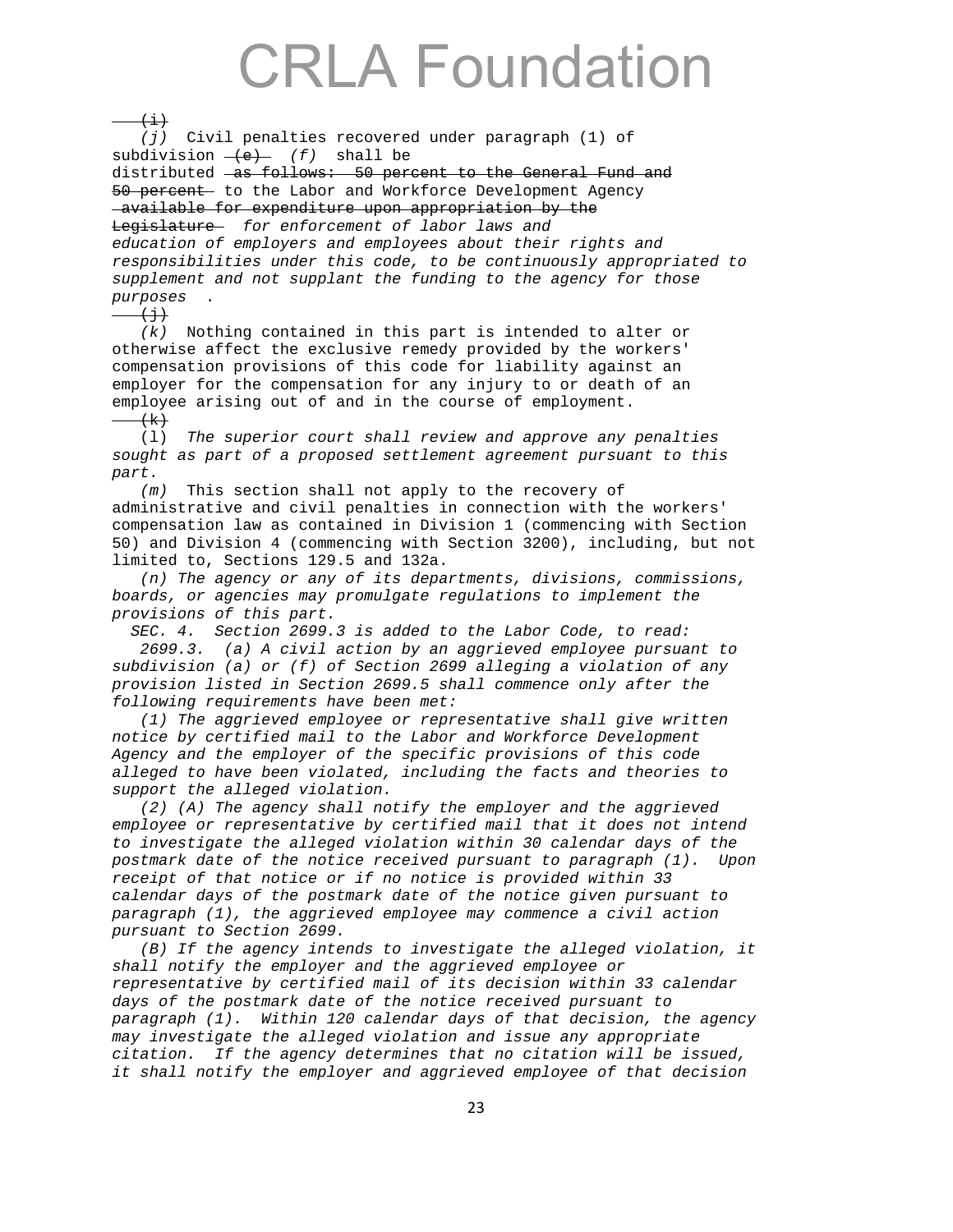# CRLA Foundation

~~(i)~~

*(j)* Civil penalties recovered under paragraph (1) of subdivision ~~(e)~~ *(f)* shall be distributed ~~as follows: 50 percent to the General Fund and 50 percent~~ to the Labor and Workforce Development Agency ~~available for expenditure upon appropriation by the Legislature~~ *for enforcement of labor laws and education of employers and employees about their rights and responsibilities under this code, to be continuously appropriated to supplement and not supplant the funding to the agency for those purposes* .

~~(j)~~

*(k)* Nothing contained in this part is intended to alter or otherwise affect the exclusive remedy provided by the workers' compensation provisions of this code for liability against an employer for the compensation for any injury to or death of an employee arising out of and in the course of employment.

~~(k)~~

(l) *The superior court shall review and approve any penalties sought as part of a proposed settlement agreement pursuant to this part.*

*(m)* This section shall not apply to the recovery of administrative and civil penalties in connection with the workers' compensation law as contained in Division 1 (commencing with Section 50) and Division 4 (commencing with Section 3200), including, but not limited to, Sections 129.5 and 132a.

*(n) The agency or any of its departments, divisions, commissions, boards, or agencies may promulgate regulations to implement the provisions of this part.*

*SEC. 4. Section 2699.3 is added to the Labor Code, to read:*

*2699.3. (a) A civil action by an aggrieved employee pursuant to subdivision (a) or (f) of Section 2699 alleging a violation of any provision listed in Section 2699.5 shall commence only after the following requirements have been met:*

*(1) The aggrieved employee or representative shall give written notice by certified mail to the Labor and Workforce Development Agency and the employer of the specific provisions of this code alleged to have been violated, including the facts and theories to support the alleged violation.*

*(2) (A) The agency shall notify the employer and the aggrieved employee or representative by certified mail that it does not intend to investigate the alleged violation within 30 calendar days of the postmark date of the notice received pursuant to paragraph (1). Upon receipt of that notice or if no notice is provided within 33 calendar days of the postmark date of the notice given pursuant to paragraph (1), the aggrieved employee may commence a civil action pursuant to Section 2699.*

*(B) If the agency intends to investigate the alleged violation, it shall notify the employer and the aggrieved employee or representative by certified mail of its decision within 33 calendar days of the postmark date of the notice received pursuant to paragraph (1). Within 120 calendar days of that decision, the agency may investigate the alleged violation and issue any appropriate citation. If the agency determines that no citation will be issued, it shall notify the employer and aggrieved employee of that decision*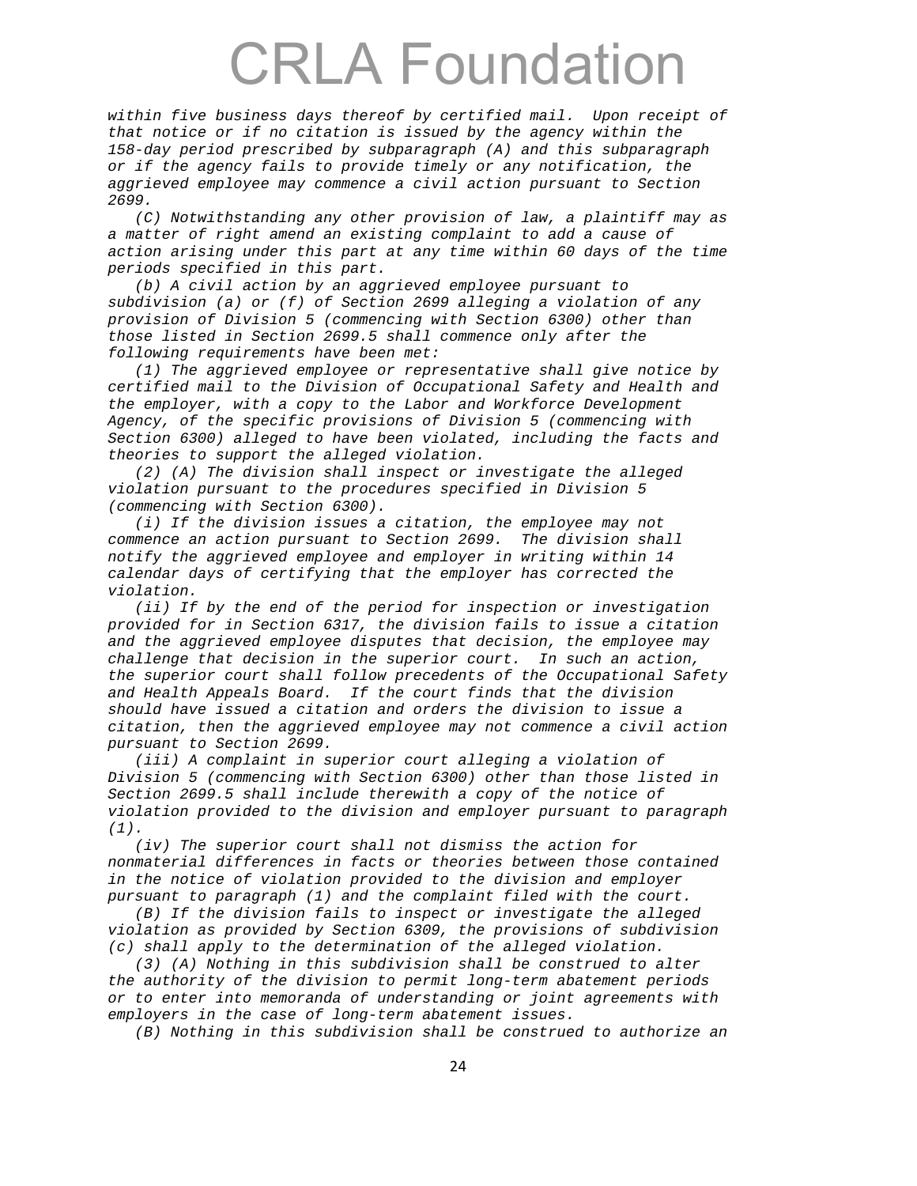*within five business days thereof by certified mail. Upon receipt of that notice or if no citation is issued by the agency within the 158-day period prescribed by subparagraph (A) and this subparagraph or if the agency fails to provide timely or any notification, the aggrieved employee may commence a civil action pursuant to Section 2699.*

*(C) Notwithstanding any other provision of law, a plaintiff may as a matter of right amend an existing complaint to add a cause of action arising under this part at any time within 60 days of the time periods specified in this part.*

*(b) A civil action by an aggrieved employee pursuant to subdivision (a) or (f) of Section 2699 alleging a violation of any provision of Division 5 (commencing with Section 6300) other than those listed in Section 2699.5 shall commence only after the following requirements have been met:*

*(1) The aggrieved employee or representative shall give notice by certified mail to the Division of Occupational Safety and Health and the employer, with a copy to the Labor and Workforce Development Agency, of the specific provisions of Division 5 (commencing with Section 6300) alleged to have been violated, including the facts and theories to support the alleged violation.*

*(2) (A) The division shall inspect or investigate the alleged violation pursuant to the procedures specified in Division 5 (commencing with Section 6300).*

*(i) If the division issues a citation, the employee may not commence an action pursuant to Section 2699. The division shall notify the aggrieved employee and employer in writing within 14 calendar days of certifying that the employer has corrected the violation.*

*(ii) If by the end of the period for inspection or investigation provided for in Section 6317, the division fails to issue a citation and the aggrieved employee disputes that decision, the employee may challenge that decision in the superior court. In such an action, the superior court shall follow precedents of the Occupational Safety and Health Appeals Board. If the court finds that the division should have issued a citation and orders the division to issue a citation, then the aggrieved employee may not commence a civil action pursuant to Section 2699.*

*(iii) A complaint in superior court alleging a violation of Division 5 (commencing with Section 6300) other than those listed in Section 2699.5 shall include therewith a copy of the notice of violation provided to the division and employer pursuant to paragraph (1).*

*(iv) The superior court shall not dismiss the action for nonmaterial differences in facts or theories between those contained in the notice of violation provided to the division and employer pursuant to paragraph (1) and the complaint filed with the court.*

*(B) If the division fails to inspect or investigate the alleged violation as provided by Section 6309, the provisions of subdivision (c) shall apply to the determination of the alleged violation.*

*(3) (A) Nothing in this subdivision shall be construed to alter the authority of the division to permit long-term abatement periods or to enter into memoranda of understanding or joint agreements with employers in the case of long-term abatement issues.*

*(B) Nothing in this subdivision shall be construed to authorize an*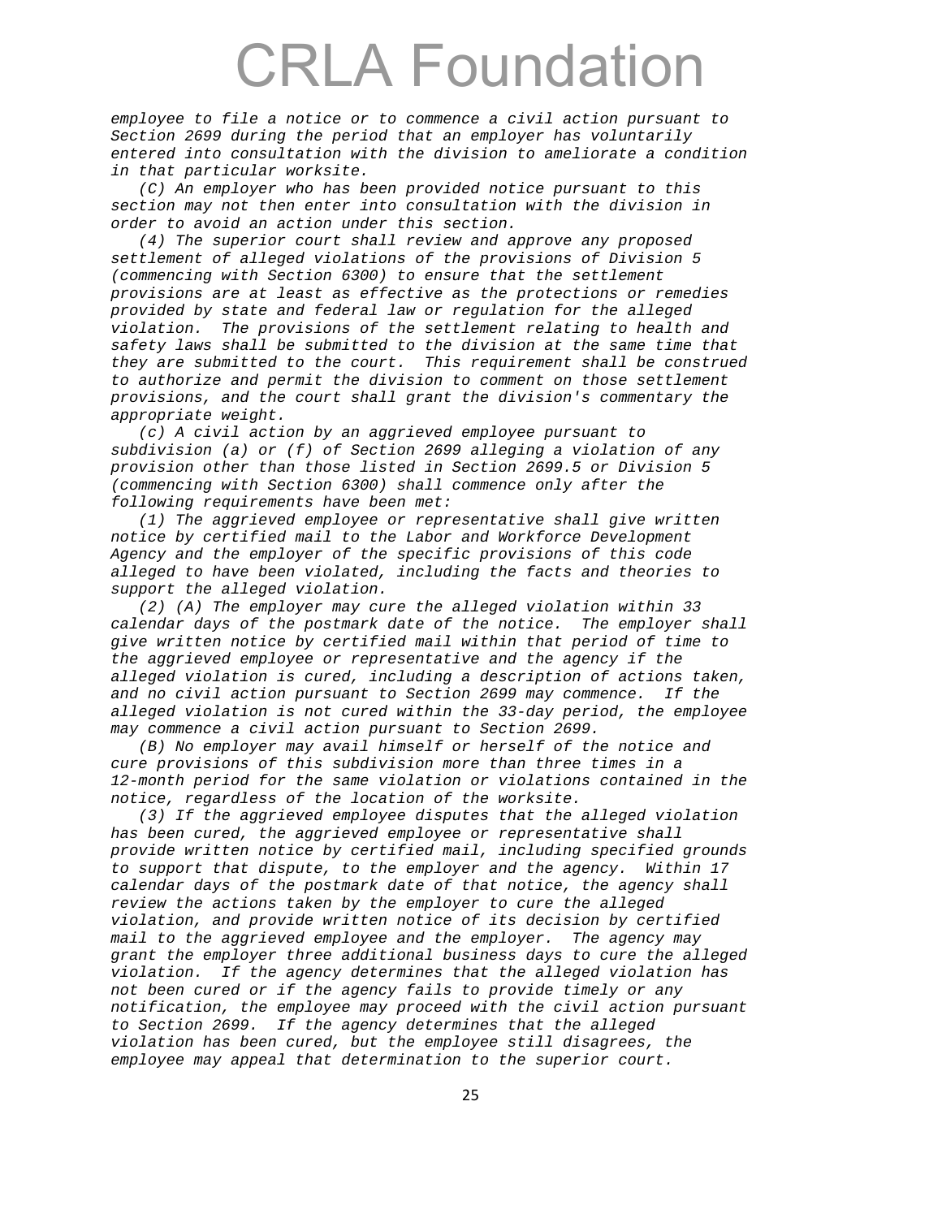*employee to file a notice or to commence a civil action pursuant to Section 2699 during the period that an employer has voluntarily entered into consultation with the division to ameliorate a condition in that particular worksite.*

*(C) An employer who has been provided notice pursuant to this section may not then enter into consultation with the division in order to avoid an action under this section.*

*(4) The superior court shall review and approve any proposed settlement of alleged violations of the provisions of Division 5 (commencing with Section 6300) to ensure that the settlement provisions are at least as effective as the protections or remedies provided by state and federal law or regulation for the alleged violation. The provisions of the settlement relating to health and safety laws shall be submitted to the division at the same time that they are submitted to the court. This requirement shall be construed to authorize and permit the division to comment on those settlement provisions, and the court shall grant the division's commentary the appropriate weight.*

*(c) A civil action by an aggrieved employee pursuant to subdivision (a) or (f) of Section 2699 alleging a violation of any provision other than those listed in Section 2699.5 or Division 5 (commencing with Section 6300) shall commence only after the following requirements have been met:*

*(1) The aggrieved employee or representative shall give written notice by certified mail to the Labor and Workforce Development Agency and the employer of the specific provisions of this code alleged to have been violated, including the facts and theories to support the alleged violation.*

*(2) (A) The employer may cure the alleged violation within 33 calendar days of the postmark date of the notice. The employer shall give written notice by certified mail within that period of time to the aggrieved employee or representative and the agency if the alleged violation is cured, including a description of actions taken, and no civil action pursuant to Section 2699 may commence. If the alleged violation is not cured within the 33-day period, the employee may commence a civil action pursuant to Section 2699.*

*(B) No employer may avail himself or herself of the notice and cure provisions of this subdivision more than three times in a 12-month period for the same violation or violations contained in the notice, regardless of the location of the worksite.*

*(3) If the aggrieved employee disputes that the alleged violation has been cured, the aggrieved employee or representative shall provide written notice by certified mail, including specified grounds to support that dispute, to the employer and the agency. Within 17 calendar days of the postmark date of that notice, the agency shall review the actions taken by the employer to cure the alleged violation, and provide written notice of its decision by certified mail to the aggrieved employee and the employer. The agency may grant the employer three additional business days to cure the alleged violation. If the agency determines that the alleged violation has not been cured or if the agency fails to provide timely or any notification, the employee may proceed with the civil action pursuant to Section 2699. If the agency determines that the alleged violation has been cured, but the employee still disagrees, the employee may appeal that determination to the superior court.*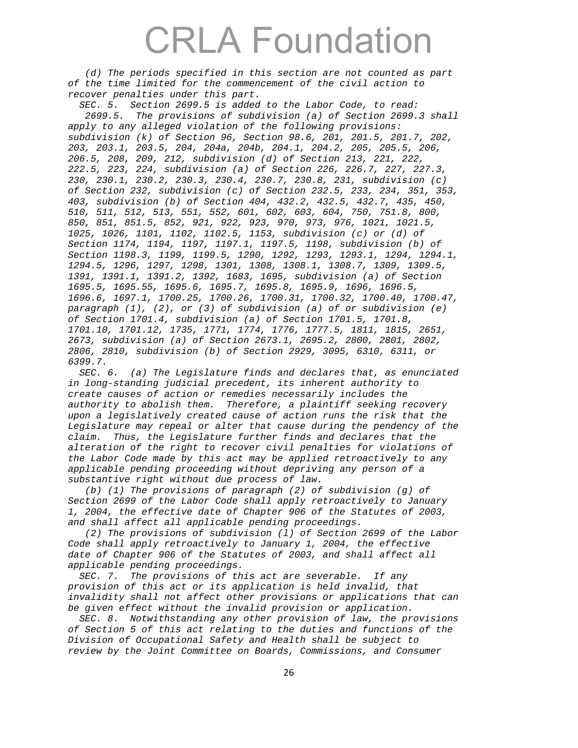(d) The periods specified in this section are not counted as part of the time limited for the commencement of the civil action to recover penalties under this part.

SEC. 5. Section 2699.5 is added to the Labor Code, to read:

2699.5. The provisions of subdivision (a) of Section 2699.3 shall apply to any alleged violation of the following provisions: subdivision (k) of Section 96, Section 98.6, 201, 201.5, 201.7, 202, 203, 203.1, 203.5, 204, 204a, 204b, 204.1, 204.2, 205, 205.5, 206, 206.5, 208, 209, 212, subdivision (d) of Section 213, 221, 222, 222.5, 223, 224, subdivision (a) of Section 226, 226.7, 227, 227.3, 230, 230.1, 230.2, 230.3, 230.4, 230.7, 230.8, 231, subdivision (c) of Section 232, subdivision (c) of Section 232.5, 233, 234, 351, 353, 403, subdivision (b) of Section 404, 432.2, 432.5, 432.7, 435, 450, 510, 511, 512, 513, 551, 552, 601, 602, 603, 604, 750, 751.8, 800, 850, 851, 851.5, 852, 921, 922, 923, 970, 973, 976, 1021, 1021.5, 1025, 1026, 1101, 1102, 1102.5, 1153, subdivision (c) or (d) of Section 1174, 1194, 1197, 1197.1, 1197.5, 1198, subdivision (b) of Section 1198.3, 1199, 1199.5, 1290, 1292, 1293, 1293.1, 1294, 1294.1, 1294.5, 1296, 1297, 1298, 1301, 1308, 1308.1, 1308.7, 1309, 1309.5, 1391, 1391.1, 1391.2, 1392, 1683, 1695, subdivision (a) of Section 1695.5, 1695.55, 1695.6, 1695.7, 1695.8, 1695.9, 1696, 1696.5, 1696.6, 1697.1, 1700.25, 1700.26, 1700.31, 1700.32, 1700.40, 1700.47, paragraph (1), (2), or (3) of subdivision (a) of or subdivision (e) of Section 1701.4, subdivision (a) of Section 1701.5, 1701.8, 1701.10, 1701.12, 1735, 1771, 1774, 1776, 1777.5, 1811, 1815, 2651, 2673, subdivision (a) of Section 2673.1, 2695.2, 2800, 2801, 2802, 2806, 2810, subdivision (b) of Section 2929, 3095, 6310, 6311, or 6399.7.

SEC. 6. (a) The Legislature finds and declares that, as enunciated in long-standing judicial precedent, its inherent authority to create causes of action or remedies necessarily includes the authority to abolish them. Therefore, a plaintiff seeking recovery upon a legislatively created cause of action runs the risk that the Legislature may repeal or alter that cause during the pendency of the claim. Thus, the Legislature further finds and declares that the alteration of the right to recover civil penalties for violations of the Labor Code made by this act may be applied retroactively to any applicable pending proceeding without depriving any person of a substantive right without due process of law.

(b) (1) The provisions of paragraph (2) of subdivision (g) of Section 2699 of the Labor Code shall apply retroactively to January 1, 2004, the effective date of Chapter 906 of the Statutes of 2003, and shall affect all applicable pending proceedings.

(2) The provisions of subdivision (l) of Section 2699 of the Labor Code shall apply retroactively to January 1, 2004, the effective date of Chapter 906 of the Statutes of 2003, and shall affect all applicable pending proceedings.

SEC. 7. The provisions of this act are severable. If any provision of this act or its application is held invalid, that invalidity shall not affect other provisions or applications that can be given effect without the invalid provision or application.

SEC. 8. Notwithstanding any other provision of law, the provisions of Section 5 of this act relating to the duties and functions of the Division of Occupational Safety and Health shall be subject to review by the Joint Committee on Boards, Commissions, and Consumer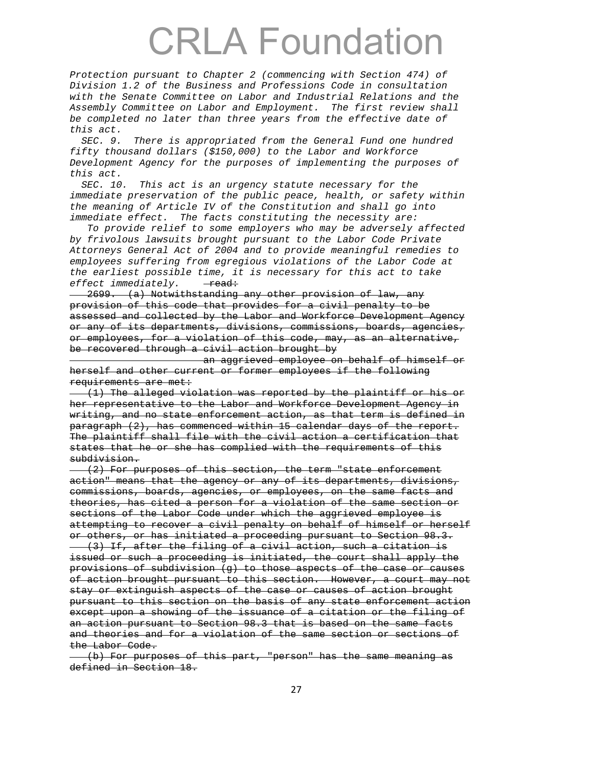*Protection pursuant to Chapter 2 (commencing with Section 474) of Division 1.2 of the Business and Professions Code in consultation with the Senate Committee on Labor and Industrial Relations and the Assembly Committee on Labor and Employment. The first review shall be completed no later than three years from the effective date of this act.*

*SEC. 9. There is appropriated from the General Fund one hundred fifty thousand dollars ($150,000) to the Labor and Workforce Development Agency for the purposes of implementing the purposes of this act.*

*SEC. 10. This act is an urgency statute necessary for the immediate preservation of the public peace, health, or safety within the meaning of Article IV of the Constitution and shall go into immediate effect. The facts constituting the necessity are:*

*To provide relief to some employers who may be adversely affected by frivolous lawsuits brought pursuant to the Labor Code Private Attorneys General Act of 2004 and to provide meaningful remedies to employees suffering from egregious violations of the Labor Code at the earliest possible time, it is necessary for this act to take effect immediately.* ~~read:~~

~~2699. (a) Notwithstanding any other provision of law, any provision of this code that provides for a civil penalty to be assessed and collected by the Labor and Workforce Development Agency or any of its departments, divisions, commissions, boards, agencies, or employees, for a violation of this code, may, as an alternative, be recovered through a civil action brought by an aggrieved employee on behalf of himself or herself and other current or former employees if the following requirements are met:~~

~~(1) The alleged violation was reported by the plaintiff or his or her representative to the Labor and Workforce Development Agency in writing, and no state enforcement action, as that term is defined in paragraph (2), has commenced within 15 calendar days of the report. The plaintiff shall file with the civil action a certification that states that he or she has complied with the requirements of this subdivision.~~

~~(2) For purposes of this section, the term "state enforcement action" means that the agency or any of its departments, divisions, commissions, boards, agencies, or employees, on the same facts and theories, has cited a person for a violation of the same section or sections of the Labor Code under which the aggrieved employee is attempting to recover a civil penalty on behalf of himself or herself or others, or has initiated a proceeding pursuant to Section 98.3.~~

~~(3) If, after the filing of a civil action, such a citation is issued or such a proceeding is initiated, the court shall apply the provisions of subdivision (g) to those aspects of the case or causes of action brought pursuant to this section. However, a court may not stay or extinguish aspects of the case or causes of action brought pursuant to this section on the basis of any state enforcement action except upon a showing of the issuance of a citation or the filing of an action pursuant to Section 98.3 that is based on the same facts and theories and for a violation of the same section or sections of the Labor Code.~~

~~(b) For purposes of this part, "person" has the same meaning as defined in Section 18.~~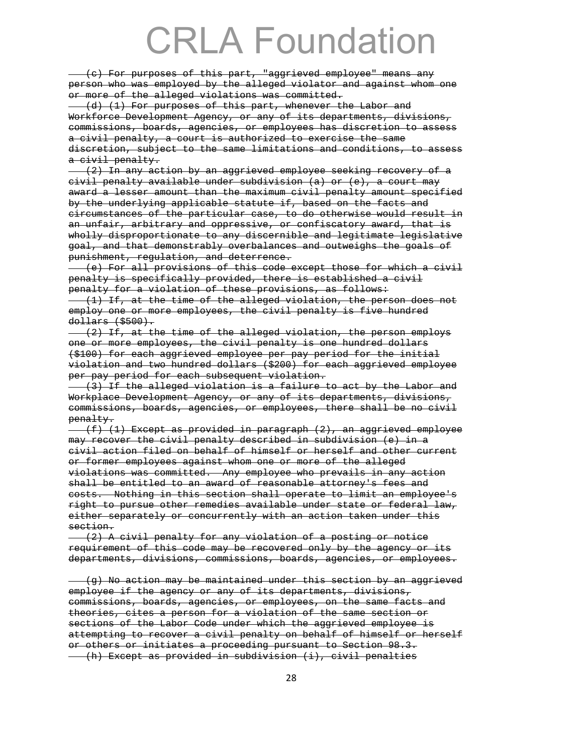~~(c) For purposes of this part, "aggrieved employee" means any person who was employed by the alleged violator and against whom one or more of the alleged violations was committed.~~

~~(d) (1) For purposes of this part, whenever the Labor and Workforce Development Agency, or any of its departments, divisions, commissions, boards, agencies, or employees has discretion to assess a civil penalty, a court is authorized to exercise the same discretion, subject to the same limitations and conditions, to assess a civil penalty.~~

~~(2) In any action by an aggrieved employee seeking recovery of a civil penalty available under subdivision (a) or (e), a court may award a lesser amount than the maximum civil penalty amount specified by the underlying applicable statute if, based on the facts and circumstances of the particular case, to do otherwise would result in an unfair, arbitrary and oppressive, or confiscatory award, that is wholly disproportionate to any discernible and legitimate legislative goal, and that demonstrably overbalances and outweighs the goals of punishment, regulation, and deterrence.~~

~~(e) For all provisions of this code except those for which a civil penalty is specifically provided, there is established a civil penalty for a violation of these provisions, as follows:~~

~~(1) If, at the time of the alleged violation, the person does not employ one or more employees, the civil penalty is five hundred dollars ($500).~~

~~(2) If, at the time of the alleged violation, the person employs one or more employees, the civil penalty is one hundred dollars ($100) for each aggrieved employee per pay period for the initial violation and two hundred dollars ($200) for each aggrieved employee per pay period for each subsequent violation.~~

~~(3) If the alleged violation is a failure to act by the Labor and Workplace Development Agency, or any of its departments, divisions, commissions, boards, agencies, or employees, there shall be no civil penalty.~~

~~(f) (1) Except as provided in paragraph (2), an aggrieved employee may recover the civil penalty described in subdivision (e) in a civil action filed on behalf of himself or herself and other current or former employees against whom one or more of the alleged violations was committed. Any employee who prevails in any action shall be entitled to an award of reasonable attorney's fees and costs. Nothing in this section shall operate to limit an employee's right to pursue other remedies available under state or federal law, either separately or concurrently with an action taken under this section.~~

~~(2) A civil penalty for any violation of a posting or notice requirement of this code may be recovered only by the agency or its departments, divisions, commissions, boards, agencies, or employees.~~

~~(g) No action may be maintained under this section by an aggrieved employee if the agency or any of its departments, divisions, commissions, boards, agencies, or employees, on the same facts and theories, cites a person for a violation of the same section or sections of the Labor Code under which the aggrieved employee is attempting to recover a civil penalty on behalf of himself or herself or others or initiates a proceeding pursuant to Section 98.3.~~

~~(h) Except as provided in subdivision (i), civil penalties~~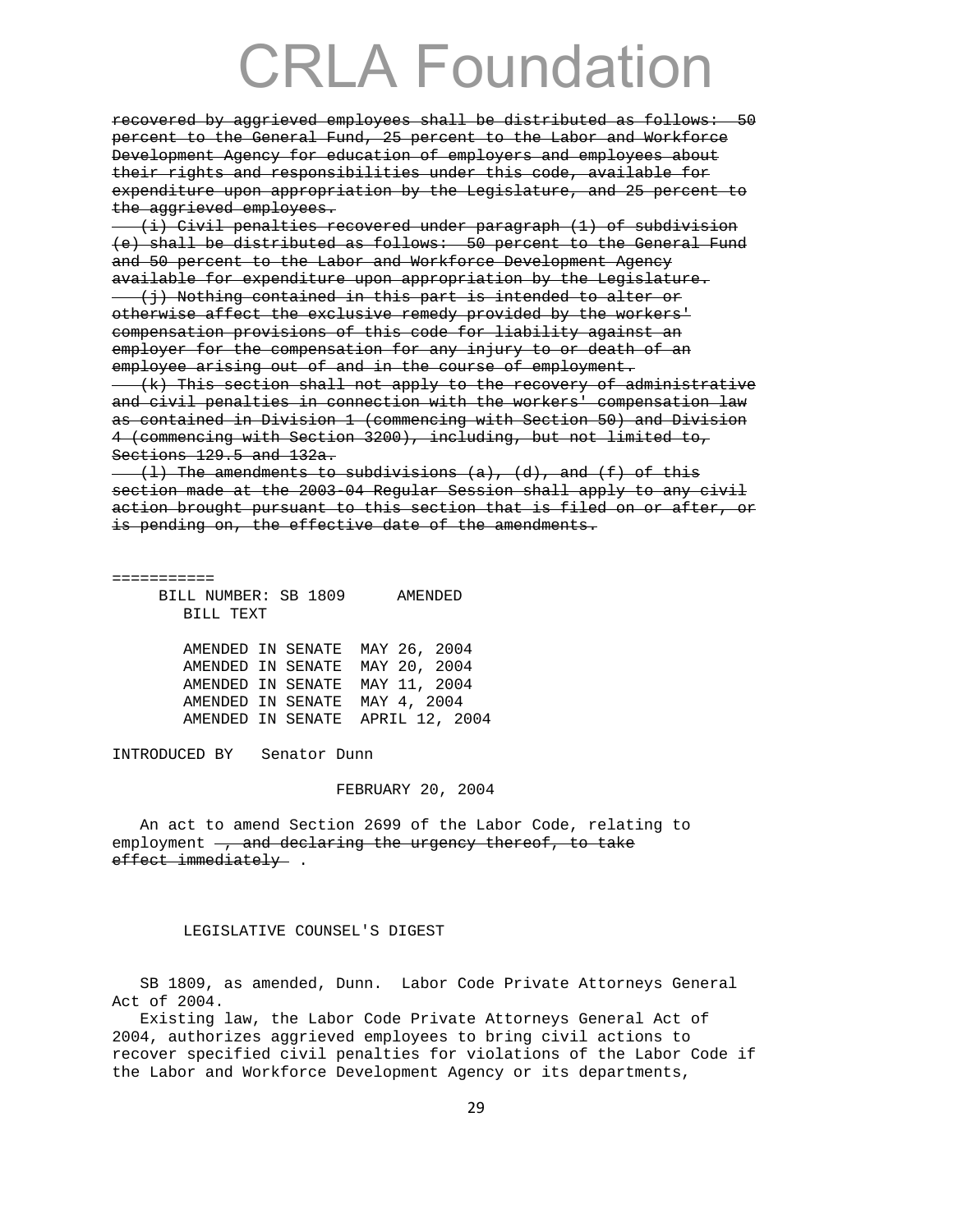~~recovered by aggrieved employees shall be distributed as follows: 50 percent to the General Fund, 25 percent to the Labor and Workforce Development Agency for education of employers and employees about their rights and responsibilities under this code, available for expenditure upon appropriation by the Legislature, and 25 percent to the aggrieved employees.~~

~~(i) Civil penalties recovered under paragraph (1) of subdivision (e) shall be distributed as follows: 50 percent to the General Fund and 50 percent to the Labor and Workforce Development Agency available for expenditure upon appropriation by the Legislature.~~

~~(j) Nothing contained in this part is intended to alter or otherwise affect the exclusive remedy provided by the workers' compensation provisions of this code for liability against an employer for the compensation for any injury to or death of an employee arising out of and in the course of employment.~~

~~(k) This section shall not apply to the recovery of administrative and civil penalties in connection with the workers' compensation law as contained in Division 1 (commencing with Section 50) and Division 4 (commencing with Section 3200), including, but not limited to, Sections 129.5 and 132a.~~

~~(l) The amendments to subdivisions (a), (d), and (f) of this section made at the 2003-04 Regular Session shall apply to any civil action brought pursuant to this section that is filed on or after, or is pending on, the effective date of the amendments.~~

===========

BILL NUMBER: SB 1809 AMENDED
BILL TEXT

AMENDED IN SENATE MAY 26, 2004
AMENDED IN SENATE MAY 20, 2004
AMENDED IN SENATE MAY 11, 2004
AMENDED IN SENATE MAY 4, 2004
AMENDED IN SENATE APRIL 12, 2004

INTRODUCED BY Senator Dunn

FEBRUARY 20, 2004

An act to amend Section 2699 of the Labor Code, relating to employment ~~, and declaring the urgency thereof, to take effect immediately~~ .

LEGISLATIVE COUNSEL'S DIGEST

SB 1809, as amended, Dunn. Labor Code Private Attorneys General Act of 2004.

Existing law, the Labor Code Private Attorneys General Act of 2004, authorizes aggrieved employees to bring civil actions to recover specified civil penalties for violations of the Labor Code if the Labor and Workforce Development Agency or its departments,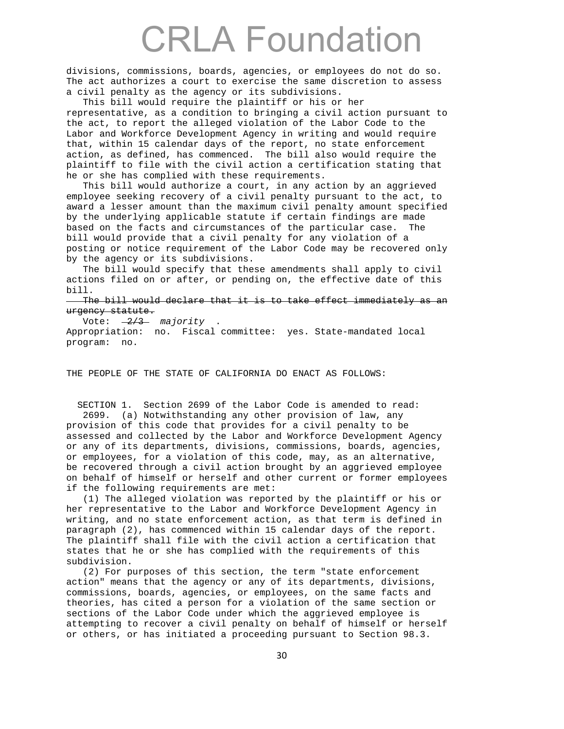divisions, commissions, boards, agencies, or employees do not do so. The act authorizes a court to exercise the same discretion to assess a civil penalty as the agency or its subdivisions.

This bill would require the plaintiff or his or her representative, as a condition to bringing a civil action pursuant to the act, to report the alleged violation of the Labor Code to the Labor and Workforce Development Agency in writing and would require that, within 15 calendar days of the report, no state enforcement action, as defined, has commenced. The bill also would require the plaintiff to file with the civil action a certification stating that he or she has complied with these requirements.

This bill would authorize a court, in any action by an aggrieved employee seeking recovery of a civil penalty pursuant to the act, to award a lesser amount than the maximum civil penalty amount specified by the underlying applicable statute if certain findings are made based on the facts and circumstances of the particular case. The bill would provide that a civil penalty for any violation of a posting or notice requirement of the Labor Code may be recovered only by the agency or its subdivisions.

The bill would specify that these amendments shall apply to civil actions filed on or after, or pending on, the effective date of this bill.

~~The bill would declare that it is to take effect immediately as an urgency statute.~~

Vote: ~~2/3~~ *majority* .
Appropriation: no. Fiscal committee: yes. State-mandated local program: no.

THE PEOPLE OF THE STATE OF CALIFORNIA DO ENACT AS FOLLOWS:

SECTION 1. Section 2699 of the Labor Code is amended to read:

2699. (a) Notwithstanding any other provision of law, any provision of this code that provides for a civil penalty to be assessed and collected by the Labor and Workforce Development Agency or any of its departments, divisions, commissions, boards, agencies, or employees, for a violation of this code, may, as an alternative, be recovered through a civil action brought by an aggrieved employee on behalf of himself or herself and other current or former employees if the following requirements are met:

(1) The alleged violation was reported by the plaintiff or his or her representative to the Labor and Workforce Development Agency in writing, and no state enforcement action, as that term is defined in paragraph (2), has commenced within 15 calendar days of the report. The plaintiff shall file with the civil action a certification that states that he or she has complied with the requirements of this subdivision.

(2) For purposes of this section, the term "state enforcement action" means that the agency or any of its departments, divisions, commissions, boards, agencies, or employees, on the same facts and theories, has cited a person for a violation of the same section or sections of the Labor Code under which the aggrieved employee is attempting to recover a civil penalty on behalf of himself or herself or others, or has initiated a proceeding pursuant to Section 98.3.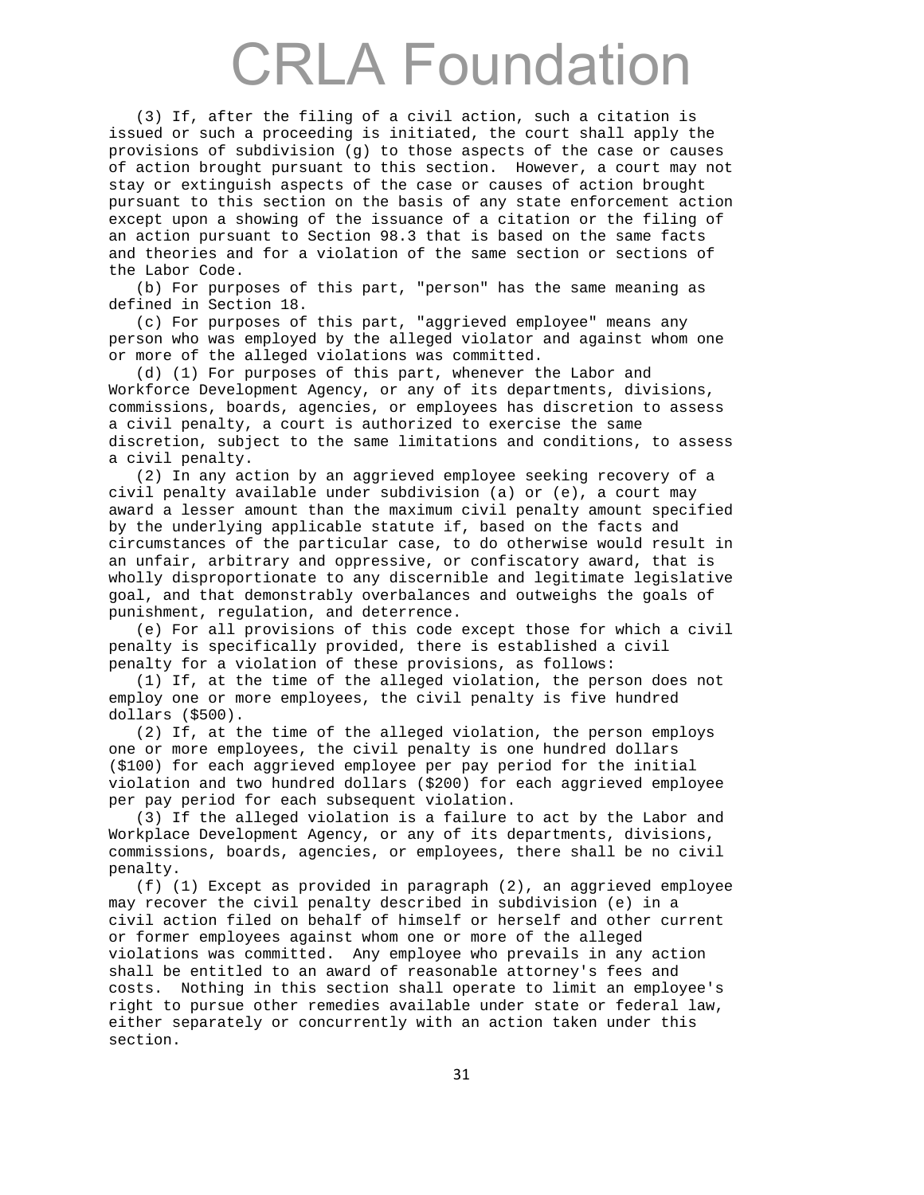(3) If, after the filing of a civil action, such a citation is issued or such a proceeding is initiated, the court shall apply the provisions of subdivision (g) to those aspects of the case or causes of action brought pursuant to this section. However, a court may not stay or extinguish aspects of the case or causes of action brought pursuant to this section on the basis of any state enforcement action except upon a showing of the issuance of a citation or the filing of an action pursuant to Section 98.3 that is based on the same facts and theories and for a violation of the same section or sections of the Labor Code.

(b) For purposes of this part, "person" has the same meaning as defined in Section 18.

(c) For purposes of this part, "aggrieved employee" means any person who was employed by the alleged violator and against whom one or more of the alleged violations was committed.

(d) (1) For purposes of this part, whenever the Labor and Workforce Development Agency, or any of its departments, divisions, commissions, boards, agencies, or employees has discretion to assess a civil penalty, a court is authorized to exercise the same discretion, subject to the same limitations and conditions, to assess a civil penalty.

(2) In any action by an aggrieved employee seeking recovery of a civil penalty available under subdivision (a) or (e), a court may award a lesser amount than the maximum civil penalty amount specified by the underlying applicable statute if, based on the facts and circumstances of the particular case, to do otherwise would result in an unfair, arbitrary and oppressive, or confiscatory award, that is wholly disproportionate to any discernible and legitimate legislative goal, and that demonstrably overbalances and outweighs the goals of punishment, regulation, and deterrence.

(e) For all provisions of this code except those for which a civil penalty is specifically provided, there is established a civil penalty for a violation of these provisions, as follows:

(1) If, at the time of the alleged violation, the person does not employ one or more employees, the civil penalty is five hundred dollars ($500).

(2) If, at the time of the alleged violation, the person employs one or more employees, the civil penalty is one hundred dollars ($100) for each aggrieved employee per pay period for the initial violation and two hundred dollars ($200) for each aggrieved employee per pay period for each subsequent violation.

(3) If the alleged violation is a failure to act by the Labor and Workplace Development Agency, or any of its departments, divisions, commissions, boards, agencies, or employees, there shall be no civil penalty.

(f) (1) Except as provided in paragraph (2), an aggrieved employee may recover the civil penalty described in subdivision (e) in a civil action filed on behalf of himself or herself and other current or former employees against whom one or more of the alleged violations was committed. Any employee who prevails in any action shall be entitled to an award of reasonable attorney's fees and costs. Nothing in this section shall operate to limit an employee's right to pursue other remedies available under state or federal law, either separately or concurrently with an action taken under this section.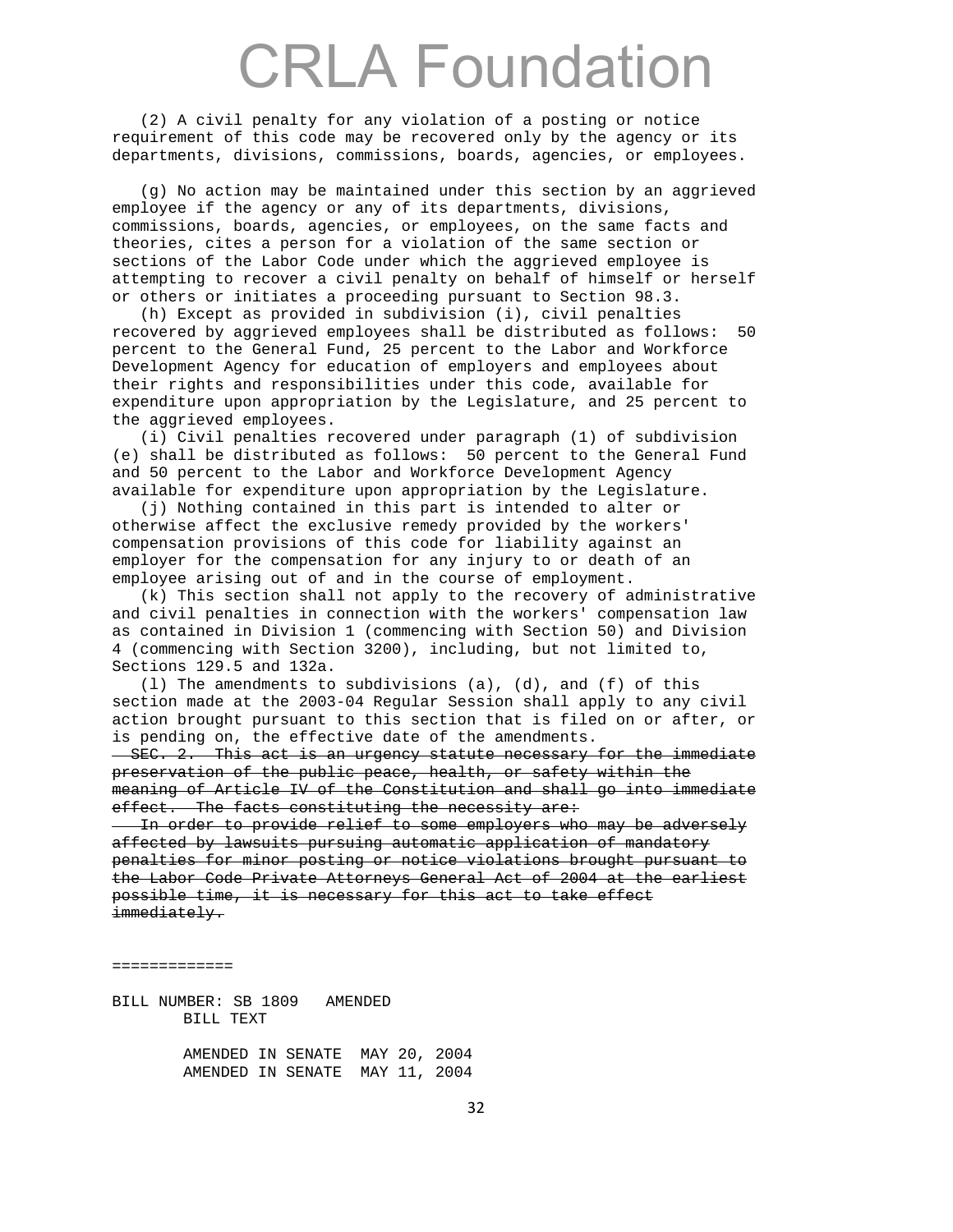(2) A civil penalty for any violation of a posting or notice requirement of this code may be recovered only by the agency or its departments, divisions, commissions, boards, agencies, or employees.

(g) No action may be maintained under this section by an aggrieved employee if the agency or any of its departments, divisions, commissions, boards, agencies, or employees, on the same facts and theories, cites a person for a violation of the same section or sections of the Labor Code under which the aggrieved employee is attempting to recover a civil penalty on behalf of himself or herself or others or initiates a proceeding pursuant to Section 98.3.

(h) Except as provided in subdivision (i), civil penalties recovered by aggrieved employees shall be distributed as follows: 50 percent to the General Fund, 25 percent to the Labor and Workforce Development Agency for education of employers and employees about their rights and responsibilities under this code, available for expenditure upon appropriation by the Legislature, and 25 percent to the aggrieved employees.

(i) Civil penalties recovered under paragraph (1) of subdivision (e) shall be distributed as follows: 50 percent to the General Fund and 50 percent to the Labor and Workforce Development Agency available for expenditure upon appropriation by the Legislature.

(j) Nothing contained in this part is intended to alter or otherwise affect the exclusive remedy provided by the workers' compensation provisions of this code for liability against an employer for the compensation for any injury to or death of an employee arising out of and in the course of employment.

(k) This section shall not apply to the recovery of administrative and civil penalties in connection with the workers' compensation law as contained in Division 1 (commencing with Section 50) and Division 4 (commencing with Section 3200), including, but not limited to, Sections 129.5 and 132a.

(l) The amendments to subdivisions (a), (d), and (f) of this section made at the 2003-04 Regular Session shall apply to any civil action brought pursuant to this section that is filed on or after, or is pending on, the effective date of the amendments.

~~SEC. 2. This act is an urgency statute necessary for the immediate preservation of the public peace, health, or safety within the meaning of Article IV of the Constitution and shall go into immediate effect. The facts constituting the necessity are:~~

~~In order to provide relief to some employers who may be adversely affected by lawsuits pursuing automatic application of mandatory penalties for minor posting or notice violations brought pursuant to the Labor Code Private Attorneys General Act of 2004 at the earliest possible time, it is necessary for this act to take effect immediately.~~

=============

BILL NUMBER: SB 1809 AMENDED
BILL TEXT

AMENDED IN SENATE MAY 20, 2004
AMENDED IN SENATE MAY 11, 2004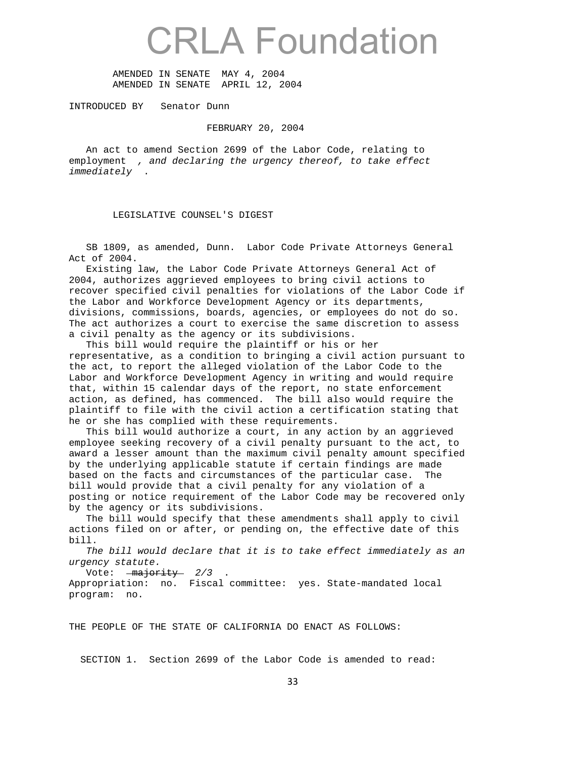# CRLA Foundation

AMENDED IN SENATE MAY 4, 2004
AMENDED IN SENATE APRIL 12, 2004

INTRODUCED BY Senator Dunn

FEBRUARY 20, 2004

An act to amend Section 2699 of the Labor Code, relating to employment *, and declaring the urgency thereof, to take effect immediately* .

LEGISLATIVE COUNSEL'S DIGEST

SB 1809, as amended, Dunn. Labor Code Private Attorneys General Act of 2004.

Existing law, the Labor Code Private Attorneys General Act of 2004, authorizes aggrieved employees to bring civil actions to recover specified civil penalties for violations of the Labor Code if the Labor and Workforce Development Agency or its departments, divisions, commissions, boards, agencies, or employees do not do so. The act authorizes a court to exercise the same discretion to assess a civil penalty as the agency or its subdivisions.

This bill would require the plaintiff or his or her representative, as a condition to bringing a civil action pursuant to the act, to report the alleged violation of the Labor Code to the Labor and Workforce Development Agency in writing and would require that, within 15 calendar days of the report, no state enforcement action, as defined, has commenced. The bill also would require the plaintiff to file with the civil action a certification stating that he or she has complied with these requirements.

This bill would authorize a court, in any action by an aggrieved employee seeking recovery of a civil penalty pursuant to the act, to award a lesser amount than the maximum civil penalty amount specified by the underlying applicable statute if certain findings are made based on the facts and circumstances of the particular case. The bill would provide that a civil penalty for any violation of a posting or notice requirement of the Labor Code may be recovered only by the agency or its subdivisions.

The bill would specify that these amendments shall apply to civil actions filed on or after, or pending on, the effective date of this bill.

*The bill would declare that it is to take effect immediately as an urgency statute.*

Vote: ~~majority~~ *2/3* .
Appropriation: no. Fiscal committee: yes. State-mandated local program: no.

THE PEOPLE OF THE STATE OF CALIFORNIA DO ENACT AS FOLLOWS:

SECTION 1. Section 2699 of the Labor Code is amended to read: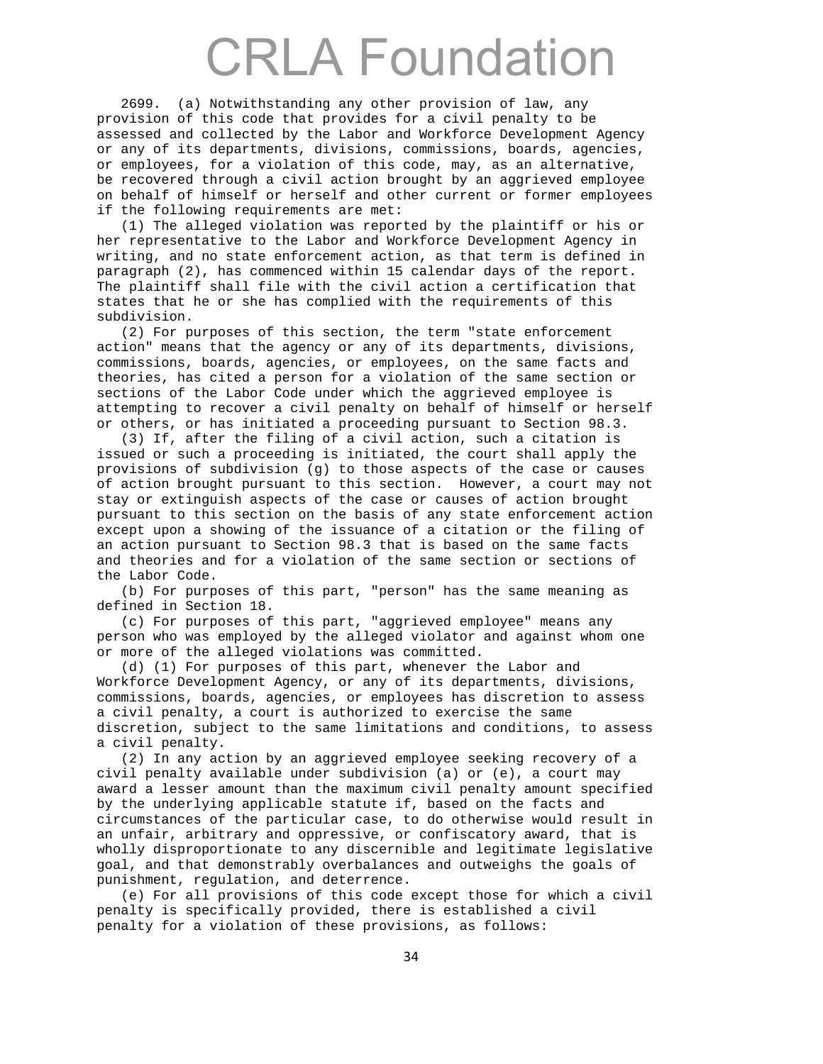2699. (a) Notwithstanding any other provision of law, any provision of this code that provides for a civil penalty to be assessed and collected by the Labor and Workforce Development Agency or any of its departments, divisions, commissions, boards, agencies, or employees, for a violation of this code, may, as an alternative, be recovered through a civil action brought by an aggrieved employee on behalf of himself or herself and other current or former employees if the following requirements are met:

(1) The alleged violation was reported by the plaintiff or his or her representative to the Labor and Workforce Development Agency in writing, and no state enforcement action, as that term is defined in paragraph (2), has commenced within 15 calendar days of the report. The plaintiff shall file with the civil action a certification that states that he or she has complied with the requirements of this subdivision.

(2) For purposes of this section, the term "state enforcement action" means that the agency or any of its departments, divisions, commissions, boards, agencies, or employees, on the same facts and theories, has cited a person for a violation of the same section or sections of the Labor Code under which the aggrieved employee is attempting to recover a civil penalty on behalf of himself or herself or others, or has initiated a proceeding pursuant to Section 98.3.

(3) If, after the filing of a civil action, such a citation is issued or such a proceeding is initiated, the court shall apply the provisions of subdivision (g) to those aspects of the case or causes of action brought pursuant to this section. However, a court may not stay or extinguish aspects of the case or causes of action brought pursuant to this section on the basis of any state enforcement action except upon a showing of the issuance of a citation or the filing of an action pursuant to Section 98.3 that is based on the same facts and theories and for a violation of the same section or sections of the Labor Code.

(b) For purposes of this part, "person" has the same meaning as defined in Section 18.

(c) For purposes of this part, "aggrieved employee" means any person who was employed by the alleged violator and against whom one or more of the alleged violations was committed.

(d) (1) For purposes of this part, whenever the Labor and Workforce Development Agency, or any of its departments, divisions, commissions, boards, agencies, or employees has discretion to assess a civil penalty, a court is authorized to exercise the same discretion, subject to the same limitations and conditions, to assess a civil penalty.

(2) In any action by an aggrieved employee seeking recovery of a civil penalty available under subdivision (a) or (e), a court may award a lesser amount than the maximum civil penalty amount specified by the underlying applicable statute if, based on the facts and circumstances of the particular case, to do otherwise would result in an unfair, arbitrary and oppressive, or confiscatory award, that is wholly disproportionate to any discernible and legitimate legislative goal, and that demonstrably overbalances and outweighs the goals of punishment, regulation, and deterrence.

(e) For all provisions of this code except those for which a civil penalty is specifically provided, there is established a civil penalty for a violation of these provisions, as follows: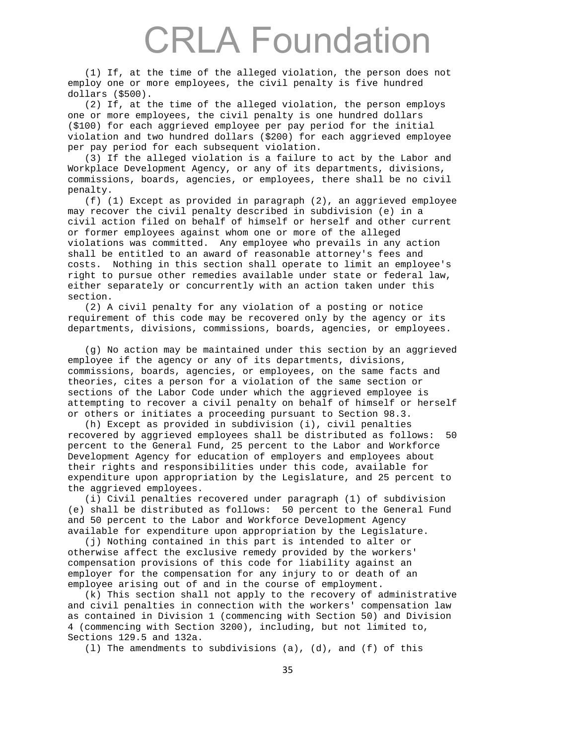(1) If, at the time of the alleged violation, the person does not employ one or more employees, the civil penalty is five hundred dollars ($500).

(2) If, at the time of the alleged violation, the person employs one or more employees, the civil penalty is one hundred dollars ($100) for each aggrieved employee per pay period for the initial violation and two hundred dollars ($200) for each aggrieved employee per pay period for each subsequent violation.

(3) If the alleged violation is a failure to act by the Labor and Workplace Development Agency, or any of its departments, divisions, commissions, boards, agencies, or employees, there shall be no civil penalty.

(f) (1) Except as provided in paragraph (2), an aggrieved employee may recover the civil penalty described in subdivision (e) in a civil action filed on behalf of himself or herself and other current or former employees against whom one or more of the alleged violations was committed. Any employee who prevails in any action shall be entitled to an award of reasonable attorney's fees and costs. Nothing in this section shall operate to limit an employee's right to pursue other remedies available under state or federal law, either separately or concurrently with an action taken under this section.

(2) A civil penalty for any violation of a posting or notice requirement of this code may be recovered only by the agency or its departments, divisions, commissions, boards, agencies, or employees.

(g) No action may be maintained under this section by an aggrieved employee if the agency or any of its departments, divisions, commissions, boards, agencies, or employees, on the same facts and theories, cites a person for a violation of the same section or sections of the Labor Code under which the aggrieved employee is attempting to recover a civil penalty on behalf of himself or herself or others or initiates a proceeding pursuant to Section 98.3.

(h) Except as provided in subdivision (i), civil penalties recovered by aggrieved employees shall be distributed as follows: 50 percent to the General Fund, 25 percent to the Labor and Workforce Development Agency for education of employers and employees about their rights and responsibilities under this code, available for expenditure upon appropriation by the Legislature, and 25 percent to the aggrieved employees.

(i) Civil penalties recovered under paragraph (1) of subdivision (e) shall be distributed as follows: 50 percent to the General Fund and 50 percent to the Labor and Workforce Development Agency available for expenditure upon appropriation by the Legislature.

(j) Nothing contained in this part is intended to alter or otherwise affect the exclusive remedy provided by the workers' compensation provisions of this code for liability against an employer for the compensation for any injury to or death of an employee arising out of and in the course of employment.

(k) This section shall not apply to the recovery of administrative and civil penalties in connection with the workers' compensation law as contained in Division 1 (commencing with Section 50) and Division 4 (commencing with Section 3200), including, but not limited to, Sections 129.5 and 132a.

(l) The amendments to subdivisions (a), (d), and (f) of this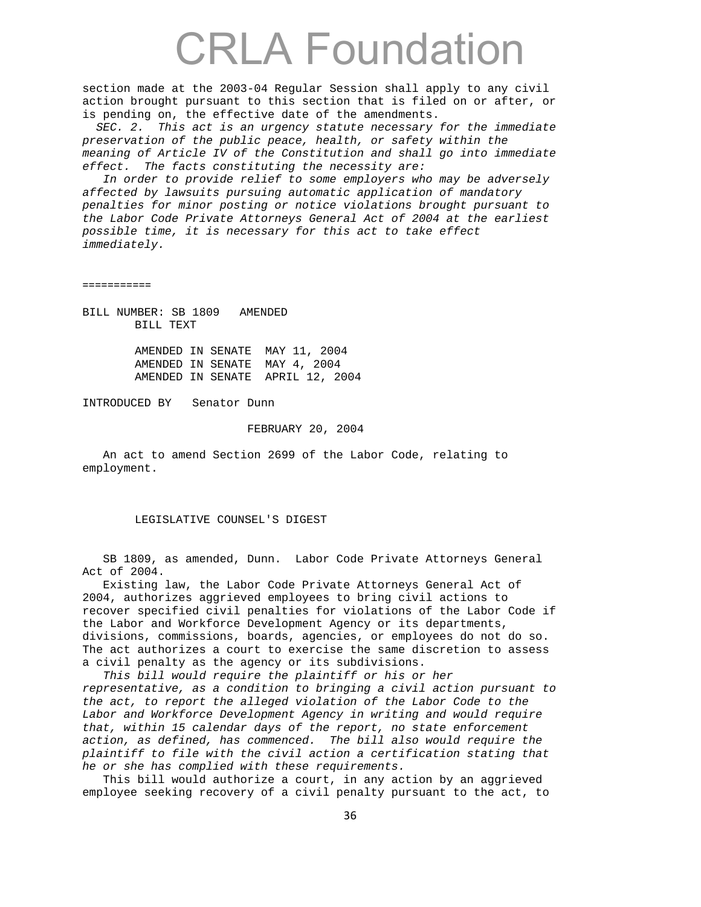section made at the 2003-04 Regular Session shall apply to any civil action brought pursuant to this section that is filed on or after, or is pending on, the effective date of the amendments.

*SEC. 2. This act is an urgency statute necessary for the immediate preservation of the public peace, health, or safety within the meaning of Article IV of the Constitution and shall go into immediate effect. The facts constituting the necessity are:*

*In order to provide relief to some employers who may be adversely affected by lawsuits pursuing automatic application of mandatory penalties for minor posting or notice violations brought pursuant to the Labor Code Private Attorneys General Act of 2004 at the earliest possible time, it is necessary for this act to take effect immediately.*

===========

BILL NUMBER: SB 1809 AMENDED
BILL TEXT

AMENDED IN SENATE MAY 11, 2004
AMENDED IN SENATE MAY 4, 2004
AMENDED IN SENATE APRIL 12, 2004

INTRODUCED BY Senator Dunn

FEBRUARY 20, 2004

An act to amend Section 2699 of the Labor Code, relating to employment.

LEGISLATIVE COUNSEL'S DIGEST

SB 1809, as amended, Dunn. Labor Code Private Attorneys General Act of 2004.

Existing law, the Labor Code Private Attorneys General Act of 2004, authorizes aggrieved employees to bring civil actions to recover specified civil penalties for violations of the Labor Code if the Labor and Workforce Development Agency or its departments, divisions, commissions, boards, agencies, or employees do not do so. The act authorizes a court to exercise the same discretion to assess a civil penalty as the agency or its subdivisions.

*This bill would require the plaintiff or his or her representative, as a condition to bringing a civil action pursuant to the act, to report the alleged violation of the Labor Code to the Labor and Workforce Development Agency in writing and would require that, within 15 calendar days of the report, no state enforcement action, as defined, has commenced. The bill also would require the plaintiff to file with the civil action a certification stating that he or she has complied with these requirements.*

This bill would authorize a court, in any action by an aggrieved employee seeking recovery of a civil penalty pursuant to the act, to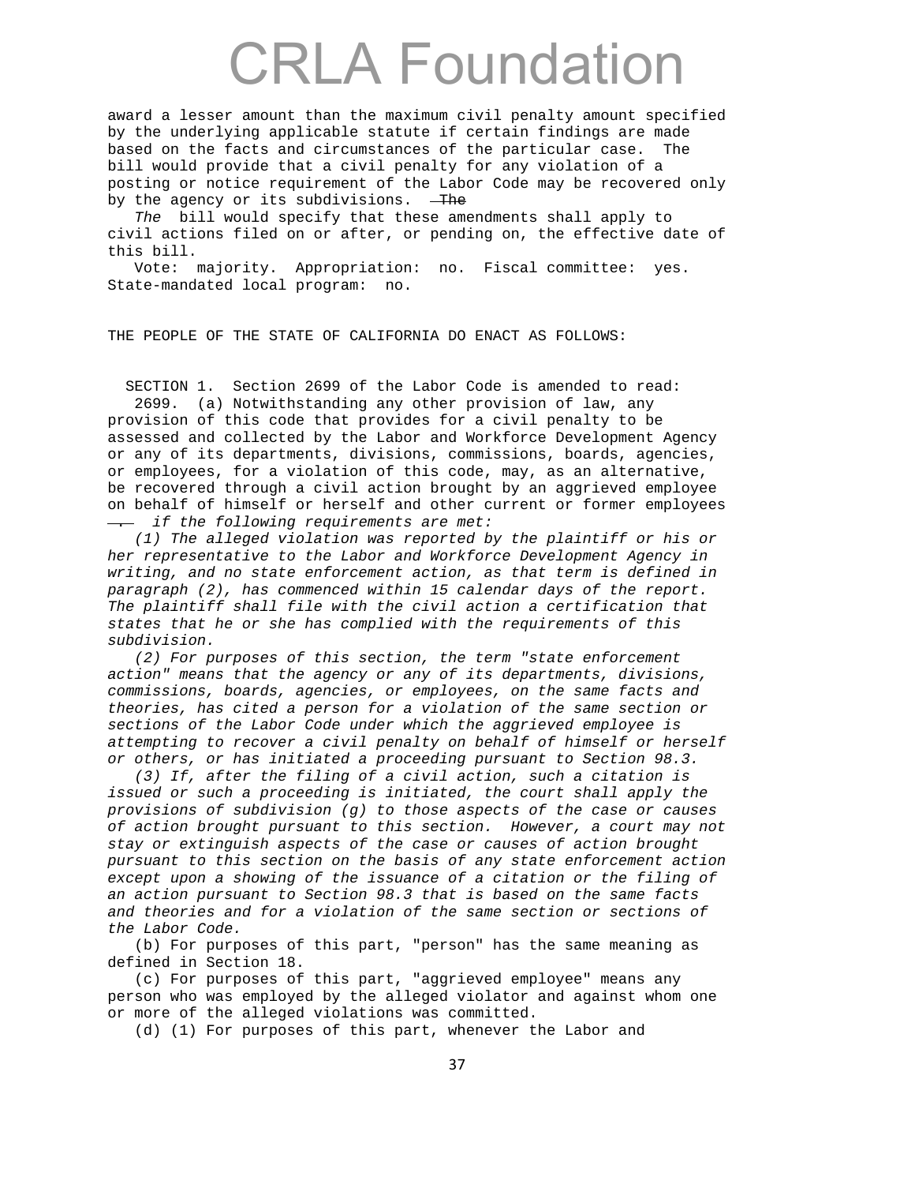award a lesser amount than the maximum civil penalty amount specified by the underlying applicable statute if certain findings are made based on the facts and circumstances of the particular case. The bill would provide that a civil penalty for any violation of a posting or notice requirement of the Labor Code may be recovered only by the agency or its subdivisions. ~~The~~

*The* bill would specify that these amendments shall apply to civil actions filed on or after, or pending on, the effective date of this bill.

Vote: majority. Appropriation: no. Fiscal committee: yes. State-mandated local program: no.

THE PEOPLE OF THE STATE OF CALIFORNIA DO ENACT AS FOLLOWS:

SECTION 1. Section 2699 of the Labor Code is amended to read:

2699. (a) Notwithstanding any other provision of law, any provision of this code that provides for a civil penalty to be assessed and collected by the Labor and Workforce Development Agency or any of its departments, divisions, commissions, boards, agencies, or employees, for a violation of this code, may, as an alternative, be recovered through a civil action brought by an aggrieved employee on behalf of himself or herself and other current or former employees ~~.~~ *if the following requirements are met:*

*(1) The alleged violation was reported by the plaintiff or his or her representative to the Labor and Workforce Development Agency in writing, and no state enforcement action, as that term is defined in paragraph (2), has commenced within 15 calendar days of the report. The plaintiff shall file with the civil action a certification that states that he or she has complied with the requirements of this subdivision.*

*(2) For purposes of this section, the term "state enforcement action" means that the agency or any of its departments, divisions, commissions, boards, agencies, or employees, on the same facts and theories, has cited a person for a violation of the same section or sections of the Labor Code under which the aggrieved employee is attempting to recover a civil penalty on behalf of himself or herself or others, or has initiated a proceeding pursuant to Section 98.3.*

*(3) If, after the filing of a civil action, such a citation is issued or such a proceeding is initiated, the court shall apply the provisions of subdivision (g) to those aspects of the case or causes of action brought pursuant to this section. However, a court may not stay or extinguish aspects of the case or causes of action brought pursuant to this section on the basis of any state enforcement action except upon a showing of the issuance of a citation or the filing of an action pursuant to Section 98.3 that is based on the same facts and theories and for a violation of the same section or sections of the Labor Code.*

(b) For purposes of this part, "person" has the same meaning as defined in Section 18.

(c) For purposes of this part, "aggrieved employee" means any person who was employed by the alleged violator and against whom one or more of the alleged violations was committed.

(d) (1) For purposes of this part, whenever the Labor and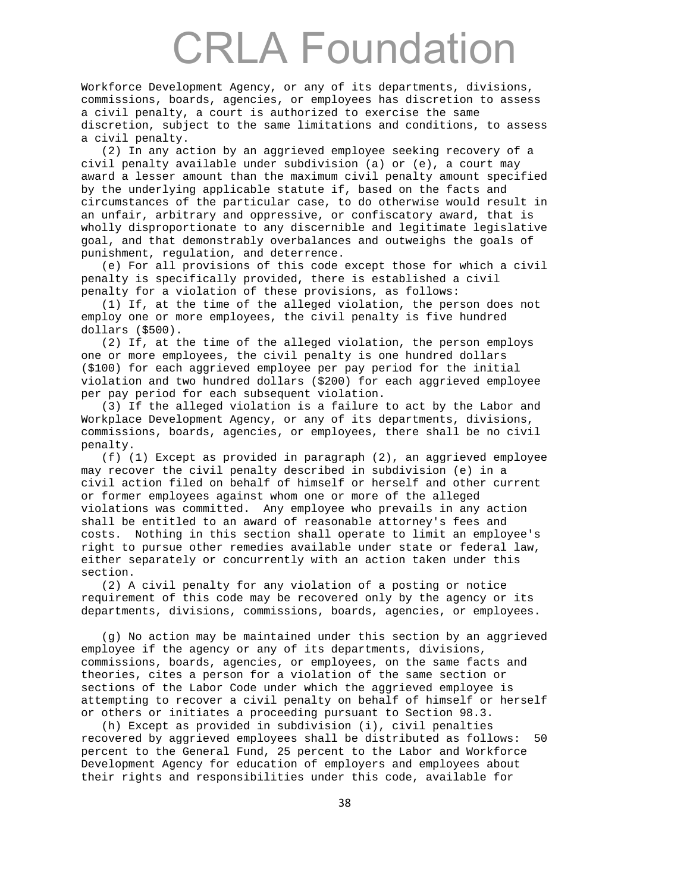Workforce Development Agency, or any of its departments, divisions, commissions, boards, agencies, or employees has discretion to assess a civil penalty, a court is authorized to exercise the same discretion, subject to the same limitations and conditions, to assess a civil penalty.

(2) In any action by an aggrieved employee seeking recovery of a civil penalty available under subdivision (a) or (e), a court may award a lesser amount than the maximum civil penalty amount specified by the underlying applicable statute if, based on the facts and circumstances of the particular case, to do otherwise would result in an unfair, arbitrary and oppressive, or confiscatory award, that is wholly disproportionate to any discernible and legitimate legislative goal, and that demonstrably overbalances and outweighs the goals of punishment, regulation, and deterrence.

(e) For all provisions of this code except those for which a civil penalty is specifically provided, there is established a civil penalty for a violation of these provisions, as follows:

(1) If, at the time of the alleged violation, the person does not employ one or more employees, the civil penalty is five hundred dollars ($500).

(2) If, at the time of the alleged violation, the person employs one or more employees, the civil penalty is one hundred dollars ($100) for each aggrieved employee per pay period for the initial violation and two hundred dollars ($200) for each aggrieved employee per pay period for each subsequent violation.

(3) If the alleged violation is a failure to act by the Labor and Workplace Development Agency, or any of its departments, divisions, commissions, boards, agencies, or employees, there shall be no civil penalty.

(f) (1) Except as provided in paragraph (2), an aggrieved employee may recover the civil penalty described in subdivision (e) in a civil action filed on behalf of himself or herself and other current or former employees against whom one or more of the alleged violations was committed. Any employee who prevails in any action shall be entitled to an award of reasonable attorney's fees and costs. Nothing in this section shall operate to limit an employee's right to pursue other remedies available under state or federal law, either separately or concurrently with an action taken under this section.

(2) A civil penalty for any violation of a posting or notice requirement of this code may be recovered only by the agency or its departments, divisions, commissions, boards, agencies, or employees.

(g) No action may be maintained under this section by an aggrieved employee if the agency or any of its departments, divisions, commissions, boards, agencies, or employees, on the same facts and theories, cites a person for a violation of the same section or sections of the Labor Code under which the aggrieved employee is attempting to recover a civil penalty on behalf of himself or herself or others or initiates a proceeding pursuant to Section 98.3.

(h) Except as provided in subdivision (i), civil penalties recovered by aggrieved employees shall be distributed as follows: 50 percent to the General Fund, 25 percent to the Labor and Workforce Development Agency for education of employers and employees about their rights and responsibilities under this code, available for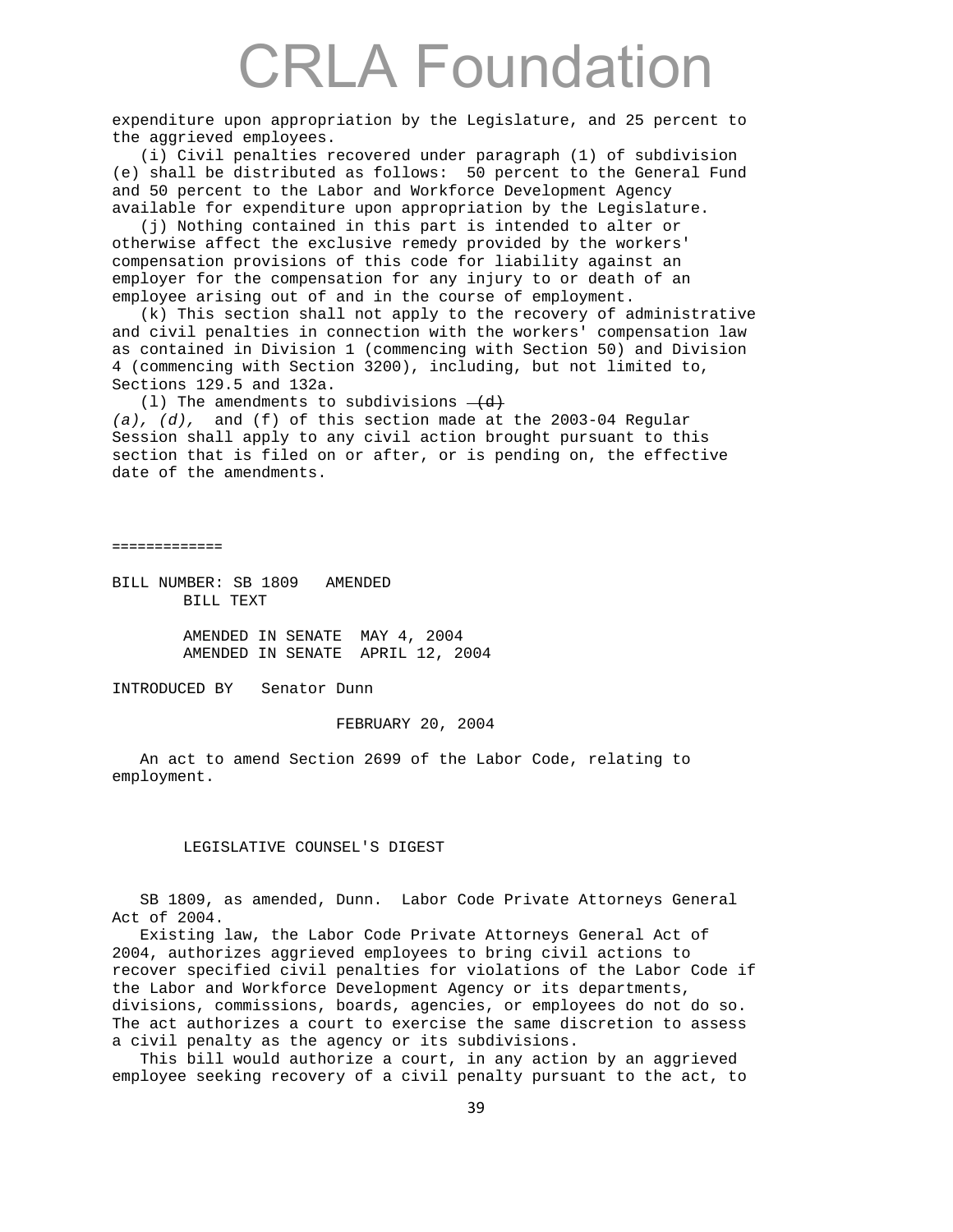expenditure upon appropriation by the Legislature, and 25 percent to the aggrieved employees.

(i) Civil penalties recovered under paragraph (1) of subdivision (e) shall be distributed as follows: 50 percent to the General Fund and 50 percent to the Labor and Workforce Development Agency available for expenditure upon appropriation by the Legislature.

(j) Nothing contained in this part is intended to alter or otherwise affect the exclusive remedy provided by the workers' compensation provisions of this code for liability against an employer for the compensation for any injury to or death of an employee arising out of and in the course of employment.

(k) This section shall not apply to the recovery of administrative and civil penalties in connection with the workers' compensation law as contained in Division 1 (commencing with Section 50) and Division 4 (commencing with Section 3200), including, but not limited to, Sections 129.5 and 132a.

(l) The amendments to subdivisions ~~(d)~~ *(a), (d),* and (f) of this section made at the 2003-04 Regular Session shall apply to any civil action brought pursuant to this section that is filed on or after, or is pending on, the effective date of the amendments.

=============

BILL NUMBER: SB 1809 AMENDED
BILL TEXT

AMENDED IN SENATE MAY 4, 2004
AMENDED IN SENATE APRIL 12, 2004

INTRODUCED BY Senator Dunn

FEBRUARY 20, 2004

An act to amend Section 2699 of the Labor Code, relating to employment.

LEGISLATIVE COUNSEL'S DIGEST

SB 1809, as amended, Dunn. Labor Code Private Attorneys General Act of 2004.

Existing law, the Labor Code Private Attorneys General Act of 2004, authorizes aggrieved employees to bring civil actions to recover specified civil penalties for violations of the Labor Code if the Labor and Workforce Development Agency or its departments, divisions, commissions, boards, agencies, or employees do not do so. The act authorizes a court to exercise the same discretion to assess a civil penalty as the agency or its subdivisions.

This bill would authorize a court, in any action by an aggrieved employee seeking recovery of a civil penalty pursuant to the act, to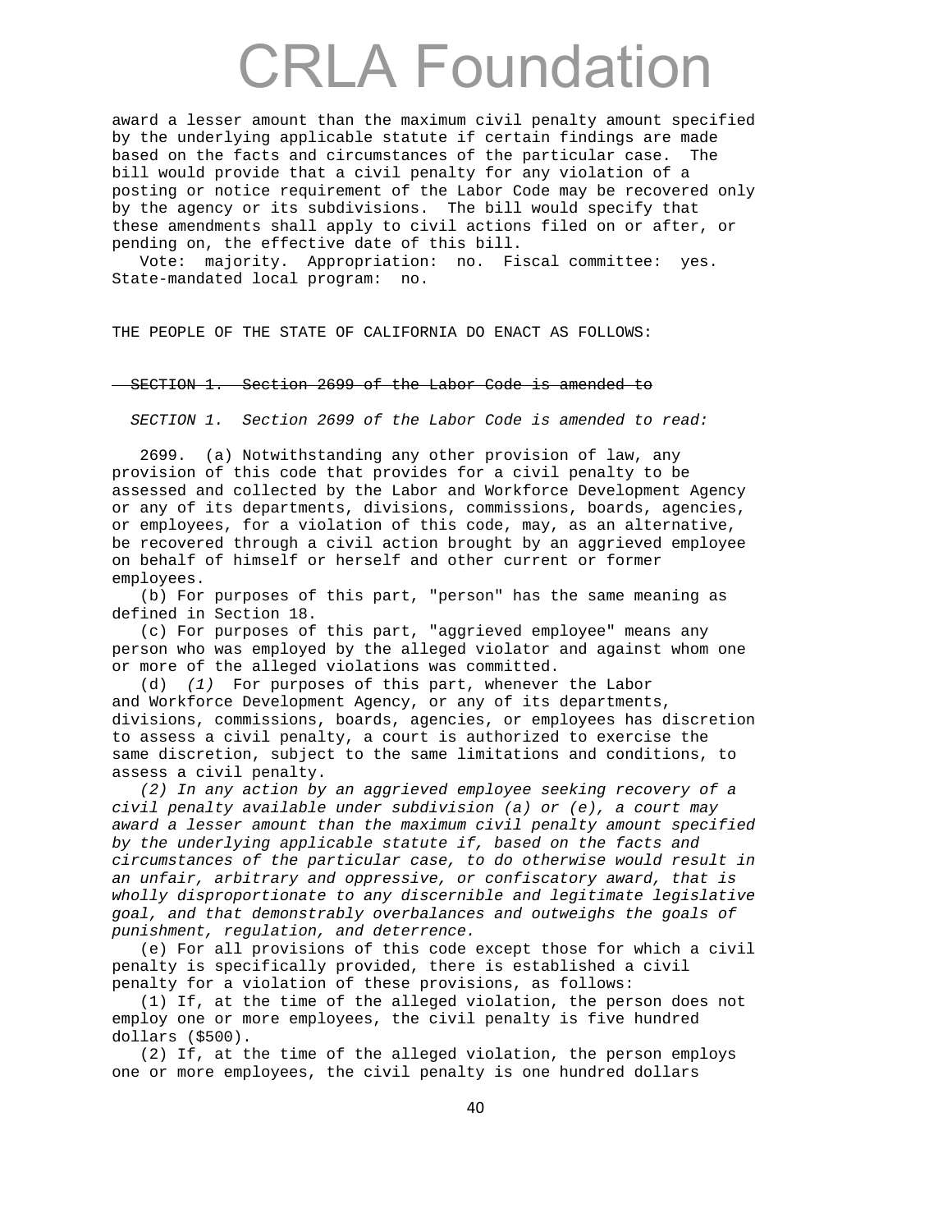award a lesser amount than the maximum civil penalty amount specified by the underlying applicable statute if certain findings are made based on the facts and circumstances of the particular case. The bill would provide that a civil penalty for any violation of a posting or notice requirement of the Labor Code may be recovered only by the agency or its subdivisions. The bill would specify that these amendments shall apply to civil actions filed on or after, or pending on, the effective date of this bill.

Vote: majority. Appropriation: no. Fiscal committee: yes. State-mandated local program: no.

THE PEOPLE OF THE STATE OF CALIFORNIA DO ENACT AS FOLLOWS:

~~SECTION 1. Section 2699 of the Labor Code is amended to~~

*SECTION 1. Section 2699 of the Labor Code is amended to read:*

2699. (a) Notwithstanding any other provision of law, any provision of this code that provides for a civil penalty to be assessed and collected by the Labor and Workforce Development Agency or any of its departments, divisions, commissions, boards, agencies, or employees, for a violation of this code, may, as an alternative, be recovered through a civil action brought by an aggrieved employee on behalf of himself or herself and other current or former employees.

(b) For purposes of this part, "person" has the same meaning as defined in Section 18.

(c) For purposes of this part, "aggrieved employee" means any person who was employed by the alleged violator and against whom one or more of the alleged violations was committed.

(d) *(1)* For purposes of this part, whenever the Labor and Workforce Development Agency, or any of its departments, divisions, commissions, boards, agencies, or employees has discretion to assess a civil penalty, a court is authorized to exercise the same discretion, subject to the same limitations and conditions, to assess a civil penalty.

*(2) In any action by an aggrieved employee seeking recovery of a civil penalty available under subdivision (a) or (e), a court may award a lesser amount than the maximum civil penalty amount specified by the underlying applicable statute if, based on the facts and circumstances of the particular case, to do otherwise would result in an unfair, arbitrary and oppressive, or confiscatory award, that is wholly disproportionate to any discernible and legitimate legislative goal, and that demonstrably overbalances and outweighs the goals of punishment, regulation, and deterrence.*

(e) For all provisions of this code except those for which a civil penalty is specifically provided, there is established a civil penalty for a violation of these provisions, as follows:

(1) If, at the time of the alleged violation, the person does not employ one or more employees, the civil penalty is five hundred dollars ($500).

(2) If, at the time of the alleged violation, the person employs one or more employees, the civil penalty is one hundred dollars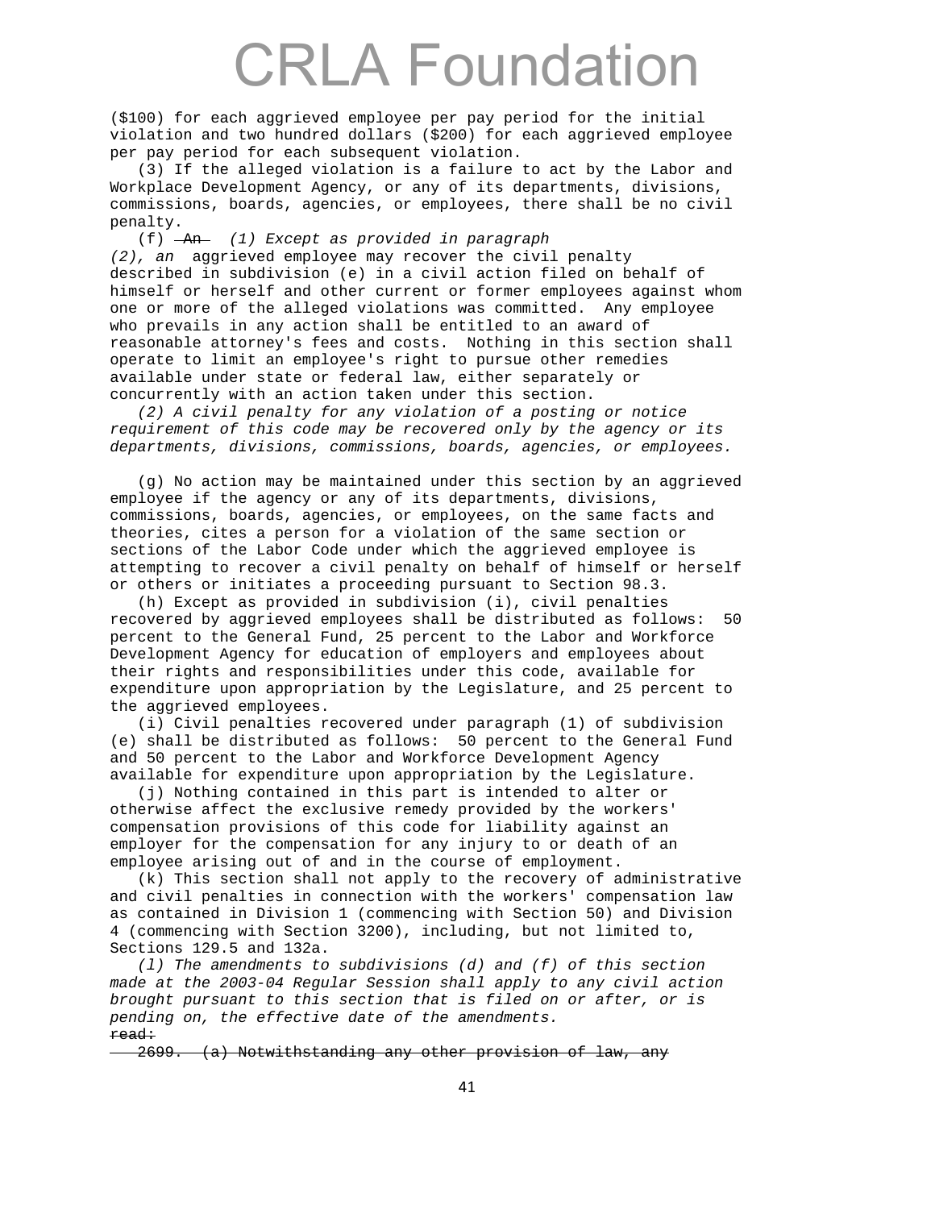($100) for each aggrieved employee per pay period for the initial violation and two hundred dollars ($200) for each aggrieved employee per pay period for each subsequent violation.

(3) If the alleged violation is a failure to act by the Labor and Workplace Development Agency, or any of its departments, divisions, commissions, boards, agencies, or employees, there shall be no civil penalty.

(f) ~~An~~ *(1) Except as provided in paragraph (2), an* aggrieved employee may recover the civil penalty described in subdivision (e) in a civil action filed on behalf of himself or herself and other current or former employees against whom one or more of the alleged violations was committed. Any employee who prevails in any action shall be entitled to an award of reasonable attorney's fees and costs. Nothing in this section shall operate to limit an employee's right to pursue other remedies available under state or federal law, either separately or concurrently with an action taken under this section.

*(2) A civil penalty for any violation of a posting or notice requirement of this code may be recovered only by the agency or its departments, divisions, commissions, boards, agencies, or employees.*

(g) No action may be maintained under this section by an aggrieved employee if the agency or any of its departments, divisions, commissions, boards, agencies, or employees, on the same facts and theories, cites a person for a violation of the same section or sections of the Labor Code under which the aggrieved employee is attempting to recover a civil penalty on behalf of himself or herself or others or initiates a proceeding pursuant to Section 98.3.

(h) Except as provided in subdivision (i), civil penalties recovered by aggrieved employees shall be distributed as follows: 50 percent to the General Fund, 25 percent to the Labor and Workforce Development Agency for education of employers and employees about their rights and responsibilities under this code, available for expenditure upon appropriation by the Legislature, and 25 percent to the aggrieved employees.

(i) Civil penalties recovered under paragraph (1) of subdivision (e) shall be distributed as follows: 50 percent to the General Fund and 50 percent to the Labor and Workforce Development Agency available for expenditure upon appropriation by the Legislature.

(j) Nothing contained in this part is intended to alter or otherwise affect the exclusive remedy provided by the workers' compensation provisions of this code for liability against an employer for the compensation for any injury to or death of an employee arising out of and in the course of employment.

(k) This section shall not apply to the recovery of administrative and civil penalties in connection with the workers' compensation law as contained in Division 1 (commencing with Section 50) and Division 4 (commencing with Section 3200), including, but not limited to, Sections 129.5 and 132a.

*(l) The amendments to subdivisions (d) and (f) of this section made at the 2003-04 Regular Session shall apply to any civil action brought pursuant to this section that is filed on or after, or is pending on, the effective date of the amendments.*

~~read:~~

~~2699. (a) Notwithstanding any other provision of law, any~~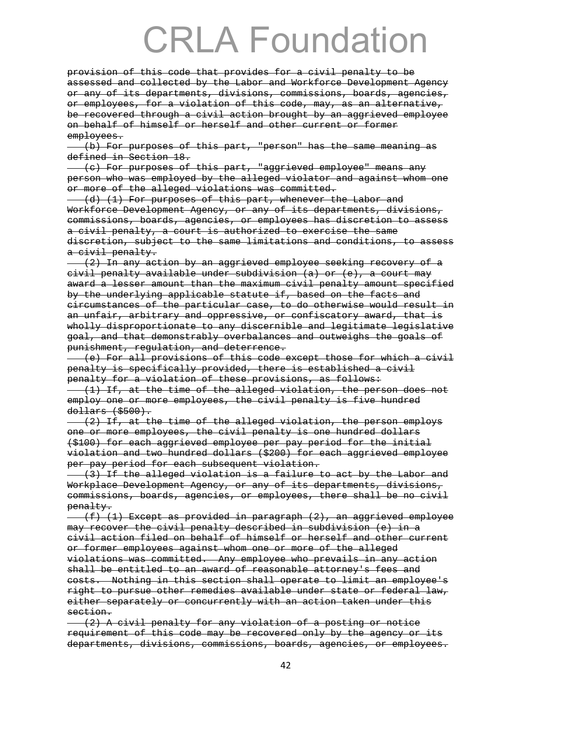~~provision of this code that provides for a civil penalty to be assessed and collected by the Labor and Workforce Development Agency or any of its departments, divisions, commissions, boards, agencies, or employees, for a violation of this code, may, as an alternative, be recovered through a civil action brought by an aggrieved employee on behalf of himself or herself and other current or former employees.~~

~~(b) For purposes of this part, "person" has the same meaning as defined in Section 18.~~

~~(c) For purposes of this part, "aggrieved employee" means any person who was employed by the alleged violator and against whom one or more of the alleged violations was committed.~~

~~(d) (1) For purposes of this part, whenever the Labor and Workforce Development Agency, or any of its departments, divisions, commissions, boards, agencies, or employees has discretion to assess a civil penalty, a court is authorized to exercise the same discretion, subject to the same limitations and conditions, to assess a civil penalty.~~

~~(2) In any action by an aggrieved employee seeking recovery of a civil penalty available under subdivision (a) or (e), a court may award a lesser amount than the maximum civil penalty amount specified by the underlying applicable statute if, based on the facts and circumstances of the particular case, to do otherwise would result in an unfair, arbitrary and oppressive, or confiscatory award, that is wholly disproportionate to any discernible and legitimate legislative goal, and that demonstrably overbalances and outweighs the goals of punishment, regulation, and deterrence.~~

~~(e) For all provisions of this code except those for which a civil penalty is specifically provided, there is established a civil penalty for a violation of these provisions, as follows:~~

~~(1) If, at the time of the alleged violation, the person does not employ one or more employees, the civil penalty is five hundred dollars ($500).~~

~~(2) If, at the time of the alleged violation, the person employs one or more employees, the civil penalty is one hundred dollars ($100) for each aggrieved employee per pay period for the initial violation and two hundred dollars ($200) for each aggrieved employee per pay period for each subsequent violation.~~

~~(3) If the alleged violation is a failure to act by the Labor and Workplace Development Agency, or any of its departments, divisions, commissions, boards, agencies, or employees, there shall be no civil penalty.~~

~~(f) (1) Except as provided in paragraph (2), an aggrieved employee may recover the civil penalty described in subdivision (e) in a civil action filed on behalf of himself or herself and other current or former employees against whom one or more of the alleged violations was committed. Any employee who prevails in any action shall be entitled to an award of reasonable attorney's fees and costs. Nothing in this section shall operate to limit an employee's right to pursue other remedies available under state or federal law, either separately or concurrently with an action taken under this section.~~

~~(2) A civil penalty for any violation of a posting or notice requirement of this code may be recovered only by the agency or its departments, divisions, commissions, boards, agencies, or employees.~~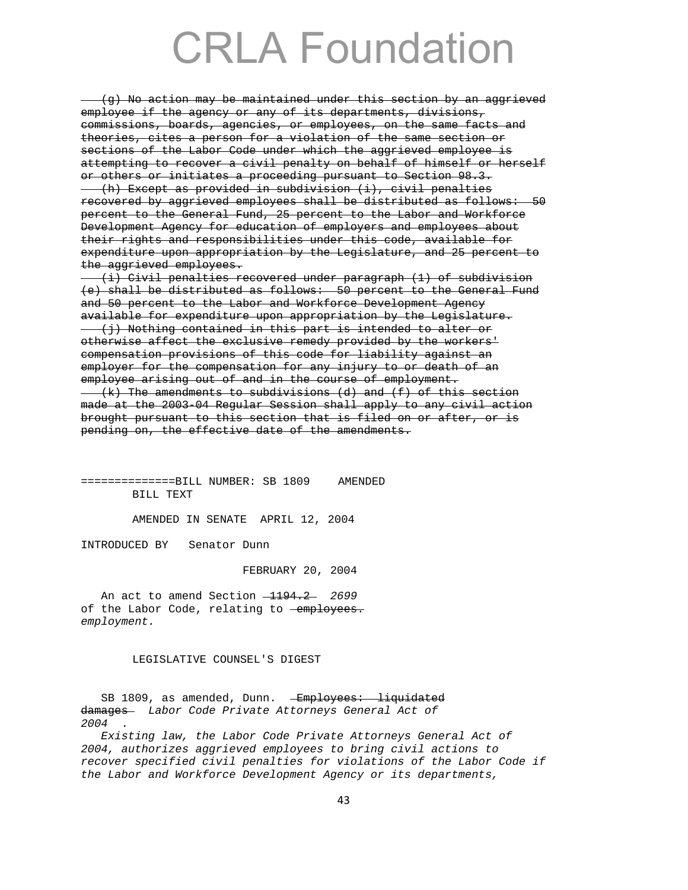# CRLA Foundation

~~(g) No action may be maintained under this section by an aggrieved employee if the agency or any of its departments, divisions, commissions, boards, agencies, or employees, on the same facts and theories, cites a person for a violation of the same section or sections of the Labor Code under which the aggrieved employee is attempting to recover a civil penalty on behalf of himself or herself or others or initiates a proceeding pursuant to Section 98.3.~~

~~(h) Except as provided in subdivision (i), civil penalties recovered by aggrieved employees shall be distributed as follows: 50 percent to the General Fund, 25 percent to the Labor and Workforce Development Agency for education of employers and employees about their rights and responsibilities under this code, available for expenditure upon appropriation by the Legislature, and 25 percent to the aggrieved employees.~~

~~(i) Civil penalties recovered under paragraph (1) of subdivision (e) shall be distributed as follows: 50 percent to the General Fund and 50 percent to the Labor and Workforce Development Agency available for expenditure upon appropriation by the Legislature.~~

~~(j) Nothing contained in this part is intended to alter or otherwise affect the exclusive remedy provided by the workers' compensation provisions of this code for liability against an employer for the compensation for any injury to or death of an employee arising out of and in the course of employment.~~

~~(k) The amendments to subdivisions (d) and (f) of this section made at the 2003-04 Regular Session shall apply to any civil action brought pursuant to this section that is filed on or after, or is pending on, the effective date of the amendments.~~

==============BILL NUMBER: SB 1809 AMENDED
BILL TEXT

AMENDED IN SENATE APRIL 12, 2004

INTRODUCED BY Senator Dunn

FEBRUARY 20, 2004

An act to amend Section ~~1194.2~~ *2699* of the Labor Code, relating to ~~employees.~~ *employment.*

LEGISLATIVE COUNSEL'S DIGEST

SB 1809, as amended, Dunn. ~~Employees: liquidated damages~~ *Labor Code Private Attorneys General Act of 2004* .

*Existing law, the Labor Code Private Attorneys General Act of 2004, authorizes aggrieved employees to bring civil actions to recover specified civil penalties for violations of the Labor Code if the Labor and Workforce Development Agency or its departments,*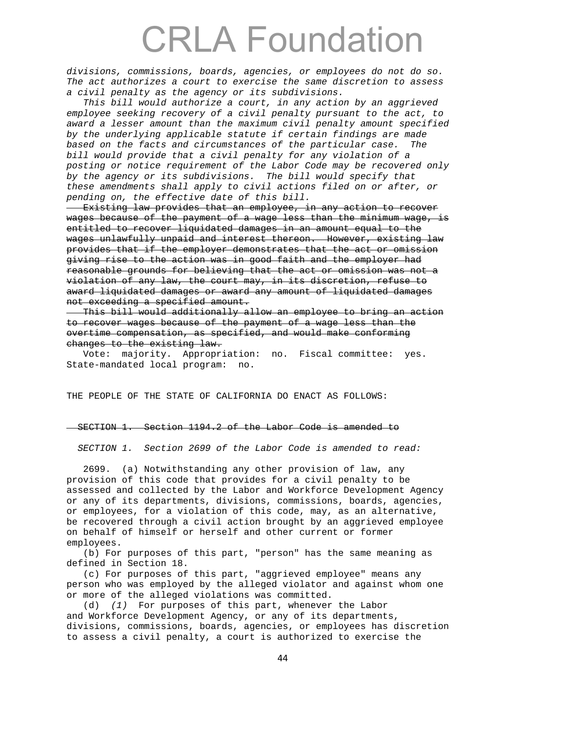*divisions, commissions, boards, agencies, or employees do not do so. The act authorizes a court to exercise the same discretion to assess a civil penalty as the agency or its subdivisions.*

*This bill would authorize a court, in any action by an aggrieved employee seeking recovery of a civil penalty pursuant to the act, to award a lesser amount than the maximum civil penalty amount specified by the underlying applicable statute if certain findings are made based on the facts and circumstances of the particular case. The bill would provide that a civil penalty for any violation of a posting or notice requirement of the Labor Code may be recovered only by the agency or its subdivisions. The bill would specify that these amendments shall apply to civil actions filed on or after, or pending on, the effective date of this bill.*

~~Existing law provides that an employee, in any action to recover wages because of the payment of a wage less than the minimum wage, is entitled to recover liquidated damages in an amount equal to the wages unlawfully unpaid and interest thereon. However, existing law provides that if the employer demonstrates that the act or omission giving rise to the action was in good faith and the employer had reasonable grounds for believing that the act or omission was not a violation of any law, the court may, in its discretion, refuse to award liquidated damages or award any amount of liquidated damages not exceeding a specified amount.~~

~~This bill would additionally allow an employee to bring an action to recover wages because of the payment of a wage less than the overtime compensation, as specified, and would make conforming changes to the existing law.~~

Vote: majority. Appropriation: no. Fiscal committee: yes. State-mandated local program: no.

THE PEOPLE OF THE STATE OF CALIFORNIA DO ENACT AS FOLLOWS:

~~SECTION 1. Section 1194.2 of the Labor Code is amended to~~

*SECTION 1. Section 2699 of the Labor Code is amended to read:*

2699. (a) Notwithstanding any other provision of law, any provision of this code that provides for a civil penalty to be assessed and collected by the Labor and Workforce Development Agency or any of its departments, divisions, commissions, boards, agencies, or employees, for a violation of this code, may, as an alternative, be recovered through a civil action brought by an aggrieved employee on behalf of himself or herself and other current or former employees.

(b) For purposes of this part, "person" has the same meaning as defined in Section 18.

(c) For purposes of this part, "aggrieved employee" means any person who was employed by the alleged violator and against whom one or more of the alleged violations was committed.

(d) *(1)* For purposes of this part, whenever the Labor and Workforce Development Agency, or any of its departments, divisions, commissions, boards, agencies, or employees has discretion to assess a civil penalty, a court is authorized to exercise the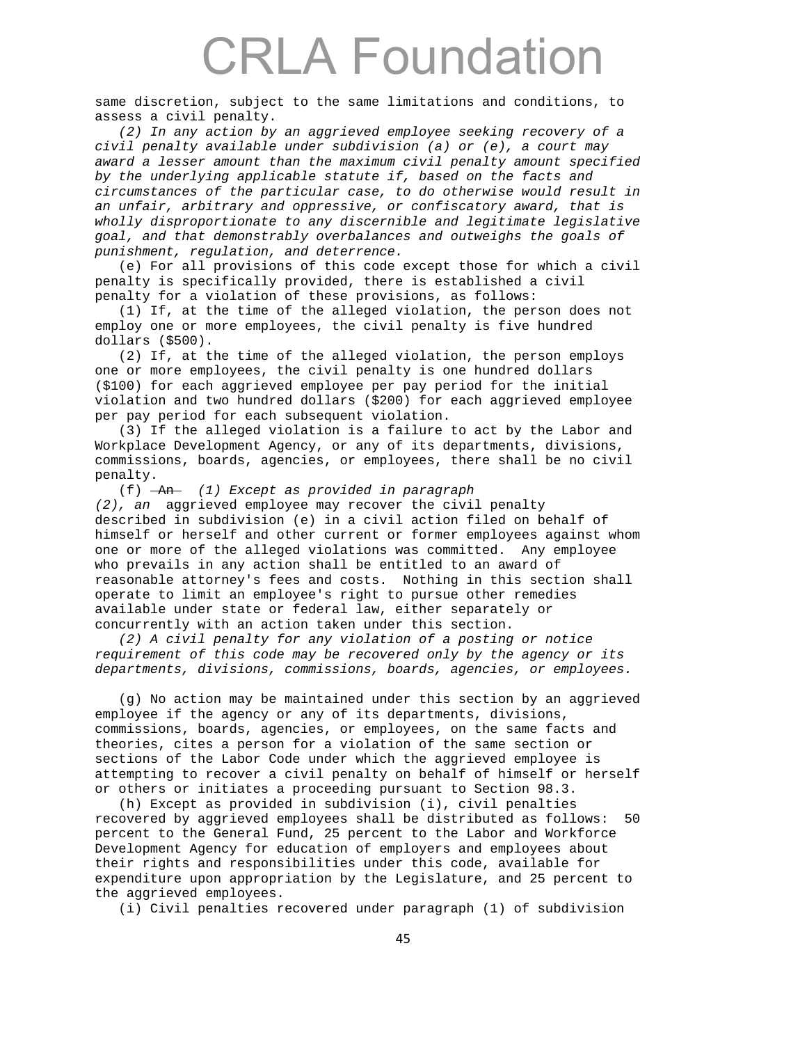same discretion, subject to the same limitations and conditions, to assess a civil penalty.

*(2) In any action by an aggrieved employee seeking recovery of a civil penalty available under subdivision (a) or (e), a court may award a lesser amount than the maximum civil penalty amount specified by the underlying applicable statute if, based on the facts and circumstances of the particular case, to do otherwise would result in an unfair, arbitrary and oppressive, or confiscatory award, that is wholly disproportionate to any discernible and legitimate legislative goal, and that demonstrably overbalances and outweighs the goals of punishment, regulation, and deterrence.*

(e) For all provisions of this code except those for which a civil penalty is specifically provided, there is established a civil penalty for a violation of these provisions, as follows:

(1) If, at the time of the alleged violation, the person does not employ one or more employees, the civil penalty is five hundred dollars ($500).

(2) If, at the time of the alleged violation, the person employs one or more employees, the civil penalty is one hundred dollars ($100) for each aggrieved employee per pay period for the initial violation and two hundred dollars ($200) for each aggrieved employee per pay period for each subsequent violation.

(3) If the alleged violation is a failure to act by the Labor and Workplace Development Agency, or any of its departments, divisions, commissions, boards, agencies, or employees, there shall be no civil penalty.

(f) ~~An~~ *(1) Except as provided in paragraph (2), an* aggrieved employee may recover the civil penalty described in subdivision (e) in a civil action filed on behalf of himself or herself and other current or former employees against whom one or more of the alleged violations was committed. Any employee who prevails in any action shall be entitled to an award of reasonable attorney's fees and costs. Nothing in this section shall operate to limit an employee's right to pursue other remedies available under state or federal law, either separately or concurrently with an action taken under this section.

*(2) A civil penalty for any violation of a posting or notice requirement of this code may be recovered only by the agency or its departments, divisions, commissions, boards, agencies, or employees.*

(g) No action may be maintained under this section by an aggrieved employee if the agency or any of its departments, divisions, commissions, boards, agencies, or employees, on the same facts and theories, cites a person for a violation of the same section or sections of the Labor Code under which the aggrieved employee is attempting to recover a civil penalty on behalf of himself or herself or others or initiates a proceeding pursuant to Section 98.3.

(h) Except as provided in subdivision (i), civil penalties recovered by aggrieved employees shall be distributed as follows: 50 percent to the General Fund, 25 percent to the Labor and Workforce Development Agency for education of employers and employees about their rights and responsibilities under this code, available for expenditure upon appropriation by the Legislature, and 25 percent to the aggrieved employees.

(i) Civil penalties recovered under paragraph (1) of subdivision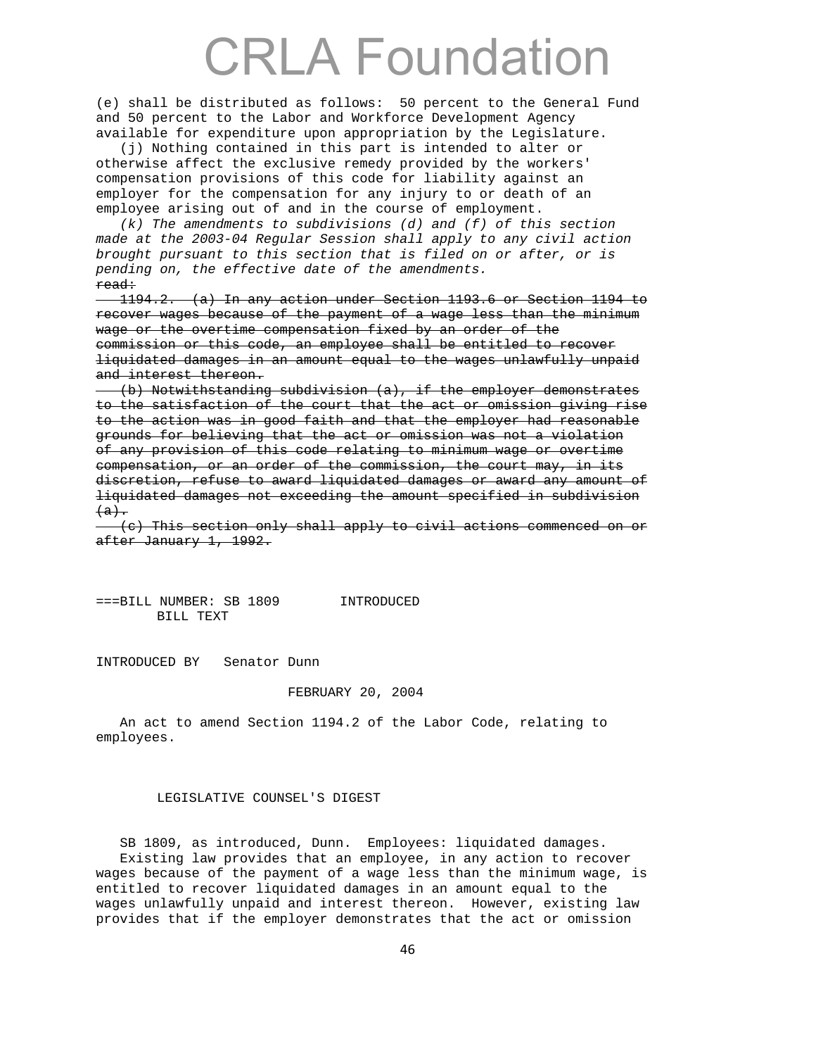(e) shall be distributed as follows: 50 percent to the General Fund and 50 percent to the Labor and Workforce Development Agency available for expenditure upon appropriation by the Legislature.

(j) Nothing contained in this part is intended to alter or otherwise affect the exclusive remedy provided by the workers' compensation provisions of this code for liability against an employer for the compensation for any injury to or death of an employee arising out of and in the course of employment.

*(k) The amendments to subdivisions (d) and (f) of this section made at the 2003-04 Regular Session shall apply to any civil action brought pursuant to this section that is filed on or after, or is pending on, the effective date of the amendments.*

~~read:~~

~~1194.2. (a) In any action under Section 1193.6 or Section 1194 to recover wages because of the payment of a wage less than the minimum wage or the overtime compensation fixed by an order of the commission or this code, an employee shall be entitled to recover liquidated damages in an amount equal to the wages unlawfully unpaid and interest thereon.~~

~~(b) Notwithstanding subdivision (a), if the employer demonstrates to the satisfaction of the court that the act or omission giving rise to the action was in good faith and that the employer had reasonable grounds for believing that the act or omission was not a violation of any provision of this code relating to minimum wage or overtime compensation, or an order of the commission, the court may, in its discretion, refuse to award liquidated damages or award any amount of liquidated damages not exceeding the amount specified in subdivision (a).~~

~~(c) This section only shall apply to civil actions commenced on or after January 1, 1992.~~

===BILL NUMBER: SB 1809 INTRODUCED
BILL TEXT

INTRODUCED BY Senator Dunn

FEBRUARY 20, 2004

An act to amend Section 1194.2 of the Labor Code, relating to employees.

LEGISLATIVE COUNSEL'S DIGEST

SB 1809, as introduced, Dunn. Employees: liquidated damages.
Existing law provides that an employee, in any action to recover wages because of the payment of a wage less than the minimum wage, is entitled to recover liquidated damages in an amount equal to the wages unlawfully unpaid and interest thereon. However, existing law provides that if the employer demonstrates that the act or omission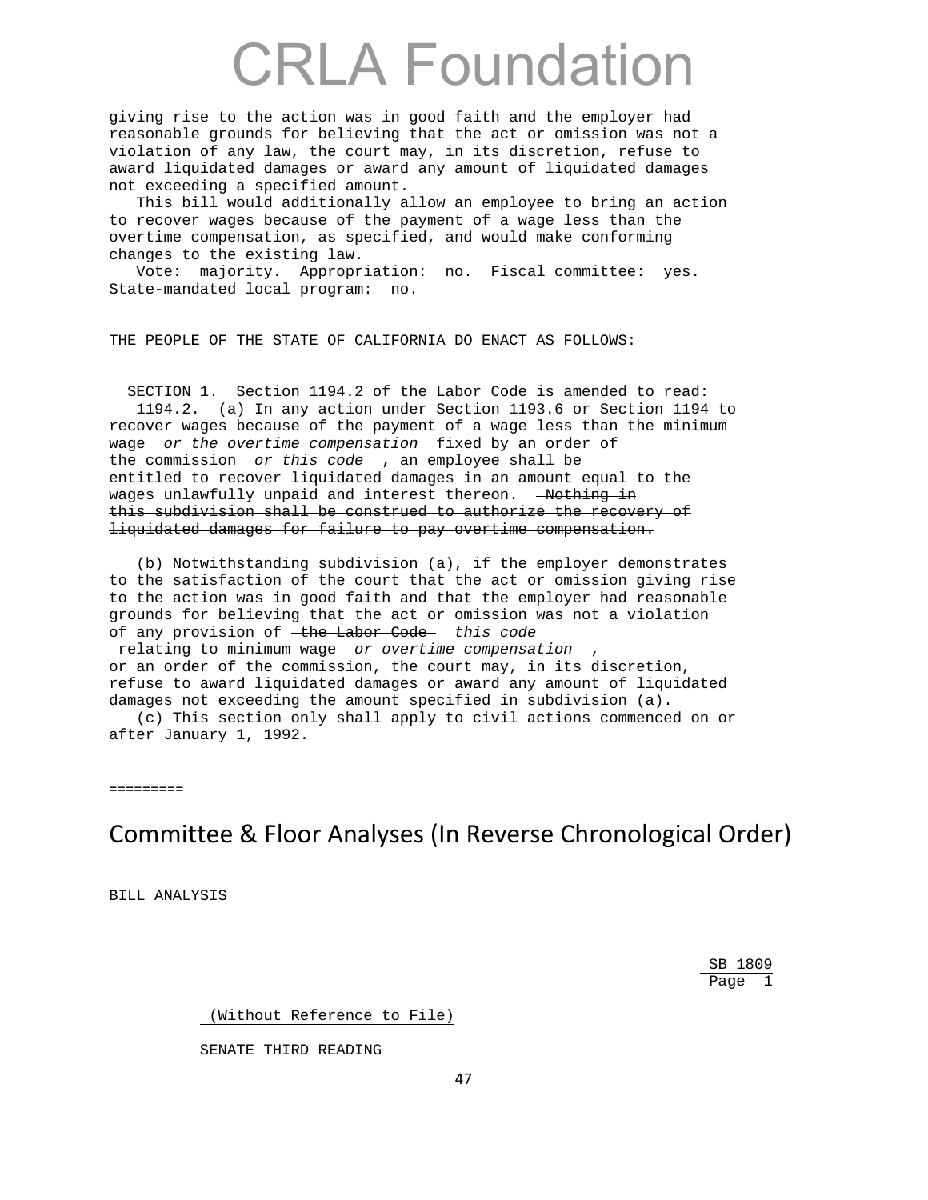giving rise to the action was in good faith and the employer had reasonable grounds for believing that the act or omission was not a violation of any law, the court may, in its discretion, refuse to award liquidated damages or award any amount of liquidated damages not exceeding a specified amount.

This bill would additionally allow an employee to bring an action to recover wages because of the payment of a wage less than the overtime compensation, as specified, and would make conforming changes to the existing law.

Vote: majority. Appropriation: no. Fiscal committee: yes. State-mandated local program: no.

THE PEOPLE OF THE STATE OF CALIFORNIA DO ENACT AS FOLLOWS:

SECTION 1. Section 1194.2 of the Labor Code is amended to read:

1194.2. (a) In any action under Section 1193.6 or Section 1194 to recover wages because of the payment of a wage less than the minimum wage *or the overtime compensation* fixed by an order of the commission *or this code* , an employee shall be entitled to recover liquidated damages in an amount equal to the wages unlawfully unpaid and interest thereon. ~~Nothing in this subdivision shall be construed to authorize the recovery of liquidated damages for failure to pay overtime compensation.~~

(b) Notwithstanding subdivision (a), if the employer demonstrates to the satisfaction of the court that the act or omission giving rise to the action was in good faith and that the employer had reasonable grounds for believing that the act or omission was not a violation of any provision of ~~the Labor Code~~ *this code* relating to minimum wage *or overtime compensation* , or an order of the commission, the court may, in its discretion, refuse to award liquidated damages or award any amount of liquidated damages not exceeding the amount specified in subdivision (a).

(c) This section only shall apply to civil actions commenced on or after January 1, 1992.

=========

## Committee & Floor Analyses (In Reverse Chronological Order)

BILL ANALYSIS

SB 1809
Page 1

(Without Reference to File)

SENATE THIRD READING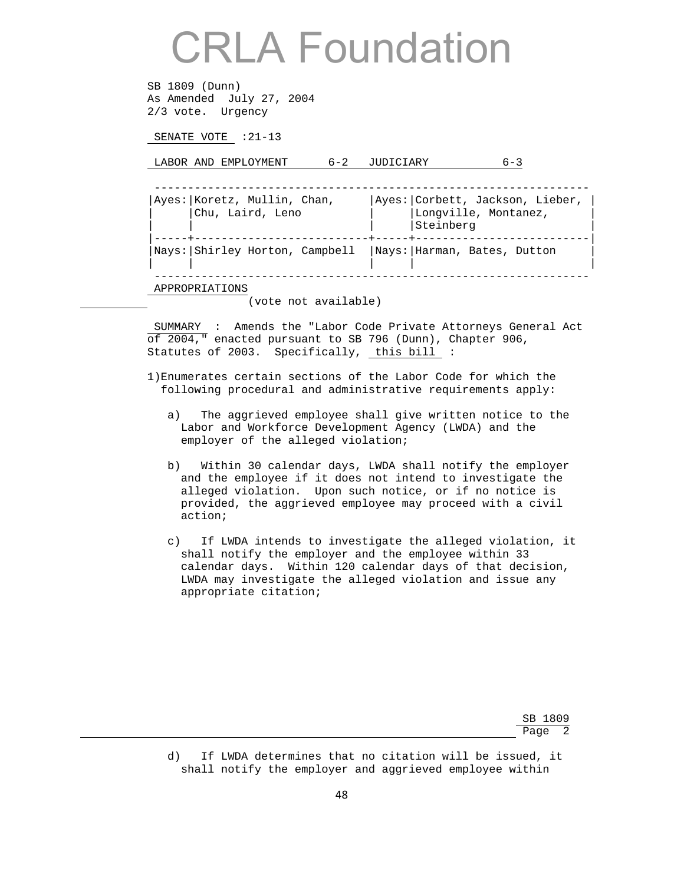# CRLA Foundation

SB 1809 (Dunn)
As Amended July 27, 2004
2/3 vote. Urgency

SENATE VOTE :21-13

| LABOR AND EMPLOYMENT | 6-2 | JUDICIARY | 6-3 |
|---|---|---|---|
| Ayes: | Koretz, Mullin, Chan, Chu, Laird, Leno | Ayes: | Corbett, Jackson, Lieber, Longville, Montanez, Steinberg |
| Nays: | Shirley Horton, Campbell | Nays: | Harman, Bates, Dutton |

APPROPRIATIONS (vote not available)

SUMMARY : Amends the "Labor Code Private Attorneys General Act of 2004," enacted pursuant to SB 796 (Dunn), Chapter 906, Statutes of 2003. Specifically, this bill :

1)Enumerates certain sections of the Labor Code for which the following procedural and administrative requirements apply:

  a) The aggrieved employee shall give written notice to the Labor and Workforce Development Agency (LWDA) and the employer of the alleged violation;

  b) Within 30 calendar days, LWDA shall notify the employer and the employee if it does not intend to investigate the alleged violation. Upon such notice, or if no notice is provided, the aggrieved employee may proceed with a civil action;

  c) If LWDA intends to investigate the alleged violation, it shall notify the employer and the employee within 33 calendar days. Within 120 calendar days of that decision, LWDA may investigate the alleged violation and issue any appropriate citation;

  d) If LWDA determines that no citation will be issued, it shall notify the employer and aggrieved employee within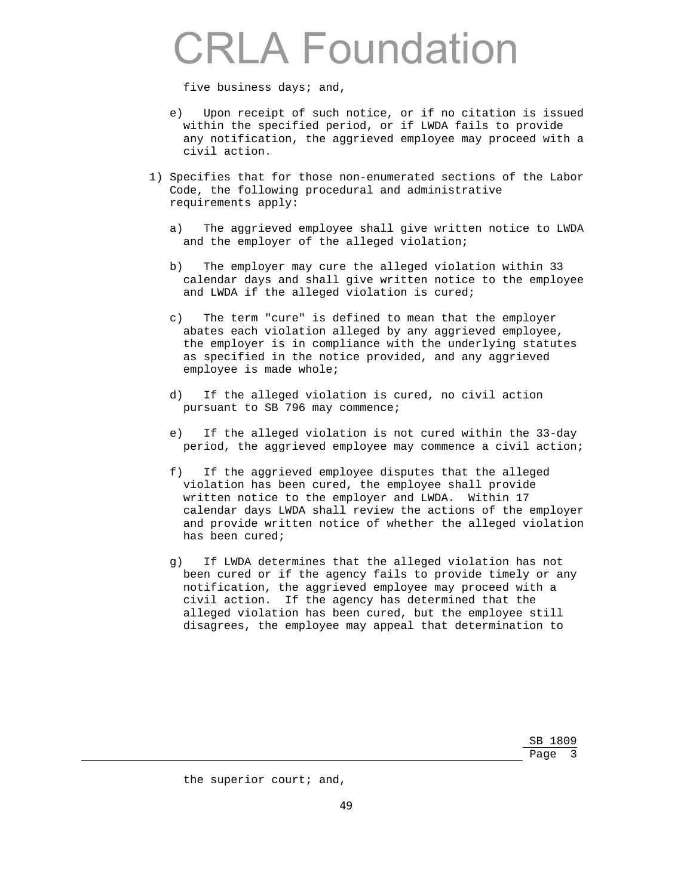five business days; and,

e) Upon receipt of such notice, or if no citation is issued within the specified period, or if LWDA fails to provide any notification, the aggrieved employee may proceed with a civil action.

1) Specifies that for those non-enumerated sections of the Labor Code, the following procedural and administrative requirements apply:

   a) The aggrieved employee shall give written notice to LWDA and the employer of the alleged violation;

   b) The employer may cure the alleged violation within 33 calendar days and shall give written notice to the employee and LWDA if the alleged violation is cured;

   c) The term "cure" is defined to mean that the employer abates each violation alleged by any aggrieved employee, the employer is in compliance with the underlying statutes as specified in the notice provided, and any aggrieved employee is made whole;

   d) If the alleged violation is cured, no civil action pursuant to SB 796 may commence;

   e) If the alleged violation is not cured within the 33-day period, the aggrieved employee may commence a civil action;

   f) If the aggrieved employee disputes that the alleged violation has been cured, the employee shall provide written notice to the employer and LWDA. Within 17 calendar days LWDA shall review the actions of the employer and provide written notice of whether the alleged violation has been cured;

   g) If LWDA determines that the alleged violation has not been cured or if the agency fails to provide timely or any notification, the aggrieved employee may proceed with a civil action. If the agency has determined that the alleged violation has been cured, but the employee still disagrees, the employee may appeal that determination to the superior court; and,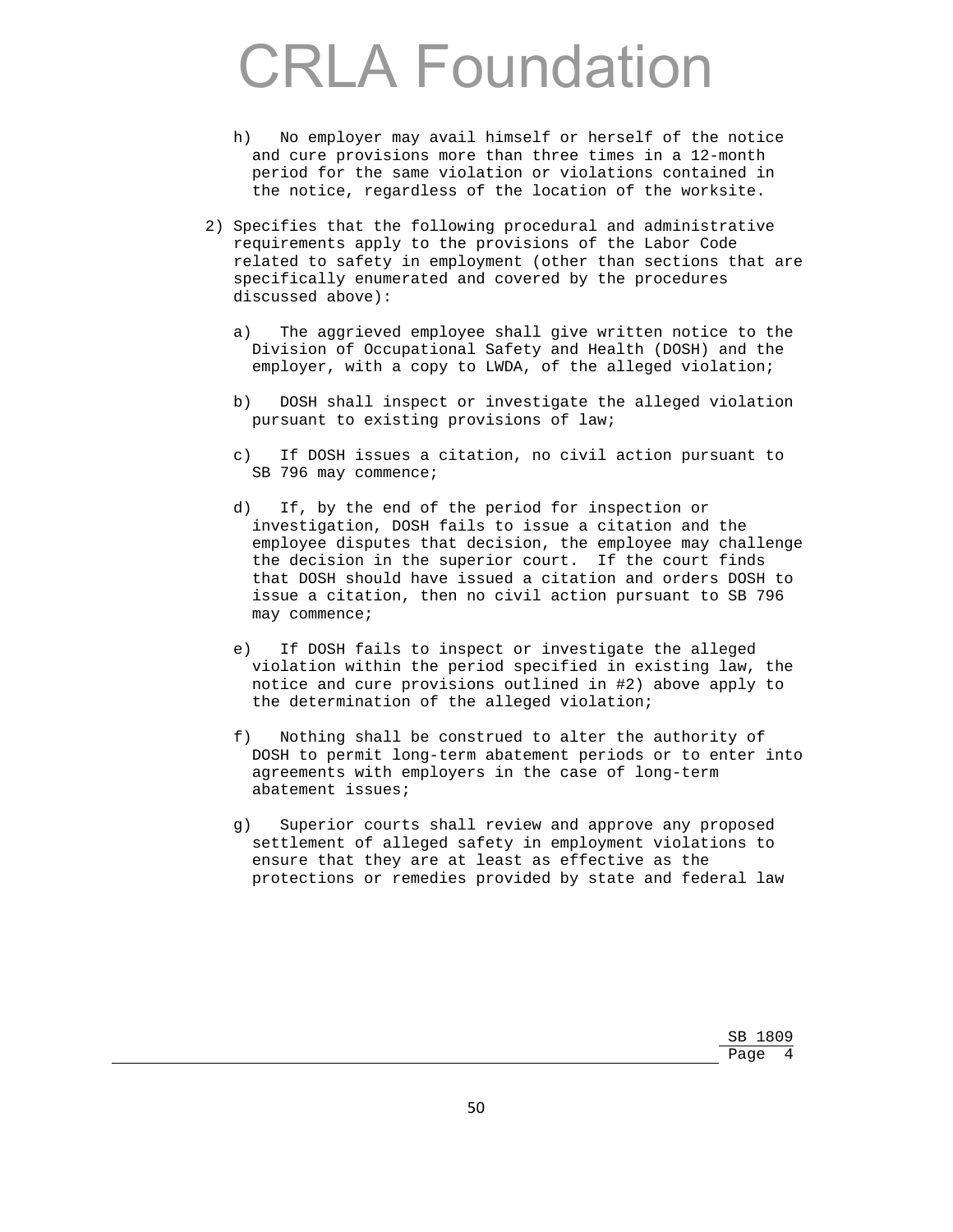h) No employer may avail himself or herself of the notice and cure provisions more than three times in a 12-month period for the same violation or violations contained in the notice, regardless of the location of the worksite.

2) Specifies that the following procedural and administrative requirements apply to the provisions of the Labor Code related to safety in employment (other than sections that are specifically enumerated and covered by the procedures discussed above):

   a) The aggrieved employee shall give written notice to the Division of Occupational Safety and Health (DOSH) and the employer, with a copy to LWDA, of the alleged violation;

   b) DOSH shall inspect or investigate the alleged violation pursuant to existing provisions of law;

   c) If DOSH issues a citation, no civil action pursuant to SB 796 may commence;

   d) If, by the end of the period for inspection or investigation, DOSH fails to issue a citation and the employee disputes that decision, the employee may challenge the decision in the superior court. If the court finds that DOSH should have issued a citation and orders DOSH to issue a citation, then no civil action pursuant to SB 796 may commence;

   e) If DOSH fails to inspect or investigate the alleged violation within the period specified in existing law, the notice and cure provisions outlined in #2) above apply to the determination of the alleged violation;

   f) Nothing shall be construed to alter the authority of DOSH to permit long-term abatement periods or to enter into agreements with employers in the case of long-term abatement issues;

   g) Superior courts shall review and approve any proposed settlement of alleged safety in employment violations to ensure that they are at least as effective as the protections or remedies provided by state and federal law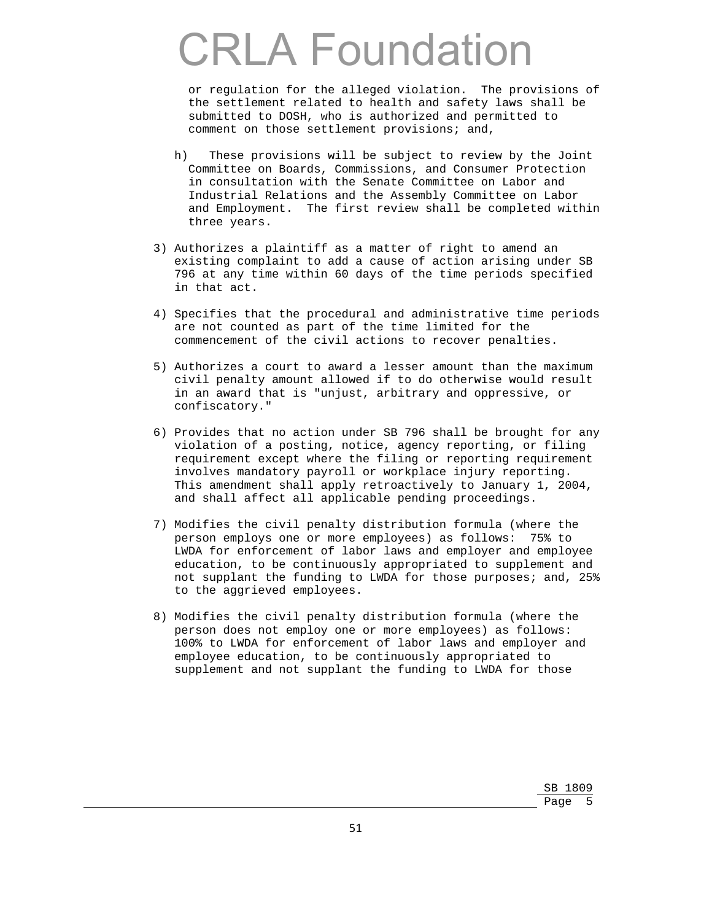or regulation for the alleged violation. The provisions of the settlement related to health and safety laws shall be submitted to DOSH, who is authorized and permitted to comment on those settlement provisions; and,

h) These provisions will be subject to review by the Joint Committee on Boards, Commissions, and Consumer Protection in consultation with the Senate Committee on Labor and Industrial Relations and the Assembly Committee on Labor and Employment. The first review shall be completed within three years.

3) Authorizes a plaintiff as a matter of right to amend an existing complaint to add a cause of action arising under SB 796 at any time within 60 days of the time periods specified in that act.

4) Specifies that the procedural and administrative time periods are not counted as part of the time limited for the commencement of the civil actions to recover penalties.

5) Authorizes a court to award a lesser amount than the maximum civil penalty amount allowed if to do otherwise would result in an award that is "unjust, arbitrary and oppressive, or confiscatory."

6) Provides that no action under SB 796 shall be brought for any violation of a posting, notice, agency reporting, or filing requirement except where the filing or reporting requirement involves mandatory payroll or workplace injury reporting. This amendment shall apply retroactively to January 1, 2004, and shall affect all applicable pending proceedings.

7) Modifies the civil penalty distribution formula (where the person employs one or more employees) as follows: 75% to LWDA for enforcement of labor laws and employer and employee education, to be continuously appropriated to supplement and not supplant the funding to LWDA for those purposes; and, 25% to the aggrieved employees.

8) Modifies the civil penalty distribution formula (where the person does not employ one or more employees) as follows: 100% to LWDA for enforcement of labor laws and employer and employee education, to be continuously appropriated to supplement and not supplant the funding to LWDA for those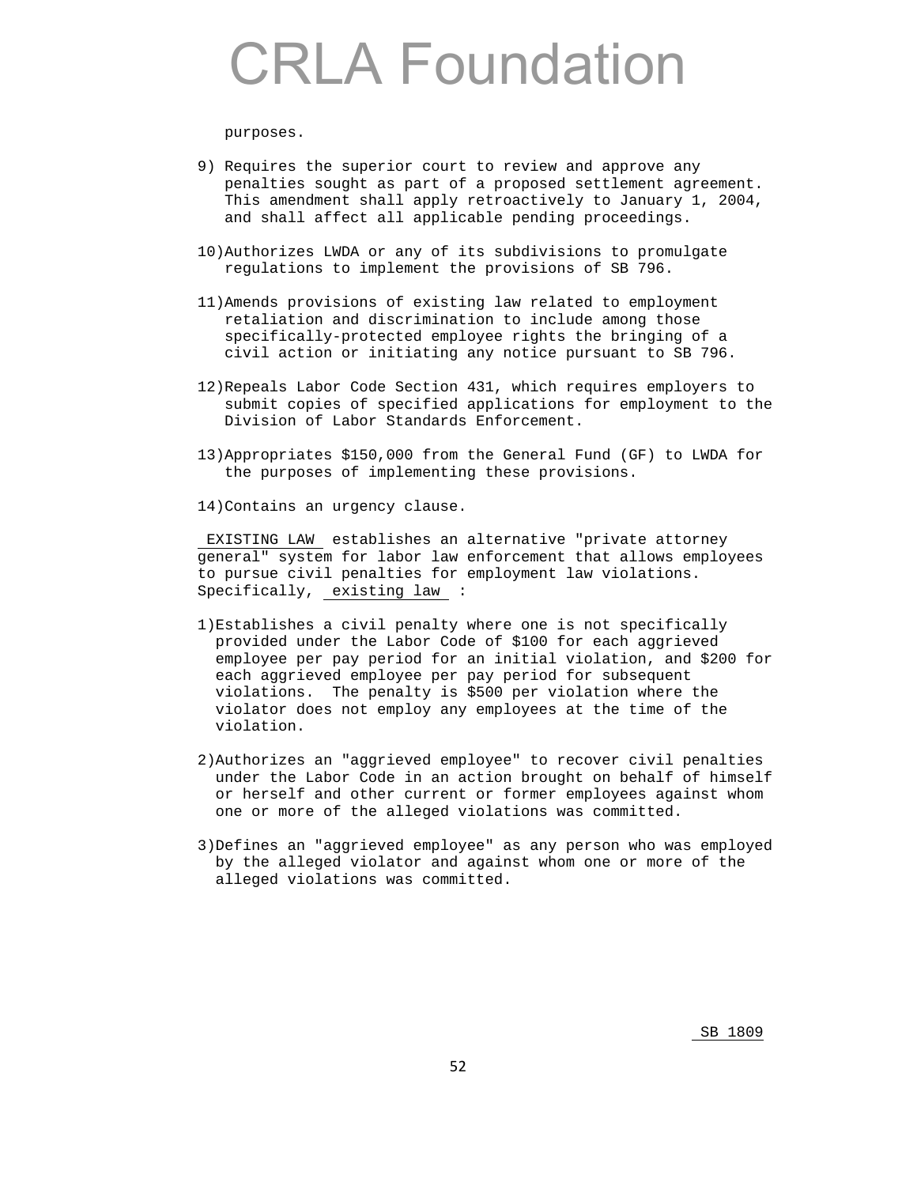purposes.

9) Requires the superior court to review and approve any penalties sought as part of a proposed settlement agreement. This amendment shall apply retroactively to January 1, 2004, and shall affect all applicable pending proceedings.

10) Authorizes LWDA or any of its subdivisions to promulgate regulations to implement the provisions of SB 796.

11) Amends provisions of existing law related to employment retaliation and discrimination to include among those specifically-protected employee rights the bringing of a civil action or initiating any notice pursuant to SB 796.

12) Repeals Labor Code Section 431, which requires employers to submit copies of specified applications for employment to the Division of Labor Standards Enforcement.

13) Appropriates $150,000 from the General Fund (GF) to LWDA for the purposes of implementing these provisions.

14) Contains an urgency clause.

EXISTING LAW establishes an alternative "private attorney general" system for labor law enforcement that allows employees to pursue civil penalties for employment law violations. Specifically, existing law :

1) Establishes a civil penalty where one is not specifically provided under the Labor Code of $100 for each aggrieved employee per pay period for an initial violation, and $200 for each aggrieved employee per pay period for subsequent violations. The penalty is $500 per violation where the violator does not employ any employees at the time of the violation.

2) Authorizes an "aggrieved employee" to recover civil penalties under the Labor Code in an action brought on behalf of himself or herself and other current or former employees against whom one or more of the alleged violations was committed.

3) Defines an "aggrieved employee" as any person who was employed by the alleged violator and against whom one or more of the alleged violations was committed.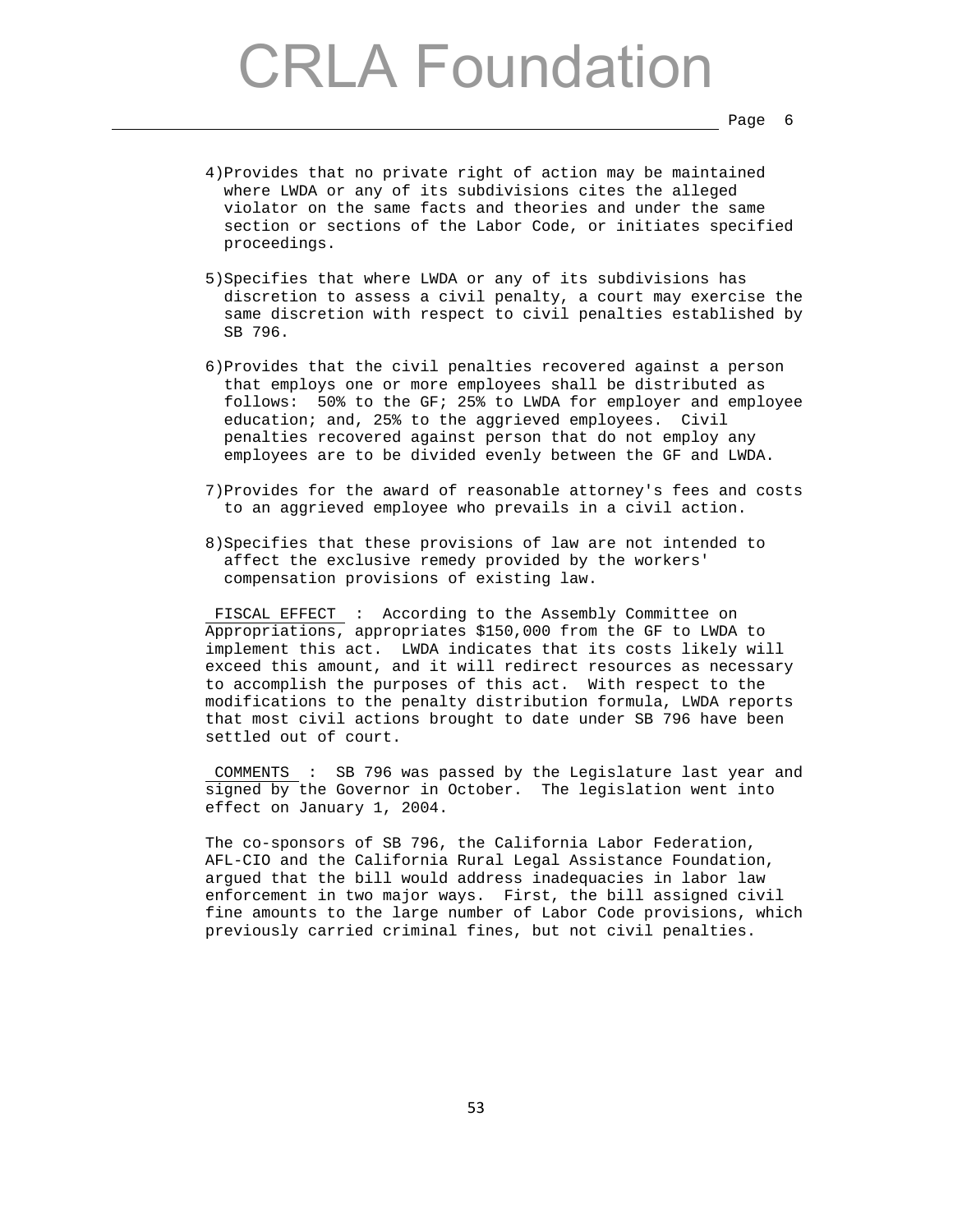4)Provides that no private right of action may be maintained where LWDA or any of its subdivisions cites the alleged violator on the same facts and theories and under the same section or sections of the Labor Code, or initiates specified proceedings.

5)Specifies that where LWDA or any of its subdivisions has discretion to assess a civil penalty, a court may exercise the same discretion with respect to civil penalties established by SB 796.

6)Provides that the civil penalties recovered against a person that employs one or more employees shall be distributed as follows: 50% to the GF; 25% to LWDA for employer and employee education; and, 25% to the aggrieved employees. Civil penalties recovered against person that do not employ any employees are to be divided evenly between the GF and LWDA.

7)Provides for the award of reasonable attorney's fees and costs to an aggrieved employee who prevails in a civil action.

8)Specifies that these provisions of law are not intended to affect the exclusive remedy provided by the workers' compensation provisions of existing law.

FISCAL EFFECT : According to the Assembly Committee on Appropriations, appropriates $150,000 from the GF to LWDA to implement this act. LWDA indicates that its costs likely will exceed this amount, and it will redirect resources as necessary to accomplish the purposes of this act. With respect to the modifications to the penalty distribution formula, LWDA reports that most civil actions brought to date under SB 796 have been settled out of court.

COMMENTS : SB 796 was passed by the Legislature last year and signed by the Governor in October. The legislation went into effect on January 1, 2004.

The co-sponsors of SB 796, the California Labor Federation, AFL-CIO and the California Rural Legal Assistance Foundation, argued that the bill would address inadequacies in labor law enforcement in two major ways. First, the bill assigned civil fine amounts to the large number of Labor Code provisions, which previously carried criminal fines, but not civil penalties.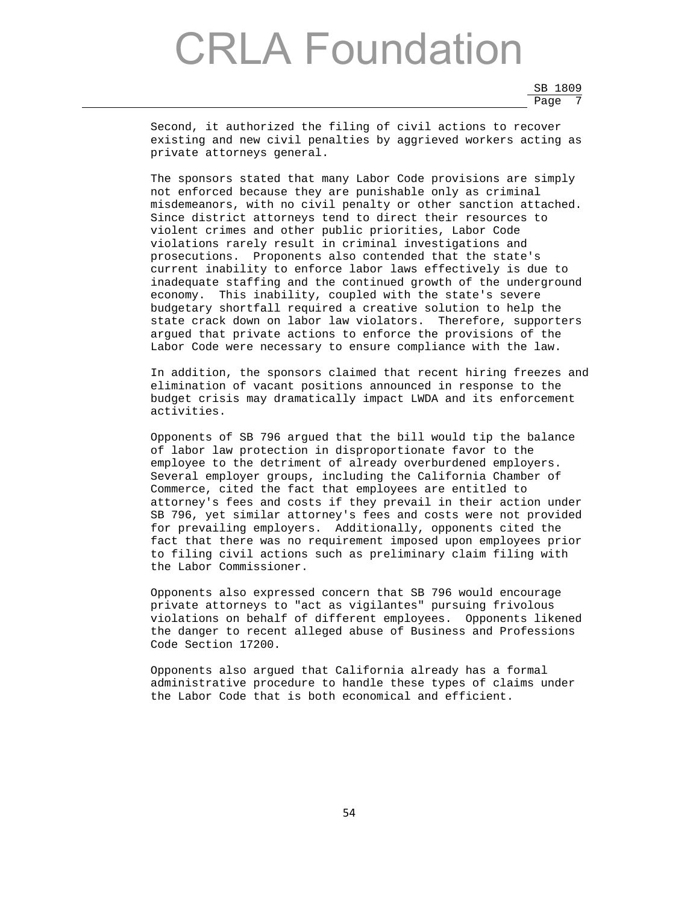Second, it authorized the filing of civil actions to recover existing and new civil penalties by aggrieved workers acting as private attorneys general.

The sponsors stated that many Labor Code provisions are simply not enforced because they are punishable only as criminal misdemeanors, with no civil penalty or other sanction attached. Since district attorneys tend to direct their resources to violent crimes and other public priorities, Labor Code violations rarely result in criminal investigations and prosecutions. Proponents also contended that the state's current inability to enforce labor laws effectively is due to inadequate staffing and the continued growth of the underground economy. This inability, coupled with the state's severe budgetary shortfall required a creative solution to help the state crack down on labor law violators. Therefore, supporters argued that private actions to enforce the provisions of the Labor Code were necessary to ensure compliance with the law.

In addition, the sponsors claimed that recent hiring freezes and elimination of vacant positions announced in response to the budget crisis may dramatically impact LWDA and its enforcement activities.

Opponents of SB 796 argued that the bill would tip the balance of labor law protection in disproportionate favor to the employee to the detriment of already overburdened employers. Several employer groups, including the California Chamber of Commerce, cited the fact that employees are entitled to attorney's fees and costs if they prevail in their action under SB 796, yet similar attorney's fees and costs were not provided for prevailing employers. Additionally, opponents cited the fact that there was no requirement imposed upon employees prior to filing civil actions such as preliminary claim filing with the Labor Commissioner.

Opponents also expressed concern that SB 796 would encourage private attorneys to "act as vigilantes" pursuing frivolous violations on behalf of different employees. Opponents likened the danger to recent alleged abuse of Business and Professions Code Section 17200.

Opponents also argued that California already has a formal administrative procedure to handle these types of claims under the Labor Code that is both economical and efficient.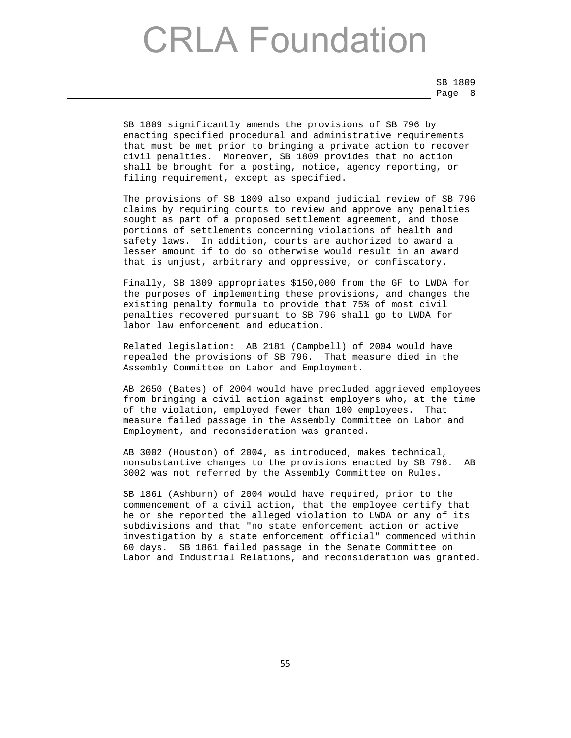SB 1809 significantly amends the provisions of SB 796 by enacting specified procedural and administrative requirements that must be met prior to bringing a private action to recover civil penalties. Moreover, SB 1809 provides that no action shall be brought for a posting, notice, agency reporting, or filing requirement, except as specified.

The provisions of SB 1809 also expand judicial review of SB 796 claims by requiring courts to review and approve any penalties sought as part of a proposed settlement agreement, and those portions of settlements concerning violations of health and safety laws. In addition, courts are authorized to award a lesser amount if to do so otherwise would result in an award that is unjust, arbitrary and oppressive, or confiscatory.

Finally, SB 1809 appropriates $150,000 from the GF to LWDA for the purposes of implementing these provisions, and changes the existing penalty formula to provide that 75% of most civil penalties recovered pursuant to SB 796 shall go to LWDA for labor law enforcement and education.

Related legislation: AB 2181 (Campbell) of 2004 would have repealed the provisions of SB 796. That measure died in the Assembly Committee on Labor and Employment.

AB 2650 (Bates) of 2004 would have precluded aggrieved employees from bringing a civil action against employers who, at the time of the violation, employed fewer than 100 employees. That measure failed passage in the Assembly Committee on Labor and Employment, and reconsideration was granted.

AB 3002 (Houston) of 2004, as introduced, makes technical, nonsubstantive changes to the provisions enacted by SB 796. AB 3002 was not referred by the Assembly Committee on Rules.

SB 1861 (Ashburn) of 2004 would have required, prior to the commencement of a civil action, that the employee certify that he or she reported the alleged violation to LWDA or any of its subdivisions and that "no state enforcement action or active investigation by a state enforcement official" commenced within 60 days. SB 1861 failed passage in the Senate Committee on Labor and Industrial Relations, and reconsideration was granted.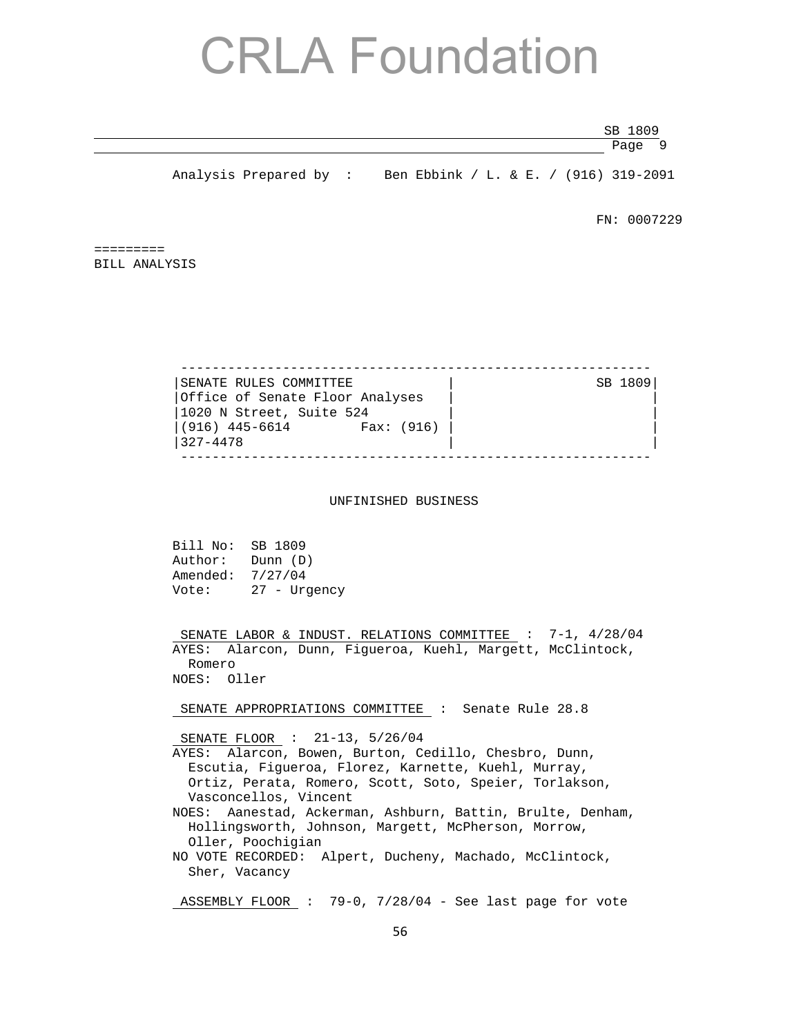Analysis Prepared by : Ben Ebbink / L. & E. / (916) 319-2091

FN: 0007229

=========
BILL ANALYSIS

| SENATE RULES COMMITTEE | SB 1809 |
|---|---|
| Office of Senate Floor Analyses | |
| 1020 N Street, Suite 524 | |
| (916) 445-6614 Fax: (916) 327-4478 | |

UNFINISHED BUSINESS

Bill No: SB 1809
Author: Dunn (D)
Amended: 7/27/04
Vote: 27 - Urgency

SENATE LABOR & INDUST. RELATIONS COMMITTEE : 7-1, 4/28/04
AYES: Alarcon, Dunn, Figueroa, Kuehl, Margett, McClintock, Romero
NOES: Oller

SENATE APPROPRIATIONS COMMITTEE : Senate Rule 28.8

SENATE FLOOR : 21-13, 5/26/04
AYES: Alarcon, Bowen, Burton, Cedillo, Chesbro, Dunn, Escutia, Figueroa, Florez, Karnette, Kuehl, Murray, Ortiz, Perata, Romero, Scott, Soto, Speier, Torlakson, Vasconcellos, Vincent
NOES: Aanestad, Ackerman, Ashburn, Battin, Brulte, Denham, Hollingsworth, Johnson, Margett, McPherson, Morrow, Oller, Poochigian
NO VOTE RECORDED: Alpert, Ducheny, Machado, McClintock, Sher, Vacancy

ASSEMBLY FLOOR : 79-0, 7/28/04 - See last page for vote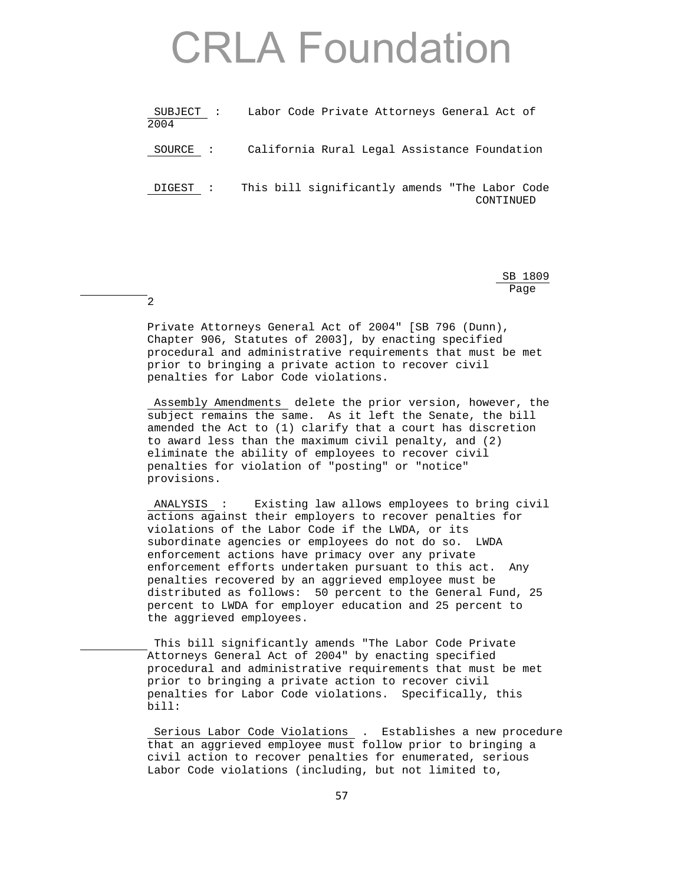# CRLA Foundation

SUBJECT : Labor Code Private Attorneys General Act of 2004

SOURCE : California Rural Legal Assistance Foundation

DIGEST : This bill significantly amends "The Labor Code Private Attorneys General Act of 2004" [SB 796 (Dunn), Chapter 906, Statutes of 2003], by enacting specified procedural and administrative requirements that must be met prior to bringing a private action to recover civil penalties for Labor Code violations.

Assembly Amendments delete the prior version, however, the subject remains the same. As it left the Senate, the bill amended the Act to (1) clarify that a court has discretion to award less than the maximum civil penalty, and (2) eliminate the ability of employees to recover civil penalties for violation of "posting" or "notice" provisions.

ANALYSIS : Existing law allows employees to bring civil actions against their employers to recover penalties for violations of the Labor Code if the LWDA, or its subordinate agencies or employees do not do so. LWDA enforcement actions have primacy over any private enforcement efforts undertaken pursuant to this act. Any penalties recovered by an aggrieved employee must be distributed as follows: 50 percent to the General Fund, 25 percent to LWDA for employer education and 25 percent to the aggrieved employees.

This bill significantly amends "The Labor Code Private Attorneys General Act of 2004" by enacting specified procedural and administrative requirements that must be met prior to bringing a private action to recover civil penalties for Labor Code violations. Specifically, this bill:

Serious Labor Code Violations . Establishes a new procedure that an aggrieved employee must follow prior to bringing a civil action to recover penalties for enumerated, serious Labor Code violations (including, but not limited to,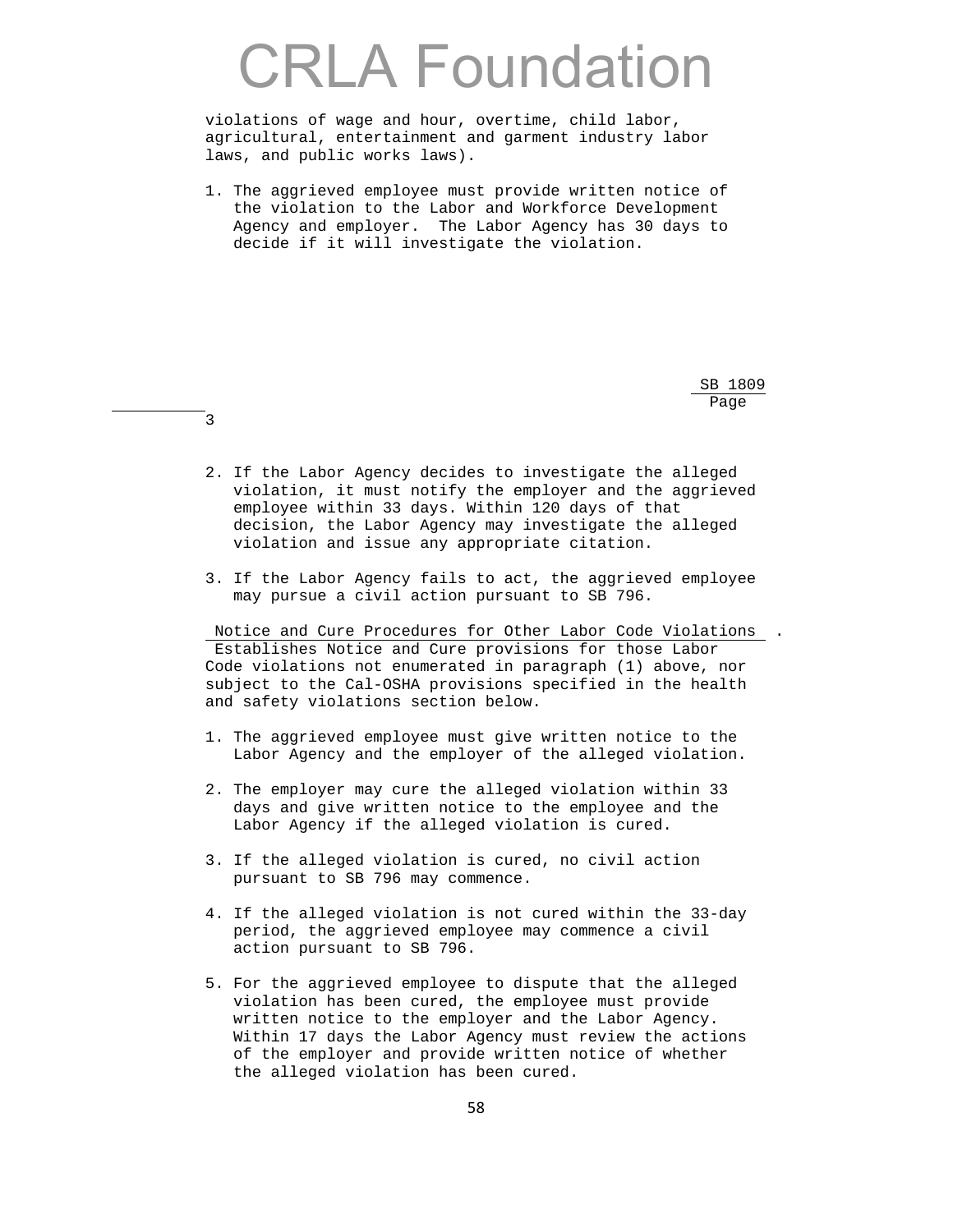violations of wage and hour, overtime, child labor, agricultural, entertainment and garment industry labor laws, and public works laws).

1. The aggrieved employee must provide written notice of the violation to the Labor and Workforce Development Agency and employer. The Labor Agency has 30 days to decide if it will investigate the violation.

2. If the Labor Agency decides to investigate the alleged violation, it must notify the employer and the aggrieved employee within 33 days. Within 120 days of that decision, the Labor Agency may investigate the alleged violation and issue any appropriate citation.

3. If the Labor Agency fails to act, the aggrieved employee may pursue a civil action pursuant to SB 796.

Notice and Cure Procedures for Other Labor Code Violations. Establishes Notice and Cure provisions for those Labor Code violations not enumerated in paragraph (1) above, nor subject to the Cal-OSHA provisions specified in the health and safety violations section below.

1. The aggrieved employee must give written notice to the Labor Agency and the employer of the alleged violation.

2. The employer may cure the alleged violation within 33 days and give written notice to the employee and the Labor Agency if the alleged violation is cured.

3. If the alleged violation is cured, no civil action pursuant to SB 796 may commence.

4. If the alleged violation is not cured within the 33-day period, the aggrieved employee may commence a civil action pursuant to SB 796.

5. For the aggrieved employee to dispute that the alleged violation has been cured, the employee must provide written notice to the employer and the Labor Agency. Within 17 days the Labor Agency must review the actions of the employer and provide written notice of whether the alleged violation has been cured.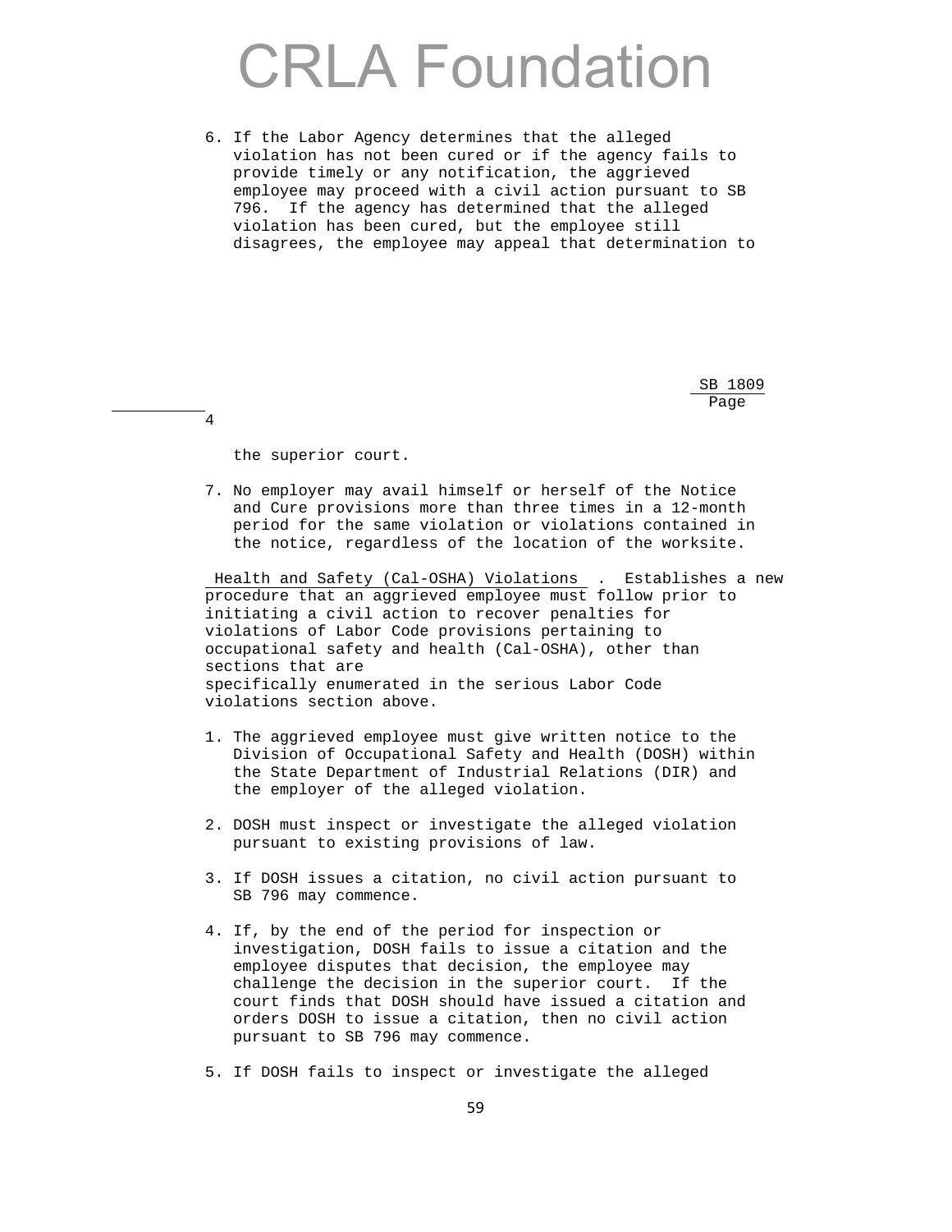6. If the Labor Agency determines that the alleged violation has not been cured or if the agency fails to provide timely or any notification, the aggrieved employee may proceed with a civil action pursuant to SB 796. If the agency has determined that the alleged violation has been cured, but the employee still disagrees, the employee may appeal that determination to the superior court.

7. No employer may avail himself or herself of the Notice and Cure provisions more than three times in a 12-month period for the same violation or violations contained in the notice, regardless of the location of the worksite.

Health and Safety (Cal-OSHA) Violations. Establishes a new procedure that an aggrieved employee must follow prior to initiating a civil action to recover penalties for violations of Labor Code provisions pertaining to occupational safety and health (Cal-OSHA), other than sections that are specifically enumerated in the serious Labor Code violations section above.

1. The aggrieved employee must give written notice to the Division of Occupational Safety and Health (DOSH) within the State Department of Industrial Relations (DIR) and the employer of the alleged violation.

2. DOSH must inspect or investigate the alleged violation pursuant to existing provisions of law.

3. If DOSH issues a citation, no civil action pursuant to SB 796 may commence.

4. If, by the end of the period for inspection or investigation, DOSH fails to issue a citation and the employee disputes that decision, the employee may challenge the decision in the superior court. If the court finds that DOSH should have issued a citation and orders DOSH to issue a citation, then no civil action pursuant to SB 796 may commence.

5. If DOSH fails to inspect or investigate the alleged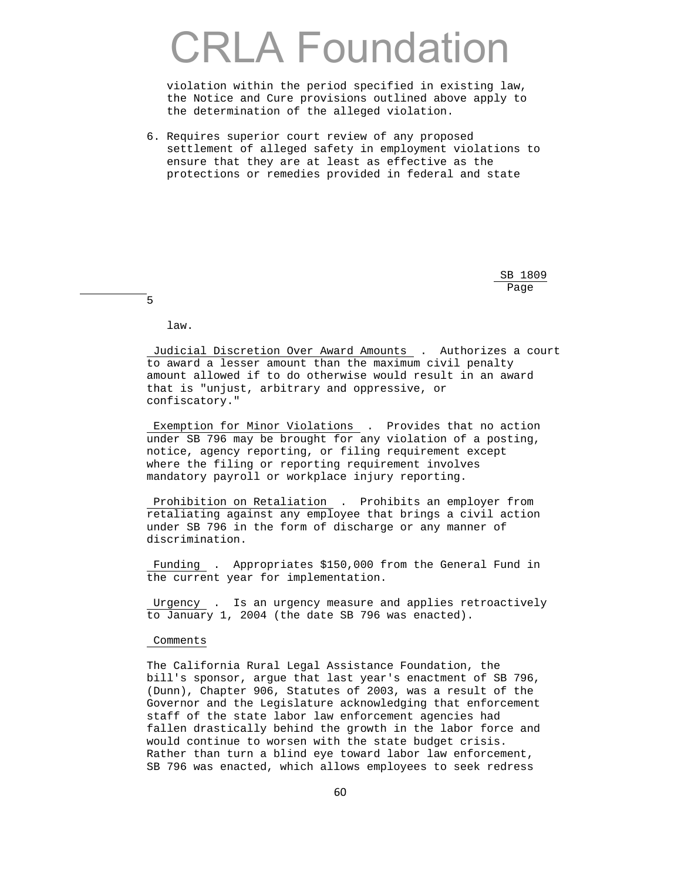violation within the period specified in existing law, the Notice and Cure provisions outlined above apply to the determination of the alleged violation.

6. Requires superior court review of any proposed settlement of alleged safety in employment violations to ensure that they are at least as effective as the protections or remedies provided in federal and state law.

**Judicial Discretion Over Award Amounts**. Authorizes a court to award a lesser amount than the maximum civil penalty amount allowed if to do otherwise would result in an award that is "unjust, arbitrary and oppressive, or confiscatory."

**Exemption for Minor Violations**. Provides that no action under SB 796 may be brought for any violation of a posting, notice, agency reporting, or filing requirement except where the filing or reporting requirement involves mandatory payroll or workplace injury reporting.

**Prohibition on Retaliation**. Prohibits an employer from retaliating against any employee that brings a civil action under SB 796 in the form of discharge or any manner of discrimination.

**Funding**. Appropriates $150,000 from the General Fund in the current year for implementation.

**Urgency**. Is an urgency measure and applies retroactively to January 1, 2004 (the date SB 796 was enacted).

**Comments**

The California Rural Legal Assistance Foundation, the bill's sponsor, argue that last year's enactment of SB 796, (Dunn), Chapter 906, Statutes of 2003, was a result of the Governor and the Legislature acknowledging that enforcement staff of the state labor law enforcement agencies had fallen drastically behind the growth in the labor force and would continue to worsen with the state budget crisis. Rather than turn a blind eye toward labor law enforcement, SB 796 was enacted, which allows employees to seek redress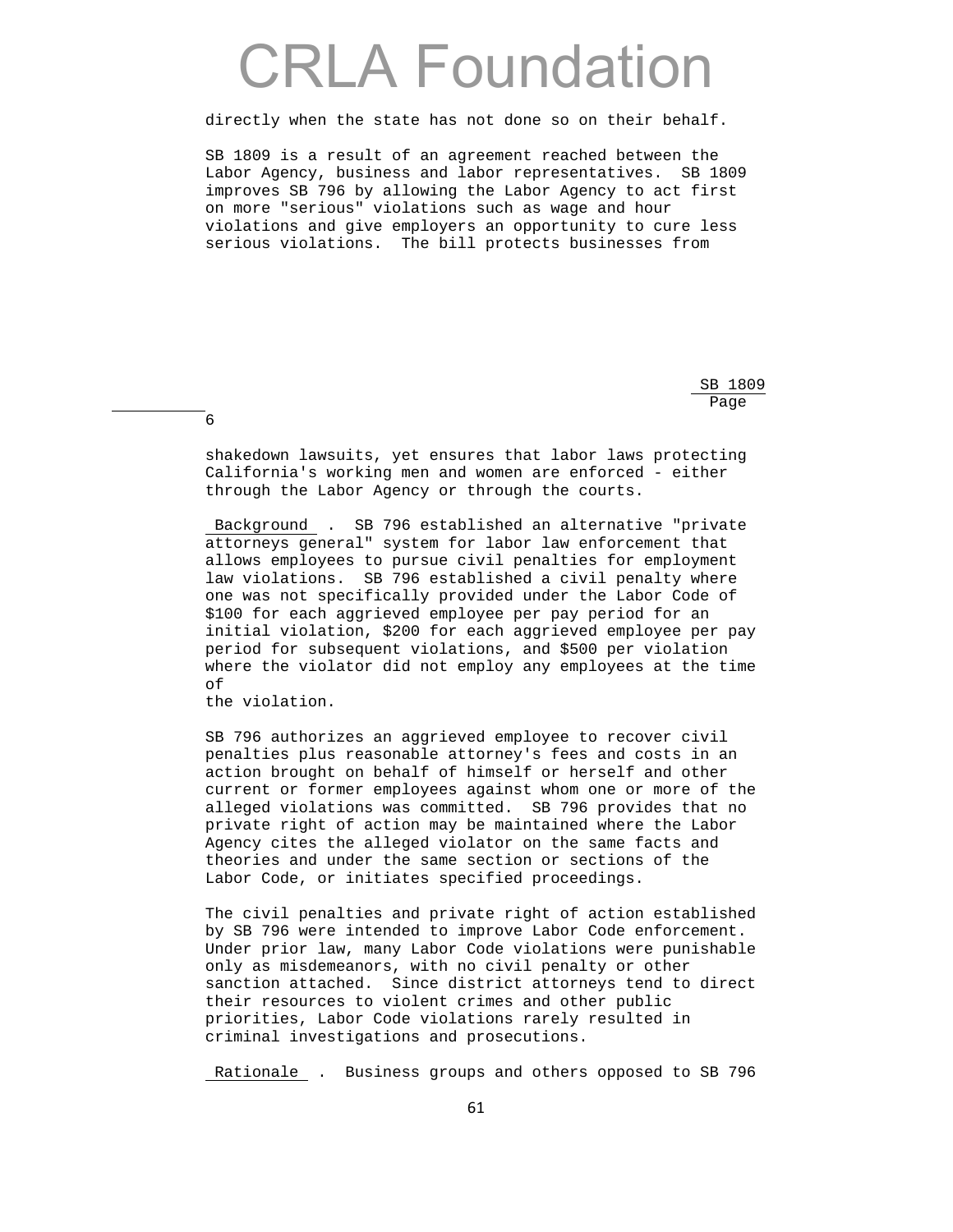directly when the state has not done so on their behalf.

SB 1809 is a result of an agreement reached between the Labor Agency, business and labor representatives. SB 1809 improves SB 796 by allowing the Labor Agency to act first on more "serious" violations such as wage and hour violations and give employers an opportunity to cure less serious violations. The bill protects businesses from

shakedown lawsuits, yet ensures that labor laws protecting California's working men and women are enforced - either through the Labor Agency or through the courts.

Background . SB 796 established an alternative "private attorneys general" system for labor law enforcement that allows employees to pursue civil penalties for employment law violations. SB 796 established a civil penalty where one was not specifically provided under the Labor Code of $100 for each aggrieved employee per pay period for an initial violation, $200 for each aggrieved employee per pay period for subsequent violations, and $500 per violation where the violator did not employ any employees at the time of the violation.

SB 796 authorizes an aggrieved employee to recover civil penalties plus reasonable attorney's fees and costs in an action brought on behalf of himself or herself and other current or former employees against whom one or more of the alleged violations was committed. SB 796 provides that no private right of action may be maintained where the Labor Agency cites the alleged violator on the same facts and theories and under the same section or sections of the Labor Code, or initiates specified proceedings.

The civil penalties and private right of action established by SB 796 were intended to improve Labor Code enforcement. Under prior law, many Labor Code violations were punishable only as misdemeanors, with no civil penalty or other sanction attached. Since district attorneys tend to direct their resources to violent crimes and other public priorities, Labor Code violations rarely resulted in criminal investigations and prosecutions.

Rationale . Business groups and others opposed to SB 796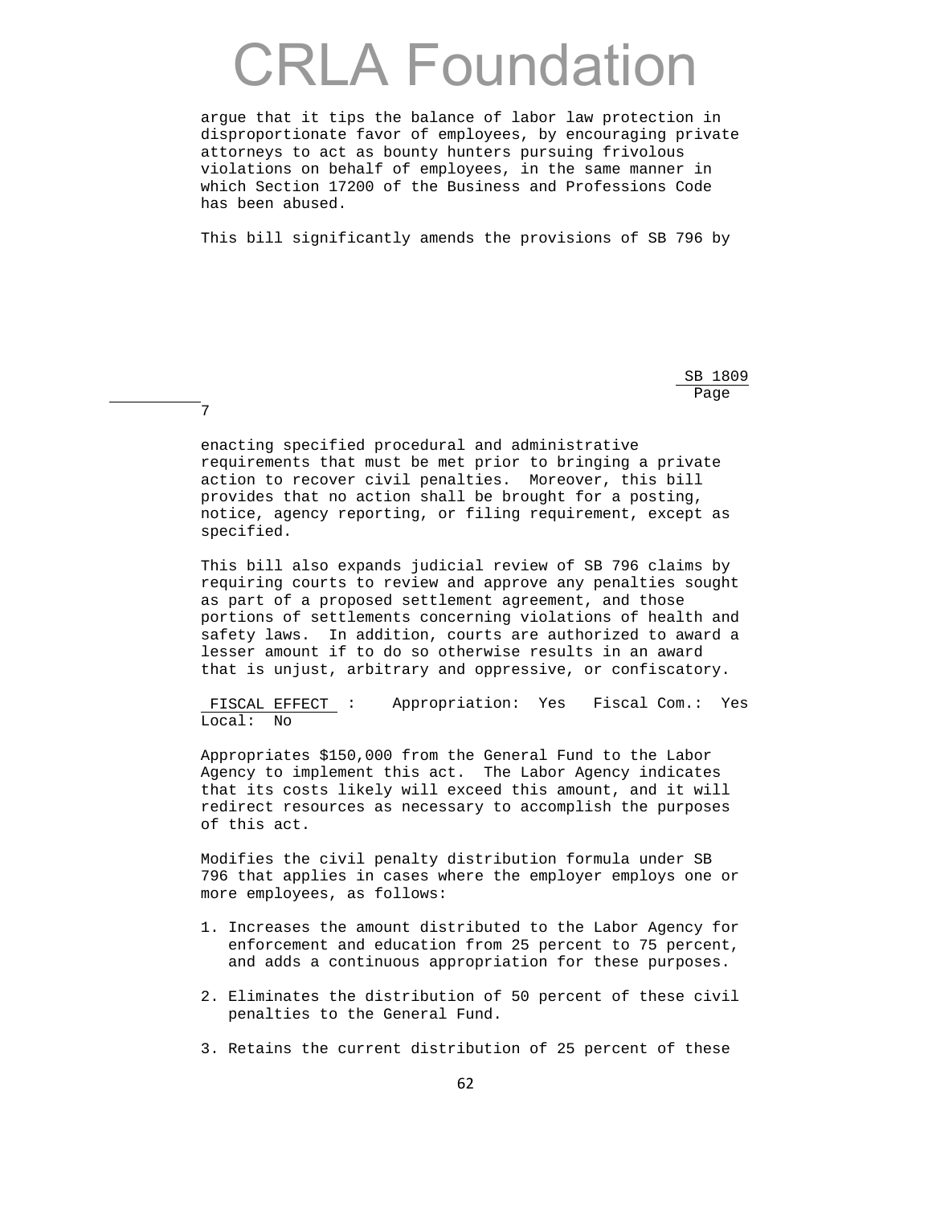argue that it tips the balance of labor law protection in disproportionate favor of employees, by encouraging private attorneys to act as bounty hunters pursuing frivolous violations on behalf of employees, in the same manner in which Section 17200 of the Business and Professions Code has been abused.

This bill significantly amends the provisions of SB 796 by enacting specified procedural and administrative requirements that must be met prior to bringing a private action to recover civil penalties. Moreover, this bill provides that no action shall be brought for a posting, notice, agency reporting, or filing requirement, except as specified.

This bill also expands judicial review of SB 796 claims by requiring courts to review and approve any penalties sought as part of a proposed settlement agreement, and those portions of settlements concerning violations of health and safety laws. In addition, courts are authorized to award a lesser amount if to do so otherwise results in an award that is unjust, arbitrary and oppressive, or confiscatory.

FISCAL EFFECT : Appropriation: Yes Fiscal Com.: Yes Local: No

Appropriates $150,000 from the General Fund to the Labor Agency to implement this act. The Labor Agency indicates that its costs likely will exceed this amount, and it will redirect resources as necessary to accomplish the purposes of this act.

Modifies the civil penalty distribution formula under SB 796 that applies in cases where the employer employs one or more employees, as follows:

1. Increases the amount distributed to the Labor Agency for enforcement and education from 25 percent to 75 percent, and adds a continuous appropriation for these purposes.

2. Eliminates the distribution of 50 percent of these civil penalties to the General Fund.

3. Retains the current distribution of 25 percent of these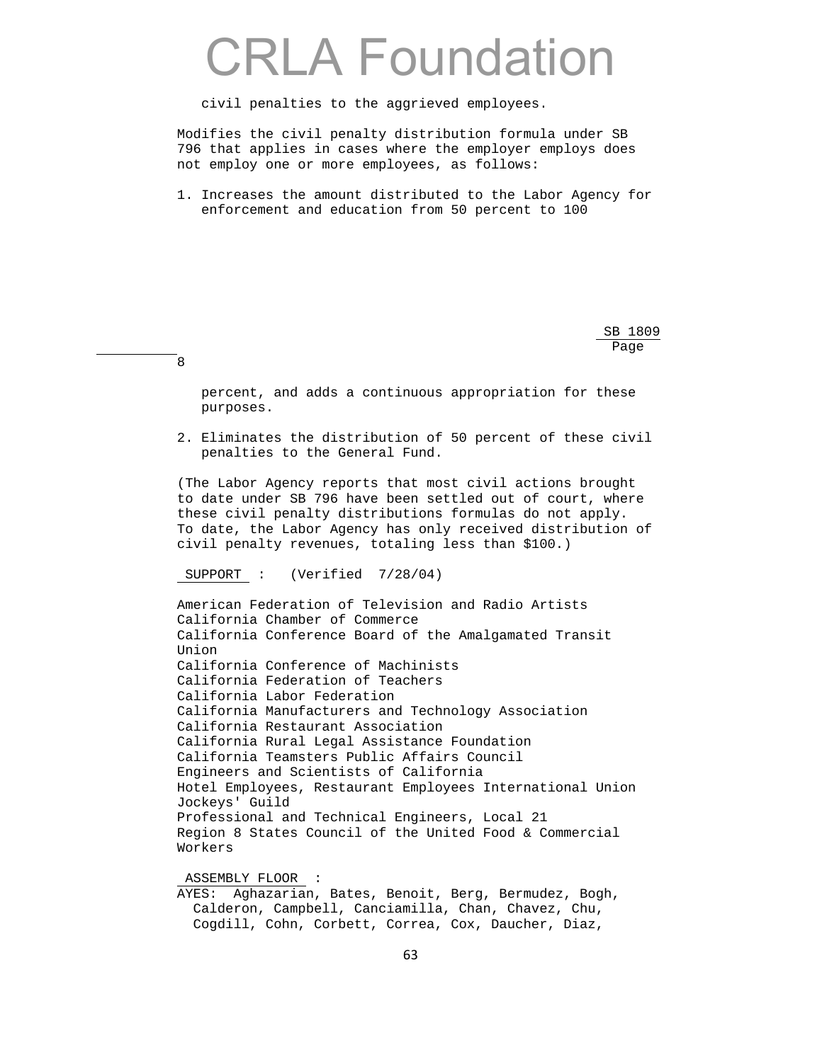civil penalties to the aggrieved employees.

Modifies the civil penalty distribution formula under SB 796 that applies in cases where the employer employs does not employ one or more employees, as follows:

1. Increases the amount distributed to the Labor Agency for enforcement and education from 50 percent to 100 percent, and adds a continuous appropriation for these purposes.

2. Eliminates the distribution of 50 percent of these civil penalties to the General Fund.

(The Labor Agency reports that most civil actions brought to date under SB 796 have been settled out of court, where these civil penalty distributions formulas do not apply. To date, the Labor Agency has only received distribution of civil penalty revenues, totaling less than $100.)

SUPPORT : (Verified 7/28/04)

American Federation of Television and Radio Artists
California Chamber of Commerce
California Conference Board of the Amalgamated Transit Union
California Conference of Machinists
California Federation of Teachers
California Labor Federation
California Manufacturers and Technology Association
California Restaurant Association
California Rural Legal Assistance Foundation
California Teamsters Public Affairs Council
Engineers and Scientists of California
Hotel Employees, Restaurant Employees International Union
Jockeys' Guild
Professional and Technical Engineers, Local 21
Region 8 States Council of the United Food & Commercial Workers

ASSEMBLY FLOOR :
AYES: Aghazarian, Bates, Benoit, Berg, Bermudez, Bogh, Calderon, Campbell, Canciamilla, Chan, Chavez, Chu, Cogdill, Cohn, Corbett, Correa, Cox, Daucher, Diaz,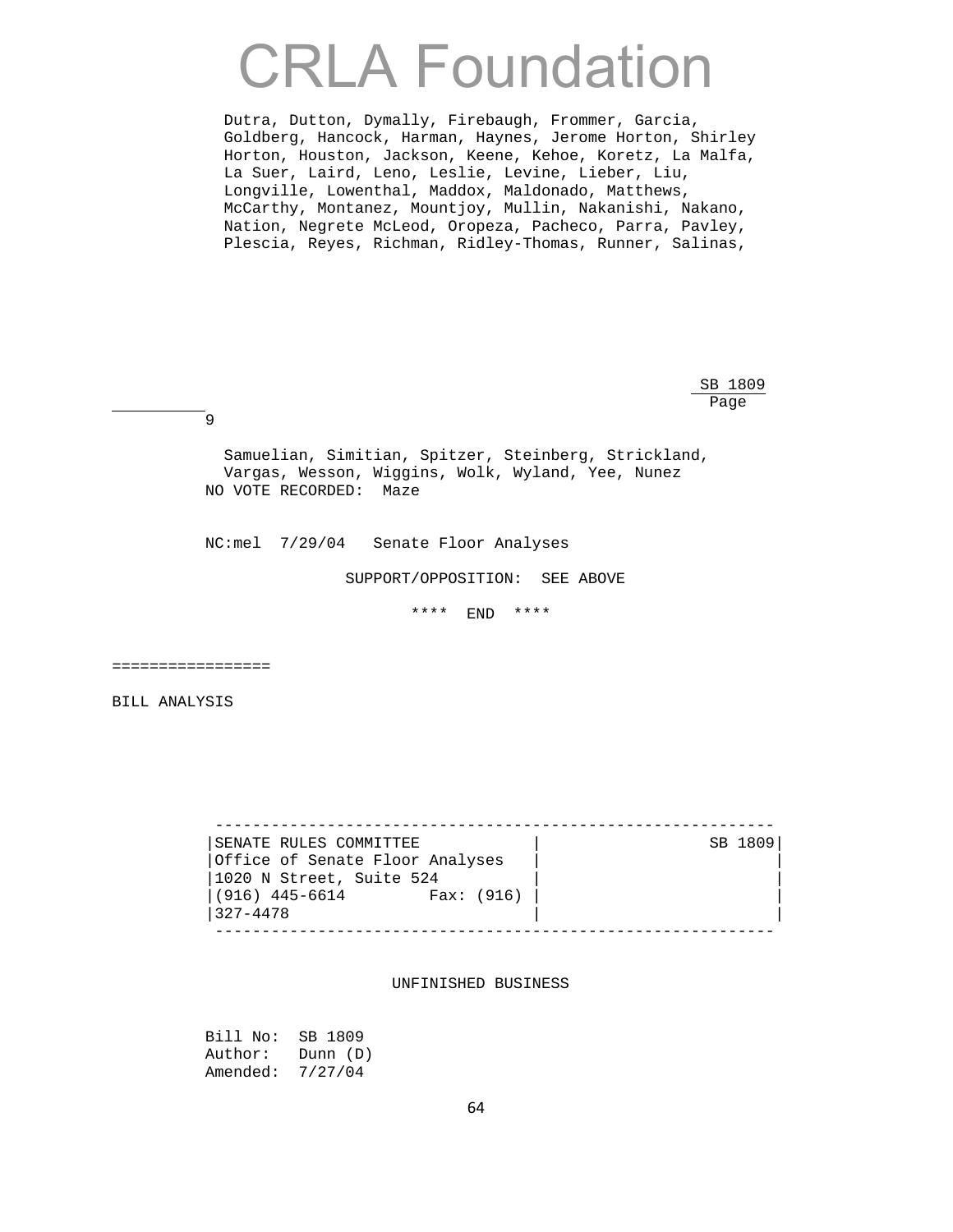Dutra, Dutton, Dymally, Firebaugh, Frommer, Garcia, Goldberg, Hancock, Harman, Haynes, Jerome Horton, Shirley Horton, Houston, Jackson, Keene, Kehoe, Koretz, La Malfa, La Suer, Laird, Leno, Leslie, Levine, Lieber, Liu, Longville, Lowenthal, Maddox, Maldonado, Matthews, McCarthy, Montanez, Mountjoy, Mullin, Nakanishi, Nakano, Nation, Negrete McLeod, Oropeza, Pacheco, Parra, Pavley, Plescia, Reyes, Richman, Ridley-Thomas, Runner, Salinas,

SB 1809
Page 9

Samuelian, Simitian, Spitzer, Steinberg, Strickland, Vargas, Wesson, Wiggins, Wolk, Wyland, Yee, Nunez
NO VOTE RECORDED: Maze

NC:mel 7/29/04 Senate Floor Analyses

SUPPORT/OPPOSITION: SEE ABOVE

**** END ****

=================

BILL ANALYSIS

| SENATE RULES COMMITTEE | SB 1809 |
|---|---|
| Office of Senate Floor Analyses | |
| 1020 N Street, Suite 524 | |
| (916) 445-6614 Fax: (916) 327-4478 | |

UNFINISHED BUSINESS

Bill No: SB 1809
Author: Dunn (D)
Amended: 7/27/04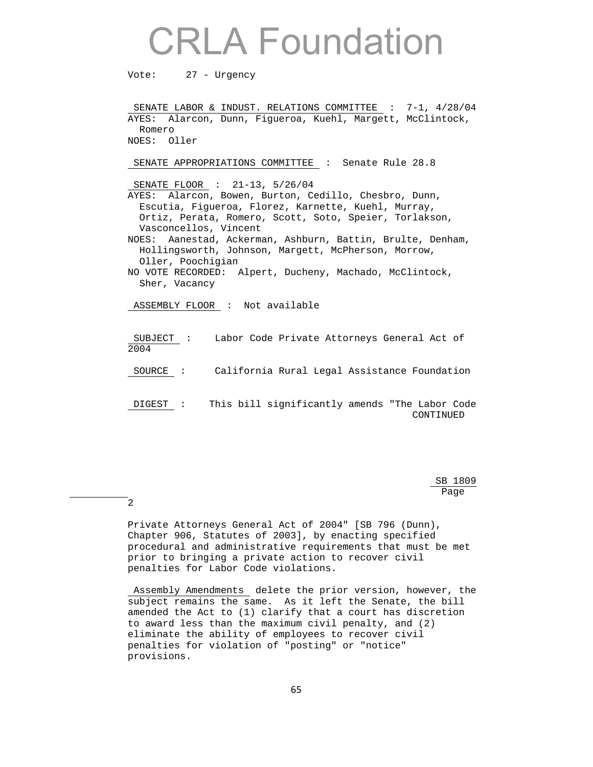# CRLA Foundation

Vote: 27 - Urgency

SENATE LABOR & INDUST. RELATIONS COMMITTEE : 7-1, 4/28/04
AYES: Alarcon, Dunn, Figueroa, Kuehl, Margett, McClintock, Romero
NOES: Oller

SENATE APPROPRIATIONS COMMITTEE : Senate Rule 28.8

SENATE FLOOR : 21-13, 5/26/04
AYES: Alarcon, Bowen, Burton, Cedillo, Chesbro, Dunn, Escutia, Figueroa, Florez, Karnette, Kuehl, Murray, Ortiz, Perata, Romero, Scott, Soto, Speier, Torlakson, Vasconcellos, Vincent
NOES: Aanestad, Ackerman, Ashburn, Battin, Brulte, Denham, Hollingsworth, Johnson, Margett, McPherson, Morrow, Oller, Poochigian
NO VOTE RECORDED: Alpert, Ducheny, Machado, McClintock, Sher, Vacancy

ASSEMBLY FLOOR : Not available

SUBJECT : Labor Code Private Attorneys General Act of 2004

SOURCE : California Rural Legal Assistance Foundation

DIGEST : This bill significantly amends "The Labor Code Private Attorneys General Act of 2004" [SB 796 (Dunn), Chapter 906, Statutes of 2003], by enacting specified procedural and administrative requirements that must be met prior to bringing a private action to recover civil penalties for Labor Code violations.

Assembly Amendments delete the prior version, however, the subject remains the same. As it left the Senate, the bill amended the Act to (1) clarify that a court has discretion to award less than the maximum civil penalty, and (2) eliminate the ability of employees to recover civil penalties for violation of "posting" or "notice" provisions.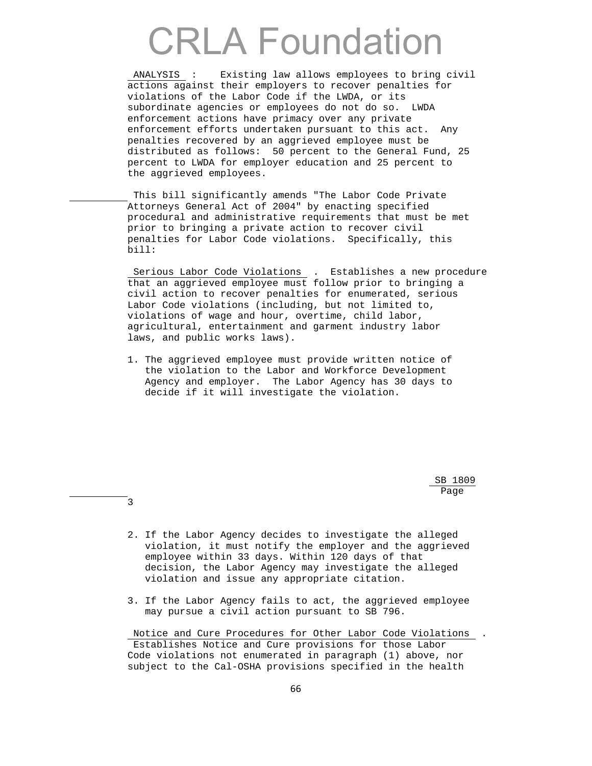ANALYSIS : Existing law allows employees to bring civil actions against their employers to recover penalties for violations of the Labor Code if the LWDA, or its subordinate agencies or employees do not do so. LWDA enforcement actions have primacy over any private enforcement efforts undertaken pursuant to this act. Any penalties recovered by an aggrieved employee must be distributed as follows: 50 percent to the General Fund, 25 percent to LWDA for employer education and 25 percent to the aggrieved employees.

This bill significantly amends "The Labor Code Private Attorneys General Act of 2004" by enacting specified procedural and administrative requirements that must be met prior to bringing a private action to recover civil penalties for Labor Code violations. Specifically, this bill:

Serious Labor Code Violations . Establishes a new procedure that an aggrieved employee must follow prior to bringing a civil action to recover penalties for enumerated, serious Labor Code violations (including, but not limited to, violations of wage and hour, overtime, child labor, agricultural, entertainment and garment industry labor laws, and public works laws).

1. The aggrieved employee must provide written notice of the violation to the Labor and Workforce Development Agency and employer. The Labor Agency has 30 days to decide if it will investigate the violation.

2. If the Labor Agency decides to investigate the alleged violation, it must notify the employer and the aggrieved employee within 33 days. Within 120 days of that decision, the Labor Agency may investigate the alleged violation and issue any appropriate citation.

3. If the Labor Agency fails to act, the aggrieved employee may pursue a civil action pursuant to SB 796.

Notice and Cure Procedures for Other Labor Code Violations . Establishes Notice and Cure provisions for those Labor Code violations not enumerated in paragraph (1) above, nor subject to the Cal-OSHA provisions specified in the health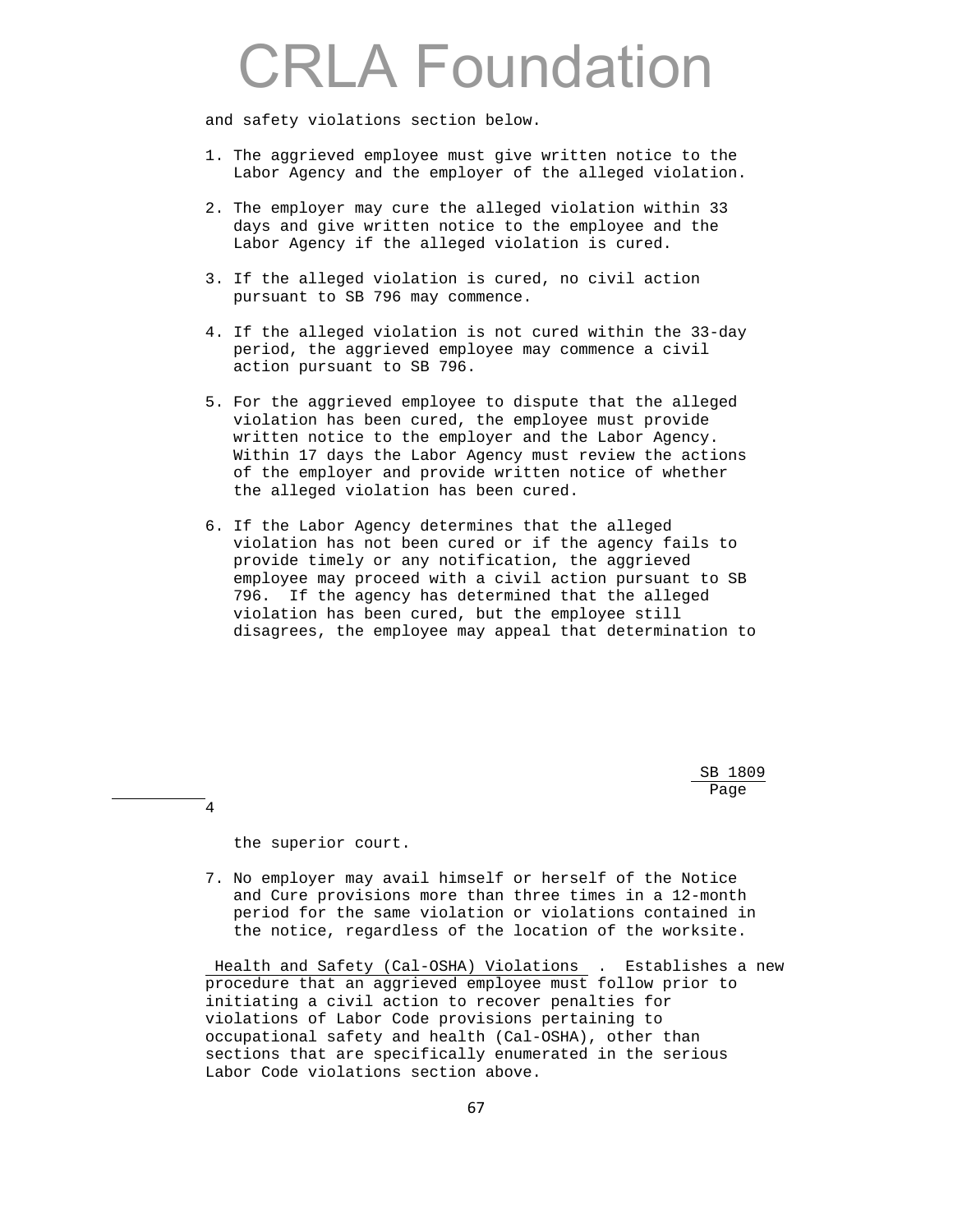and safety violations section below.

1. The aggrieved employee must give written notice to the Labor Agency and the employer of the alleged violation.

2. The employer may cure the alleged violation within 33 days and give written notice to the employee and the Labor Agency if the alleged violation is cured.

3. If the alleged violation is cured, no civil action pursuant to SB 796 may commence.

4. If the alleged violation is not cured within the 33-day period, the aggrieved employee may commence a civil action pursuant to SB 796.

5. For the aggrieved employee to dispute that the alleged violation has been cured, the employee must provide written notice to the employer and the Labor Agency. Within 17 days the Labor Agency must review the actions of the employer and provide written notice of whether the alleged violation has been cured.

6. If the Labor Agency determines that the alleged violation has not been cured or if the agency fails to provide timely or any notification, the aggrieved employee may proceed with a civil action pursuant to SB 796. If the agency has determined that the alleged violation has been cured, but the employee still disagrees, the employee may appeal that determination to the superior court.

7. No employer may avail himself or herself of the Notice and Cure provisions more than three times in a 12-month period for the same violation or violations contained in the notice, regardless of the location of the worksite.

Health and Safety (Cal-OSHA) Violations. Establishes a new procedure that an aggrieved employee must follow prior to initiating a civil action to recover penalties for violations of Labor Code provisions pertaining to occupational safety and health (Cal-OSHA), other than sections that are specifically enumerated in the serious Labor Code violations section above.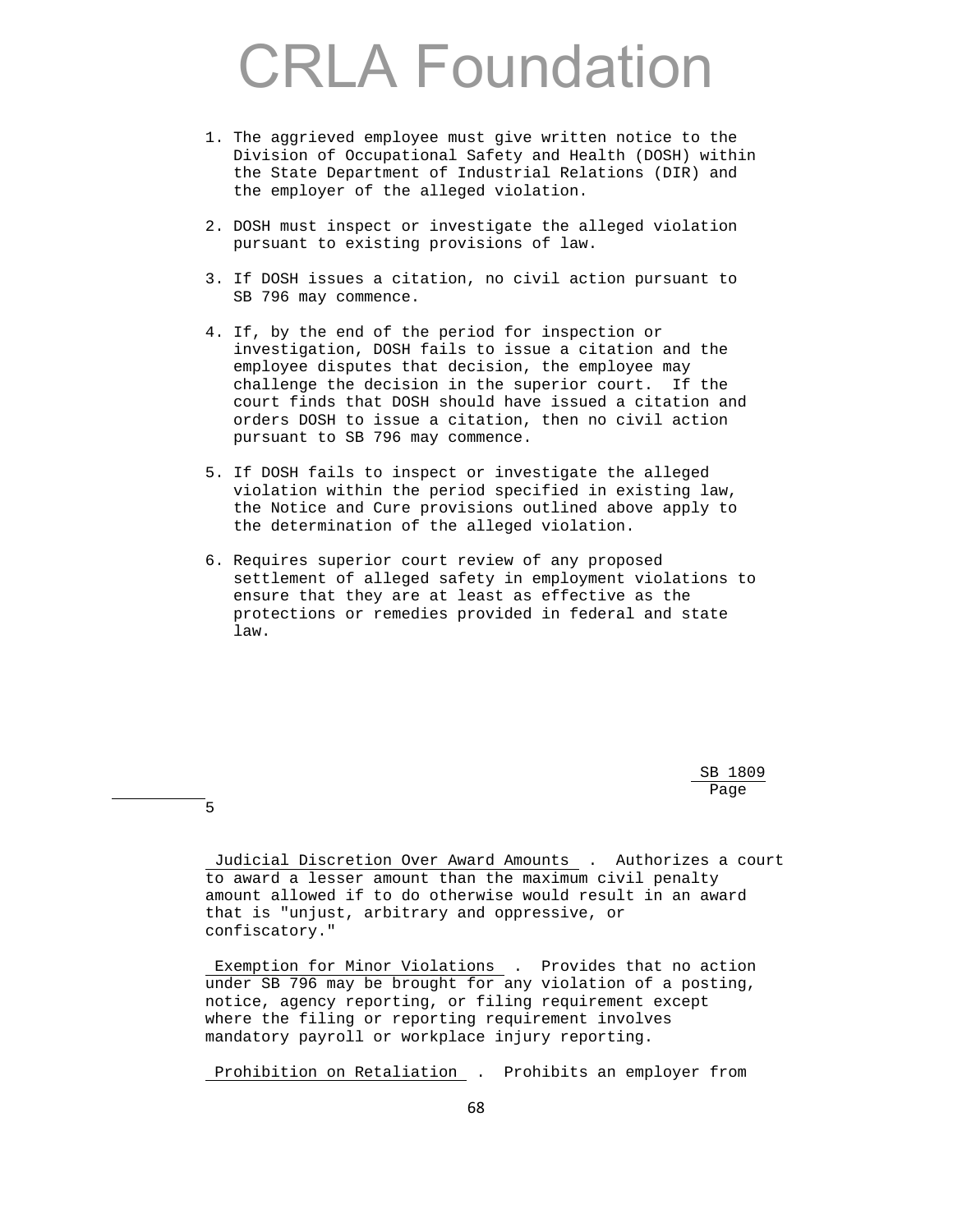1. The aggrieved employee must give written notice to the Division of Occupational Safety and Health (DOSH) within the State Department of Industrial Relations (DIR) and the employer of the alleged violation.

2. DOSH must inspect or investigate the alleged violation pursuant to existing provisions of law.

3. If DOSH issues a citation, no civil action pursuant to SB 796 may commence.

4. If, by the end of the period for inspection or investigation, DOSH fails to issue a citation and the employee disputes that decision, the employee may challenge the decision in the superior court. If the court finds that DOSH should have issued a citation and orders DOSH to issue a citation, then no civil action pursuant to SB 796 may commence.

5. If DOSH fails to inspect or investigate the alleged violation within the period specified in existing law, the Notice and Cure provisions outlined above apply to the determination of the alleged violation.

6. Requires superior court review of any proposed settlement of alleged safety in employment violations to ensure that they are at least as effective as the protections or remedies provided in federal and state law.

__Judicial Discretion Over Award Amounts__ . Authorizes a court to award a lesser amount than the maximum civil penalty amount allowed if to do otherwise would result in an award that is "unjust, arbitrary and oppressive, or confiscatory."

__Exemption for Minor Violations__ . Provides that no action under SB 796 may be brought for any violation of a posting, notice, agency reporting, or filing requirement except where the filing or reporting requirement involves mandatory payroll or workplace injury reporting.

__Prohibition on Retaliation__ . Prohibits an employer from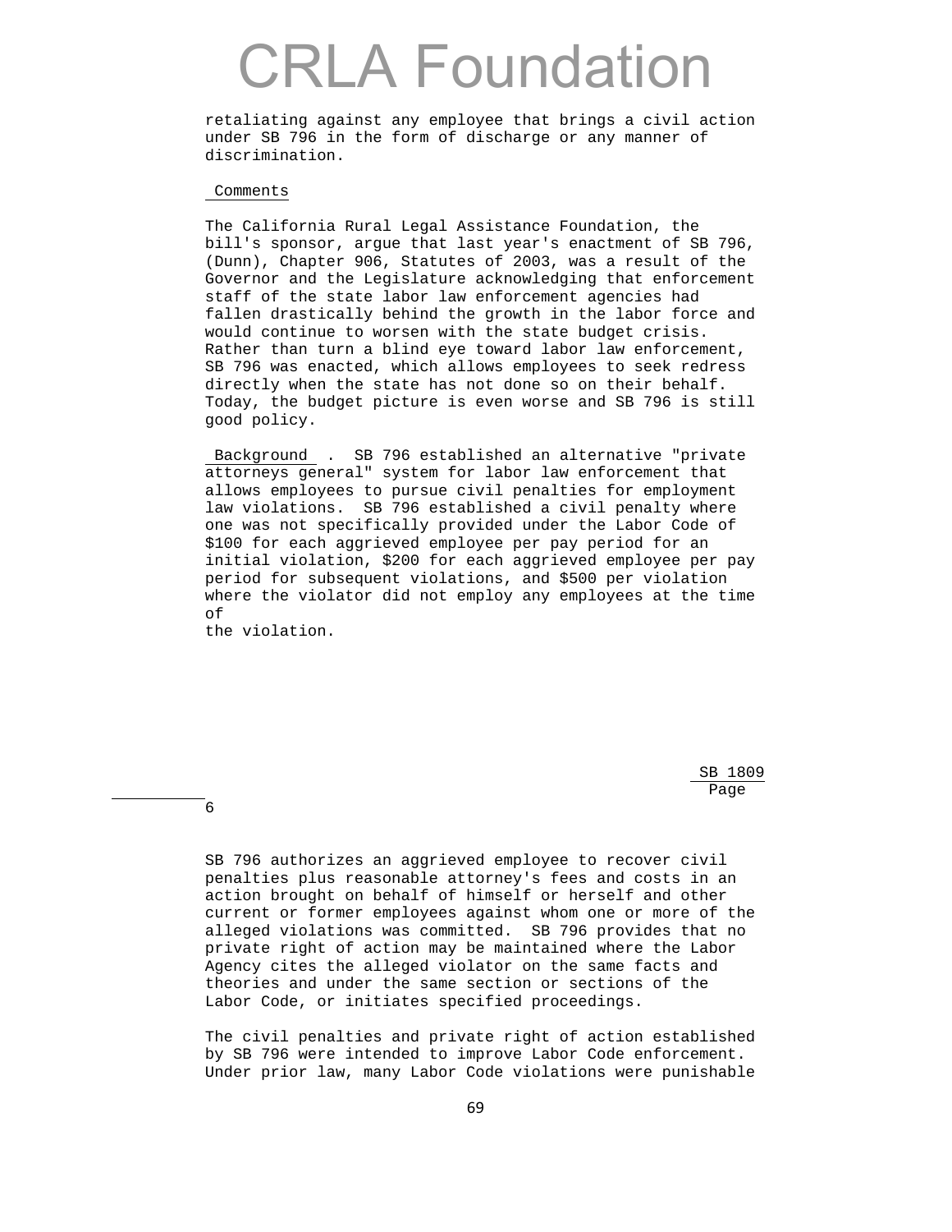retaliating against any employee that brings a civil action under SB 796 in the form of discharge or any manner of discrimination.

Comments

The California Rural Legal Assistance Foundation, the bill's sponsor, argue that last year's enactment of SB 796, (Dunn), Chapter 906, Statutes of 2003, was a result of the Governor and the Legislature acknowledging that enforcement staff of the state labor law enforcement agencies had fallen drastically behind the growth in the labor force and would continue to worsen with the state budget crisis. Rather than turn a blind eye toward labor law enforcement, SB 796 was enacted, which allows employees to seek redress directly when the state has not done so on their behalf. Today, the budget picture is even worse and SB 796 is still good policy.

Background . SB 796 established an alternative "private attorneys general" system for labor law enforcement that allows employees to pursue civil penalties for employment law violations. SB 796 established a civil penalty where one was not specifically provided under the Labor Code of $100 for each aggrieved employee per pay period for an initial violation, $200 for each aggrieved employee per pay period for subsequent violations, and $500 per violation where the violator did not employ any employees at the time of the violation.

SB 796 authorizes an aggrieved employee to recover civil penalties plus reasonable attorney's fees and costs in an action brought on behalf of himself or herself and other current or former employees against whom one or more of the alleged violations was committed. SB 796 provides that no private right of action may be maintained where the Labor Agency cites the alleged violator on the same facts and theories and under the same section or sections of the Labor Code, or initiates specified proceedings.

The civil penalties and private right of action established by SB 796 were intended to improve Labor Code enforcement. Under prior law, many Labor Code violations were punishable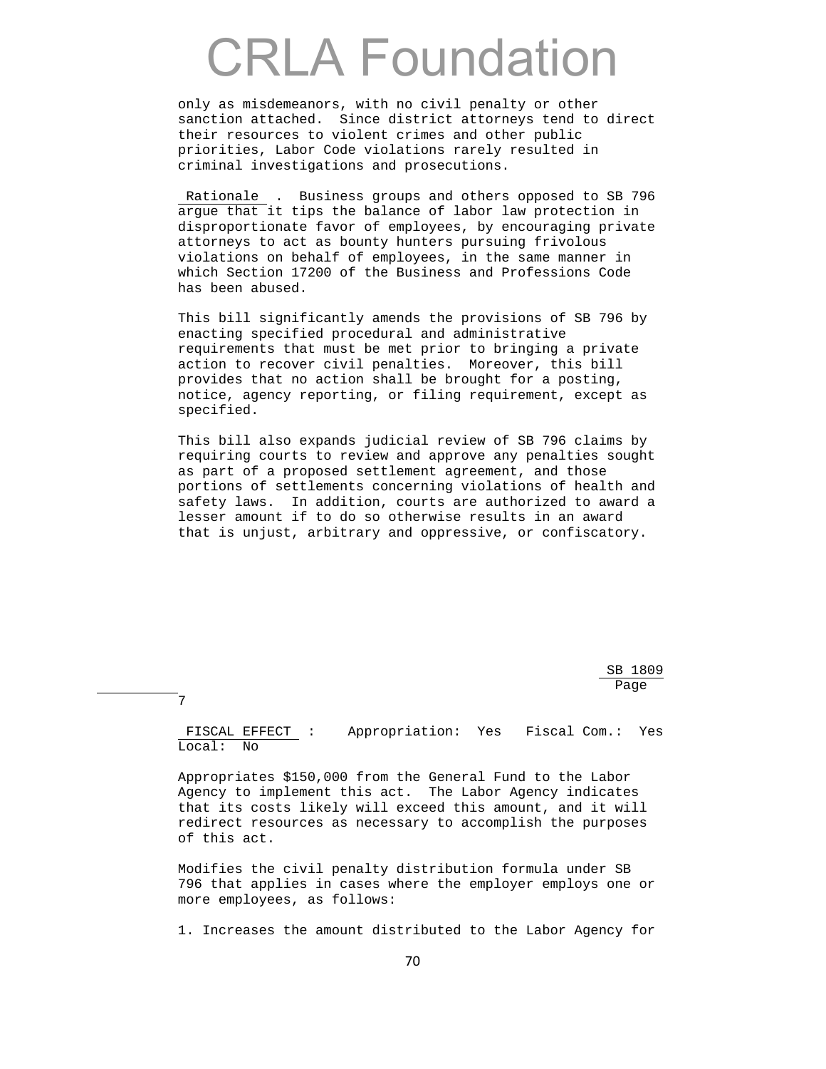only as misdemeanors, with no civil penalty or other sanction attached. Since district attorneys tend to direct their resources to violent crimes and other public priorities, Labor Code violations rarely resulted in criminal investigations and prosecutions.

Rationale . Business groups and others opposed to SB 796 argue that it tips the balance of labor law protection in disproportionate favor of employees, by encouraging private attorneys to act as bounty hunters pursuing frivolous violations on behalf of employees, in the same manner in which Section 17200 of the Business and Professions Code has been abused.

This bill significantly amends the provisions of SB 796 by enacting specified procedural and administrative requirements that must be met prior to bringing a private action to recover civil penalties. Moreover, this bill provides that no action shall be brought for a posting, notice, agency reporting, or filing requirement, except as specified.

This bill also expands judicial review of SB 796 claims by requiring courts to review and approve any penalties sought as part of a proposed settlement agreement, and those portions of settlements concerning violations of health and safety laws. In addition, courts are authorized to award a lesser amount if to do so otherwise results in an award that is unjust, arbitrary and oppressive, or confiscatory.

FISCAL EFFECT : Appropriation: Yes Fiscal Com.: Yes Local: No

Appropriates $150,000 from the General Fund to the Labor Agency to implement this act. The Labor Agency indicates that its costs likely will exceed this amount, and it will redirect resources as necessary to accomplish the purposes of this act.

Modifies the civil penalty distribution formula under SB 796 that applies in cases where the employer employs one or more employees, as follows:

1. Increases the amount distributed to the Labor Agency for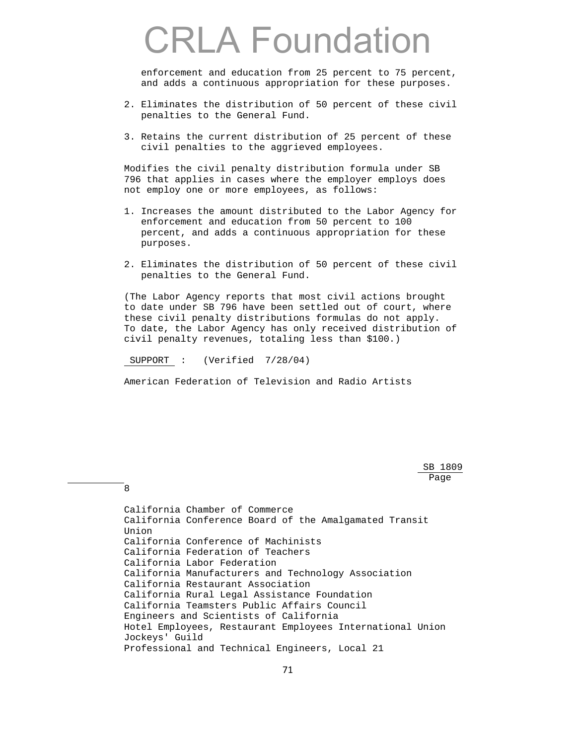enforcement and education from 25 percent to 75 percent, and adds a continuous appropriation for these purposes.

2. Eliminates the distribution of 50 percent of these civil penalties to the General Fund.

3. Retains the current distribution of 25 percent of these civil penalties to the aggrieved employees.

Modifies the civil penalty distribution formula under SB 796 that applies in cases where the employer employs does not employ one or more employees, as follows:

1. Increases the amount distributed to the Labor Agency for enforcement and education from 50 percent to 100 percent, and adds a continuous appropriation for these purposes.

2. Eliminates the distribution of 50 percent of these civil penalties to the General Fund.

(The Labor Agency reports that most civil actions brought to date under SB 796 have been settled out of court, where these civil penalty distributions formulas do not apply. To date, the Labor Agency has only received distribution of civil penalty revenues, totaling less than $100.)

SUPPORT : (Verified 7/28/04)

American Federation of Television and Radio Artists
California Chamber of Commerce
California Conference Board of the Amalgamated Transit Union
California Conference of Machinists
California Federation of Teachers
California Labor Federation
California Manufacturers and Technology Association
California Restaurant Association
California Rural Legal Assistance Foundation
California Teamsters Public Affairs Council
Engineers and Scientists of California
Hotel Employees, Restaurant Employees International Union
Jockeys' Guild
Professional and Technical Engineers, Local 21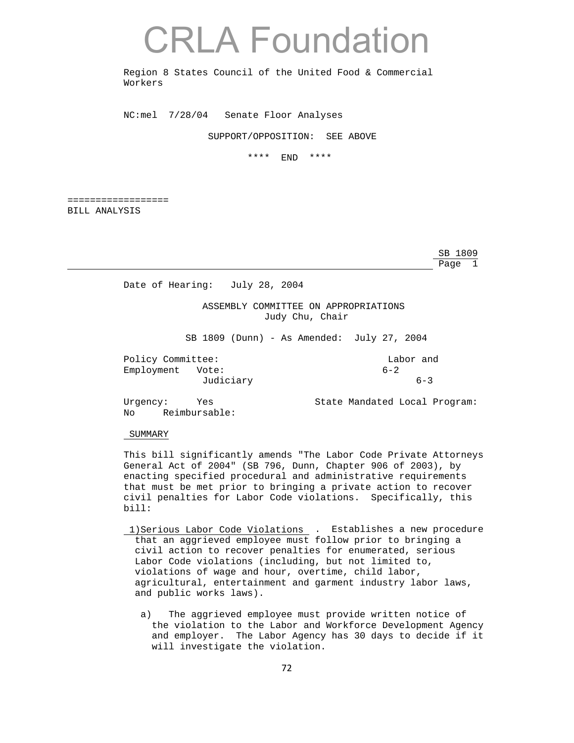Region 8 States Council of the United Food & Commercial Workers

NC:mel 7/28/04 Senate Floor Analyses

SUPPORT/OPPOSITION: SEE ABOVE

**** END ****

==================

BILL ANALYSIS

SB 1809
Page 1

Date of Hearing: July 28, 2004

ASSEMBLY COMMITTEE ON APPROPRIATIONS
Judy Chu, Chair

SB 1809 (Dunn) - As Amended: July 27, 2004

Policy Committee: Labor and Employment Vote: 6-2
Judiciary 6-3

Urgency: Yes State Mandated Local Program: No Reimbursable:

SUMMARY

This bill significantly amends "The Labor Code Private Attorneys General Act of 2004" (SB 796, Dunn, Chapter 906 of 2003), by enacting specified procedural and administrative requirements that must be met prior to bringing a private action to recover civil penalties for Labor Code violations. Specifically, this bill:

1) Serious Labor Code Violations . Establishes a new procedure that an aggrieved employee must follow prior to bringing a civil action to recover penalties for enumerated, serious Labor Code violations (including, but not limited to, violations of wage and hour, overtime, child labor, agricultural, entertainment and garment industry labor laws, and public works laws).

a) The aggrieved employee must provide written notice of the violation to the Labor and Workforce Development Agency and employer. The Labor Agency has 30 days to decide if it will investigate the violation.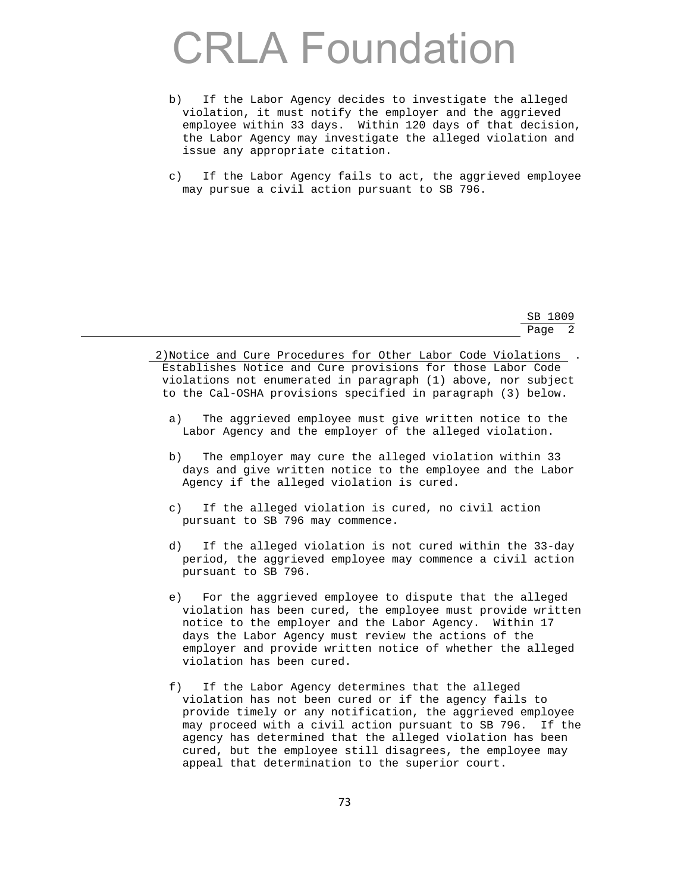b) If the Labor Agency decides to investigate the alleged violation, it must notify the employer and the aggrieved employee within 33 days. Within 120 days of that decision, the Labor Agency may investigate the alleged violation and issue any appropriate citation.

c) If the Labor Agency fails to act, the aggrieved employee may pursue a civil action pursuant to SB 796.

2) Notice and Cure Procedures for Other Labor Code Violations. Establishes Notice and Cure provisions for those Labor Code violations not enumerated in paragraph (1) above, nor subject to the Cal-OSHA provisions specified in paragraph (3) below.

a) The aggrieved employee must give written notice to the Labor Agency and the employer of the alleged violation.

b) The employer may cure the alleged violation within 33 days and give written notice to the employee and the Labor Agency if the alleged violation is cured.

c) If the alleged violation is cured, no civil action pursuant to SB 796 may commence.

d) If the alleged violation is not cured within the 33-day period, the aggrieved employee may commence a civil action pursuant to SB 796.

e) For the aggrieved employee to dispute that the alleged violation has been cured, the employee must provide written notice to the employer and the Labor Agency. Within 17 days the Labor Agency must review the actions of the employer and provide written notice of whether the alleged violation has been cured.

f) If the Labor Agency determines that the alleged violation has not been cured or if the agency fails to provide timely or any notification, the aggrieved employee may proceed with a civil action pursuant to SB 796. If the agency has determined that the alleged violation has been cured, but the employee still disagrees, the employee may appeal that determination to the superior court.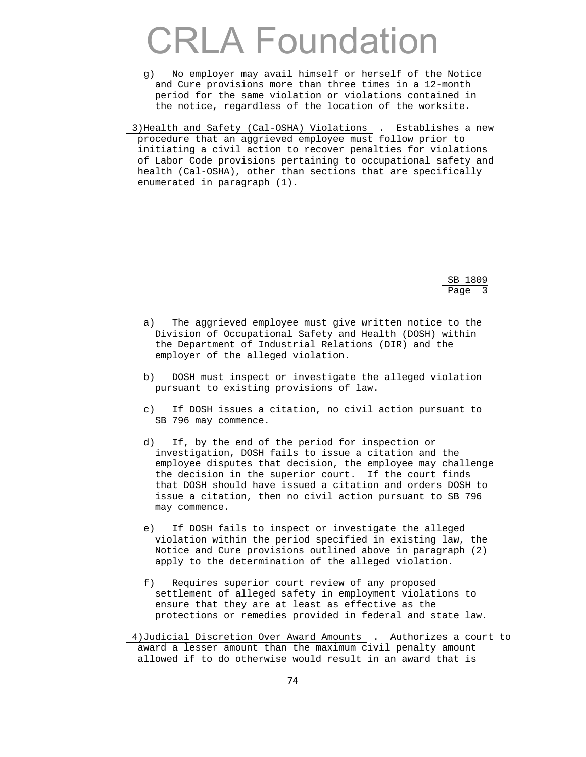g) No employer may avail himself or herself of the Notice and Cure provisions more than three times in a 12-month period for the same violation or violations contained in the notice, regardless of the location of the worksite.

3) Health and Safety (Cal-OSHA) Violations. Establishes a new procedure that an aggrieved employee must follow prior to initiating a civil action to recover penalties for violations of Labor Code provisions pertaining to occupational safety and health (Cal-OSHA), other than sections that are specifically enumerated in paragraph (1).

a) The aggrieved employee must give written notice to the Division of Occupational Safety and Health (DOSH) within the Department of Industrial Relations (DIR) and the employer of the alleged violation.

b) DOSH must inspect or investigate the alleged violation pursuant to existing provisions of law.

c) If DOSH issues a citation, no civil action pursuant to SB 796 may commence.

d) If, by the end of the period for inspection or investigation, DOSH fails to issue a citation and the employee disputes that decision, the employee may challenge the decision in the superior court. If the court finds that DOSH should have issued a citation and orders DOSH to issue a citation, then no civil action pursuant to SB 796 may commence.

e) If DOSH fails to inspect or investigate the alleged violation within the period specified in existing law, the Notice and Cure provisions outlined above in paragraph (2) apply to the determination of the alleged violation.

f) Requires superior court review of any proposed settlement of alleged safety in employment violations to ensure that they are at least as effective as the protections or remedies provided in federal and state law.

4) Judicial Discretion Over Award Amounts. Authorizes a court to award a lesser amount than the maximum civil penalty amount allowed if to do otherwise would result in an award that is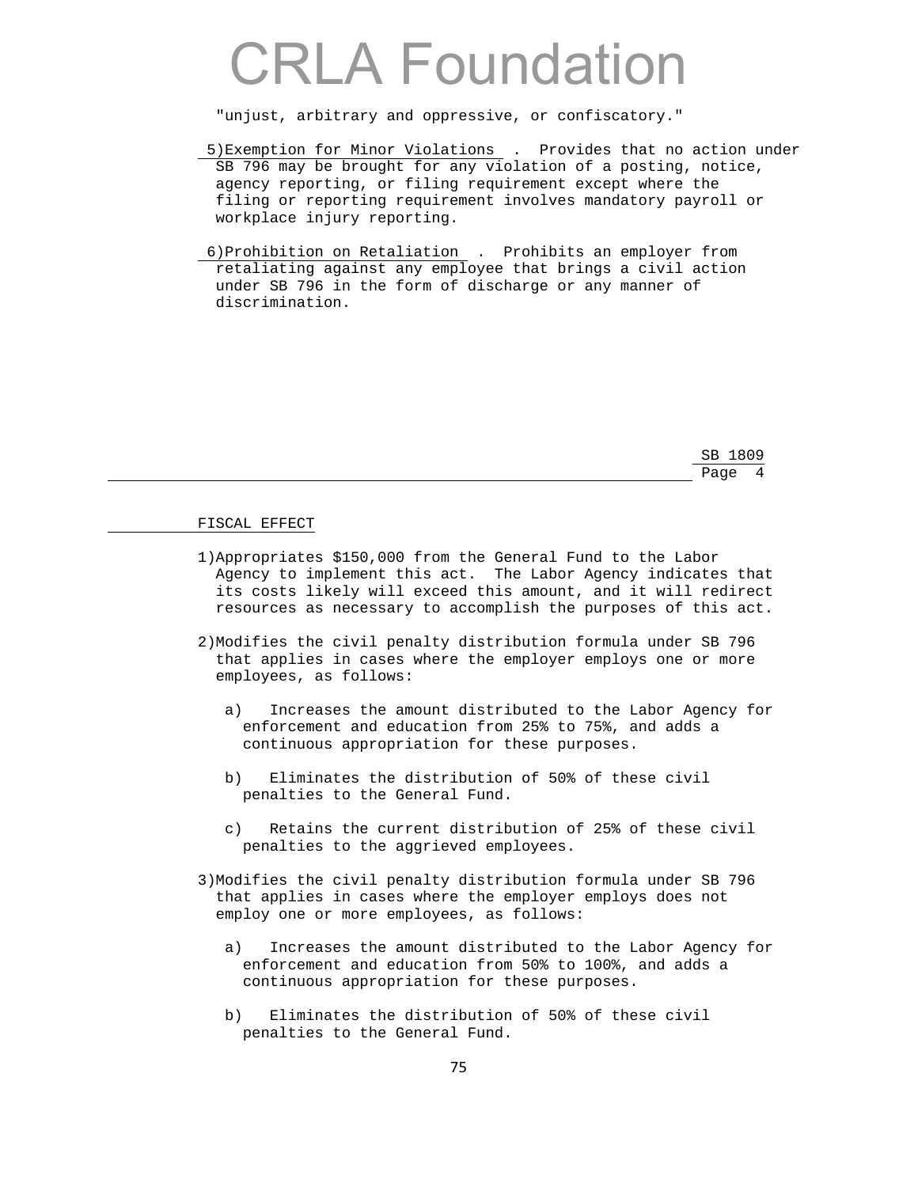"unjust, arbitrary and oppressive, or confiscatory."

5)Exemption for Minor Violations. Provides that no action under SB 796 may be brought for any violation of a posting, notice, agency reporting, or filing requirement except where the filing or reporting requirement involves mandatory payroll or workplace injury reporting.

6)Prohibition on Retaliation. Prohibits an employer from retaliating against any employee that brings a civil action under SB 796 in the form of discharge or any manner of discrimination.

SB 1809
Page 4

FISCAL EFFECT

1)Appropriates $150,000 from the General Fund to the Labor Agency to implement this act. The Labor Agency indicates that its costs likely will exceed this amount, and it will redirect resources as necessary to accomplish the purposes of this act.

2)Modifies the civil penalty distribution formula under SB 796 that applies in cases where the employer employs one or more employees, as follows:

   a) Increases the amount distributed to the Labor Agency for enforcement and education from 25% to 75%, and adds a continuous appropriation for these purposes.

   b) Eliminates the distribution of 50% of these civil penalties to the General Fund.

   c) Retains the current distribution of 25% of these civil penalties to the aggrieved employees.

3)Modifies the civil penalty distribution formula under SB 796 that applies in cases where the employer employs does not employ one or more employees, as follows:

   a) Increases the amount distributed to the Labor Agency for enforcement and education from 50% to 100%, and adds a continuous appropriation for these purposes.

   b) Eliminates the distribution of 50% of these civil penalties to the General Fund.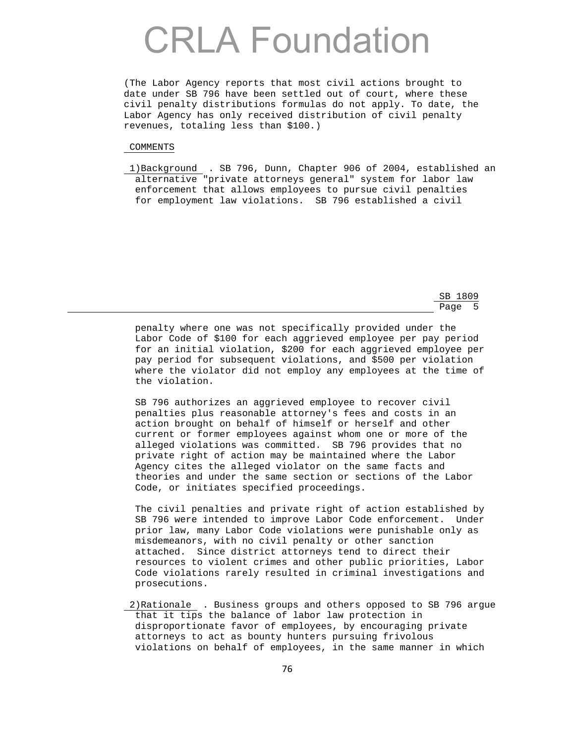(The Labor Agency reports that most civil actions brought to date under SB 796 have been settled out of court, where these civil penalty distributions formulas do not apply. To date, the Labor Agency has only received distribution of civil penalty revenues, totaling less than $100.)

COMMENTS

1)Background . SB 796, Dunn, Chapter 906 of 2004, established an alternative "private attorneys general" system for labor law enforcement that allows employees to pursue civil penalties for employment law violations. SB 796 established a civil penalty where one was not specifically provided under the Labor Code of $100 for each aggrieved employee per pay period for an initial violation, $200 for each aggrieved employee per pay period for subsequent violations, and $500 per violation where the violator did not employ any employees at the time of the violation.

SB 796 authorizes an aggrieved employee to recover civil penalties plus reasonable attorney's fees and costs in an action brought on behalf of himself or herself and other current or former employees against whom one or more of the alleged violations was committed. SB 796 provides that no private right of action may be maintained where the Labor Agency cites the alleged violator on the same facts and theories and under the same section or sections of the Labor Code, or initiates specified proceedings.

The civil penalties and private right of action established by SB 796 were intended to improve Labor Code enforcement. Under prior law, many Labor Code violations were punishable only as misdemeanors, with no civil penalty or other sanction attached. Since district attorneys tend to direct their resources to violent crimes and other public priorities, Labor Code violations rarely resulted in criminal investigations and prosecutions.

2)Rationale . Business groups and others opposed to SB 796 argue that it tips the balance of labor law protection in disproportionate favor of employees, by encouraging private attorneys to act as bounty hunters pursuing frivolous violations on behalf of employees, in the same manner in which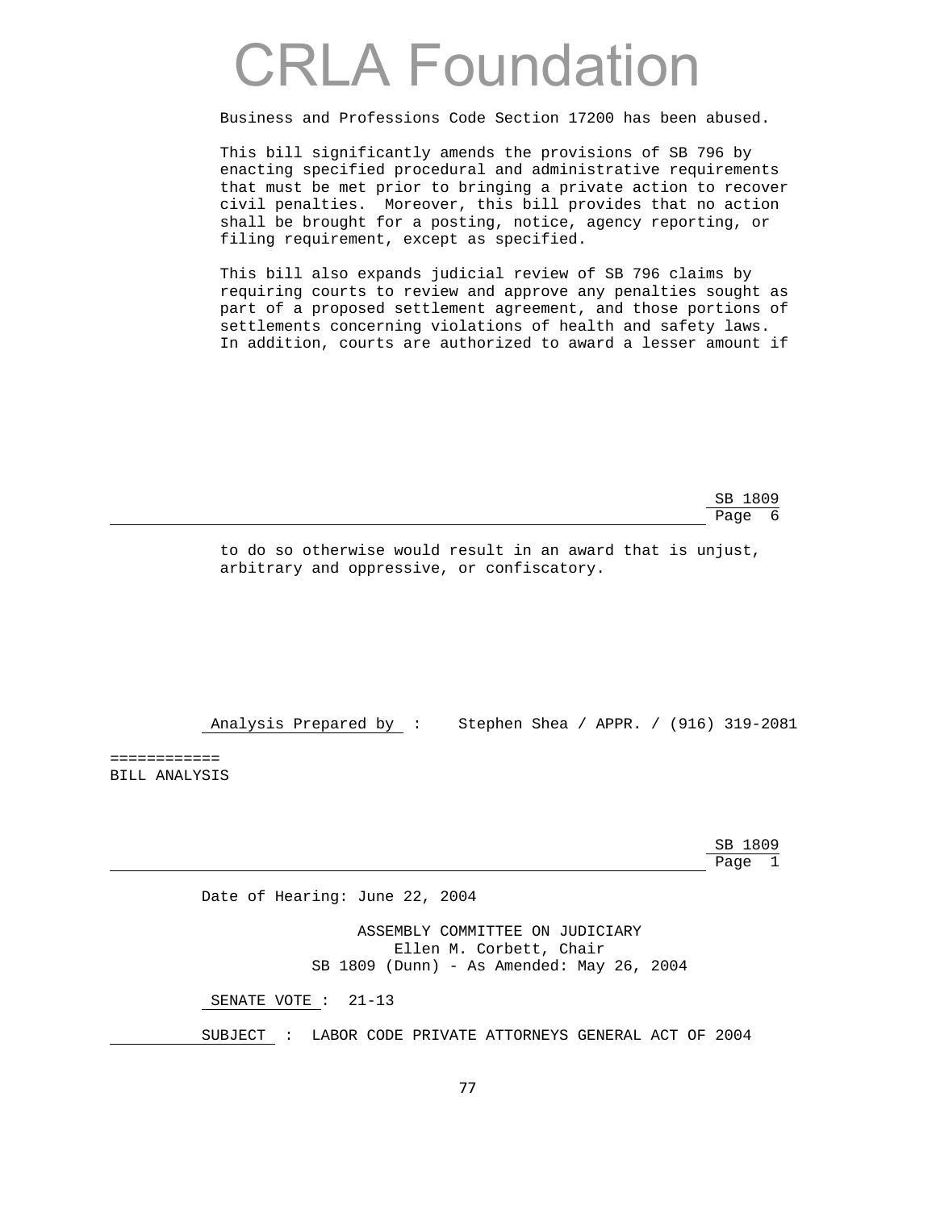Business and Professions Code Section 17200 has been abused.

This bill significantly amends the provisions of SB 796 by enacting specified procedural and administrative requirements that must be met prior to bringing a private action to recover civil penalties. Moreover, this bill provides that no action shall be brought for a posting, notice, agency reporting, or filing requirement, except as specified.

This bill also expands judicial review of SB 796 claims by requiring courts to review and approve any penalties sought as part of a proposed settlement agreement, and those portions of settlements concerning violations of health and safety laws. In addition, courts are authorized to award a lesser amount if to do so otherwise would result in an award that is unjust, arbitrary and oppressive, or confiscatory.

Analysis Prepared by : Stephen Shea / APPR. / (916) 319-2081

============
BILL ANALYSIS

Date of Hearing: June 22, 2004

ASSEMBLY COMMITTEE ON JUDICIARY
Ellen M. Corbett, Chair
SB 1809 (Dunn) - As Amended: May 26, 2004

SENATE VOTE : 21-13

SUBJECT : LABOR CODE PRIVATE ATTORNEYS GENERAL ACT OF 2004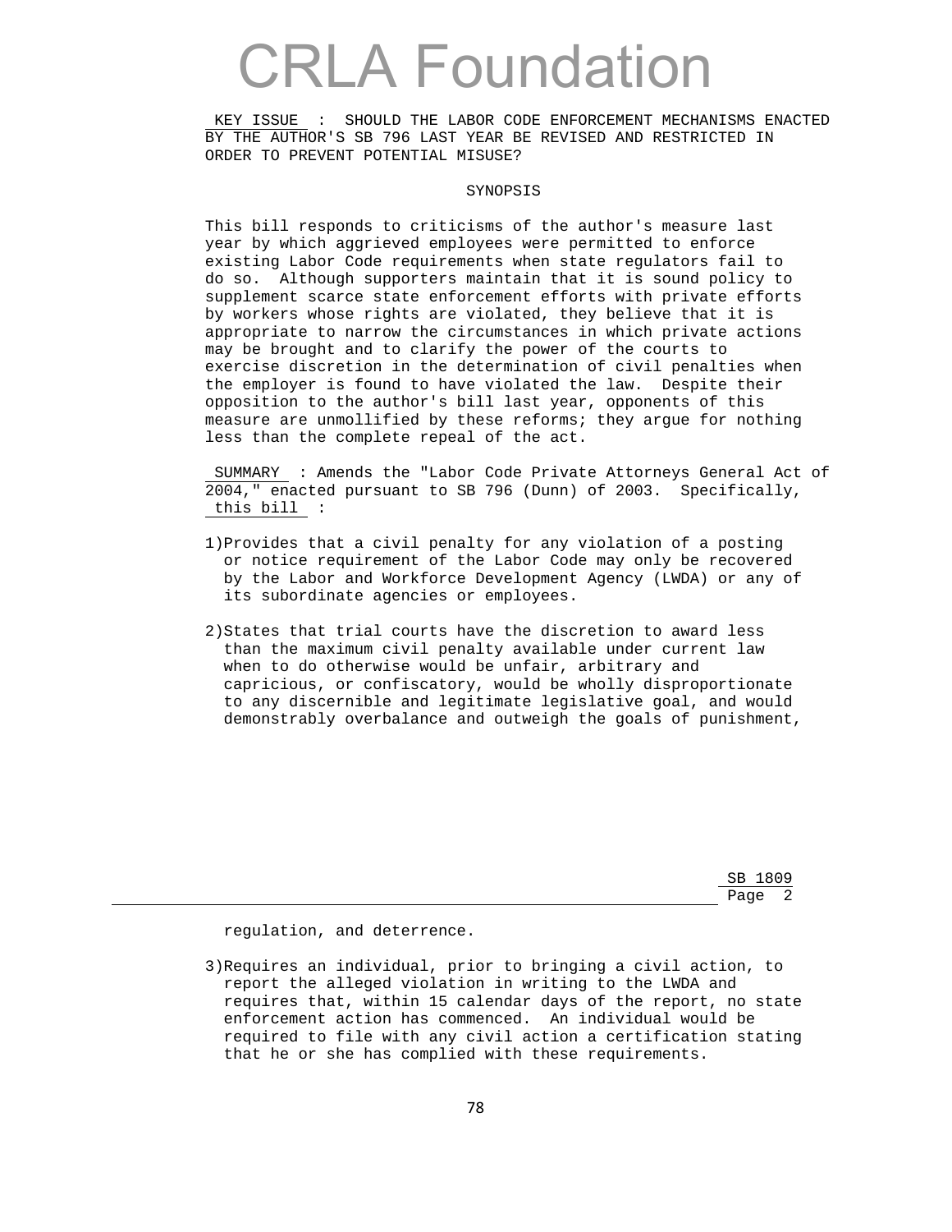# CRLA Foundation

**KEY ISSUE** : SHOULD THE LABOR CODE ENFORCEMENT MECHANISMS ENACTED BY THE AUTHOR'S SB 796 LAST YEAR BE REVISED AND RESTRICTED IN ORDER TO PREVENT POTENTIAL MISUSE?

## SYNOPSIS

This bill responds to criticisms of the author's measure last year by which aggrieved employees were permitted to enforce existing Labor Code requirements when state regulators fail to do so. Although supporters maintain that it is sound policy to supplement scarce state enforcement efforts with private efforts by workers whose rights are violated, they believe that it is appropriate to narrow the circumstances in which private actions may be brought and to clarify the power of the courts to exercise discretion in the determination of civil penalties when the employer is found to have violated the law. Despite their opposition to the author's bill last year, opponents of this measure are unmollified by these reforms; they argue for nothing less than the complete repeal of the act.

**SUMMARY** : Amends the "Labor Code Private Attorneys General Act of 2004," enacted pursuant to SB 796 (Dunn) of 2003. Specifically, **this bill** :

1)Provides that a civil penalty for any violation of a posting or notice requirement of the Labor Code may only be recovered by the Labor and Workforce Development Agency (LWDA) or any of its subordinate agencies or employees.

2)States that trial courts have the discretion to award less than the maximum civil penalty available under current law when to do otherwise would be unfair, arbitrary and capricious, or confiscatory, would be wholly disproportionate to any discernible and legitimate legislative goal, and would demonstrably overbalance and outweigh the goals of punishment, regulation, and deterrence.

3)Requires an individual, prior to bringing a civil action, to report the alleged violation in writing to the LWDA and requires that, within 15 calendar days of the report, no state enforcement action has commenced. An individual would be required to file with any civil action a certification stating that he or she has complied with these requirements.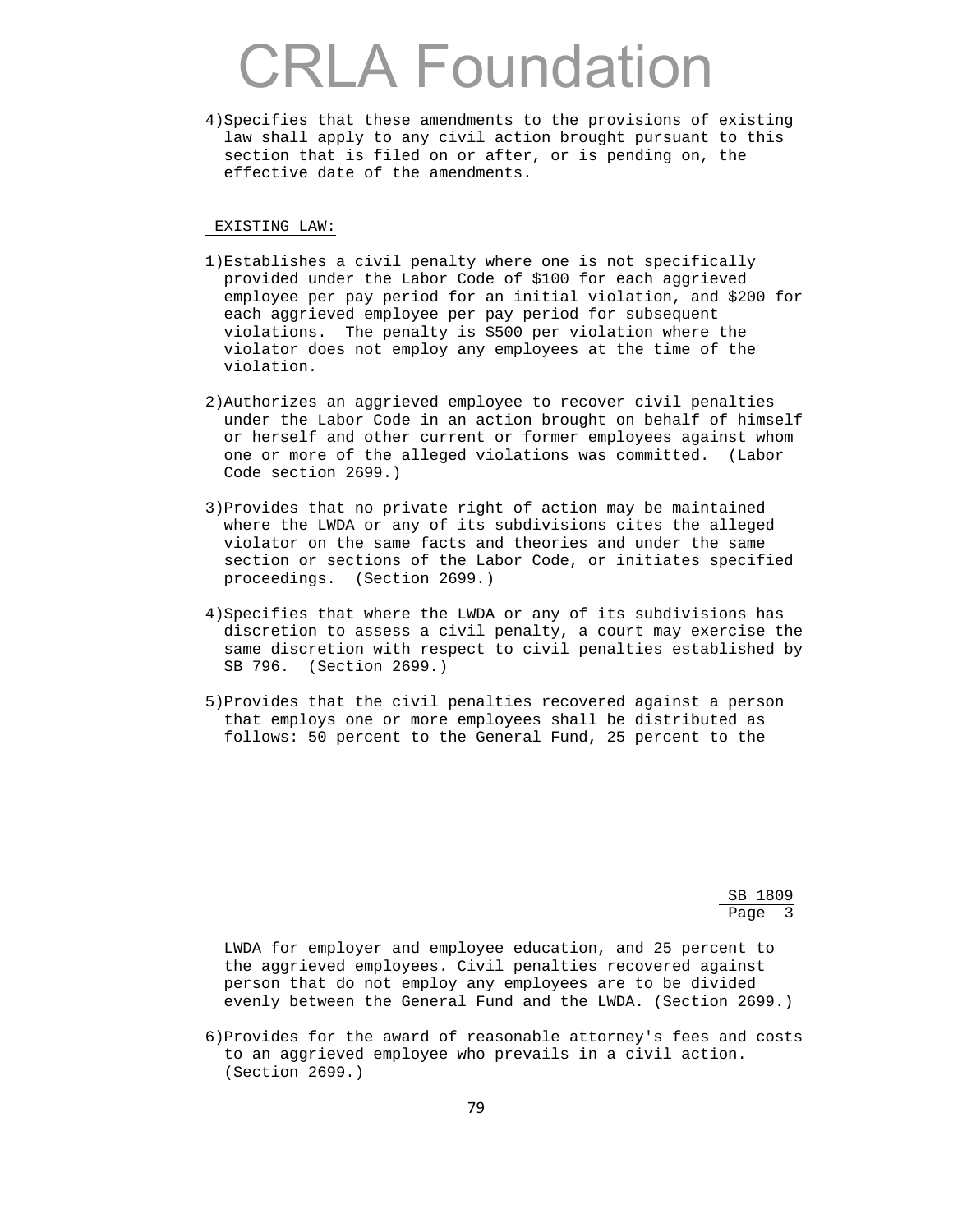4)Specifies that these amendments to the provisions of existing law shall apply to any civil action brought pursuant to this section that is filed on or after, or is pending on, the effective date of the amendments.

EXISTING LAW:

1)Establishes a civil penalty where one is not specifically provided under the Labor Code of $100 for each aggrieved employee per pay period for an initial violation, and $200 for each aggrieved employee per pay period for subsequent violations. The penalty is $500 per violation where the violator does not employ any employees at the time of the violation.

2)Authorizes an aggrieved employee to recover civil penalties under the Labor Code in an action brought on behalf of himself or herself and other current or former employees against whom one or more of the alleged violations was committed. (Labor Code section 2699.)

3)Provides that no private right of action may be maintained where the LWDA or any of its subdivisions cites the alleged violator on the same facts and theories and under the same section or sections of the Labor Code, or initiates specified proceedings. (Section 2699.)

4)Specifies that where the LWDA or any of its subdivisions has discretion to assess a civil penalty, a court may exercise the same discretion with respect to civil penalties established by SB 796. (Section 2699.)

5)Provides that the civil penalties recovered against a person that employs one or more employees shall be distributed as follows: 50 percent to the General Fund, 25 percent to the LWDA for employer and employee education, and 25 percent to the aggrieved employees. Civil penalties recovered against person that do not employ any employees are to be divided evenly between the General Fund and the LWDA. (Section 2699.)

6)Provides for the award of reasonable attorney's fees and costs to an aggrieved employee who prevails in a civil action. (Section 2699.)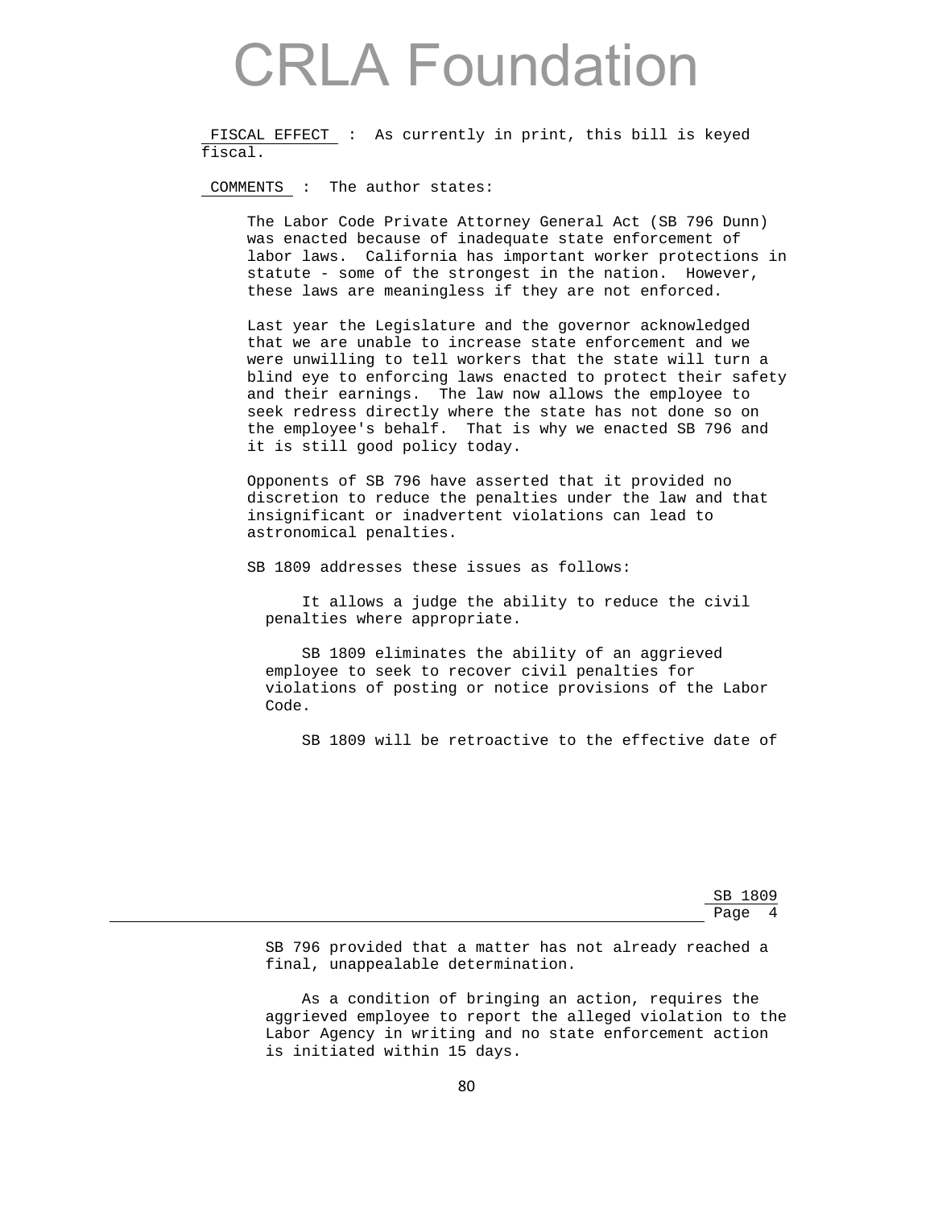FISCAL EFFECT : As currently in print, this bill is keyed fiscal.

COMMENTS : The author states:

> The Labor Code Private Attorney General Act (SB 796 Dunn) was enacted because of inadequate state enforcement of labor laws. California has important worker protections in statute - some of the strongest in the nation. However, these laws are meaningless if they are not enforced.
>
> Last year the Legislature and the governor acknowledged that we are unable to increase state enforcement and we were unwilling to tell workers that the state will turn a blind eye to enforcing laws enacted to protect their safety and their earnings. The law now allows the employee to seek redress directly where the state has not done so on the employee's behalf. That is why we enacted SB 796 and it is still good policy today.
>
> Opponents of SB 796 have asserted that it provided no discretion to reduce the penalties under the law and that insignificant or inadvertent violations can lead to astronomical penalties.
>
> SB 1809 addresses these issues as follows:
>
> It allows a judge the ability to reduce the civil penalties where appropriate.
>
> SB 1809 eliminates the ability of an aggrieved employee to seek to recover civil penalties for violations of posting or notice provisions of the Labor Code.
>
> SB 1809 will be retroactive to the effective date of SB 796 provided that a matter has not already reached a final, unappealable determination.
>
> As a condition of bringing an action, requires the aggrieved employee to report the alleged violation to the Labor Agency in writing and no state enforcement action is initiated within 15 days.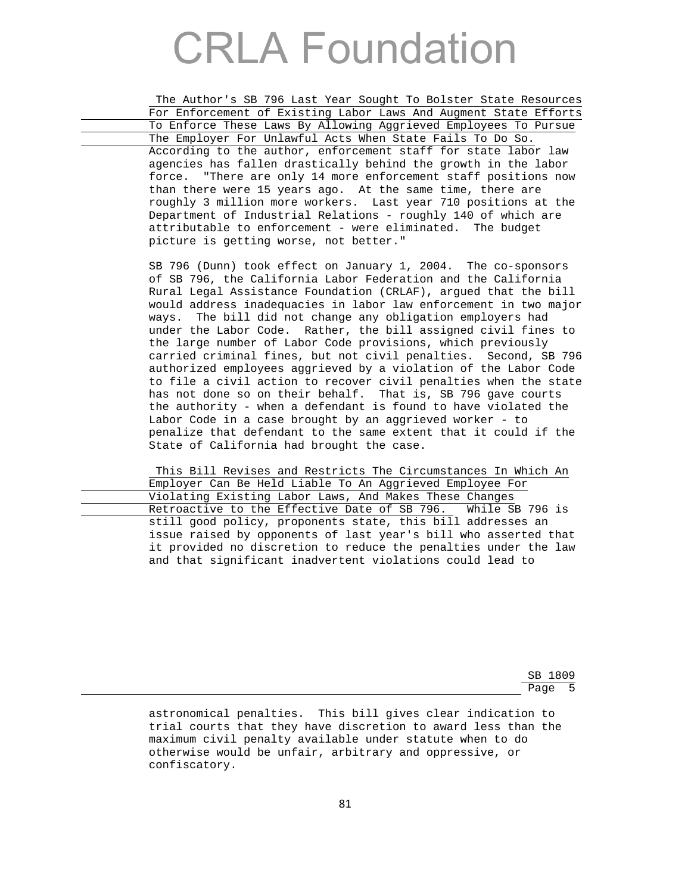**The Author's SB 796 Last Year Sought To Bolster State Resources For Enforcement of Existing Labor Laws And Augment State Efforts To Enforce These Laws By Allowing Aggrieved Employees To Pursue The Employer For Unlawful Acts When State Fails To Do So.** According to the author, enforcement staff for state labor law agencies has fallen drastically behind the growth in the labor force. "There are only 14 more enforcement staff positions now than there were 15 years ago. At the same time, there are roughly 3 million more workers. Last year 710 positions at the Department of Industrial Relations - roughly 140 of which are attributable to enforcement - were eliminated. The budget picture is getting worse, not better."

SB 796 (Dunn) took effect on January 1, 2004. The co-sponsors of SB 796, the California Labor Federation and the California Rural Legal Assistance Foundation (CRLAF), argued that the bill would address inadequacies in labor law enforcement in two major ways. The bill did not change any obligation employers had under the Labor Code. Rather, the bill assigned civil fines to the large number of Labor Code provisions, which previously carried criminal fines, but not civil penalties. Second, SB 796 authorized employees aggrieved by a violation of the Labor Code to file a civil action to recover civil penalties when the state has not done so on their behalf. That is, SB 796 gave courts the authority - when a defendant is found to have violated the Labor Code in a case brought by an aggrieved worker - to penalize that defendant to the same extent that it could if the State of California had brought the case.

**This Bill Revises and Restricts The Circumstances In Which An Employer Can Be Held Liable To An Aggrieved Employee For Violating Existing Labor Laws, And Makes These Changes Retroactive to the Effective Date of SB 796.** While SB 796 is still good policy, proponents state, this bill addresses an issue raised by opponents of last year's bill who asserted that it provided no discretion to reduce the penalties under the law and that significant inadvertent violations could lead to astronomical penalties. This bill gives clear indication to trial courts that they have discretion to award less than the maximum civil penalty available under statute when to do otherwise would be unfair, arbitrary and oppressive, or confiscatory.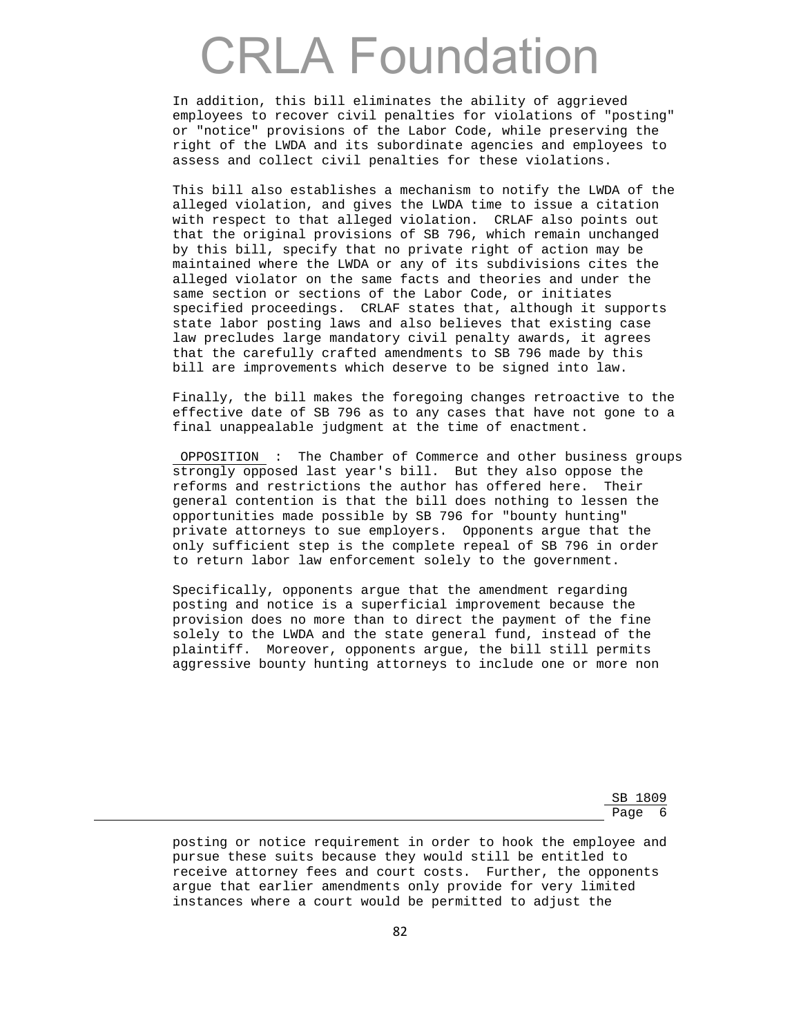In addition, this bill eliminates the ability of aggrieved employees to recover civil penalties for violations of "posting" or "notice" provisions of the Labor Code, while preserving the right of the LWDA and its subordinate agencies and employees to assess and collect civil penalties for these violations.

This bill also establishes a mechanism to notify the LWDA of the alleged violation, and gives the LWDA time to issue a citation with respect to that alleged violation. CRLAF also points out that the original provisions of SB 796, which remain unchanged by this bill, specify that no private right of action may be maintained where the LWDA or any of its subdivisions cites the alleged violator on the same facts and theories and under the same section or sections of the Labor Code, or initiates specified proceedings. CRLAF states that, although it supports state labor posting laws and also believes that existing case law precludes large mandatory civil penalty awards, it agrees that the carefully crafted amendments to SB 796 made by this bill are improvements which deserve to be signed into law.

Finally, the bill makes the foregoing changes retroactive to the effective date of SB 796 as to any cases that have not gone to a final unappealable judgment at the time of enactment.

OPPOSITION : The Chamber of Commerce and other business groups strongly opposed last year's bill. But they also oppose the reforms and restrictions the author has offered here. Their general contention is that the bill does nothing to lessen the opportunities made possible by SB 796 for "bounty hunting" private attorneys to sue employers. Opponents argue that the only sufficient step is the complete repeal of SB 796 in order to return labor law enforcement solely to the government.

Specifically, opponents argue that the amendment regarding posting and notice is a superficial improvement because the provision does no more than to direct the payment of the fine solely to the LWDA and the state general fund, instead of the plaintiff. Moreover, opponents argue, the bill still permits aggressive bounty hunting attorneys to include one or more non posting or notice requirement in order to hook the employee and pursue these suits because they would still be entitled to receive attorney fees and court costs. Further, the opponents argue that earlier amendments only provide for very limited instances where a court would be permitted to adjust the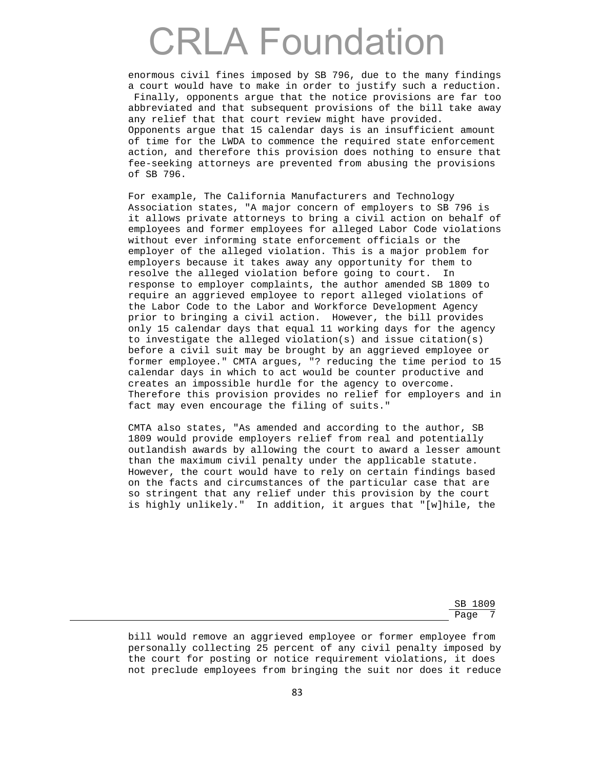enormous civil fines imposed by SB 796, due to the many findings a court would have to make in order to justify such a reduction. Finally, opponents argue that the notice provisions are far too abbreviated and that subsequent provisions of the bill take away any relief that that court review might have provided. Opponents argue that 15 calendar days is an insufficient amount of time for the LWDA to commence the required state enforcement action, and therefore this provision does nothing to ensure that fee-seeking attorneys are prevented from abusing the provisions of SB 796.

For example, The California Manufacturers and Technology Association states, "A major concern of employers to SB 796 is it allows private attorneys to bring a civil action on behalf of employees and former employees for alleged Labor Code violations without ever informing state enforcement officials or the employer of the alleged violation. This is a major problem for employers because it takes away any opportunity for them to resolve the alleged violation before going to court. In response to employer complaints, the author amended SB 1809 to require an aggrieved employee to report alleged violations of the Labor Code to the Labor and Workforce Development Agency prior to bringing a civil action. However, the bill provides only 15 calendar days that equal 11 working days for the agency to investigate the alleged violation(s) and issue citation(s) before a civil suit may be brought by an aggrieved employee or former employee." CMTA argues, "? reducing the time period to 15 calendar days in which to act would be counter productive and creates an impossible hurdle for the agency to overcome. Therefore this provision provides no relief for employers and in fact may even encourage the filing of suits."

CMTA also states, "As amended and according to the author, SB 1809 would provide employers relief from real and potentially outlandish awards by allowing the court to award a lesser amount than the maximum civil penalty under the applicable statute. However, the court would have to rely on certain findings based on the facts and circumstances of the particular case that are so stringent that any relief under this provision by the court is highly unlikely." In addition, it argues that "[w]hile, the bill would remove an aggrieved employee or former employee from personally collecting 25 percent of any civil penalty imposed by the court for posting or notice requirement violations, it does not preclude employees from bringing the suit nor does it reduce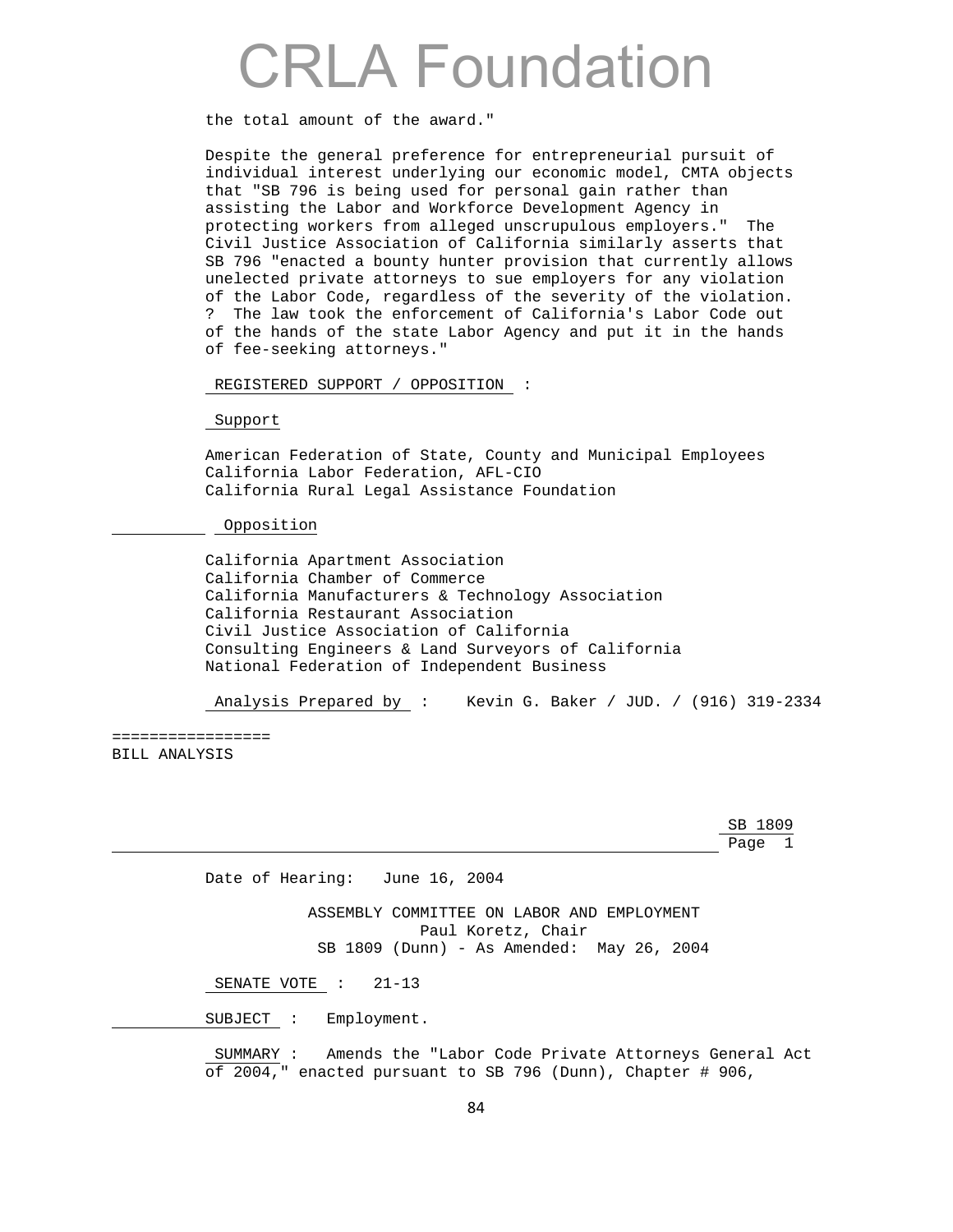the total amount of the award."

Despite the general preference for entrepreneurial pursuit of individual interest underlying our economic model, CMTA objects that "SB 796 is being used for personal gain rather than assisting the Labor and Workforce Development Agency in protecting workers from alleged unscrupulous employers." The Civil Justice Association of California similarly asserts that SB 796 "enacted a bounty hunter provision that currently allows unelected private attorneys to sue employers for any violation of the Labor Code, regardless of the severity of the violation. ? The law took the enforcement of California's Labor Code out of the hands of the state Labor Agency and put it in the hands of fee-seeking attorneys."

REGISTERED SUPPORT / OPPOSITION :

Support

American Federation of State, County and Municipal Employees
California Labor Federation, AFL-CIO
California Rural Legal Assistance Foundation

Opposition

California Apartment Association
California Chamber of Commerce
California Manufacturers & Technology Association
California Restaurant Association
Civil Justice Association of California
Consulting Engineers & Land Surveyors of California
National Federation of Independent Business

Analysis Prepared by : Kevin G. Baker / JUD. / (916) 319-2334

=================
BILL ANALYSIS

SB 1809
Page 1

Date of Hearing: June 16, 2004

ASSEMBLY COMMITTEE ON LABOR AND EMPLOYMENT
Paul Koretz, Chair
SB 1809 (Dunn) - As Amended: May 26, 2004

SENATE VOTE : 21-13

SUBJECT : Employment.

SUMMARY : Amends the "Labor Code Private Attorneys General Act of 2004," enacted pursuant to SB 796 (Dunn), Chapter # 906,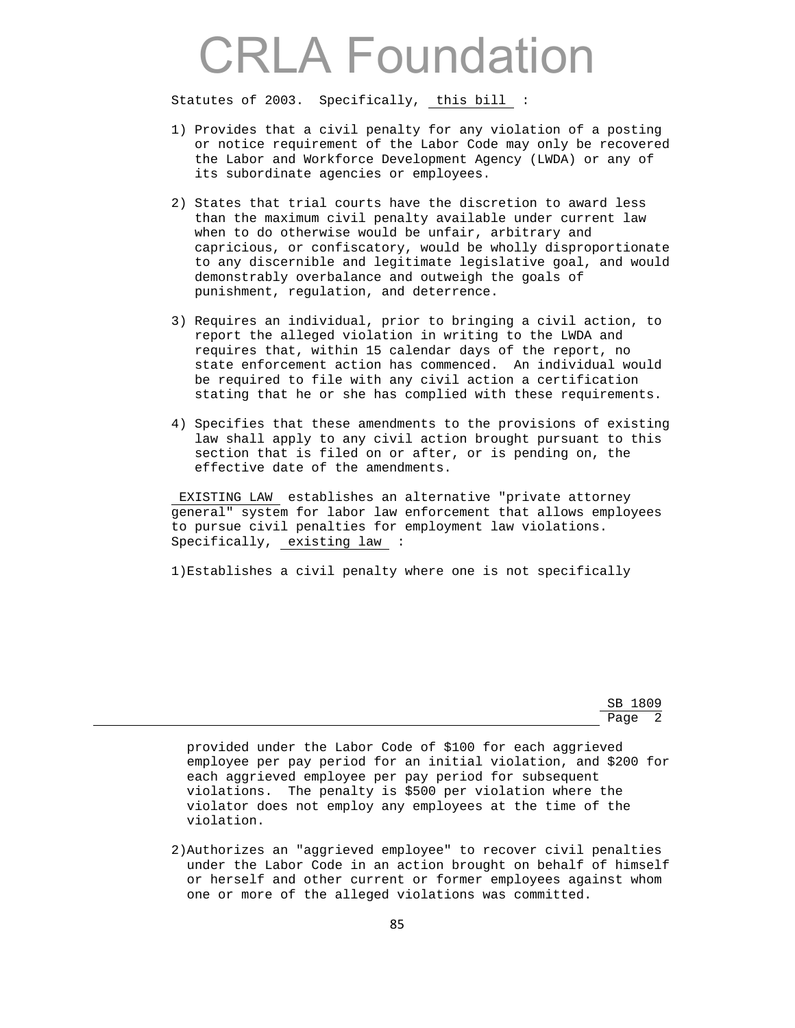Statutes of 2003. Specifically, this bill :

1) Provides that a civil penalty for any violation of a posting or notice requirement of the Labor Code may only be recovered the Labor and Workforce Development Agency (LWDA) or any of its subordinate agencies or employees.

2) States that trial courts have the discretion to award less than the maximum civil penalty available under current law when to do otherwise would be unfair, arbitrary and capricious, or confiscatory, would be wholly disproportionate to any discernible and legitimate legislative goal, and would demonstrably overbalance and outweigh the goals of punishment, regulation, and deterrence.

3) Requires an individual, prior to bringing a civil action, to report the alleged violation in writing to the LWDA and requires that, within 15 calendar days of the report, no state enforcement action has commenced. An individual would be required to file with any civil action a certification stating that he or she has complied with these requirements.

4) Specifies that these amendments to the provisions of existing law shall apply to any civil action brought pursuant to this section that is filed on or after, or is pending on, the effective date of the amendments.

EXISTING LAW establishes an alternative "private attorney general" system for labor law enforcement that allows employees to pursue civil penalties for employment law violations. Specifically, existing law :

1) Establishes a civil penalty where one is not specifically provided under the Labor Code of $100 for each aggrieved employee per pay period for an initial violation, and $200 for each aggrieved employee per pay period for subsequent violations. The penalty is $500 per violation where the violator does not employ any employees at the time of the violation.

2) Authorizes an "aggrieved employee" to recover civil penalties under the Labor Code in an action brought on behalf of himself or herself and other current or former employees against whom one or more of the alleged violations was committed.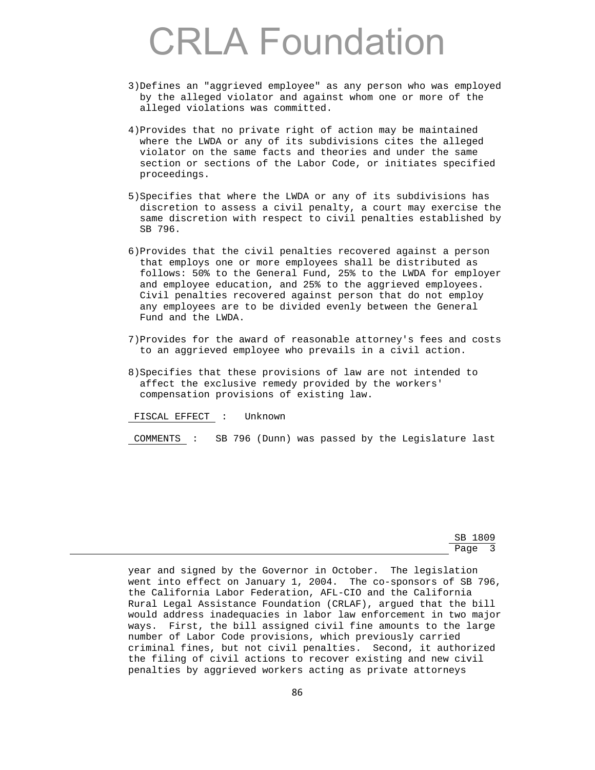3)Defines an "aggrieved employee" as any person who was employed by the alleged violator and against whom one or more of the alleged violations was committed.

4)Provides that no private right of action may be maintained where the LWDA or any of its subdivisions cites the alleged violator on the same facts and theories and under the same section or sections of the Labor Code, or initiates specified proceedings.

5)Specifies that where the LWDA or any of its subdivisions has discretion to assess a civil penalty, a court may exercise the same discretion with respect to civil penalties established by SB 796.

6)Provides that the civil penalties recovered against a person that employs one or more employees shall be distributed as follows: 50% to the General Fund, 25% to the LWDA for employer and employee education, and 25% to the aggrieved employees. Civil penalties recovered against person that do not employ any employees are to be divided evenly between the General Fund and the LWDA.

7)Provides for the award of reasonable attorney's fees and costs to an aggrieved employee who prevails in a civil action.

8)Specifies that these provisions of law are not intended to affect the exclusive remedy provided by the workers' compensation provisions of existing law.

FISCAL EFFECT : Unknown

COMMENTS : SB 796 (Dunn) was passed by the Legislature last year and signed by the Governor in October. The legislation went into effect on January 1, 2004. The co-sponsors of SB 796, the California Labor Federation, AFL-CIO and the California Rural Legal Assistance Foundation (CRLAF), argued that the bill would address inadequacies in labor law enforcement in two major ways. First, the bill assigned civil fine amounts to the large number of Labor Code provisions, which previously carried criminal fines, but not civil penalties. Second, it authorized the filing of civil actions to recover existing and new civil penalties by aggrieved workers acting as private attorneys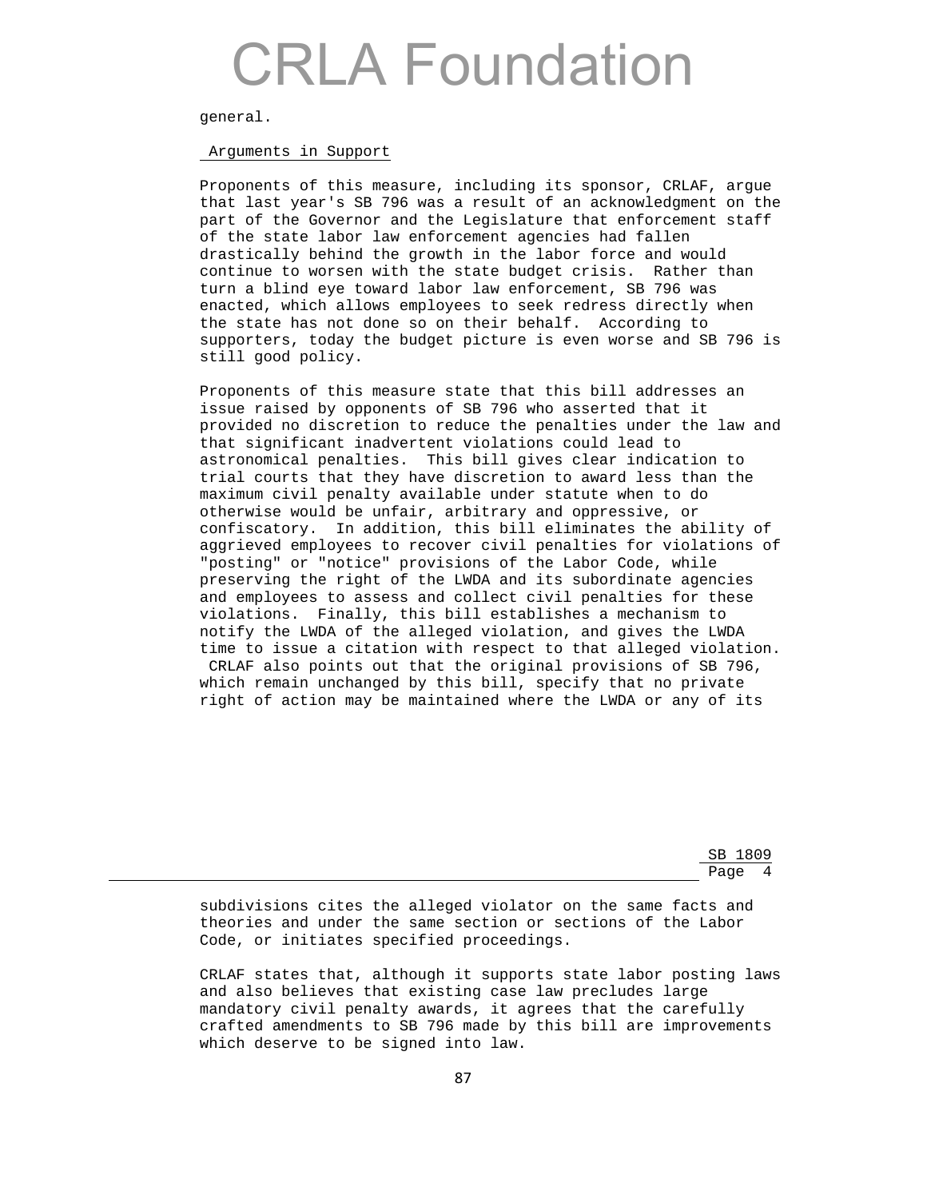general.

Arguments in Support

Proponents of this measure, including its sponsor, CRLAF, argue that last year's SB 796 was a result of an acknowledgment on the part of the Governor and the Legislature that enforcement staff of the state labor law enforcement agencies had fallen drastically behind the growth in the labor force and would continue to worsen with the state budget crisis. Rather than turn a blind eye toward labor law enforcement, SB 796 was enacted, which allows employees to seek redress directly when the state has not done so on their behalf. According to supporters, today the budget picture is even worse and SB 796 is still good policy.

Proponents of this measure state that this bill addresses an issue raised by opponents of SB 796 who asserted that it provided no discretion to reduce the penalties under the law and that significant inadvertent violations could lead to astronomical penalties. This bill gives clear indication to trial courts that they have discretion to award less than the maximum civil penalty available under statute when to do otherwise would be unfair, arbitrary and oppressive, or confiscatory. In addition, this bill eliminates the ability of aggrieved employees to recover civil penalties for violations of "posting" or "notice" provisions of the Labor Code, while preserving the right of the LWDA and its subordinate agencies and employees to assess and collect civil penalties for these violations. Finally, this bill establishes a mechanism to notify the LWDA of the alleged violation, and gives the LWDA time to issue a citation with respect to that alleged violation. CRLAF also points out that the original provisions of SB 796, which remain unchanged by this bill, specify that no private right of action may be maintained where the LWDA or any of its subdivisions cites the alleged violator on the same facts and theories and under the same section or sections of the Labor Code, or initiates specified proceedings.

CRLAF states that, although it supports state labor posting laws and also believes that existing case law precludes large mandatory civil penalty awards, it agrees that the carefully crafted amendments to SB 796 made by this bill are improvements which deserve to be signed into law.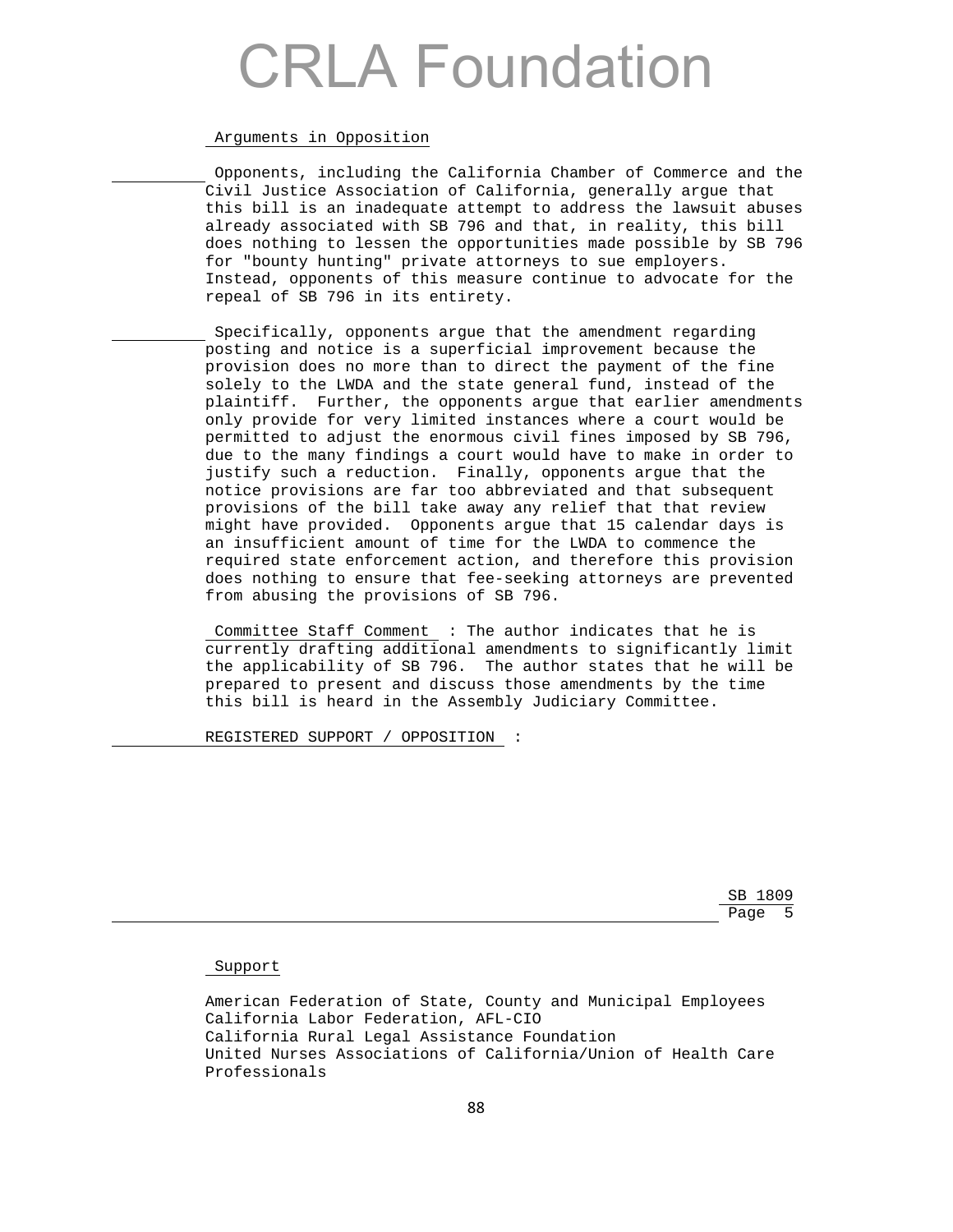Arguments in Opposition

Opponents, including the California Chamber of Commerce and the Civil Justice Association of California, generally argue that this bill is an inadequate attempt to address the lawsuit abuses already associated with SB 796 and that, in reality, this bill does nothing to lessen the opportunities made possible by SB 796 for "bounty hunting" private attorneys to sue employers. Instead, opponents of this measure continue to advocate for the repeal of SB 796 in its entirety.

Specifically, opponents argue that the amendment regarding posting and notice is a superficial improvement because the provision does no more than to direct the payment of the fine solely to the LWDA and the state general fund, instead of the plaintiff. Further, the opponents argue that earlier amendments only provide for very limited instances where a court would be permitted to adjust the enormous civil fines imposed by SB 796, due to the many findings a court would have to make in order to justify such a reduction. Finally, opponents argue that the notice provisions are far too abbreviated and that subsequent provisions of the bill take away any relief that that review might have provided. Opponents argue that 15 calendar days is an insufficient amount of time for the LWDA to commence the required state enforcement action, and therefore this provision does nothing to ensure that fee-seeking attorneys are prevented from abusing the provisions of SB 796.

Committee Staff Comment : The author indicates that he is currently drafting additional amendments to significantly limit the applicability of SB 796. The author states that he will be prepared to present and discuss those amendments by the time this bill is heard in the Assembly Judiciary Committee.

REGISTERED SUPPORT / OPPOSITION :

Support

American Federation of State, County and Municipal Employees
California Labor Federation, AFL-CIO
California Rural Legal Assistance Foundation
United Nurses Associations of California/Union of Health Care Professionals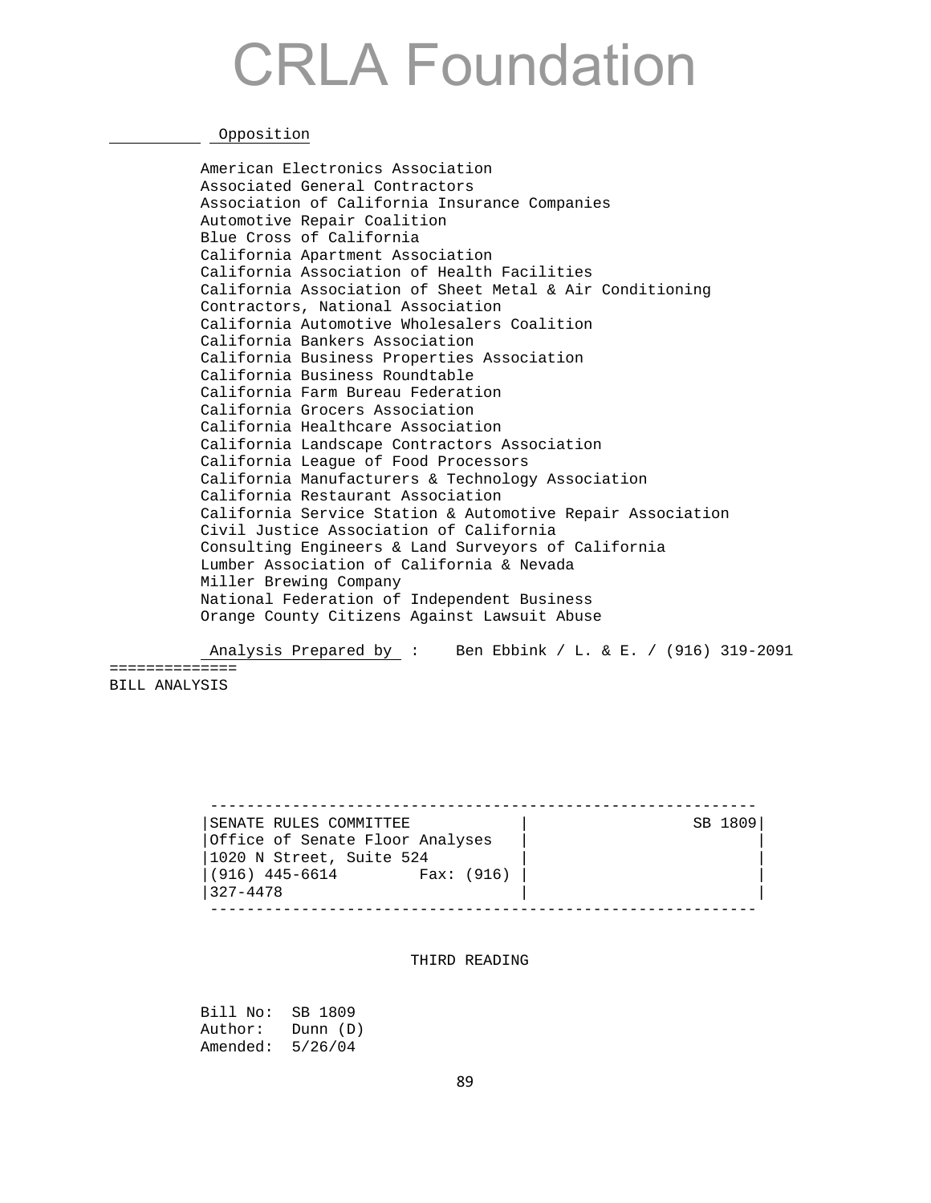# CRLA Foundation

Opposition

American Electronics Association
Associated General Contractors
Association of California Insurance Companies
Automotive Repair Coalition
Blue Cross of California
California Apartment Association
California Association of Health Facilities
California Association of Sheet Metal & Air Conditioning Contractors, National Association
California Automotive Wholesalers Coalition
California Bankers Association
California Business Properties Association
California Business Roundtable
California Farm Bureau Federation
California Grocers Association
California Healthcare Association
California Landscape Contractors Association
California League of Food Processors
California Manufacturers & Technology Association
California Restaurant Association
California Service Station & Automotive Repair Association
Civil Justice Association of California
Consulting Engineers & Land Surveyors of California
Lumber Association of California & Nevada
Miller Brewing Company
National Federation of Independent Business
Orange County Citizens Against Lawsuit Abuse

Analysis Prepared by : Ben Ebbink / L. & E. / (916) 319-2091

==============

BILL ANALYSIS

| SENATE RULES COMMITTEE | SB 1809 |
|---|---|
| Office of Senate Floor Analyses | |
| 1020 N Street, Suite 524 | |
| (916) 445-6614 Fax: (916) 327-4478 | |

THIRD READING

Bill No: SB 1809
Author: Dunn (D)
Amended: 5/26/04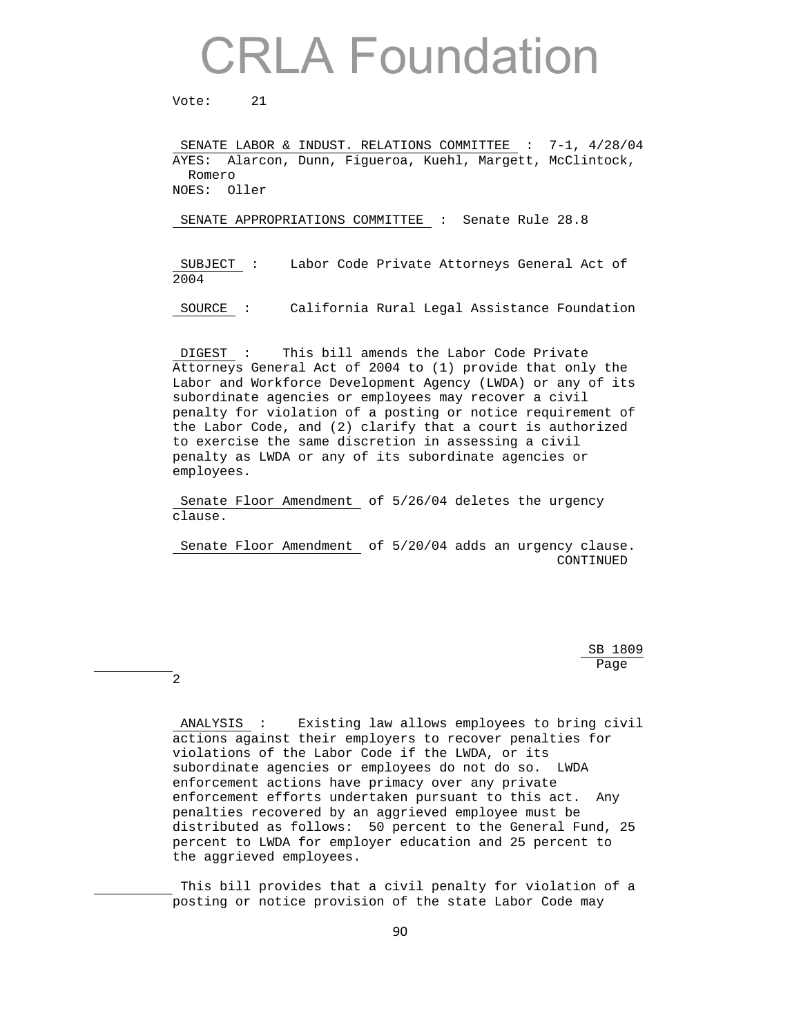# CRLA Foundation

Vote: 21

SENATE LABOR & INDUST. RELATIONS COMMITTEE : 7-1, 4/28/04
AYES: Alarcon, Dunn, Figueroa, Kuehl, Margett, McClintock, Romero
NOES: Oller

SENATE APPROPRIATIONS COMMITTEE : Senate Rule 28.8

SUBJECT : Labor Code Private Attorneys General Act of 2004

SOURCE : California Rural Legal Assistance Foundation

DIGEST : This bill amends the Labor Code Private Attorneys General Act of 2004 to (1) provide that only the Labor and Workforce Development Agency (LWDA) or any of its subordinate agencies or employees may recover a civil penalty for violation of a posting or notice requirement of the Labor Code, and (2) clarify that a court is authorized to exercise the same discretion in assessing a civil penalty as LWDA or any of its subordinate agencies or employees.

Senate Floor Amendment of 5/26/04 deletes the urgency clause.

Senate Floor Amendment of 5/20/04 adds an urgency clause.
CONTINUED

SB 1809
Page 2

ANALYSIS : Existing law allows employees to bring civil actions against their employers to recover penalties for violations of the Labor Code if the LWDA, or its subordinate agencies or employees do not do so. LWDA enforcement actions have primacy over any private enforcement efforts undertaken pursuant to this act. Any penalties recovered by an aggrieved employee must be distributed as follows: 50 percent to the General Fund, 25 percent to LWDA for employer education and 25 percent to the aggrieved employees.

This bill provides that a civil penalty for violation of a posting or notice provision of the state Labor Code may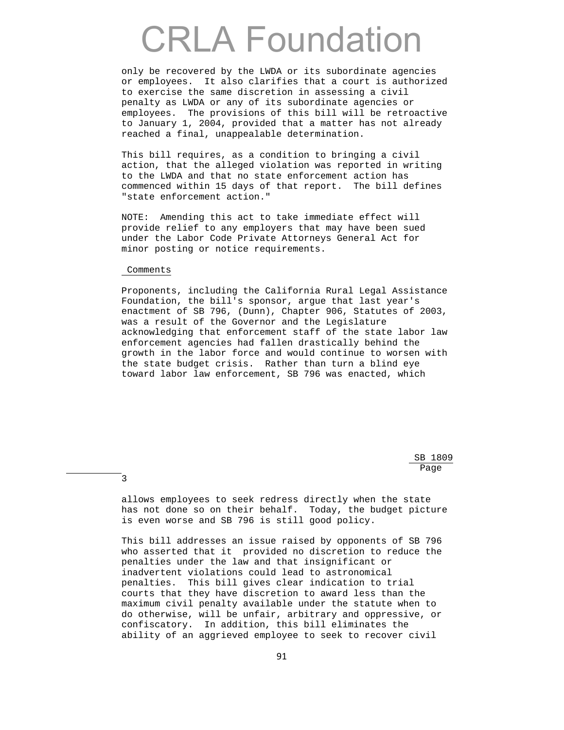only be recovered by the LWDA or its subordinate agencies or employees. It also clarifies that a court is authorized to exercise the same discretion in assessing a civil penalty as LWDA or any of its subordinate agencies or employees. The provisions of this bill will be retroactive to January 1, 2004, provided that a matter has not already reached a final, unappealable determination.

This bill requires, as a condition to bringing a civil action, that the alleged violation was reported in writing to the LWDA and that no state enforcement action has commenced within 15 days of that report. The bill defines "state enforcement action."

NOTE: Amending this act to take immediate effect will provide relief to any employers that may have been sued under the Labor Code Private Attorneys General Act for minor posting or notice requirements.

Comments

Proponents, including the California Rural Legal Assistance Foundation, the bill's sponsor, argue that last year's enactment of SB 796, (Dunn), Chapter 906, Statutes of 2003, was a result of the Governor and the Legislature acknowledging that enforcement staff of the state labor law enforcement agencies had fallen drastically behind the growth in the labor force and would continue to worsen with the state budget crisis. Rather than turn a blind eye toward labor law enforcement, SB 796 was enacted, which allows employees to seek redress directly when the state has not done so on their behalf. Today, the budget picture is even worse and SB 796 is still good policy.

This bill addresses an issue raised by opponents of SB 796 who asserted that it provided no discretion to reduce the penalties under the law and that insignificant or inadvertent violations could lead to astronomical penalties. This bill gives clear indication to trial courts that they have discretion to award less than the maximum civil penalty available under the statute when to do otherwise, will be unfair, arbitrary and oppressive, or confiscatory. In addition, this bill eliminates the ability of an aggrieved employee to seek to recover civil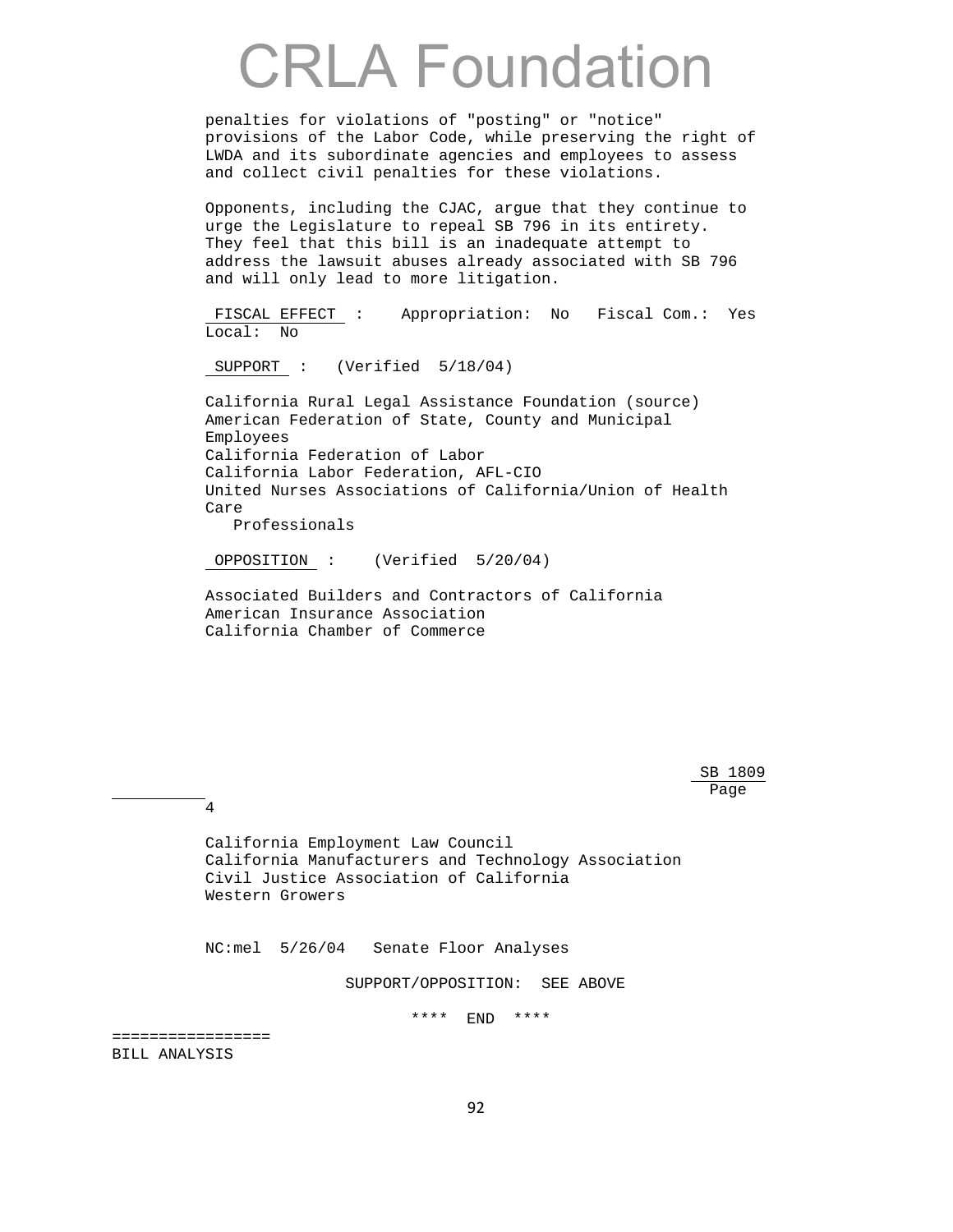penalties for violations of "posting" or "notice" provisions of the Labor Code, while preserving the right of LWDA and its subordinate agencies and employees to assess and collect civil penalties for these violations.

Opponents, including the CJAC, argue that they continue to urge the Legislature to repeal SB 796 in its entirety. They feel that this bill is an inadequate attempt to address the lawsuit abuses already associated with SB 796 and will only lead to more litigation.

FISCAL EFFECT : Appropriation: No Fiscal Com.: Yes Local: No

SUPPORT : (Verified 5/18/04)

California Rural Legal Assistance Foundation (source)
American Federation of State, County and Municipal Employees
California Federation of Labor
California Labor Federation, AFL-CIO
United Nurses Associations of California/Union of Health Care Professionals

OPPOSITION : (Verified 5/20/04)

Associated Builders and Contractors of California
American Insurance Association
California Chamber of Commerce
California Employment Law Council
California Manufacturers and Technology Association
Civil Justice Association of California
Western Growers

NC:mel 5/26/04 Senate Floor Analyses

SUPPORT/OPPOSITION: SEE ABOVE

\*\*\*\* END \*\*\*\*

=================
BILL ANALYSIS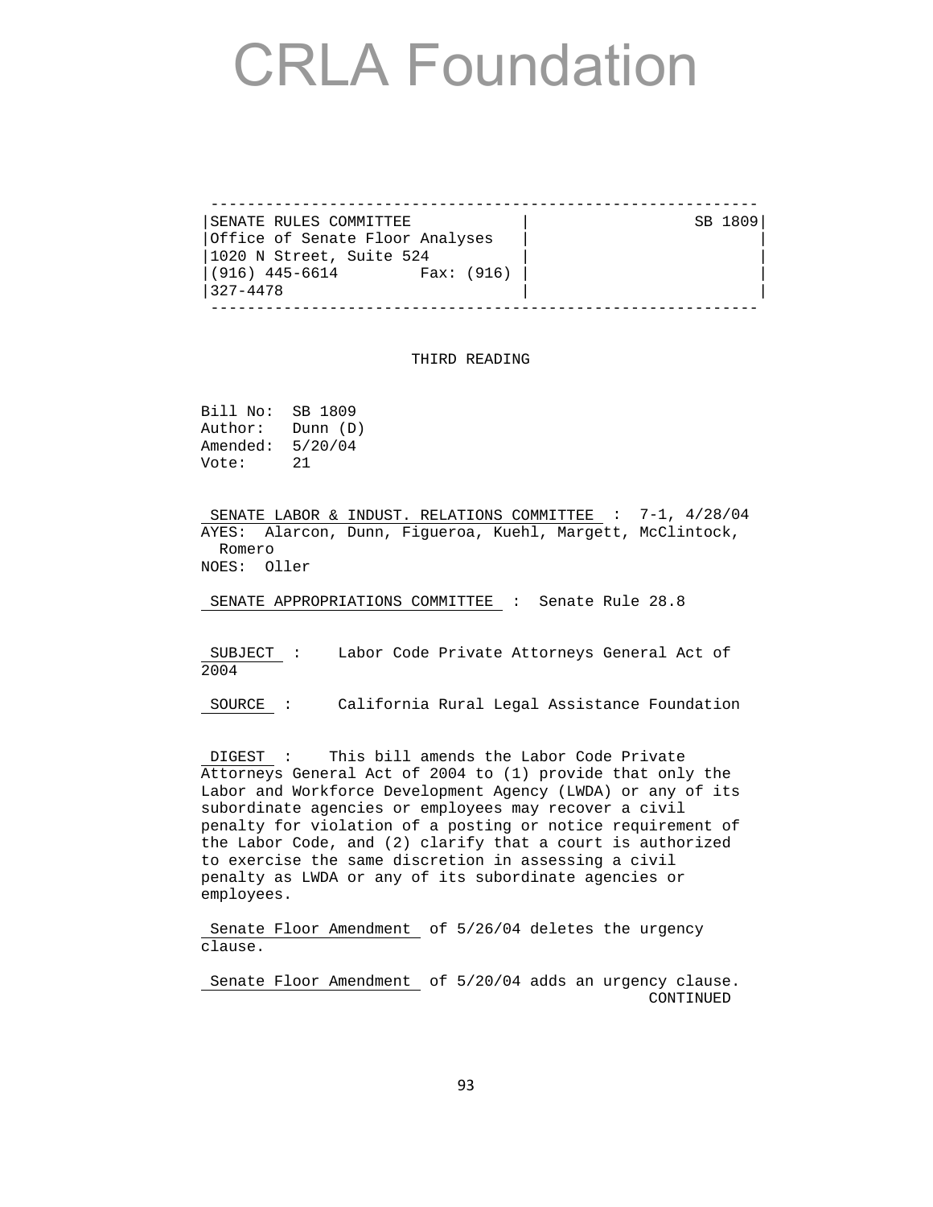# CRLA Foundation

| SENATE RULES COMMITTEE | SB 1809 |
|---|---|
| Office of Senate Floor Analyses | |
| 1020 N Street, Suite 524 | |
| (916) 445-6614 Fax: (916) 327-4478 | |

THIRD READING

Bill No: SB 1809
Author: Dunn (D)
Amended: 5/20/04
Vote: 21

SENATE LABOR & INDUST. RELATIONS COMMITTEE : 7-1, 4/28/04
AYES: Alarcon, Dunn, Figueroa, Kuehl, Margett, McClintock, Romero
NOES: Oller

SENATE APPROPRIATIONS COMMITTEE : Senate Rule 28.8

SUBJECT : Labor Code Private Attorneys General Act of 2004

SOURCE : California Rural Legal Assistance Foundation

DIGEST : This bill amends the Labor Code Private Attorneys General Act of 2004 to (1) provide that only the Labor and Workforce Development Agency (LWDA) or any of its subordinate agencies or employees may recover a civil penalty for violation of a posting or notice requirement of the Labor Code, and (2) clarify that a court is authorized to exercise the same discretion in assessing a civil penalty as LWDA or any of its subordinate agencies or employees.

Senate Floor Amendment of 5/26/04 deletes the urgency clause.

Senate Floor Amendment of 5/20/04 adds an urgency clause.

CONTINUED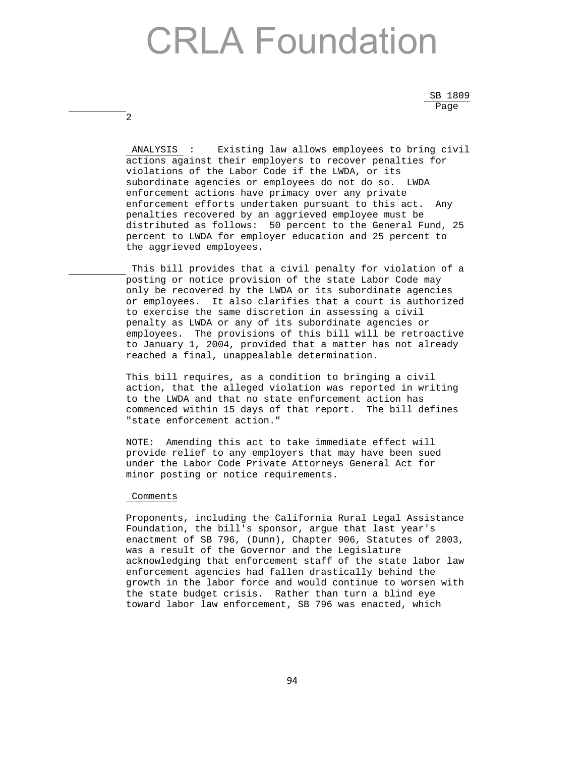**ANALYSIS**: Existing law allows employees to bring civil actions against their employers to recover penalties for violations of the Labor Code if the LWDA, or its subordinate agencies or employees do not do so. LWDA enforcement actions have primacy over any private enforcement efforts undertaken pursuant to this act. Any penalties recovered by an aggrieved employee must be distributed as follows: 50 percent to the General Fund, 25 percent to LWDA for employer education and 25 percent to the aggrieved employees.

This bill provides that a civil penalty for violation of a posting or notice provision of the state Labor Code may only be recovered by the LWDA or its subordinate agencies or employees. It also clarifies that a court is authorized to exercise the same discretion in assessing a civil penalty as LWDA or any of its subordinate agencies or employees. The provisions of this bill will be retroactive to January 1, 2004, provided that a matter has not already reached a final, unappealable determination.

This bill requires, as a condition to bringing a civil action, that the alleged violation was reported in writing to the LWDA and that no state enforcement action has commenced within 15 days of that report. The bill defines "state enforcement action."

NOTE: Amending this act to take immediate effect will provide relief to any employers that may have been sued under the Labor Code Private Attorneys General Act for minor posting or notice requirements.

**Comments**

Proponents, including the California Rural Legal Assistance Foundation, the bill's sponsor, argue that last year's enactment of SB 796, (Dunn), Chapter 906, Statutes of 2003, was a result of the Governor and the Legislature acknowledging that enforcement staff of the state labor law enforcement agencies had fallen drastically behind the growth in the labor force and would continue to worsen with the state budget crisis. Rather than turn a blind eye toward labor law enforcement, SB 796 was enacted, which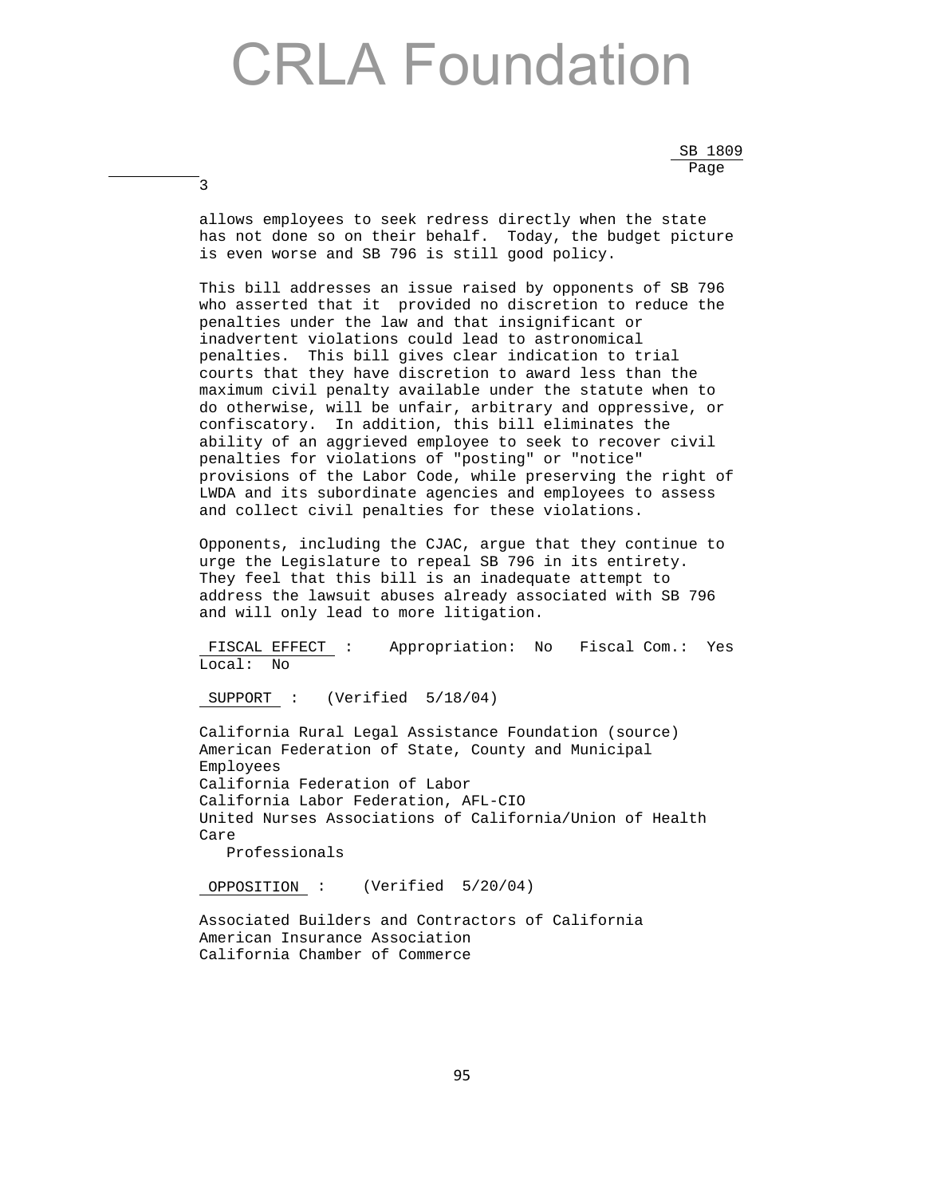allows employees to seek redress directly when the state has not done so on their behalf. Today, the budget picture is even worse and SB 796 is still good policy.

This bill addresses an issue raised by opponents of SB 796 who asserted that it provided no discretion to reduce the penalties under the law and that insignificant or inadvertent violations could lead to astronomical penalties. This bill gives clear indication to trial courts that they have discretion to award less than the maximum civil penalty available under the statute when to do otherwise, will be unfair, arbitrary and oppressive, or confiscatory. In addition, this bill eliminates the ability of an aggrieved employee to seek to recover civil penalties for violations of "posting" or "notice" provisions of the Labor Code, while preserving the right of LWDA and its subordinate agencies and employees to assess and collect civil penalties for these violations.

Opponents, including the CJAC, argue that they continue to urge the Legislature to repeal SB 796 in its entirety. They feel that this bill is an inadequate attempt to address the lawsuit abuses already associated with SB 796 and will only lead to more litigation.

FISCAL EFFECT : Appropriation: No Fiscal Com.: Yes Local: No

SUPPORT : (Verified 5/18/04)

California Rural Legal Assistance Foundation (source)
American Federation of State, County and Municipal Employees
California Federation of Labor
California Labor Federation, AFL-CIO
United Nurses Associations of California/Union of Health Care Professionals

OPPOSITION : (Verified 5/20/04)

Associated Builders and Contractors of California
American Insurance Association
California Chamber of Commerce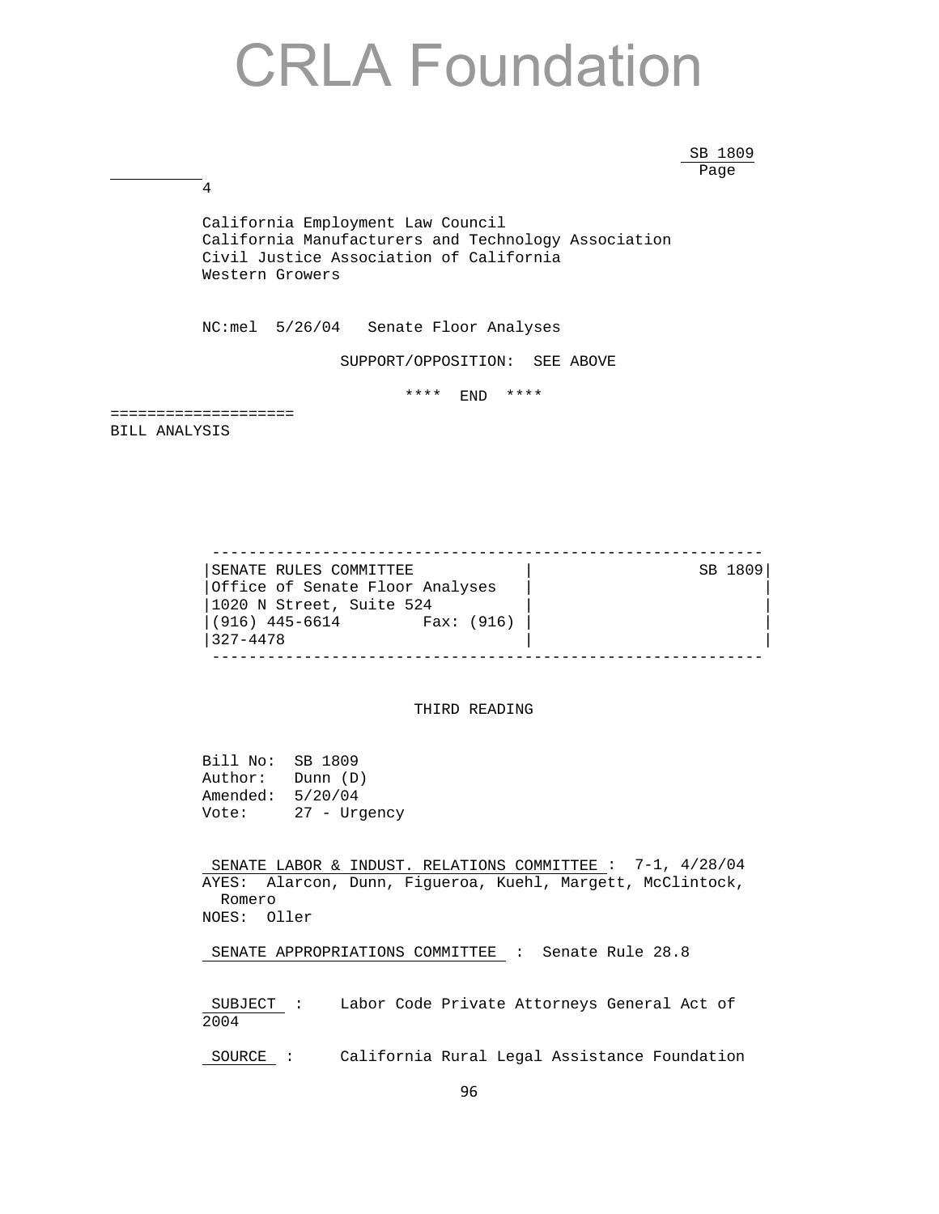SB 1809
Page 4

California Employment Law Council
California Manufacturers and Technology Association
Civil Justice Association of California
Western Growers

NC:mel 5/26/04 Senate Floor Analyses

SUPPORT/OPPOSITION: SEE ABOVE

**** END ****

===================
BILL ANALYSIS

| SENATE RULES COMMITTEE | SB 1809 |
|---|---|
| Office of Senate Floor Analyses | |
| 1020 N Street, Suite 524 | |
| (916) 445-6614 Fax: (916) 327-4478 | |

THIRD READING

Bill No: SB 1809
Author: Dunn (D)
Amended: 5/20/04
Vote: 27 - Urgency

SENATE LABOR & INDUST. RELATIONS COMMITTEE : 7-1, 4/28/04
AYES: Alarcon, Dunn, Figueroa, Kuehl, Margett, McClintock, Romero
NOES: Oller

SENATE APPROPRIATIONS COMMITTEE : Senate Rule 28.8

SUBJECT : Labor Code Private Attorneys General Act of 2004

SOURCE : California Rural Legal Assistance Foundation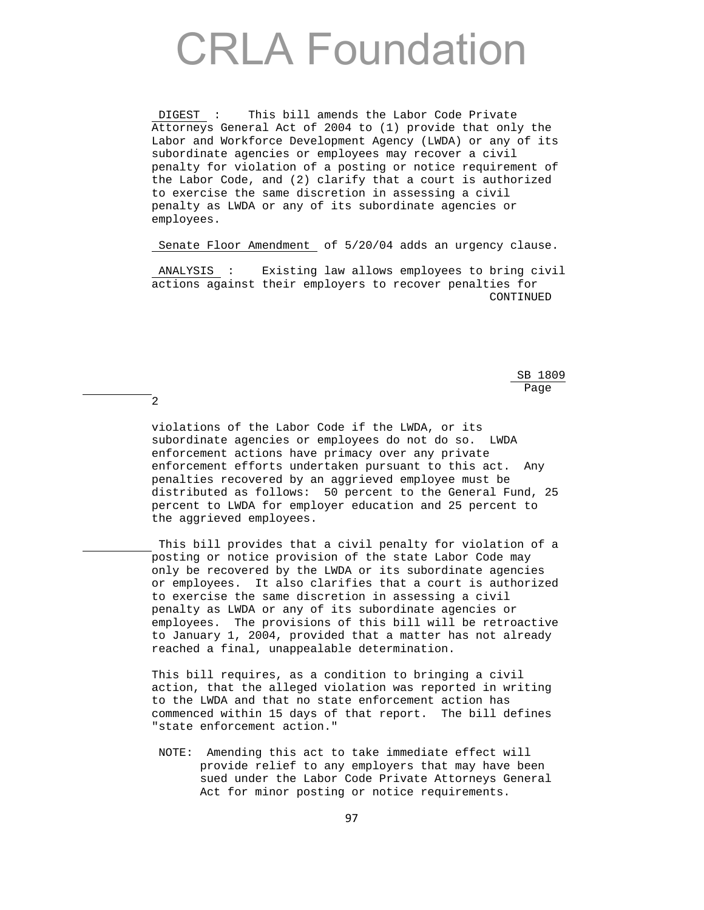DIGEST : This bill amends the Labor Code Private Attorneys General Act of 2004 to (1) provide that only the Labor and Workforce Development Agency (LWDA) or any of its subordinate agencies or employees may recover a civil penalty for violation of a posting or notice requirement of the Labor Code, and (2) clarify that a court is authorized to exercise the same discretion in assessing a civil penalty as LWDA or any of its subordinate agencies or employees.

Senate Floor Amendment of 5/20/04 adds an urgency clause.

ANALYSIS : Existing law allows employees to bring civil actions against their employers to recover penalties for violations of the Labor Code if the LWDA, or its subordinate agencies or employees do not do so. LWDA enforcement actions have primacy over any private enforcement efforts undertaken pursuant to this act. Any penalties recovered by an aggrieved employee must be distributed as follows: 50 percent to the General Fund, 25 percent to LWDA for employer education and 25 percent to the aggrieved employees.

This bill provides that a civil penalty for violation of a posting or notice provision of the state Labor Code may only be recovered by the LWDA or its subordinate agencies or employees. It also clarifies that a court is authorized to exercise the same discretion in assessing a civil penalty as LWDA or any of its subordinate agencies or employees. The provisions of this bill will be retroactive to January 1, 2004, provided that a matter has not already reached a final, unappealable determination.

This bill requires, as a condition to bringing a civil action, that the alleged violation was reported in writing to the LWDA and that no state enforcement action has commenced within 15 days of that report. The bill defines "state enforcement action."

NOTE: Amending this act to take immediate effect will provide relief to any employers that may have been sued under the Labor Code Private Attorneys General Act for minor posting or notice requirements.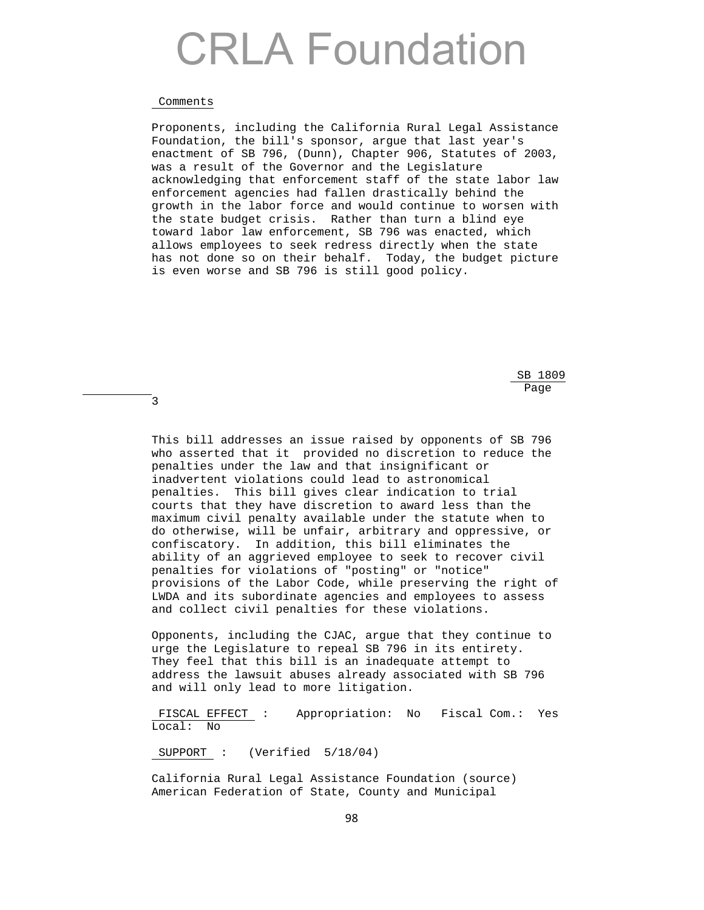CRLA Foundation

Comments

Proponents, including the California Rural Legal Assistance Foundation, the bill's sponsor, argue that last year's enactment of SB 796, (Dunn), Chapter 906, Statutes of 2003, was a result of the Governor and the Legislature acknowledging that enforcement staff of the state labor law enforcement agencies had fallen drastically behind the growth in the labor force and would continue to worsen with the state budget crisis. Rather than turn a blind eye toward labor law enforcement, SB 796 was enacted, which allows employees to seek redress directly when the state has not done so on their behalf. Today, the budget picture is even worse and SB 796 is still good policy.

This bill addresses an issue raised by opponents of SB 796 who asserted that it provided no discretion to reduce the penalties under the law and that insignificant or inadvertent violations could lead to astronomical penalties. This bill gives clear indication to trial courts that they have discretion to award less than the maximum civil penalty available under the statute when to do otherwise, will be unfair, arbitrary and oppressive, or confiscatory. In addition, this bill eliminates the ability of an aggrieved employee to seek to recover civil penalties for violations of "posting" or "notice" provisions of the Labor Code, while preserving the right of LWDA and its subordinate agencies and employees to assess and collect civil penalties for these violations.

Opponents, including the CJAC, argue that they continue to urge the Legislature to repeal SB 796 in its entirety. They feel that this bill is an inadequate attempt to address the lawsuit abuses already associated with SB 796 and will only lead to more litigation.

FISCAL EFFECT : Appropriation: No Fiscal Com.: Yes Local: No

SUPPORT : (Verified 5/18/04)

California Rural Legal Assistance Foundation (source)
American Federation of State, County and Municipal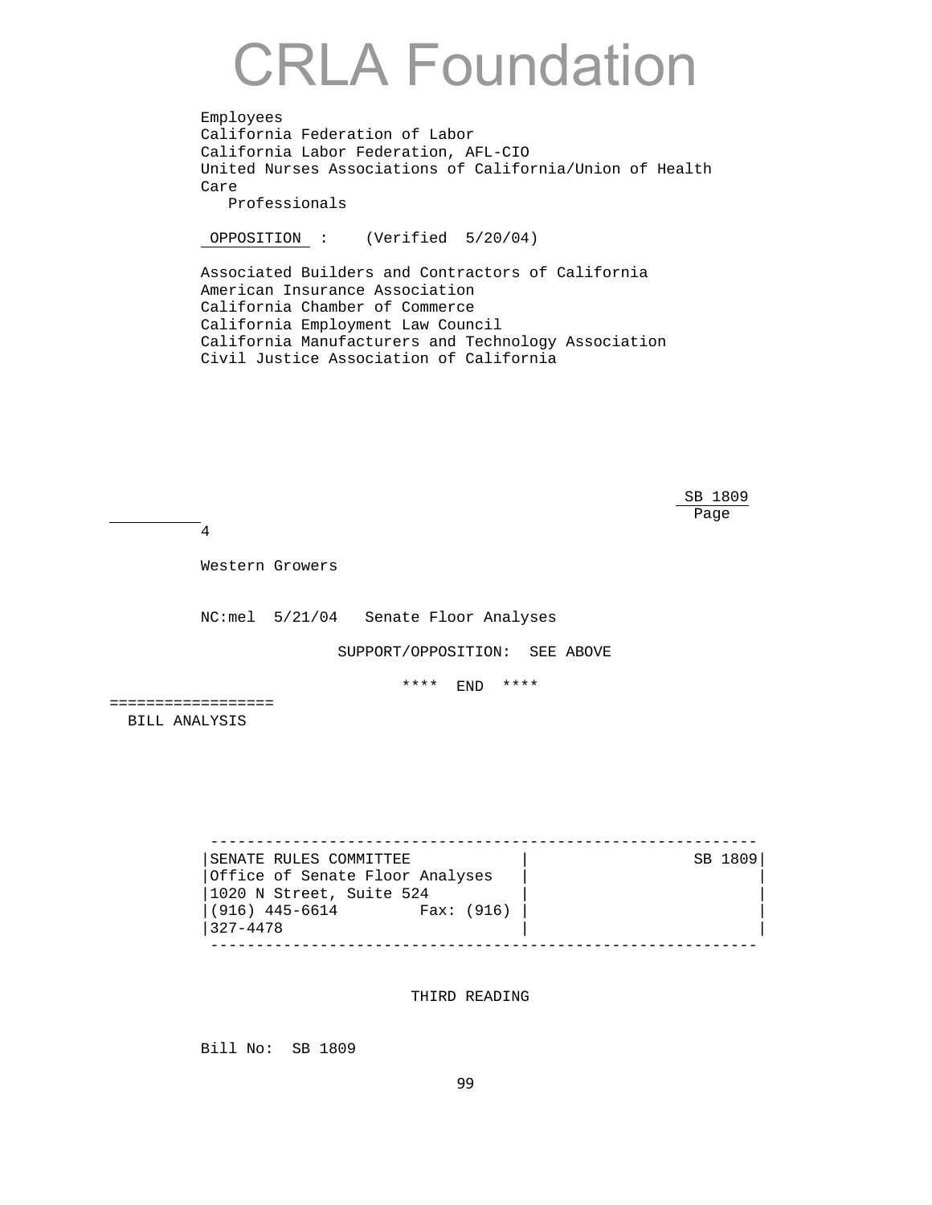Employees
California Federation of Labor
California Labor Federation, AFL-CIO
United Nurses Associations of California/Union of Health Care
Professionals

OPPOSITION : (Verified 5/20/04)

Associated Builders and Contractors of California
American Insurance Association
California Chamber of Commerce
California Employment Law Council
California Manufacturers and Technology Association
Civil Justice Association of California

SB 1809
Page 4

Western Growers

NC:mel 5/21/04 Senate Floor Analyses

SUPPORT/OPPOSITION: SEE ABOVE

**** END ****

==================
BILL ANALYSIS

| SENATE RULES COMMITTEE | SB 1809 |
|---|---|
| Office of Senate Floor Analyses | |
| 1020 N Street, Suite 524 | |
| (916) 445-6614 Fax: (916) 327-4478 | |

THIRD READING

Bill No: SB 1809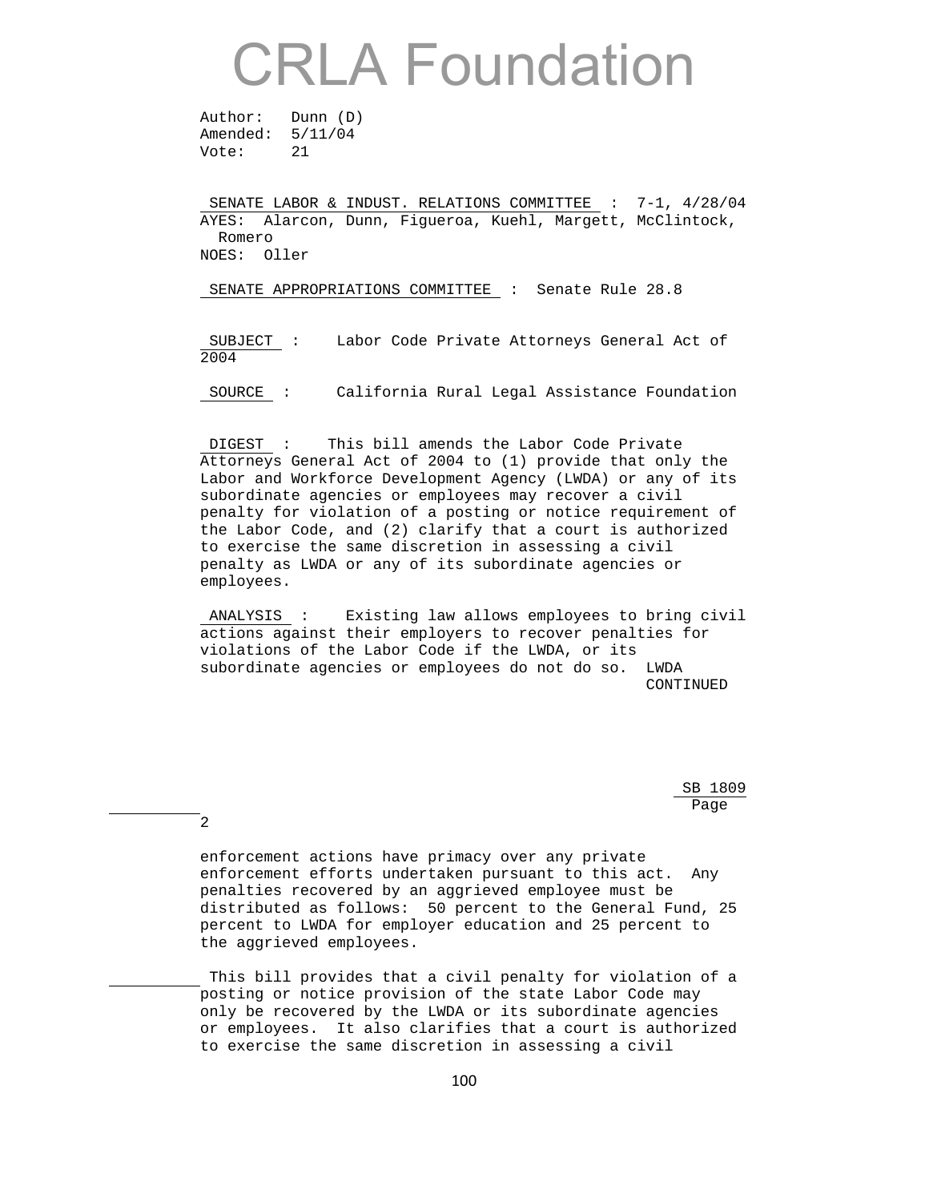# CRLA Foundation

Author: Dunn (D)
Amended: 5/11/04
Vote: 21

SENATE LABOR & INDUST. RELATIONS COMMITTEE : 7-1, 4/28/04
AYES: Alarcon, Dunn, Figueroa, Kuehl, Margett, McClintock, Romero
NOES: Oller

SENATE APPROPRIATIONS COMMITTEE : Senate Rule 28.8

SUBJECT : Labor Code Private Attorneys General Act of 2004

SOURCE : California Rural Legal Assistance Foundation

DIGEST : This bill amends the Labor Code Private Attorneys General Act of 2004 to (1) provide that only the Labor and Workforce Development Agency (LWDA) or any of its subordinate agencies or employees may recover a civil penalty for violation of a posting or notice requirement of the Labor Code, and (2) clarify that a court is authorized to exercise the same discretion in assessing a civil penalty as LWDA or any of its subordinate agencies or employees.

ANALYSIS : Existing law allows employees to bring civil actions against their employers to recover penalties for violations of the Labor Code if the LWDA, or its subordinate agencies or employees do not do so. LWDA

CONTINUED

SB 1809
Page 2

enforcement actions have primacy over any private enforcement efforts undertaken pursuant to this act. Any penalties recovered by an aggrieved employee must be distributed as follows: 50 percent to the General Fund, 25 percent to LWDA for employer education and 25 percent to the aggrieved employees.

This bill provides that a civil penalty for violation of a posting or notice provision of the state Labor Code may only be recovered by the LWDA or its subordinate agencies or employees. It also clarifies that a court is authorized to exercise the same discretion in assessing a civil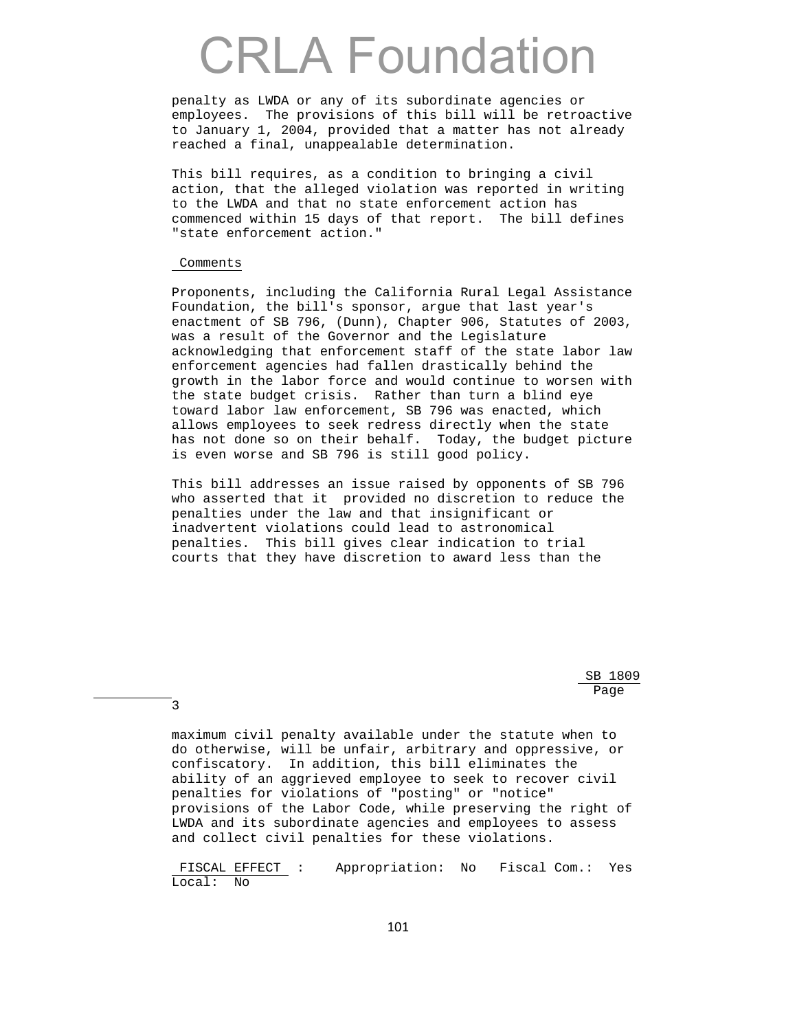penalty as LWDA or any of its subordinate agencies or employees. The provisions of this bill will be retroactive to January 1, 2004, provided that a matter has not already reached a final, unappealable determination.

This bill requires, as a condition to bringing a civil action, that the alleged violation was reported in writing to the LWDA and that no state enforcement action has commenced within 15 days of that report. The bill defines "state enforcement action."

Comments

Proponents, including the California Rural Legal Assistance Foundation, the bill's sponsor, argue that last year's enactment of SB 796, (Dunn), Chapter 906, Statutes of 2003, was a result of the Governor and the Legislature acknowledging that enforcement staff of the state labor law enforcement agencies had fallen drastically behind the growth in the labor force and would continue to worsen with the state budget crisis. Rather than turn a blind eye toward labor law enforcement, SB 796 was enacted, which allows employees to seek redress directly when the state has not done so on their behalf. Today, the budget picture is even worse and SB 796 is still good policy.

This bill addresses an issue raised by opponents of SB 796 who asserted that it provided no discretion to reduce the penalties under the law and that insignificant or inadvertent violations could lead to astronomical penalties. This bill gives clear indication to trial courts that they have discretion to award less than the maximum civil penalty available under the statute when to do otherwise, will be unfair, arbitrary and oppressive, or confiscatory. In addition, this bill eliminates the ability of an aggrieved employee to seek to recover civil penalties for violations of "posting" or "notice" provisions of the Labor Code, while preserving the right of LWDA and its subordinate agencies and employees to assess and collect civil penalties for these violations.

FISCAL EFFECT : Appropriation: No Fiscal Com.: Yes Local: No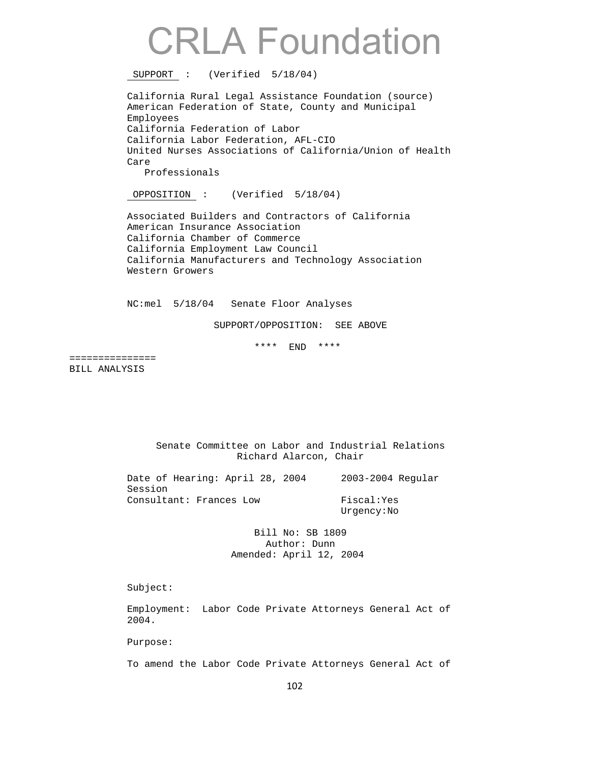SUPPORT : (Verified 5/18/04)

California Rural Legal Assistance Foundation (source)
American Federation of State, County and Municipal Employees
California Federation of Labor
California Labor Federation, AFL-CIO
United Nurses Associations of California/Union of Health Care Professionals

OPPOSITION : (Verified 5/18/04)

Associated Builders and Contractors of California
American Insurance Association
California Chamber of Commerce
California Employment Law Council
California Manufacturers and Technology Association
Western Growers

NC:mel 5/18/04 Senate Floor Analyses

SUPPORT/OPPOSITION: SEE ABOVE

**** END ****

===============
BILL ANALYSIS

Senate Committee on Labor and Industrial Relations
Richard Alarcon, Chair

Date of Hearing: April 28, 2004 2003-2004 Regular Session
Consultant: Frances Low Fiscal:Yes
Urgency:No

Bill No: SB 1809
Author: Dunn
Amended: April 12, 2004

Subject:

Employment: Labor Code Private Attorneys General Act of 2004.

Purpose:

To amend the Labor Code Private Attorneys General Act of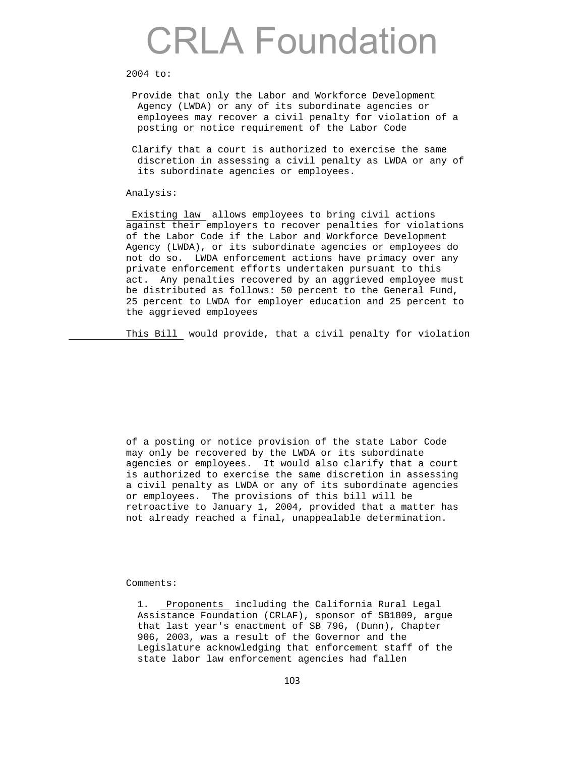2004 to:

- Provide that only the Labor and Workforce Development Agency (LWDA) or any of its subordinate agencies or employees may recover a civil penalty for violation of a posting or notice requirement of the Labor Code

- Clarify that a court is authorized to exercise the same discretion in assessing a civil penalty as LWDA or any of its subordinate agencies or employees.

Analysis:

Existing law allows employees to bring civil actions against their employers to recover penalties for violations of the Labor Code if the Labor and Workforce Development Agency (LWDA), or its subordinate agencies or employees do not do so. LWDA enforcement actions have primacy over any private enforcement efforts undertaken pursuant to this act. Any penalties recovered by an aggrieved employee must be distributed as follows: 50 percent to the General Fund, 25 percent to LWDA for employer education and 25 percent to the aggrieved employees

This Bill would provide, that a civil penalty for violation of a posting or notice provision of the state Labor Code may only be recovered by the LWDA or its subordinate agencies or employees. It would also clarify that a court is authorized to exercise the same discretion in assessing a civil penalty as LWDA or any of its subordinate agencies or employees. The provisions of this bill will be retroactive to January 1, 2004, provided that a matter has not already reached a final, unappealable determination.

Comments:

1. Proponents including the California Rural Legal Assistance Foundation (CRLAF), sponsor of SB1809, argue that last year's enactment of SB 796, (Dunn), Chapter 906, 2003, was a result of the Governor and the Legislature acknowledging that enforcement staff of the state labor law enforcement agencies had fallen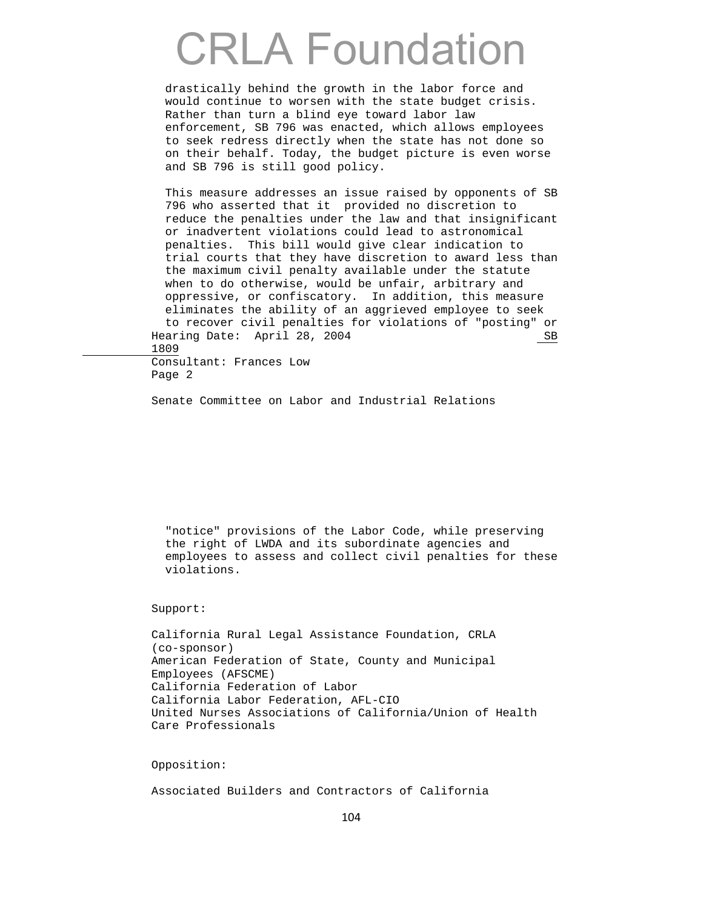drastically behind the growth in the labor force and would continue to worsen with the state budget crisis. Rather than turn a blind eye toward labor law enforcement, SB 796 was enacted, which allows employees to seek redress directly when the state has not done so on their behalf. Today, the budget picture is even worse and SB 796 is still good policy.

This measure addresses an issue raised by opponents of SB 796 who asserted that it provided no discretion to reduce the penalties under the law and that insignificant or inadvertent violations could lead to astronomical penalties. This bill would give clear indication to trial courts that they have discretion to award less than the maximum civil penalty available under the statute when to do otherwise, would be unfair, arbitrary and oppressive, or confiscatory. In addition, this measure eliminates the ability of an aggrieved employee to seek to recover civil penalties for violations of "posting" or "notice" provisions of the Labor Code, while preserving the right of LWDA and its subordinate agencies and employees to assess and collect civil penalties for these violations.

Support:

California Rural Legal Assistance Foundation, CRLA (co-sponsor)
American Federation of State, County and Municipal Employees (AFSCME)
California Federation of Labor
California Labor Federation, AFL-CIO
United Nurses Associations of California/Union of Health Care Professionals

Opposition:

Associated Builders and Contractors of California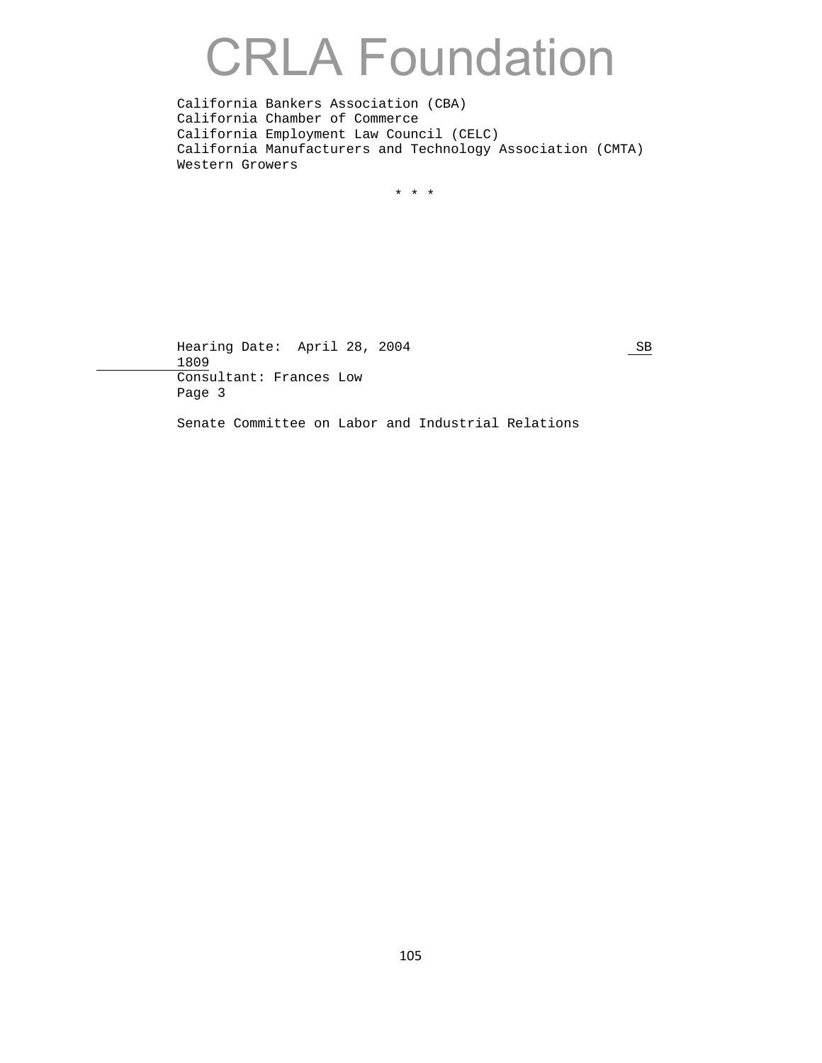California Bankers Association (CBA)
California Chamber of Commerce
California Employment Law Council (CELC)
California Manufacturers and Technology Association (CMTA)
Western Growers

* * *

Hearing Date: April 28, 2004 SB 1809
Consultant: Frances Low
Page 3

Senate Committee on Labor and Industrial Relations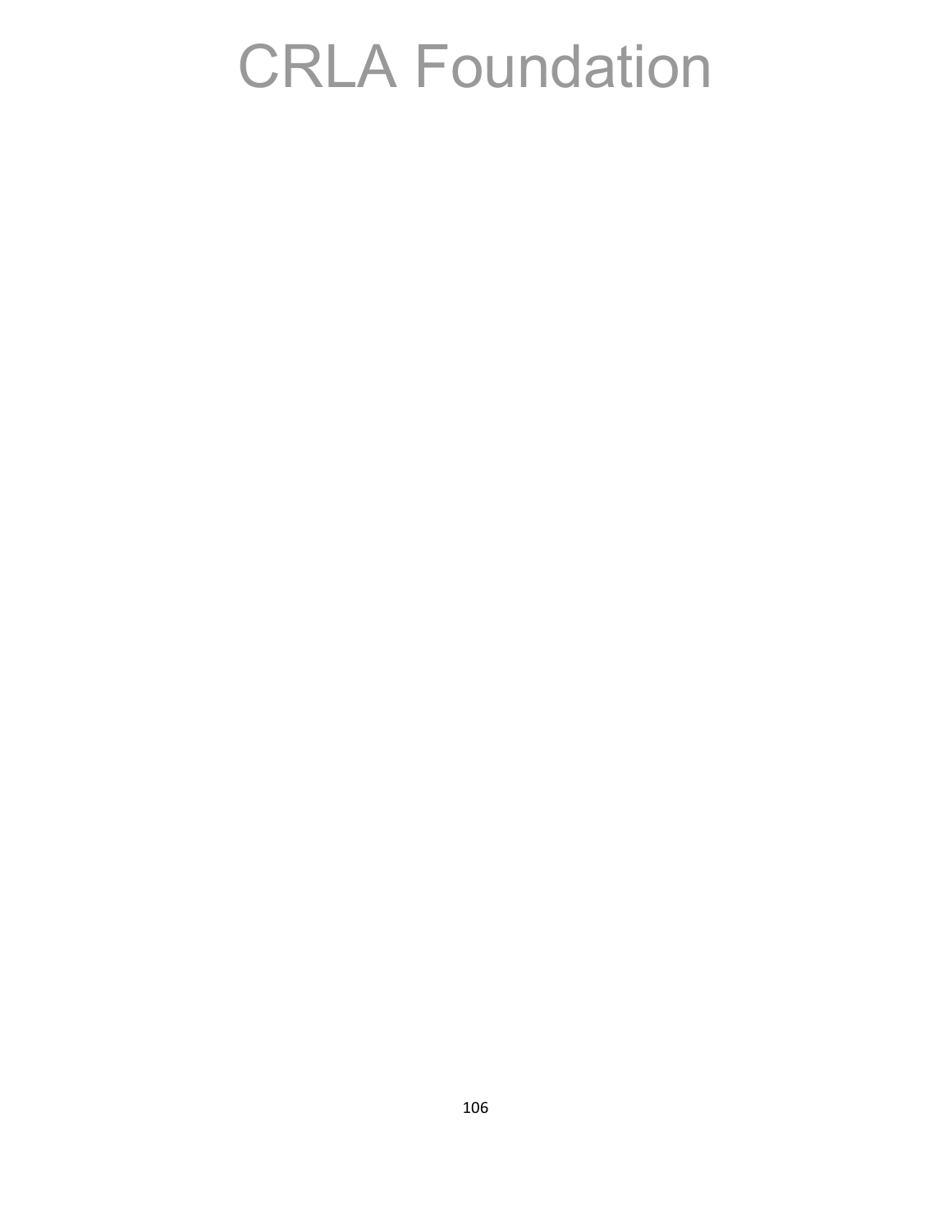# CRLA Foundation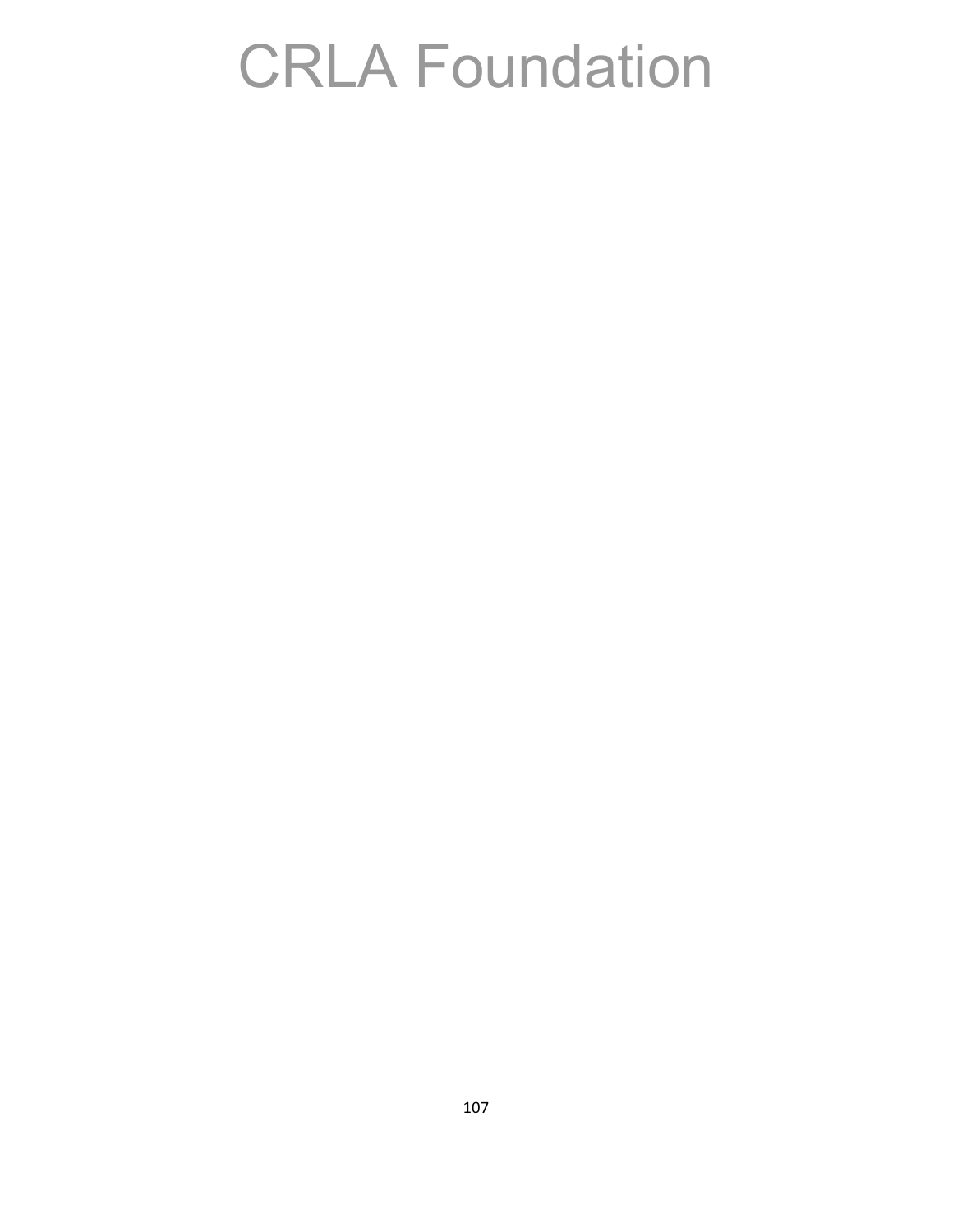# CRLA Foundation